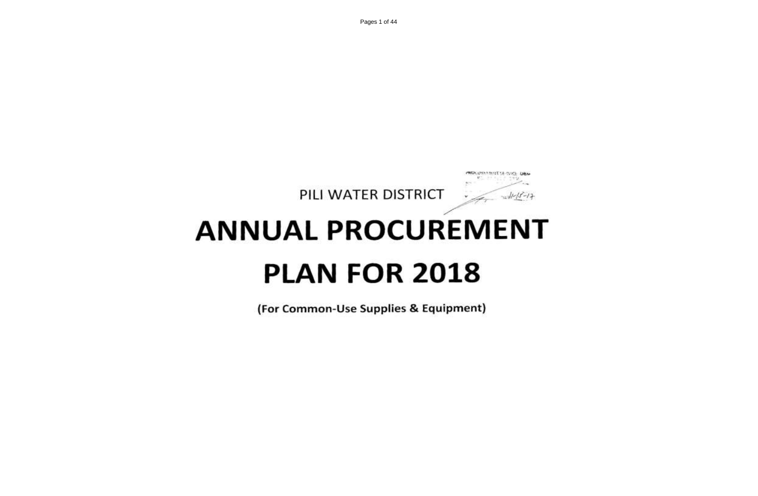PILI WATER DISTRICT

# ANNUAL PROCUREMENT PLAN FOR 2018

(For Common-Use Supplies & Equipment)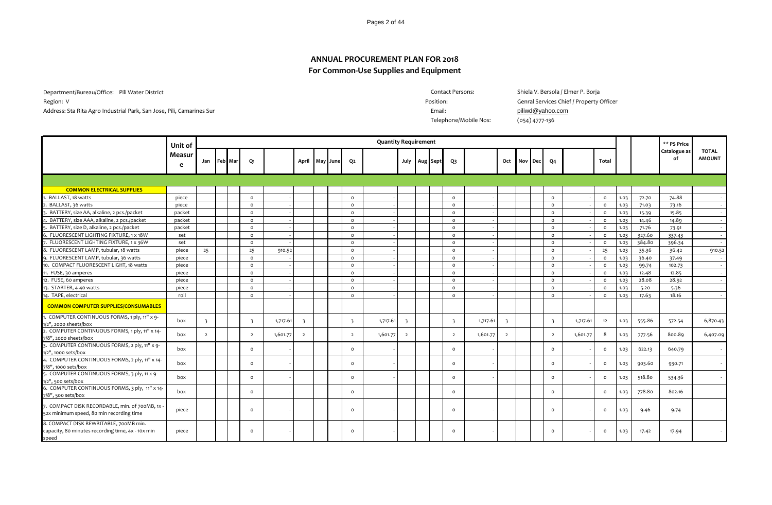# ANNUAL PROCUREMENT PLAN FOR 2018
## For Common-Use Supplies and Equipment

Department/Bureau/Office: Pili Water District
Region: V
Address: Sta Rita Agro Industrial Park, San Jose, Pili, Camarines Sur

Contact Persons: Shiela V. Bersola / Elmer P. Borja
Position: Genral Services Chief / Property Officer
Email: piliwd@yahoo.com
Telephone/Mobile Nos: (054) 4777-136

| | Unit of Measure | Quantity Requirement | | | | | | | | | | | | | | | | | | | | | | | | | ** PS Price Catalogue as of | TOTAL AMOUNT |
|---|---|---|---|---|---|---|---|---|---|---|---|---|---|---|---|---|---|---|---|---|---|---|---|---|---|---|---|---|
| | | Jan | Feb | Mar | Q1 | | April | May | June | Q2 | | July | Aug | Sept | Q3 | | Oct | Nov | Dec | Q4 | | Total | | | | | | |
| **COMMON ELECTRICAL SUPPLIES** | | | | | | | | | | | | | | | | | | | | | | | | | | | | |
| 1. BALLAST, 18 watts | piece | | | | 0 | - | | | | 0 | - | | | | 0 | - | | | | 0 | - | 0 | 1.03 | 72.70 | 74.88 | - |
| 2. BALLAST, 36 watts | piece | | | | 0 | - | | | | 0 | - | | | | 0 | - | | | | 0 | - | 0 | 1.03 | 71.03 | 73.16 | - |
| 3. BATTERY, size AA, alkaline, 2 pcs./packet | packet | | | | 0 | - | | | | 0 | - | | | | 0 | - | | | | 0 | - | 0 | 1.03 | 15.39 | 15.85 | - |
| 4. BATTERY, size AAA, alkaline, 2 pcs./packet | packet | | | | 0 | - | | | | 0 | - | | | | 0 | - | | | | 0 | - | 0 | 1.03 | 14.46 | 14.89 | - |
| 5. BATTERY, size D, alkaline, 2 pcs./packet | packet | | | | 0 | - | | | | 0 | - | | | | 0 | - | | | | 0 | - | 0 | 1.03 | 71.76 | 73.91 | - |
| 6. FLUORESCENT LIGHTING FIXTURE, 1 x 18W | set | | | | 0 | - | | | | 0 | - | | | | 0 | - | | | | 0 | - | 0 | 1.03 | 327.60 | 337.43 | - |
| 7. FLUORESCENT LIGHTING FIXTURE, 1 x 36W | set | | | | 0 | - | | | | 0 | - | | | | 0 | - | | | | 0 | - | 0 | 1.03 | 384.80 | 396.34 | - |
| 8. FLUORESCENT LAMP, tubular, 18 watts | piece | 25 | | | 25 | 910.52 | | | | 0 | - | | | | 0 | - | | | | 0 | - | 25 | 1.03 | 35.36 | 36.42 | 910.52 |
| 9. FLUORESCENT LAMP, tubular, 36 watts | piece | | | | 0 | - | | | | 0 | - | | | | 0 | - | | | | 0 | - | 0 | 1.03 | 36.40 | 37.49 | - |
| 10. COMPACT FLUORESCENT LIGHT, 18 watts | piece | | | | 0 | - | | | | 0 | - | | | | 0 | - | | | | 0 | - | 0 | 1.03 | 99.74 | 102.73 | - |
| 11. FUSE, 30 amperes | piece | | | | 0 | - | | | | 0 | - | | | | 0 | - | | | | 0 | - | 0 | 1.03 | 12.48 | 12.85 | - |
| 12. FUSE, 60 amperes | piece | | | | 0 | - | | | | 0 | - | | | | 0 | - | | | | 0 | - | 0 | 1.03 | 28.08 | 28.92 | - |
| 13. STARTER, 4-40 watts | piece | | | | 0 | - | | | | 0 | - | | | | 0 | - | | | | 0 | - | 0 | 1.03 | 5.20 | 5.36 | - |
| 14. TAPE, electrical | roll | | | | 0 | - | | | | 0 | - | | | | 0 | - | | | | 0 | - | 0 | 1.03 | 17.63 | 18.16 | - |
| **COMMON COMPUTER SUPPLIES/CONSUMABLES** | | | | | | | | | | | | | | | | | | | | | | | | | | | | |
| 1. COMPUTER CONTINUOUS FORMS, 1 ply, 11" x 9-1/2", 2000 sheets/box | box | 3 | | | 3 | 1,717.61 | 3 | | | 3 | 1,717.61 | 3 | | | 3 | 1,717.61 | 3 | | | 3 | 1,717.61 | 12 | 1.03 | 555.86 | 572.54 | 6,870.43 |
| 2. COMPUTER CONTINUOUS FORMS, 1 ply, 11" x 14-7/8", 2000 sheets/box | box | 2 | | | 2 | 1,601.77 | 2 | | | 2 | 1,601.77 | 2 | | | 2 | 1,601.77 | 2 | | | 2 | 1,601.77 | 8 | 1.03 | 777.56 | 800.89 | 6,407.09 |
| 3. COMPUTER CONTINUOUS FORMS, 2 ply, 11" x 9-1/2", 1000 sets/box | box | | | | 0 | - | | | | 0 | - | | | | 0 | - | | | | 0 | - | 0 | 1.03 | 622.13 | 640.79 | - |
| 4. COMPUTER CONTINUOUS FORMS, 2 ply, 11" x 14-7/8", 1000 sets/box | box | | | | 0 | - | | | | 0 | - | | | | 0 | - | | | | 0 | - | 0 | 1.03 | 903.60 | 930.71 | - |
| 5. COMPUTER CONTINUOUS FORMS, 3 ply, 11 x 9-1/2", 500 sets/box | box | | | | 0 | - | | | | 0 | - | | | | 0 | - | | | | 0 | - | 0 | 1.03 | 518.80 | 534.36 | - |
| 6. COMPUTER CONTINUOUS FORMS, 3 ply, 11" x 14-7/8", 500 sets/box | box | | | | 0 | - | | | | 0 | - | | | | 0 | - | | | | 0 | - | 0 | 1.03 | 778.80 | 802.16 | - |
| 7. COMPACT DISK RECORDABLE, min. of 700MB, 1x - 52x minimum speed, 80 min recording time | piece | | | | 0 | - | | | | 0 | - | | | | 0 | - | | | | 0 | - | 0 | 1.03 | 9.46 | 9.74 | - |
| 8. COMPACT DISK REWRITABLE, 700MB min. capacity, 80 minutes recording time, 4x - 10x min speed | piece | | | | 0 | - | | | | 0 | - | | | | 0 | - | | | | 0 | - | 0 | 1.03 | 17.42 | 17.94 | - |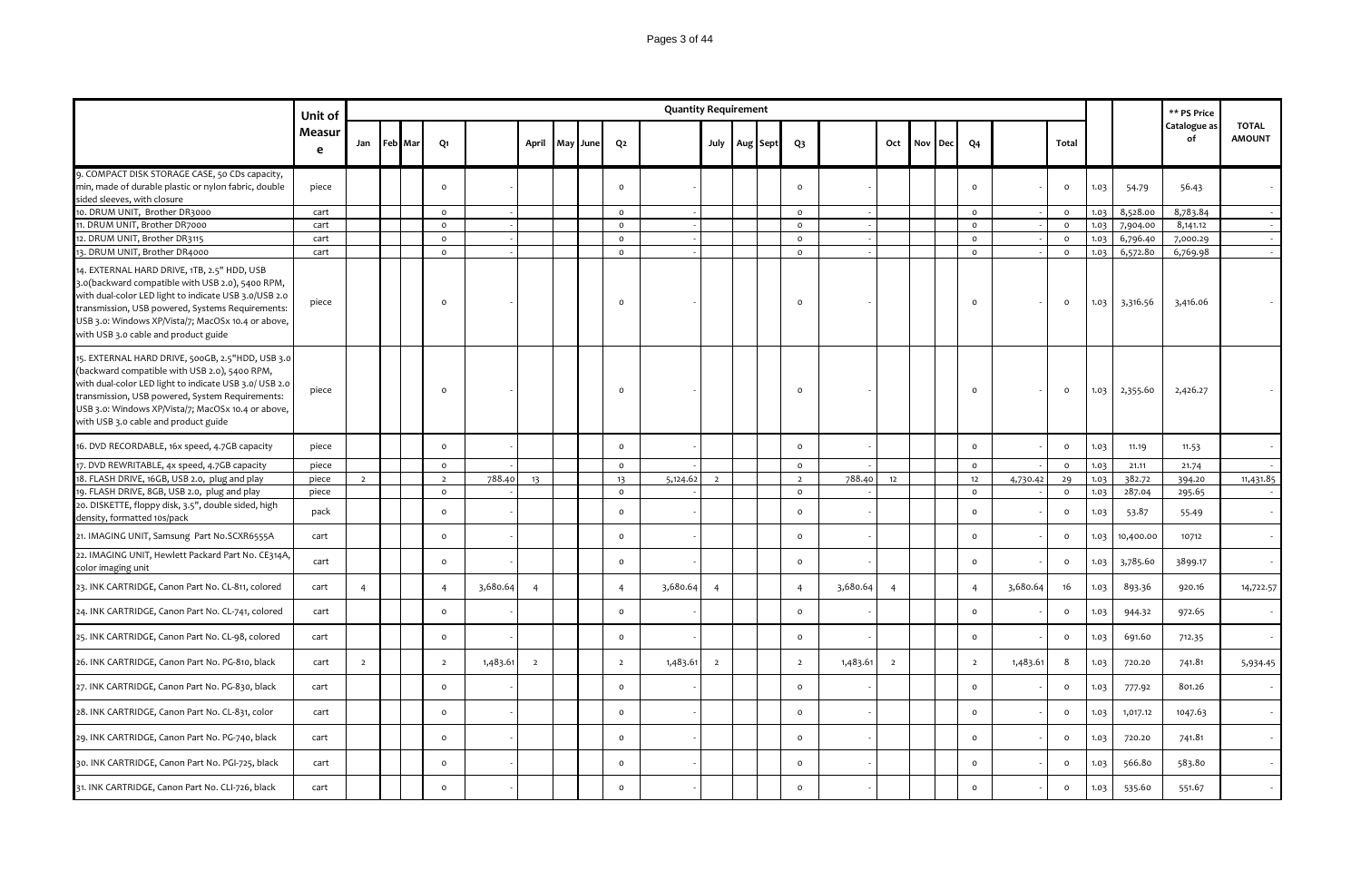| | Unit of Measure | Quantity Requirement | | | | | | | | | | | | | | | | | | | | | | | | ** PS Price Catalogue as of | TOTAL AMOUNT |
|---|---|---|---|---|---|---|---|---|---|---|---|---|---|---|---|---|---|---|---|---|---|---|---|---|---|---|---|
| | | Jan | Feb | Mar | Q1 | | April | May | June | Q2 | | July | Aug | Sept | Q3 | | Oct | Nov | Dec | Q4 | | Total | | | | | |
| 9. COMPACT DISK STORAGE CASE, 50 CDs capacity, min, made of durable plastic or nylon fabric, double sided sleeves, with closure | piece | | | | 0 | - | | | | 0 | - | | | | 0 | - | | | | 0 | - | 0 | 1.03 | 54.79 | 56.43 | | - |
| 10. DRUM UNIT, Brother DR3000 | cart | | | | 0 | - | | | | 0 | - | | | | 0 | - | | | | 0 | - | 0 | 1.03 | 8,528.00 | 8,783.84 | | - |
| 11. DRUM UNIT, Brother DR7000 | cart | | | | 0 | - | | | | 0 | - | | | | 0 | - | | | | 0 | - | 0 | 1.03 | 7,904.00 | 8,141.12 | | - |
| 12. DRUM UNIT, Brother DR3115 | cart | | | | 0 | - | | | | 0 | - | | | | 0 | - | | | | 0 | - | 0 | 1.03 | 6,796.40 | 7,000.29 | | - |
| 13. DRUM UNIT, Brother DR4000 | cart | | | | 0 | - | | | | 0 | - | | | | 0 | - | | | | 0 | - | 0 | 1.03 | 6,572.80 | 6,769.98 | | - |
| 14. EXTERNAL HARD DRIVE, 1TB, 2.5" HDD, USB 3.0(backward compatible with USB 2.0), 5400 RPM, with dual-color LED light to indicate USB 3.0/USB 2.0 transmission, USB powered, Systems Requirements: USB 3.0: Windows XP/Vista/7; MacOSx 10.4 or above, with USB 3.0 cable and product guide | piece | | | | 0 | - | | | | 0 | - | | | | 0 | - | | | | 0 | - | 0 | 1.03 | 3,316.56 | 3,416.06 | | - |
| 15. EXTERNAL HARD DRIVE, 500GB, 2.5"HDD, USB 3.0 (backward compatible with USB 2.0), 5400 RPM, with dual-color LED light to indicate USB 3.0/ USB 2.0 transmission, USB powered, System Requirements: USB 3.0: Windows XP/Vista/7; MacOSx 10.4 or above, with USB 3.0 cable and product guide | piece | | | | 0 | - | | | | 0 | - | | | | 0 | - | | | | 0 | - | 0 | 1.03 | 2,355.60 | 2,426.27 | | - |
| 16. DVD RECORDABLE, 16x speed, 4.7GB capacity | piece | | | | 0 | - | | | | 0 | - | | | | 0 | - | | | | 0 | - | 0 | 1.03 | 11.19 | 11.53 | | - |
| 17. DVD REWRITABLE, 4x speed, 4.7GB capacity | piece | | | | 0 | - | | | | 0 | - | | | | 0 | - | | | | 0 | - | 0 | 1.03 | 21.11 | 21.74 | | - |
| 18. FLASH DRIVE, 16GB, USB 2.0, plug and play | piece | 2 | | | 2 | 788.40 | 13 | | | 13 | 5,124.62 | 2 | | | 2 | 788.40 | 12 | | | 12 | 4,730.42 | 29 | 1.03 | 382.72 | 394.20 | | 11,431.85 |
| 19. FLASH DRIVE, 8GB, USB 2.0, plug and play | piece | | | | 0 | - | | | | 0 | - | | | | 0 | - | | | | 0 | - | 0 | 1.03 | 287.04 | 295.65 | | - |
| 20. DISKETTE, floppy disk, 3.5", double sided, high density, formatted 10s/pack | pack | | | | 0 | - | | | | 0 | - | | | | 0 | - | | | | 0 | - | 0 | 1.03 | 53.87 | 55.49 | | - |
| 21. IMAGING UNIT, Samsung Part No.SCXR6555A | cart | | | | 0 | - | | | | 0 | - | | | | 0 | - | | | | 0 | - | 0 | 1.03 | 10,400.00 | 10712 | | - |
| 22. IMAGING UNIT, Hewlett Packard Part No. CE314A, color imaging unit | cart | | | | 0 | - | | | | 0 | - | | | | 0 | - | | | | 0 | - | 0 | 1.03 | 3,785.60 | 3899.17 | | - |
| 23. INK CARTRIDGE, Canon Part No. CL-811, colored | cart | 4 | | | 4 | 3,680.64 | 4 | | | 4 | 3,680.64 | 4 | | | 4 | 3,680.64 | 4 | | | 4 | 3,680.64 | 16 | 1.03 | 893.36 | 920.16 | | 14,722.57 |
| 24. INK CARTRIDGE, Canon Part No. CL-741, colored | cart | | | | 0 | - | | | | 0 | - | | | | 0 | - | | | | 0 | - | 0 | 1.03 | 944.32 | 972.65 | | - |
| 25. INK CARTRIDGE, Canon Part No. CL-98, colored | cart | | | | 0 | - | | | | 0 | - | | | | 0 | - | | | | 0 | - | 0 | 1.03 | 691.60 | 712.35 | | - |
| 26. INK CARTRIDGE, Canon Part No. PG-810, black | cart | 2 | | | 2 | 1,483.61 | 2 | | | 2 | 1,483.61 | 2 | | | 2 | 1,483.61 | 2 | | | 2 | 1,483.61 | 8 | 1.03 | 720.20 | 741.81 | | 5,934.45 |
| 27. INK CARTRIDGE, Canon Part No. PG-830, black | cart | | | | 0 | - | | | | 0 | - | | | | 0 | - | | | | 0 | - | 0 | 1.03 | 777.92 | 801.26 | | - |
| 28. INK CARTRIDGE, Canon Part No. CL-831, color | cart | | | | 0 | - | | | | 0 | - | | | | 0 | - | | | | 0 | - | 0 | 1.03 | 1,017.12 | 1047.63 | | - |
| 29. INK CARTRIDGE, Canon Part No. PG-740, black | cart | | | | 0 | - | | | | 0 | - | | | | 0 | - | | | | 0 | - | 0 | 1.03 | 720.20 | 741.81 | | - |
| 30. INK CARTRIDGE, Canon Part No. PGI-725, black | cart | | | | 0 | - | | | | 0 | - | | | | 0 | - | | | | 0 | - | 0 | 1.03 | 566.80 | 583.80 | | - |
| 31. INK CARTRIDGE, Canon Part No. CLI-726, black | cart | | | | 0 | - | | | | 0 | - | | | | 0 | - | | | | 0 | - | 0 | 1.03 | 535.60 | 551.67 | | - |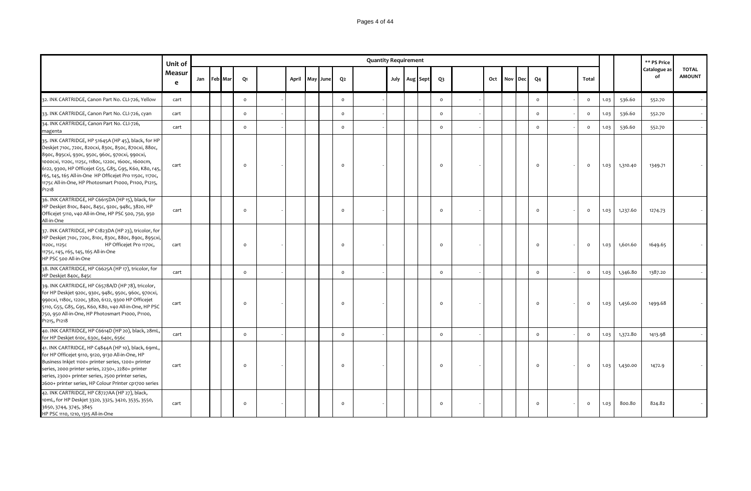| | Unit of Measure | Quantity Requirement | | | | | | | | | | | | | | | | | | | | | | | | | ** PS Price Catalogue as of | TOTAL AMOUNT |
|---|---|---|---|---|---|---|---|---|---|---|---|---|---|---|---|---|---|---|---|---|---|---|---|---|---|---|---|---|
| | | Jan | Feb | Mar | Q1 | | April | May | June | Q2 | | July | Aug | Sept | Q3 | | Oct | Nov | Dec | Q4 | | Total | | | | | | |
| 32. INK CARTRIDGE, Canon Part No. CLI-726, Yellow | cart | | | | 0 | - | | | | 0 | - | | | | 0 | - | | | | 0 | - | 0 | 1.03 | 536.60 | 552.70 | - | | |
| 33. INK CARTRIDGE, Canon Part No. CLI-726, cyan | cart | | | | 0 | - | | | | 0 | - | | | | 0 | - | | | | 0 | - | 0 | 1.03 | 536.60 | 552.70 | - | | |
| 34. INK CARTRIDGE, Canon Part No. CLI-726, magenta | cart | | | | 0 | - | | | | 0 | - | | | | 0 | - | | | | 0 | - | 0 | 1.03 | 536.60 | 552.70 | - | | |
| 35. INK CARTRIDGE, HP 51645A (HP 45), black, for HP Deskjet 710c, 720c, 820cxi, 830c, 850c, 870cxi, 880c, 890c, 895cxi, 930c, 950c, 960c, 970cxi, 990cxi, 1000cxi, 1120c, 1125c, 1180c, 1220c, 1600c, 1600cm, 6122, 9300, HP Officejet G55, G85, G95, K60, K80, r45, r65, t45, t65 All-in-One HP Officejet Pro 1150c, 1170c, 1175c All-in-One, HP Photosmart P1000, P1100, P1215, P1218 | cart | | | | 0 | - | | | | 0 | - | | | | 0 | - | | | | 0 | - | 0 | 1.03 | 1,310.40 | 1349.71 | - | | |
| 36. INK CARTRIDGE, HP C6615DA (HP 15), black, for HP Deskjet 810c, 840c, 845c, 920c, 948c, 3820, HP Officejet 5110, v40 All-in-One, HP PSC 500, 750, 950 All-in-One | cart | | | | 0 | - | | | | 0 | - | | | | 0 | - | | | | 0 | - | 0 | 1.03 | 1,237.60 | 1274.73 | - | | |
| 37. INK CARTRIDGE, HP C1823DA (HP 23), tricolor, for HP Deskjet 710c, 720c, 810c, 830c, 880c, 890c, 895cxi, 1120c, 1125c HP Officejet Pro 1170c, 1175c, r45, r65, t45, t65 All-in-One HP PSC 500 All-in-One | cart | | | | 0 | - | | | | 0 | - | | | | 0 | - | | | | 0 | - | 0 | 1.03 | 1,601.60 | 1649.65 | - | | |
| 38. INK CARTRIDGE, HP C6625A (HP 17), tricolor, for HP Deskjet 840c, 845c | cart | | | | 0 | - | | | | 0 | - | | | | 0 | - | | | | 0 | - | 0 | 1.03 | 1,346.80 | 1387.20 | - | | |
| 39. INK CARTRIDGE, HP C6578A/D (HP 78), tricolor, for HP Deskjet 920c, 930c, 948c, 950c, 960c, 970cxi, 990cxi, 1180c, 1220c, 3820, 6122, 9300 HP Officejet 5110, G55, G85, G95, K60, K80, v40 All-in-One, HP PSC 750, 950 All-in-One, HP Photosmart P1000, P1100, P1215, P1218 | cart | | | | 0 | - | | | | 0 | - | | | | 0 | - | | | | 0 | - | 0 | 1.03 | 1,456.00 | 1499.68 | - | | |
| 40. INK CARTRIDGE, HP C6614D (HP 20), black, 28mL, for HP Deskjet 610c, 630c, 640c, 656c | cart | | | | 0 | - | | | | 0 | - | | | | 0 | - | | | | 0 | - | 0 | 1.03 | 1,372.80 | 1413.98 | - | | |
| 41. INK CARTRIDGE, HP C4844A (HP 10), black, 69mL, for HP Officejet 9110, 9120, 9130 All-in-One, HP Business Inkjet 1100+ printer series, 1200+ printer series, 2000 printer series, 2230+, 2280+ printer series, 2300+ printer series, 2500 printer series, 2600+ printer series, HP Colour Printer cp1700 series | cart | | | | 0 | - | | | | 0 | - | | | | 0 | - | | | | 0 | - | 0 | 1.03 | 1,430.00 | 1472.9 | - | | |
| 42. INK CARTRIDGE, HP C8727AA (HP 27), black, 10mL, for HP Deskjet 3320, 3325, 3420, 3535, 3550, 3650, 3744, 3745, 3845 HP PSC 1110, 1210, 1315 All-in-One | cart | | | | 0 | - | | | | 0 | - | | | | 0 | - | | | | 0 | - | 0 | 1.03 | 800.80 | 824.82 | - | | |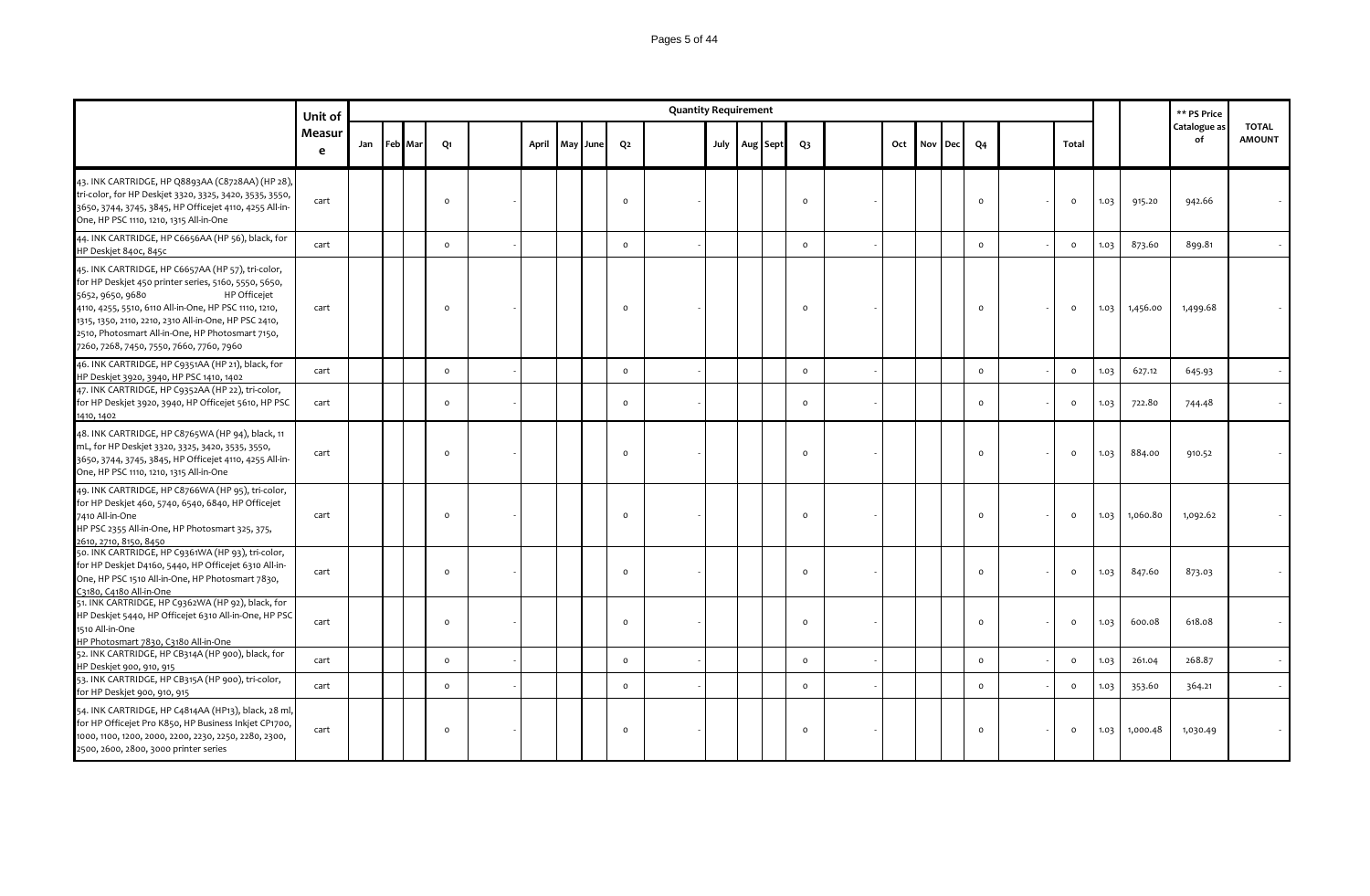| | Unit of Measure | Quantity Requirement | | | | | | | | | | | | | | | | | | | | | | | | | ** PS Price Catalogue as of | TOTAL AMOUNT |
|---|---|---|---|---|---|---|---|---|---|---|---|---|---|---|---|---|---|---|---|---|---|---|---|---|---|---|---|---|
| | | Jan | Feb | Mar | Q1 | | April | May | June | Q2 | | July | Aug | Sept | Q3 | | Oct | Nov | Dec | Q4 | | Total | | | | | | |
| 43. INK CARTRIDGE, HP Q8893AA (C8728AA) (HP 28), tri-color, for HP Deskjet 3320, 3325, 3420, 3535, 3550, 3650, 3744, 3745, 3845, HP Officejet 4110, 4255 All-in-One, HP PSC 1110, 1210, 1315 All-in-One | cart | | | | 0 | - | | | | 0 | - | | | | 0 | - | | | | 0 | - | 0 | 1.03 | 915.20 | 942.66 | - |
| 44. INK CARTRIDGE, HP C6656AA (HP 56), black, for HP Deskjet 840c, 845c | cart | | | | 0 | - | | | | 0 | - | | | | 0 | - | | | | 0 | - | 0 | 1.03 | 873.60 | 899.81 | - |
| 45. INK CARTRIDGE, HP C6657AA (HP 57), tri-color, for HP Deskjet 450 printer series, 5160, 5550, 5650, 5652, 9650, 9680 HP Officejet 4110, 4255, 5510, 6110 All-in-One, HP PSC 1110, 1210, 1315, 1350, 2110, 2210, 2310 All-in-One, HP PSC 2410, 2510, Photosmart All-in-One, HP Photosmart 7150, 7260, 7268, 7450, 7550, 7660, 7760, 7960 | cart | | | | 0 | - | | | | 0 | - | | | | 0 | - | | | | 0 | - | 0 | 1.03 | 1,456.00 | 1,499.68 | - |
| 46. INK CARTRIDGE, HP C9351AA (HP 21), black, for HP Deskjet 3920, 3940, HP PSC 1410, 1402 | cart | | | | 0 | - | | | | 0 | - | | | | 0 | - | | | | 0 | - | 0 | 1.03 | 627.12 | 645.93 | - |
| 47. INK CARTRIDGE, HP C9352AA (HP 22), tri-color, for HP Deskjet 3920, 3940, HP Officejet 5610, HP PSC 1410, 1402 | cart | | | | 0 | - | | | | 0 | - | | | | 0 | - | | | | 0 | - | 0 | 1.03 | 722.80 | 744.48 | - |
| 48. INK CARTRIDGE, HP C8765WA (HP 94), black, 11 mL, for HP Deskjet 3320, 3325, 3420, 3535, 3550, 3650, 3744, 3745, 3845, HP Officejet 4110, 4255 All-in-One, HP PSC 1110, 1210, 1315 All-in-One | cart | | | | 0 | - | | | | 0 | - | | | | 0 | - | | | | 0 | - | 0 | 1.03 | 884.00 | 910.52 | - |
| 49. INK CARTRIDGE, HP C8766WA (HP 95), tri-color, for HP Deskjet 460, 5740, 6540, 6840, HP Officejet 7410 All-in-One HP PSC 2355 All-in-One, HP Photosmart 325, 375, 2610, 2710, 8150, 8450 | cart | | | | 0 | - | | | | 0 | - | | | | 0 | - | | | | 0 | - | 0 | 1.03 | 1,060.80 | 1,092.62 | - |
| 50. INK CARTRIDGE, HP C9361WA (HP 93), tri-color, for HP Deskjet D4160, 5440, HP Officejet 6310 All-in-One, HP PSC 1510 All-in-One, HP Photosmart 7830, C3180, C4180 All-in-One | cart | | | | 0 | - | | | | 0 | - | | | | 0 | - | | | | 0 | - | 0 | 1.03 | 847.60 | 873.03 | - |
| 51. INK CARTRIDGE, HP C9362WA (HP 92), black, for HP Deskjet 5440, HP Officejet 6310 All-in-One, HP PSC 1510 All-in-One HP Photosmart 7830, C3180 All-in-One | cart | | | | 0 | - | | | | 0 | - | | | | 0 | - | | | | 0 | - | 0 | 1.03 | 600.08 | 618.08 | - |
| 52. INK CARTRIDGE, HP CB314A (HP 900), black, for HP Deskjet 900, 910, 915 | cart | | | | 0 | - | | | | 0 | - | | | | 0 | - | | | | 0 | - | 0 | 1.03 | 261.04 | 268.87 | - |
| 53. INK CARTRIDGE, HP CB315A (HP 900), tri-color, for HP Deskjet 900, 910, 915 | cart | | | | 0 | - | | | | 0 | - | | | | 0 | - | | | | 0 | - | 0 | 1.03 | 353.60 | 364.21 | - |
| 54. INK CARTRIDGE, HP C4814AA (HP13), black, 28 ml, for HP Officejet Pro K850, HP Business Inkjet CP1700, 1000, 1100, 1200, 2000, 2200, 2230, 2250, 2280, 2300, 2500, 2600, 2800, 3000 printer series | cart | | | | 0 | - | | | | 0 | - | | | | 0 | - | | | | 0 | - | 0 | 1.03 | 1,000.48 | 1,030.49 | - |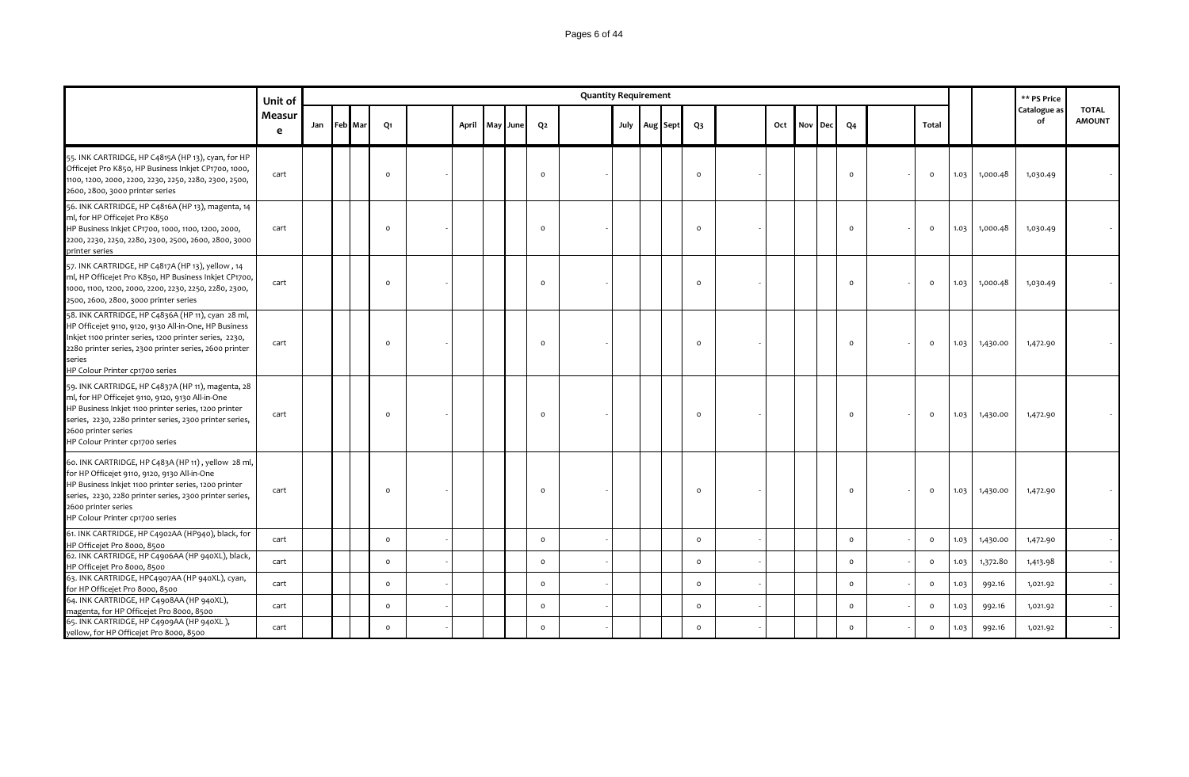| | Unit of Measure | Quantity Requirement | | | | | | | | | | | | | | | | | | | | | | | | | ** PS Price Catalogue as of | TOTAL AMOUNT |
|---|---|---|---|---|---|---|---|---|---|---|---|---|---|---|---|---|---|---|---|---|---|---|---|---|---|---|---|---|
| | | Jan | Feb | Mar | Q1 | | April | May | June | Q2 | | July | Aug | Sept | Q3 | | Oct | Nov | Dec | Q4 | | Total | | | | | | |
| 55. INK CARTRIDGE, HP C4815A (HP 13), cyan, for HP Officejet Pro K850, HP Business Inkjet CP1700, 1000, 1100, 1200, 2000, 2200, 2230, 2250, 2280, 2300, 2500, 2600, 2800, 3000 printer series | cart | | | | 0 | - | | | | 0 | - | | | | 0 | - | | | | 0 | - | 0 | 1.03 | 1,000.48 | 1,030.49 | - | | |
| 56. INK CARTRIDGE, HP C4816A (HP 13), magenta, 14 ml, for HP Officejet Pro K850 HP Business Inkjet CP1700, 1000, 1100, 1200, 2000, 2200, 2230, 2250, 2280, 2300, 2500, 2600, 2800, 3000 printer series | cart | | | | 0 | - | | | | 0 | - | | | | 0 | - | | | | 0 | - | 0 | 1.03 | 1,000.48 | 1,030.49 | - | | |
| 57. INK CARTRIDGE, HP C4817A (HP 13), yellow , 14 ml, HP Officejet Pro K850, HP Business Inkjet CP1700, 1000, 1100, 1200, 2000, 2200, 2230, 2250, 2280, 2300, 2500, 2600, 2800, 3000 printer series | cart | | | | 0 | - | | | | 0 | - | | | | 0 | - | | | | 0 | - | 0 | 1.03 | 1,000.48 | 1,030.49 | - | | |
| 58. INK CARTRIDGE, HP C4836A (HP 11), cyan 28 ml, HP Officejet 9110, 9120, 9130 All-in-One, HP Business Inkjet 1100 printer series, 1200 printer series, 2230, 2280 printer series, 2300 printer series, 2600 printer series HP Colour Printer cp1700 series | cart | | | | 0 | - | | | | 0 | - | | | | 0 | - | | | | 0 | - | 0 | 1.03 | 1,430.00 | 1,472.90 | - | | |
| 59. INK CARTRIDGE, HP C4837A (HP 11), magenta, 28 ml, for HP Officejet 9110, 9120, 9130 All-in-One HP Business Inkjet 1100 printer series, 1200 printer series, 2230, 2280 printer series, 2300 printer series, 2600 printer series HP Colour Printer cp1700 series | cart | | | | 0 | - | | | | 0 | - | | | | 0 | - | | | | 0 | - | 0 | 1.03 | 1,430.00 | 1,472.90 | - | | |
| 60. INK CARTRIDGE, HP C483A (HP 11) , yellow 28 ml, for HP Officejet 9110, 9120, 9130 All-in-One HP Business Inkjet 1100 printer series, 1200 printer series, 2230, 2280 printer series, 2300 printer series, 2600 printer series HP Colour Printer cp1700 series | cart | | | | 0 | - | | | | 0 | - | | | | 0 | - | | | | 0 | - | 0 | 1.03 | 1,430.00 | 1,472.90 | - | | |
| 61. INK CARTRIDGE, HP C4902AA (HP940), black, for HP Officejet Pro 8000, 8500 | cart | | | | 0 | - | | | | 0 | - | | | | 0 | - | | | | 0 | - | 0 | 1.03 | 1,430.00 | 1,472.90 | - | | |
| 62. INK CARTRIDGE, HP C4906AA (HP 940XL), black, HP Officejet Pro 8000, 8500 | cart | | | | 0 | - | | | | 0 | - | | | | 0 | - | | | | 0 | - | 0 | 1.03 | 1,372.80 | 1,413.98 | - | | |
| 63. INK CARTRIDGE, HPC4907AA (HP 940XL), cyan, for HP Officejet Pro 8000, 8500 | cart | | | | 0 | - | | | | 0 | - | | | | 0 | - | | | | 0 | - | 0 | 1.03 | 992.16 | 1,021.92 | - | | |
| 64. INK CARTRIDGE, HP C4908AA (HP 940XL), magenta, for HP Officejet Pro 8000, 8500 | cart | | | | 0 | - | | | | 0 | - | | | | 0 | - | | | | 0 | - | 0 | 1.03 | 992.16 | 1,021.92 | - | | |
| 65. INK CARTRIDGE, HP C4909AA (HP 940XL ), yellow, for HP Officejet Pro 8000, 8500 | cart | | | | 0 | - | | | | 0 | - | | | | 0 | - | | | | 0 | - | 0 | 1.03 | 992.16 | 1,021.92 | - | | |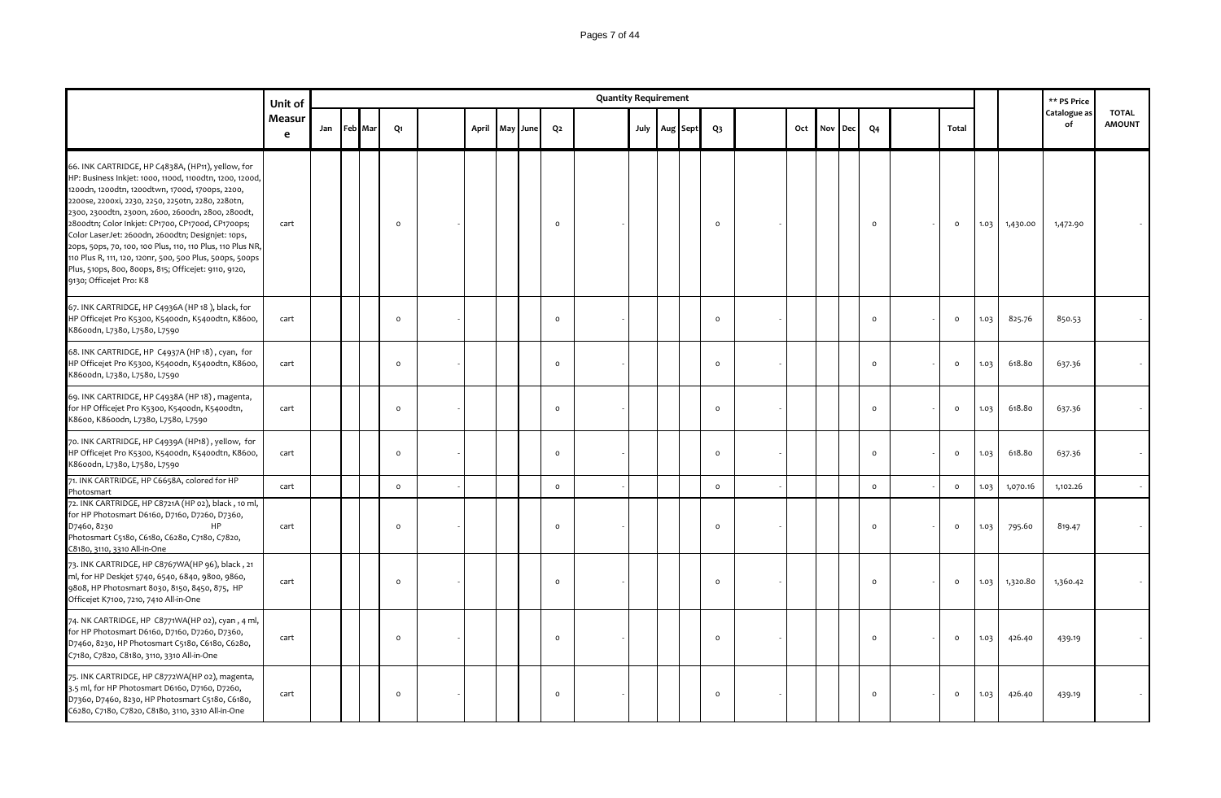| | Unit of Measure | Quantity Requirement | | | | | | | | | | | | | | | | | | | | | | | ** PS Price Catalogue as of | TOTAL AMOUNT |
|---|---|---|---|---|---|---|---|---|---|---|---|---|---|---|---|---|---|---|---|---|---|---|---|---|---|---|
| | | Jan | Feb | Mar | Q1 | | April | May | June | Q2 | | July | Aug | Sept | Q3 | | Oct | Nov | Dec | Q4 | | Total | | | | |
| 66. INK CARTRIDGE, HP C4838A, (HP11), yellow, for HP: Business Inkjet: 1000, 1100d, 1100dtn, 1200, 1200d, 1200dn, 1200dtn, 1200dtwn, 1700d, 1700ps, 2200, 2200se, 2200xi, 2230, 2250, 2250tn, 2280, 2280tn, 2300, 2300dtn, 2300n, 2600, 2600dn, 2800, 2800dt, 2800dtn; Color Inkjet: CP1700, CP1700d, CP1700ps; Color LaserJet: 2600dn, 2600dtn; Designjet: 10ps, 20ps, 50ps, 70, 100, 100 Plus, 110, 110 Plus, 110 Plus NR, 110 Plus R, 111, 120, 120nr, 500, 500 Plus, 500ps, 500ps Plus, 510ps, 800, 800ps, 815; Officejet: 9110, 9120, 9130; Officejet Pro: K8 | cart | | | | 0 | - | | | | 0 | - | | | | 0 | - | | | | 0 | - | 0 | 1.03 | 1,430.00 | 1,472.90 | - |
| 67. INK CARTRIDGE, HP C4936A (HP 18 ), black, for HP Officejet Pro K5300, K5400dn, K5400dtn, K8600, K8600dn, L7380, L7580, L7590 | cart | | | | 0 | - | | | | 0 | - | | | | 0 | - | | | | 0 | - | 0 | 1.03 | 825.76 | 850.53 | - |
| 68. INK CARTRIDGE, HP C4937A (HP 18) , cyan, for HP Officejet Pro K5300, K5400dn, K5400dtn, K8600, K8600dn, L7380, L7580, L7590 | cart | | | | 0 | - | | | | 0 | - | | | | 0 | - | | | | 0 | - | 0 | 1.03 | 618.80 | 637.36 | - |
| 69. INK CARTRIDGE, HP C4938A (HP 18) , magenta, for HP Officejet Pro K5300, K5400dn, K5400dtn, K8600, K8600dn, L7380, L7580, L7590 | cart | | | | 0 | - | | | | 0 | - | | | | 0 | - | | | | 0 | - | 0 | 1.03 | 618.80 | 637.36 | - |
| 70. INK CARTRIDGE, HP C4939A (HP18) , yellow, for HP Officejet Pro K5300, K5400dn, K5400dtn, K8600, K8600dn, L7380, L7580, L7590 | cart | | | | 0 | - | | | | 0 | - | | | | 0 | - | | | | 0 | - | 0 | 1.03 | 618.80 | 637.36 | - |
| 71. INK CARTRIDGE, HP C6658A, colored for HP Photosmart | cart | | | | 0 | - | | | | 0 | - | | | | 0 | - | | | | 0 | - | 0 | 1.03 | 1,070.16 | 1,102.26 | - |
| 72. INK CARTRIDGE, HP C8721A (HP 02), black , 10 ml, for HP Photosmart D6160, D7160, D7260, D7360, D7460, 8230 HP Photosmart C5180, C6180, C6280, C7180, C7820, C8180, 3110, 3310 All-in-One | cart | | | | 0 | - | | | | 0 | - | | | | 0 | - | | | | 0 | - | 0 | 1.03 | 795.60 | 819.47 | - |
| 73. INK CARTRIDGE, HP C8767WA(HP 96), black , 21 ml, for HP Deskjet 5740, 6540, 6840, 9800, 9860, 9808, HP Photosmart 8030, 8150, 8450, 875, HP Officejet K7100, 7210, 7410 All-in-One | cart | | | | 0 | - | | | | 0 | - | | | | 0 | - | | | | 0 | - | 0 | 1.03 | 1,320.80 | 1,360.42 | - |
| 74. NK CARTRIDGE, HP C8771WA(HP 02), cyan , 4 ml, for HP Photosmart D6160, D7160, D7260, D7360, D7460, 8230, HP Photosmart C5180, C6180, C6280, C7180, C7820, C8180, 3110, 3310 All-in-One | cart | | | | 0 | - | | | | 0 | - | | | | 0 | - | | | | 0 | - | 0 | 1.03 | 426.40 | 439.19 | - |
| 75. INK CARTRIDGE, HP C8772WA(HP 02), magenta, 3.5 ml, for HP Photosmart D6160, D7160, D7260, D7360, D7460, 8230, HP Photosmart C5180, C6180, C6280, C7180, C7820, C8180, 3110, 3310 All-in-One | cart | | | | 0 | - | | | | 0 | - | | | | 0 | - | | | | 0 | - | 0 | 1.03 | 426.40 | 439.19 | - |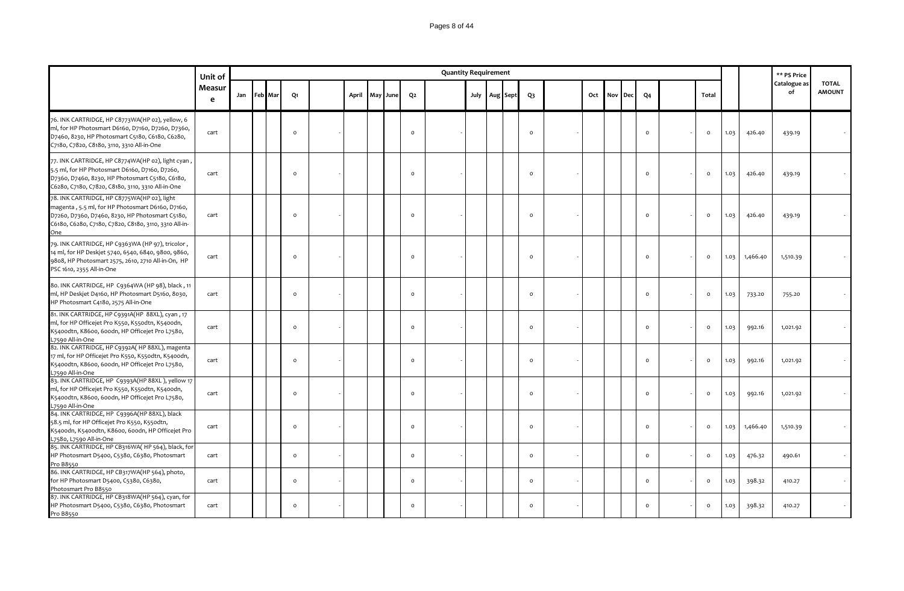| | Unit of Measure | Quantity Requirement | | | | | | | | | | | | | | | | | | | | | | | | | | ** PS Price Catalogue as of | TOTAL AMOUNT |
|---|---|---|---|---|---|---|---|---|---|---|---|---|---|---|---|---|---|---|---|---|---|---|---|---|---|---|---|---|---|
| | | Jan | Feb | Mar | Q1 | | April | May | June | Q2 | | July | Aug | Sept | Q3 | | Oct | Nov | Dec | Q4 | | Total | | | | | | | |
| 76. INK CARTRIDGE, HP C8773WA(HP 02), yellow, 6 ml, for HP Photosmart D6160, D7160, D7260, D7360, D7460, 8230, HP Photosmart C5180, C6180, C6280, C7180, C7820, C8180, 3110, 3310 All-in-One | cart | | | | 0 | - | | | | 0 | - | | | | 0 | - | | | | 0 | - | 0 | 1.03 | 426.40 | 439.19 | - | | | |
| 77. INK CARTRIDGE, HP C8774WA(HP 02), light cyan , 5.5 ml, for HP Photosmart D6160, D7160, D7260, D7360, D7460, 8230, HP Photosmart C5180, C6180, C6280, C7180, C7820, C8180, 3110, 3310 All-in-One | cart | | | | 0 | - | | | | 0 | - | | | | 0 | - | | | | 0 | - | 0 | 1.03 | 426.40 | 439.19 | - | | | |
| 78. INK CARTRIDGE, HP C8775WA(HP 02), light magenta , 5.5 ml, for HP Photosmart D6160, D7160, D7260, D7360, D7460, 8230, HP Photosmart C5180, C6180, C6280, C7180, C7820, C8180, 3110, 3310 All-in-One | cart | | | | 0 | - | | | | 0 | - | | | | 0 | - | | | | 0 | - | 0 | 1.03 | 426.40 | 439.19 | - | | | |
| 79. INK CARTRIDGE, HP C9363WA (HP 97), tricolor , 14 ml, for HP Deskjet 5740, 6540, 6840, 9800, 9860, 9808, HP Photosmart 2575, 2610, 2710 All-in-On, HP PSC 1610, 2355 All-in-One | cart | | | | 0 | - | | | | 0 | - | | | | 0 | - | | | | 0 | - | 0 | 1.03 | 1,466.40 | 1,510.39 | - | | | |
| 80. INK CARTRIDGE, HP C9364WA (HP 98), black , 11 ml, HP Deskjet D4160, HP Photosmart D5160, 8030, HP Photosmart C4180, 2575 All-in-One | cart | | | | 0 | - | | | | 0 | - | | | | 0 | - | | | | 0 | - | 0 | 1.03 | 733.20 | 755.20 | - | | | |
| 81. INK CARTRIDGE, HP C9391A(HP 88XL), cyan , 17 ml, for HP Officejet Pro K550, K550dtn, K5400dtn, K8600, 600dn, HP Officejet Pro L7580, L7590 All-in-One | cart | | | | 0 | - | | | | 0 | - | | | | 0 | - | | | | 0 | - | 0 | 1.03 | 992.16 | 1,021.92 | - | | | |
| 82. INK CARTRIDGE, HP C9392A( HP 88XL), magenta 17 ml, for HP Officejet Pro K550, K550dtn, K5400dn, K5400dtn, K8600, 600dn, HP Officejet Pro L7580, L7590 All-in-One | cart | | | | 0 | - | | | | 0 | - | | | | 0 | - | | | | 0 | - | 0 | 1.03 | 992.16 | 1,021.92 | - | | | |
| 83. INK CARTRIDGE, HP C9393A(HP 88XL ), yellow 17 ml, for HP Officejet Pro K550, K550dtn, K5400dn, K5400dtn, K8600, 600dn, HP Officejet Pro L7580, L7590 All-in-One | cart | | | | 0 | - | | | | 0 | - | | | | 0 | - | | | | 0 | - | 0 | 1.03 | 992.16 | 1,021.92 | - | | | |
| 84. INK CARTRIDGE, HP C9396A(HP 88XL), black 58.5 ml, for HP Officejet Pro K550, K550dtn, K5400dn, K5400dtn, K8600, 600dn, HP Officejet Pro L7580, L7590 All-in-One | cart | | | | 0 | - | | | | 0 | - | | | | 0 | - | | | | 0 | - | 0 | 1.03 | 1,466.40 | 1,510.39 | - | | | |
| 85. INK CARTRIDGE, HP CB316WA( HP 564), black, for HP Photosmart D5400, C5380, C6380, Photosmart Pro B8550 | cart | | | | 0 | - | | | | 0 | - | | | | 0 | - | | | | 0 | - | 0 | 1.03 | 476.32 | 490.61 | - | | | |
| 86. INK CARTRIDGE, HP CB317WA(HP 564), photo, for HP Photosmart D5400, C5380, C6380, Photosmart Pro B8550 | cart | | | | 0 | - | | | | 0 | - | | | | 0 | - | | | | 0 | - | 0 | 1.03 | 398.32 | 410.27 | - | | | |
| 87. INK CARTRIDGE, HP CB318WA(HP 564), cyan, for HP Photosmart D5400, C5380, C6380, Photosmart Pro B8550 | cart | | | | 0 | - | | | | 0 | - | | | | 0 | - | | | | 0 | - | 0 | 1.03 | 398.32 | 410.27 | - | | | |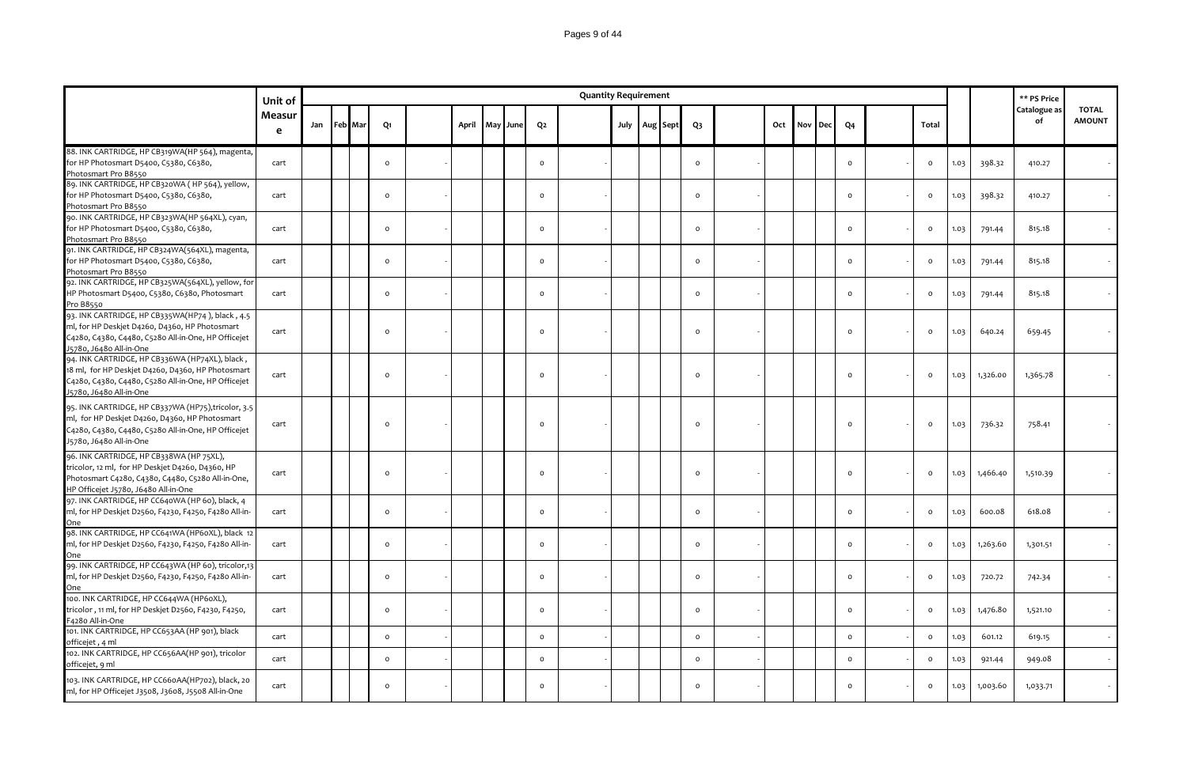| | Unit of Measure | Quantity Requirement | | | | | | | | | | | | | | | | | | | | | | | | | ** PS Price Catalogue as of | TOTAL AMOUNT |
|---|---|---|---|---|---|---|---|---|---|---|---|---|---|---|---|---|---|---|---|---|---|---|---|---|---|---|---|---|
| | | Jan | Feb | Mar | Q1 | | April | May | June | Q2 | | July | Aug | Sept | Q3 | | Oct | Nov | Dec | Q4 | | Total | | | | |
| 88. INK CARTRIDGE, HP CB319WA(HP 564), magenta, for HP Photosmart D5400, C5380, C6380, Photosmart Pro B8550 | cart | | | | 0 | - | | | | 0 | - | | | | 0 | - | | | | 0 | - | 0 | 1.03 | 398.32 | 410.27 | - |
| 89. INK CARTRIDGE, HP CB320WA ( HP 564), yellow, for HP Photosmart D5400, C5380, C6380, Photosmart Pro B8550 | cart | | | | 0 | - | | | | 0 | - | | | | 0 | - | | | | 0 | - | 0 | 1.03 | 398.32 | 410.27 | - |
| 90. INK CARTRIDGE, HP CB323WA(HP 564XL), cyan, for HP Photosmart D5400, C5380, C6380, Photosmart Pro B8550 | cart | | | | 0 | - | | | | 0 | - | | | | 0 | - | | | | 0 | - | 0 | 1.03 | 791.44 | 815.18 | - |
| 91. INK CARTRIDGE, HP CB324WA(564XL), magenta, for HP Photosmart D5400, C5380, C6380, Photosmart Pro B8550 | cart | | | | 0 | - | | | | 0 | - | | | | 0 | - | | | | 0 | - | 0 | 1.03 | 791.44 | 815.18 | - |
| 92. INK CARTRIDGE, HP CB325WA(564XL), yellow, for HP Photosmart D5400, C5380, C6380, Photosmart Pro B8550 | cart | | | | 0 | - | | | | 0 | - | | | | 0 | - | | | | 0 | - | 0 | 1.03 | 791.44 | 815.18 | - |
| 93. INK CARTRIDGE, HP CB335WA(HP74 ), black , 4.5 ml, for HP Deskjet D4260, D4360, HP Photosmart C4280, C4380, C4480, C5280 All-in-One, HP Officejet J5780, J6480 All-in-One | cart | | | | 0 | - | | | | 0 | - | | | | 0 | - | | | | 0 | - | 0 | 1.03 | 640.24 | 659.45 | - |
| 94. INK CARTRIDGE, HP CB336WA (HP74XL), black , 18 ml, for HP Deskjet D4260, D4360, HP Photosmart C4280, C4380, C4480, C5280 All-in-One, HP Officejet J5780, J6480 All-in-One | cart | | | | 0 | - | | | | 0 | - | | | | 0 | - | | | | 0 | - | 0 | 1.03 | 1,326.00 | 1,365.78 | - |
| 95. INK CARTRIDGE, HP CB337WA (HP75),tricolor, 3.5 ml, for HP Deskjet D4260, D4360, HP Photosmart C4280, C4380, C4480, C5280 All-in-One, HP Officejet J5780, J6480 All-in-One | cart | | | | 0 | - | | | | 0 | - | | | | 0 | - | | | | 0 | - | 0 | 1.03 | 736.32 | 758.41 | - |
| 96. INK CARTRIDGE, HP CB338WA (HP 75XL), tricolor, 12 ml, for HP Deskjet D4260, D4360, HP Photosmart C4280, C4380, C4480, C5280 All-in-One, HP Officejet J5780, J6480 All-in-One | cart | | | | 0 | - | | | | 0 | - | | | | 0 | - | | | | 0 | - | 0 | 1.03 | 1,466.40 | 1,510.39 | - |
| 97. INK CARTRIDGE, HP CC640WA (HP 60), black, 4 ml, for HP Deskjet D2560, F4230, F4250, F4280 All-in-One | cart | | | | 0 | - | | | | 0 | - | | | | 0 | - | | | | 0 | - | 0 | 1.03 | 600.08 | 618.08 | - |
| 98. INK CARTRIDGE, HP CC641WA (HP60XL), black 12 ml, for HP Deskjet D2560, F4230, F4250, F4280 All-in-One | cart | | | | 0 | - | | | | 0 | - | | | | 0 | - | | | | 0 | - | 0 | 1.03 | 1,263.60 | 1,301.51 | - |
| 99. INK CARTRIDGE, HP CC643WA (HP 60), tricolor,13 ml, for HP Deskjet D2560, F4230, F4250, F4280 All-in-One | cart | | | | 0 | - | | | | 0 | - | | | | 0 | - | | | | 0 | - | 0 | 1.03 | 720.72 | 742.34 | - |
| 100. INK CARTRIDGE, HP CC644WA (HP60XL), tricolor , 11 ml, for HP Deskjet D2560, F4230, F4250, F4280 All-in-One | cart | | | | 0 | - | | | | 0 | - | | | | 0 | - | | | | 0 | - | 0 | 1.03 | 1,476.80 | 1,521.10 | - |
| 101. INK CARTRIDGE, HP CC653AA (HP 901), black officejet , 4 ml | cart | | | | 0 | - | | | | 0 | - | | | | 0 | - | | | | 0 | - | 0 | 1.03 | 601.12 | 619.15 | - |
| 102. INK CARTRIDGE, HP CC656AA(HP 901), tricolor officejet, 9 ml | cart | | | | 0 | - | | | | 0 | - | | | | 0 | - | | | | 0 | - | 0 | 1.03 | 921.44 | 949.08 | - |
| 103. INK CARTRIDGE, HP CC660AA(HP702), black, 20 ml, for HP Officejet J3508, J3608, J5508 All-in-One | cart | | | | 0 | - | | | | 0 | - | | | | 0 | - | | | | 0 | - | 0 | 1.03 | 1,003.60 | 1,033.71 | - |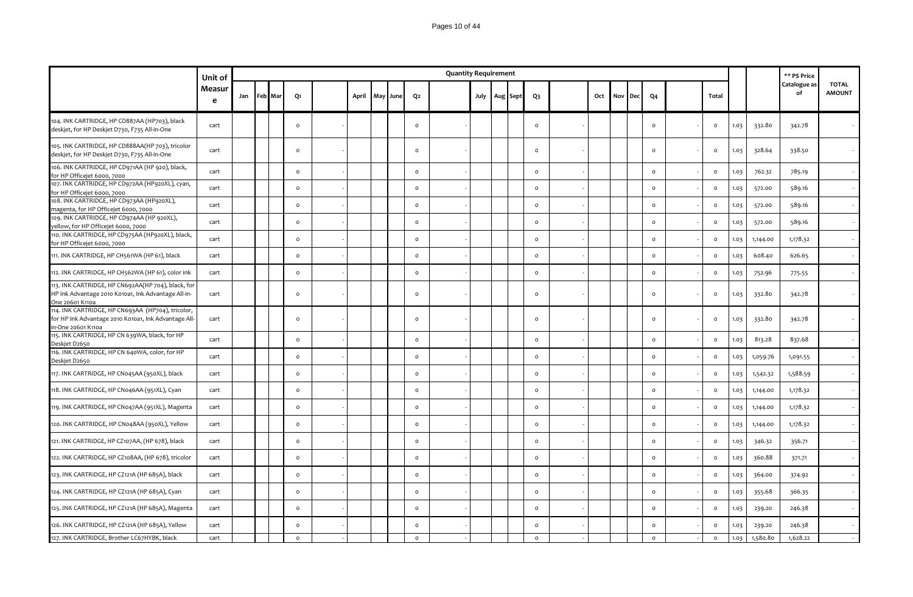| | Unit of Measure | Quantity Requirement | | | | | | | | | | | | | | | | | | | | | | | | | ** PS Price Catalogue as of | TOTAL AMOUNT |
|---|---|---|---|---|---|---|---|---|---|---|---|---|---|---|---|---|---|---|---|---|---|---|---|---|---|---|---|---|
| | | Jan | Feb | Mar | Q1 | | April | May | June | Q2 | | July | Aug | Sept | Q3 | | Oct | Nov | Dec | Q4 | | Total | | | | |
| 104. INK CARTRIDGE, HP CD887AA (HP703), black deskjet, for HP Deskjet D730, F735 All-in-One | cart | | | | 0 | - | | | | 0 | - | | | | 0 | - | | | | 0 | - | 0 | 1.03 | 332.80 | 342.78 | - |
| 105. INK CARTRIDGE, HP CD888AA(HP 703), tricolor deskjet, for HP Deskjet D730, F735 All-in-One | cart | | | | 0 | - | | | | 0 | - | | | | 0 | - | | | | 0 | - | 0 | 1.03 | 328.64 | 338.50 | - |
| 106. INK CARTRIDGE, HP CD971AA (HP 920), black, for HP Officejet 6000, 7000 | cart | | | | 0 | - | | | | 0 | - | | | | 0 | - | | | | 0 | - | 0 | 1.03 | 762.32 | 785.19 | - |
| 107. INK CARTRIDGE, HP CD972AA (HP920XL), cyan, for HP Officejet 6000, 7000 | cart | | | | 0 | - | | | | 0 | - | | | | 0 | - | | | | 0 | - | 0 | 1.03 | 572.00 | 589.16 | - |
| 108. INK CARTRIDGE, HP CD973AA (HP920XL), magenta, for HP Officejet 6000, 7000 | cart | | | | 0 | - | | | | 0 | - | | | | 0 | - | | | | 0 | - | 0 | 1.03 | 572.00 | 589.16 | - |
| 109. INK CARTRIDGE, HP CD974AA (HP 920XL), yellow, for HP Officejet 6000, 7000 | cart | | | | 0 | - | | | | 0 | - | | | | 0 | - | | | | 0 | - | 0 | 1.03 | 572.00 | 589.16 | - |
| 110. INK CARTRIDGE, HP CD975AA (HP920XL), black, for HP Officejet 6000, 7000 | cart | | | | 0 | - | | | | 0 | - | | | | 0 | - | | | | 0 | - | 0 | 1.03 | 1,144.00 | 1,178.32 | - |
| 111. INK CARTRIDGE, HP CH561WA (HP 61), black | cart | | | | 0 | - | | | | 0 | - | | | | 0 | - | | | | 0 | - | 0 | 1.03 | 608.40 | 626.65 | - |
| 112. INK CARTRIDGE, HP CH562WA (HP 61), color ink | cart | | | | 0 | - | | | | 0 | - | | | | 0 | - | | | | 0 | - | 0 | 1.03 | 752.96 | 775.55 | - |
| 113. INK CARTRIDGE, HP CN692AA(HP 704), black, for HP Ink Advantage 2010 K010a1, Ink Advantage All-in-One 20601 K110a | cart | | | | 0 | - | | | | 0 | - | | | | 0 | - | | | | 0 | - | 0 | 1.03 | 332.80 | 342.78 | - |
| 114. INK CARTRIDGE, HP CN693AA (HP704), tricolor, for HP Ink Advantage 2010 K010a1, Ink Advantage All-in-One 20601 K110a | cart | | | | 0 | - | | | | 0 | - | | | | 0 | - | | | | 0 | - | 0 | 1.03 | 332.80 | 342.78 | - |
| 115. INK CARTRIDGE, HP CN 639WA, black, for HP Deskjet D2650 | cart | | | | 0 | - | | | | 0 | - | | | | 0 | - | | | | 0 | - | 0 | 1.03 | 813.28 | 837.68 | - |
| 116. INK CARTRIDGE, HP CN 640WA, color, for HP Deskjet D2650 | cart | | | | 0 | - | | | | 0 | - | | | | 0 | - | | | | 0 | - | 0 | 1.03 | 1,059.76 | 1,091.55 | - |
| 117. INK CARTRIDGE, HP CN045AA (950XL), black | cart | | | | 0 | - | | | | 0 | - | | | | 0 | - | | | | 0 | - | 0 | 1.03 | 1,542.32 | 1,588.59 | - |
| 118. INK CARTRIDGE, HP CN046AA (951XL), Cyan | cart | | | | 0 | - | | | | 0 | - | | | | 0 | - | | | | 0 | - | 0 | 1.03 | 1,144.00 | 1,178.32 | - |
| 119. INK CARTRIDGE, HP CN047AA (951XL), Magenta | cart | | | | 0 | - | | | | 0 | - | | | | 0 | - | | | | 0 | - | 0 | 1.03 | 1,144.00 | 1,178.32 | - |
| 120. INK CARTRIDGE, HP CN048AA (950XL), Yellow | cart | | | | 0 | - | | | | 0 | - | | | | 0 | - | | | | 0 | - | 0 | 1.03 | 1,144.00 | 1,178.32 | - |
| 121. INK CARTRIDGE, HP CZ107AA, (HP 678), black | cart | | | | 0 | - | | | | 0 | - | | | | 0 | - | | | | 0 | - | 0 | 1.03 | 346.32 | 356.71 | - |
| 122. INK CARTRIDGE, HP CZ108AA, (HP 678), tricolor | cart | | | | 0 | - | | | | 0 | - | | | | 0 | - | | | | 0 | - | 0 | 1.03 | 360.88 | 371.71 | - |
| 123. INK CARTRIDGE, HP CZ121A (HP 685A), black | cart | | | | 0 | - | | | | 0 | - | | | | 0 | - | | | | 0 | - | 0 | 1.03 | 364.00 | 374.92 | - |
| 124. INK CARTRIDGE, HP CZ121A (HP 685A), Cyan | cart | | | | 0 | - | | | | 0 | - | | | | 0 | - | | | | 0 | - | 0 | 1.03 | 355.68 | 366.35 | - |
| 125. INK CARTRIDGE, HP CZ121A (HP 685A), Magenta | cart | | | | 0 | - | | | | 0 | - | | | | 0 | - | | | | 0 | - | 0 | 1.03 | 239.20 | 246.38 | - |
| 126. INK CARTRIDGE, HP CZ121A (HP 685A), Yellow | cart | | | | 0 | - | | | | 0 | - | | | | 0 | - | | | | 0 | - | 0 | 1.03 | 239.20 | 246.38 | - |
| 127. INK CARTRIDGE, Brother LC67HYBK, black | cart | | | | 0 | - | | | | 0 | - | | | | 0 | - | | | | 0 | - | 0 | 1.03 | 1,580.80 | 1,628.22 | - |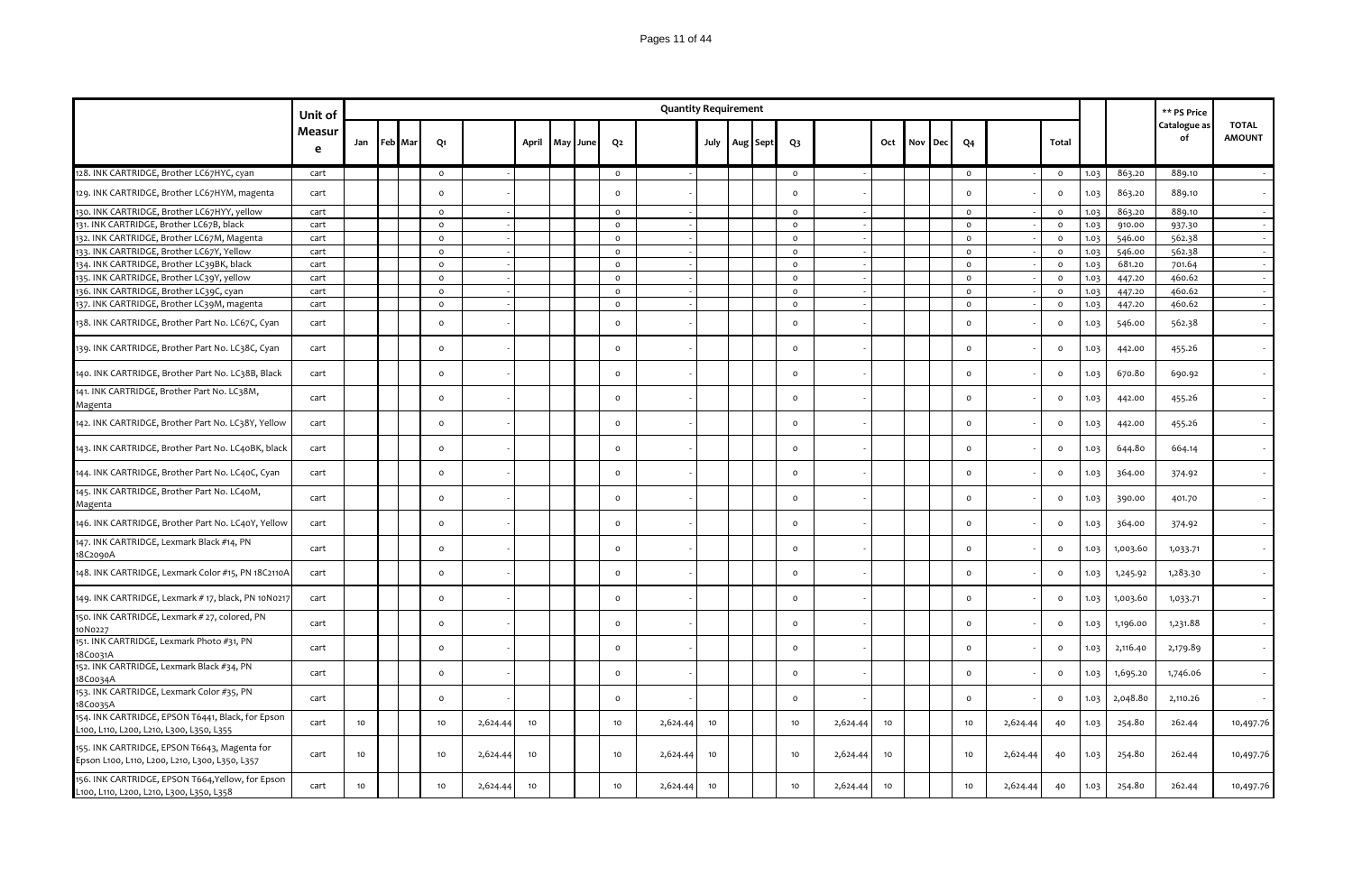| | Unit of Measure | Quantity Requirement | | | | | | | | | | | | | | | | | | | | | | ** PS Price Catalogue as of | TOTAL AMOUNT |
|---|---|---|---|---|---|---|---|---|---|---|---|---|---|---|---|---|---|---|---|---|---|---|---|---|---|
| | | Jan | Feb | Mar | Q1 | | April | May | June | Q2 | | July | Aug | Sept | Q3 | | Oct | Nov | Dec | Q4 | | Total | | | | |
| 128. INK CARTRIDGE, Brother LC67HYC, cyan | cart | | | | 0 | - | | | | 0 | - | | | | 0 | - | | | | 0 | - | 0 | 1.03 | 863.20 | 889.10 | - |
| 129. INK CARTRIDGE, Brother LC67HYM, magenta | cart | | | | 0 | - | | | | 0 | - | | | | 0 | - | | | | 0 | - | 0 | 1.03 | 863.20 | 889.10 | - |
| 130. INK CARTRIDGE, Brother LC67HYY, yellow | cart | | | | 0 | - | | | | 0 | - | | | | 0 | - | | | | 0 | - | 0 | 1.03 | 863.20 | 889.10 | - |
| 131. INK CARTRIDGE, Brother LC67B, black | cart | | | | 0 | - | | | | 0 | - | | | | 0 | - | | | | 0 | - | 0 | 1.03 | 910.00 | 937.30 | - |
| 132. INK CARTRIDGE, Brother LC67M, Magenta | cart | | | | 0 | - | | | | 0 | - | | | | 0 | - | | | | 0 | - | 0 | 1.03 | 546.00 | 562.38 | - |
| 133. INK CARTRIDGE, Brother LC67Y, Yellow | cart | | | | 0 | - | | | | 0 | - | | | | 0 | - | | | | 0 | - | 0 | 1.03 | 546.00 | 562.38 | - |
| 134. INK CARTRIDGE, Brother LC39BK, black | cart | | | | 0 | - | | | | 0 | - | | | | 0 | - | | | | 0 | - | 0 | 1.03 | 681.20 | 701.64 | - |
| 135. INK CARTRIDGE, Brother LC39Y, yellow | cart | | | | 0 | - | | | | 0 | - | | | | 0 | - | | | | 0 | - | 0 | 1.03 | 447.20 | 460.62 | - |
| 136. INK CARTRIDGE, Brother LC39C, cyan | cart | | | | 0 | - | | | | 0 | - | | | | 0 | - | | | | 0 | - | 0 | 1.03 | 447.20 | 460.62 | - |
| 137. INK CARTRIDGE, Brother LC39M, magenta | cart | | | | 0 | - | | | | 0 | - | | | | 0 | - | | | | 0 | - | 0 | 1.03 | 447.20 | 460.62 | - |
| 138. INK CARTRIDGE, Brother Part No. LC67C, Cyan | cart | | | | 0 | - | | | | 0 | - | | | | 0 | - | | | | 0 | - | 0 | 1.03 | 546.00 | 562.38 | - |
| 139. INK CARTRIDGE, Brother Part No. LC38C, Cyan | cart | | | | 0 | - | | | | 0 | - | | | | 0 | - | | | | 0 | - | 0 | 1.03 | 442.00 | 455.26 | - |
| 140. INK CARTRIDGE, Brother Part No. LC38B, Black | cart | | | | 0 | - | | | | 0 | - | | | | 0 | - | | | | 0 | - | 0 | 1.03 | 670.80 | 690.92 | - |
| 141. INK CARTRIDGE, Brother Part No. LC38M, Magenta | cart | | | | 0 | - | | | | 0 | - | | | | 0 | - | | | | 0 | - | 0 | 1.03 | 442.00 | 455.26 | - |
| 142. INK CARTRIDGE, Brother Part No. LC38Y, Yellow | cart | | | | 0 | - | | | | 0 | - | | | | 0 | - | | | | 0 | - | 0 | 1.03 | 442.00 | 455.26 | - |
| 143. INK CARTRIDGE, Brother Part No. LC40BK, black | cart | | | | 0 | - | | | | 0 | - | | | | 0 | - | | | | 0 | - | 0 | 1.03 | 644.80 | 664.14 | - |
| 144. INK CARTRIDGE, Brother Part No. LC40C, Cyan | cart | | | | 0 | - | | | | 0 | - | | | | 0 | - | | | | 0 | - | 0 | 1.03 | 364.00 | 374.92 | - |
| 145. INK CARTRIDGE, Brother Part No. LC40M, Magenta | cart | | | | 0 | - | | | | 0 | - | | | | 0 | - | | | | 0 | - | 0 | 1.03 | 390.00 | 401.70 | - |
| 146. INK CARTRIDGE, Brother Part No. LC40Y, Yellow | cart | | | | 0 | - | | | | 0 | - | | | | 0 | - | | | | 0 | - | 0 | 1.03 | 364.00 | 374.92 | - |
| 147. INK CARTRIDGE, Lexmark Black #14, PN 18C2090A | cart | | | | 0 | - | | | | 0 | - | | | | 0 | - | | | | 0 | - | 0 | 1.03 | 1,003.60 | 1,033.71 | - |
| 148. INK CARTRIDGE, Lexmark Color #15, PN 18C2110A | cart | | | | 0 | - | | | | 0 | - | | | | 0 | - | | | | 0 | - | 0 | 1.03 | 1,245.92 | 1,283.30 | - |
| 149. INK CARTRIDGE, Lexmark # 17, black, PN 10N0217 | cart | | | | 0 | - | | | | 0 | - | | | | 0 | - | | | | 0 | - | 0 | 1.03 | 1,003.60 | 1,033.71 | - |
| 150. INK CARTRIDGE, Lexmark # 27, colored, PN 10N0227 | cart | | | | 0 | - | | | | 0 | - | | | | 0 | - | | | | 0 | - | 0 | 1.03 | 1,196.00 | 1,231.88 | - |
| 151. INK CARTRIDGE, Lexmark Photo #31, PN 18C0031A | cart | | | | 0 | - | | | | 0 | - | | | | 0 | - | | | | 0 | - | 0 | 1.03 | 2,116.40 | 2,179.89 | - |
| 152. INK CARTRIDGE, Lexmark Black #34, PN 18C0034A | cart | | | | 0 | - | | | | 0 | - | | | | 0 | - | | | | 0 | - | 0 | 1.03 | 1,695.20 | 1,746.06 | - |
| 153. INK CARTRIDGE, Lexmark Color #35, PN 18C0035A | cart | | | | 0 | - | | | | 0 | - | | | | 0 | - | | | | 0 | - | 0 | 1.03 | 2,048.80 | 2,110.26 | - |
| 154. INK CARTRIDGE, EPSON T6441, Black, for Epson L100, L110, L200, L210, L300, L350, L355 | cart | 10 | | | 10 | 2,624.44 | 10 | | | 10 | 2,624.44 | 10 | | | 10 | 2,624.44 | 10 | | | 10 | 2,624.44 | 40 | 1.03 | 254.80 | 262.44 | 10,497.76 |
| 155. INK CARTRIDGE, EPSON T6643, Magenta for Epson L100, L110, L200, L210, L300, L350, L357 | cart | 10 | | | 10 | 2,624.44 | 10 | | | 10 | 2,624.44 | 10 | | | 10 | 2,624.44 | 10 | | | 10 | 2,624.44 | 40 | 1.03 | 254.80 | 262.44 | 10,497.76 |
| 156. INK CARTRIDGE, EPSON T664,Yellow, for Epson L100, L110, L200, L210, L300, L350, L358 | cart | 10 | | | 10 | 2,624.44 | 10 | | | 10 | 2,624.44 | 10 | | | 10 | 2,624.44 | 10 | | | 10 | 2,624.44 | 40 | 1.03 | 254.80 | 262.44 | 10,497.76 |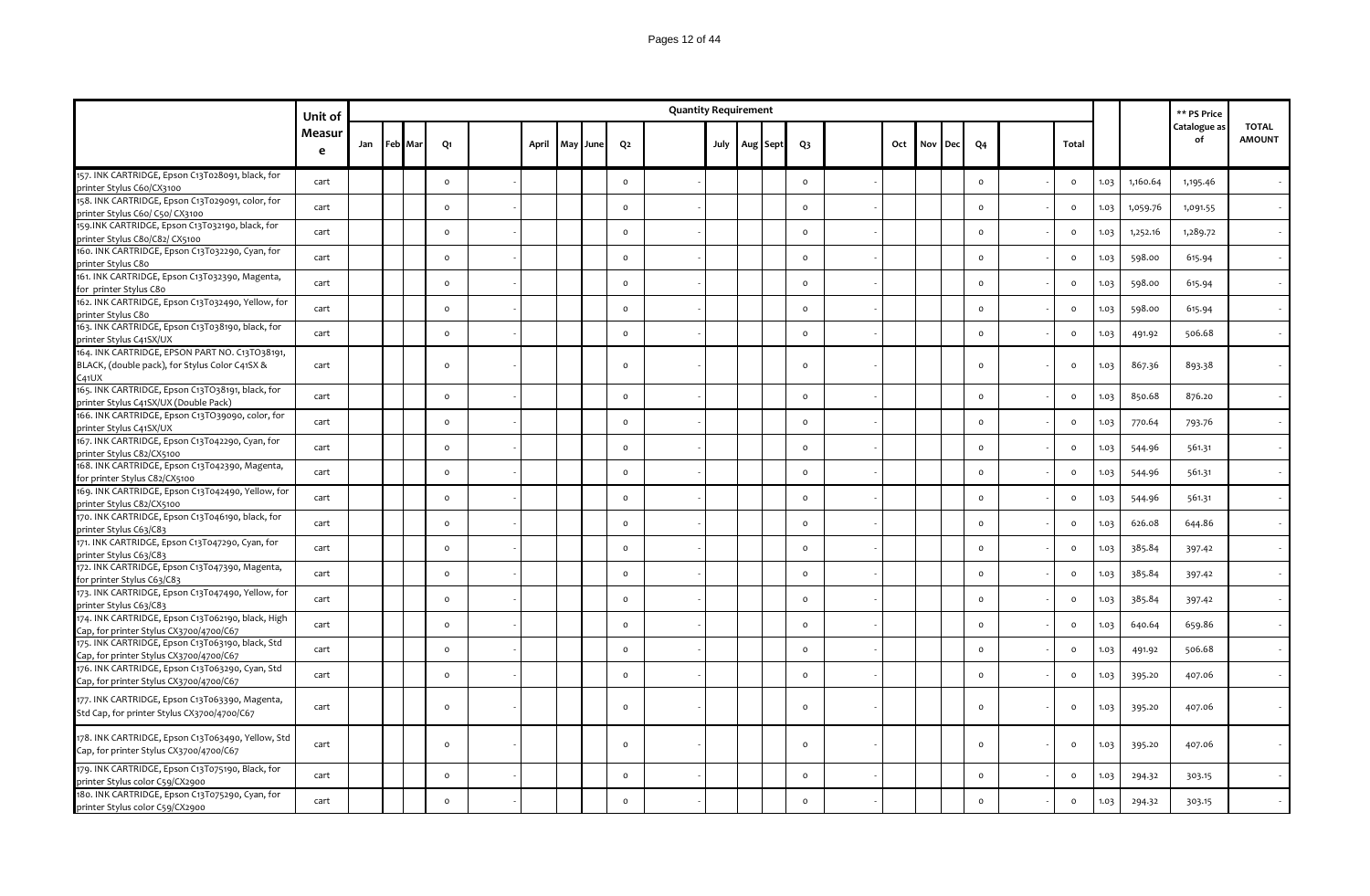| | Unit of Measure | Quantity Requirement | | | | | | | | | | | | | | | | | | | | | | | | ** PS Price Catalogue as of | TOTAL AMOUNT |
|---|---|---|---|---|---|---|---|---|---|---|---|---|---|---|---|---|---|---|---|---|---|---|---|---|---|---|---|
| | | Jan | Feb | Mar | Q1 | | April | May | June | Q2 | | July | Aug | Sept | Q3 | | Oct | Nov | Dec | Q4 | | Total | | | | | |
| 157. INK CARTRIDGE, Epson C13T028091, black, for printer Stylus C60/CX3100 | cart | | | | 0 | - | | | | 0 | - | | | | 0 | - | | | | 0 | - | 0 | 1.03 | 1,160.64 | | 1,195.46 | - |
| 158. INK CARTRIDGE, Epson C13T029091, color, for printer Stylus C60/ C50/ CX3100 | cart | | | | 0 | - | | | | 0 | - | | | | 0 | - | | | | 0 | - | 0 | 1.03 | 1,059.76 | | 1,091.55 | - |
| 159.INK CARTRIDGE, Epson C13T032190, black, for printer Stylus C80/C82/ CX5100 | cart | | | | 0 | - | | | | 0 | - | | | | 0 | - | | | | 0 | - | 0 | 1.03 | 1,252.16 | | 1,289.72 | - |
| 160. INK CARTRIDGE, Epson C13T032290, Cyan, for printer Stylus C80 | cart | | | | 0 | - | | | | 0 | - | | | | 0 | - | | | | 0 | - | 0 | 1.03 | 598.00 | | 615.94 | - |
| 161. INK CARTRIDGE, Epson C13T032390, Magenta, for printer Stylus C80 | cart | | | | 0 | - | | | | 0 | - | | | | 0 | - | | | | 0 | - | 0 | 1.03 | 598.00 | | 615.94 | - |
| 162. INK CARTRIDGE, Epson C13T032490, Yellow, for printer Stylus C80 | cart | | | | 0 | - | | | | 0 | - | | | | 0 | - | | | | 0 | - | 0 | 1.03 | 598.00 | | 615.94 | - |
| 163. INK CARTRIDGE, Epson C13T038190, black, for printer Stylus C41SX/UX | cart | | | | 0 | - | | | | 0 | - | | | | 0 | - | | | | 0 | - | 0 | 1.03 | 491.92 | | 506.68 | - |
| 164. INK CARTRIDGE, EPSON PART NO. C13TO38191, BLACK, (double pack), for Stylus Color C41SX & C41UX | cart | | | | 0 | - | | | | 0 | - | | | | 0 | - | | | | 0 | - | 0 | 1.03 | 867.36 | | 893.38 | - |
| 165. INK CARTRIDGE, Epson C13TO38191, black, for printer Stylus C41SX/UX (Double Pack) | cart | | | | 0 | - | | | | 0 | - | | | | 0 | - | | | | 0 | - | 0 | 1.03 | 850.68 | | 876.20 | - |
| 166. INK CARTRIDGE, Epson C13TO39090, color, for printer Stylus C41SX/UX | cart | | | | 0 | - | | | | 0 | - | | | | 0 | - | | | | 0 | - | 0 | 1.03 | 770.64 | | 793.76 | - |
| 167. INK CARTRIDGE, Epson C13T042290, Cyan, for printer Stylus C82/CX5100 | cart | | | | 0 | - | | | | 0 | - | | | | 0 | - | | | | 0 | - | 0 | 1.03 | 544.96 | | 561.31 | - |
| 168. INK CARTRIDGE, Epson C13T042390, Magenta, for printer Stylus C82/CX5100 | cart | | | | 0 | - | | | | 0 | - | | | | 0 | - | | | | 0 | - | 0 | 1.03 | 544.96 | | 561.31 | - |
| 169. INK CARTRIDGE, Epson C13T042490, Yellow, for printer Stylus C82/CX5100 | cart | | | | 0 | - | | | | 0 | - | | | | 0 | - | | | | 0 | - | 0 | 1.03 | 544.96 | | 561.31 | - |
| 170. INK CARTRIDGE, Epson C13T046190, black, for printer Stylus C63/C83 | cart | | | | 0 | - | | | | 0 | - | | | | 0 | - | | | | 0 | - | 0 | 1.03 | 626.08 | | 644.86 | - |
| 171. INK CARTRIDGE, Epson C13T047290, Cyan, for printer Stylus C63/C83 | cart | | | | 0 | - | | | | 0 | - | | | | 0 | - | | | | 0 | - | 0 | 1.03 | 385.84 | | 397.42 | - |
| 172. INK CARTRIDGE, Epson C13T047390, Magenta, for printer Stylus C63/C83 | cart | | | | 0 | - | | | | 0 | - | | | | 0 | - | | | | 0 | - | 0 | 1.03 | 385.84 | | 397.42 | - |
| 173. INK CARTRIDGE, Epson C13T047490, Yellow, for printer Stylus C63/C83 | cart | | | | 0 | - | | | | 0 | - | | | | 0 | - | | | | 0 | - | 0 | 1.03 | 385.84 | | 397.42 | - |
| 174. INK CARTRIDGE, Epson C13T062190, black, High Cap, for printer Stylus CX3700/4700/C67 | cart | | | | 0 | - | | | | 0 | - | | | | 0 | - | | | | 0 | - | 0 | 1.03 | 640.64 | | 659.86 | - |
| 175. INK CARTRIDGE, Epson C13T063190, black, Std Cap, for printer Stylus CX3700/4700/C67 | cart | | | | 0 | - | | | | 0 | - | | | | 0 | - | | | | 0 | - | 0 | 1.03 | 491.92 | | 506.68 | - |
| 176. INK CARTRIDGE, Epson C13T063290, Cyan, Std Cap, for printer Stylus CX3700/4700/C67 | cart | | | | 0 | - | | | | 0 | - | | | | 0 | - | | | | 0 | - | 0 | 1.03 | 395.20 | | 407.06 | - |
| 177. INK CARTRIDGE, Epson C13T063390, Magenta, Std Cap, for printer Stylus CX3700/4700/C67 | cart | | | | 0 | - | | | | 0 | - | | | | 0 | - | | | | 0 | - | 0 | 1.03 | 395.20 | | 407.06 | - |
| 178. INK CARTRIDGE, Epson C13T063490, Yellow, Std Cap, for printer Stylus CX3700/4700/C67 | cart | | | | 0 | - | | | | 0 | - | | | | 0 | - | | | | 0 | - | 0 | 1.03 | 395.20 | | 407.06 | - |
| 179. INK CARTRIDGE, Epson C13T075190, Black, for printer Stylus color C59/CX2900 | cart | | | | 0 | - | | | | 0 | - | | | | 0 | - | | | | 0 | - | 0 | 1.03 | 294.32 | | 303.15 | - |
| 180. INK CARTRIDGE, Epson C13T075290, Cyan, for printer Stylus color C59/CX2900 | cart | | | | 0 | - | | | | 0 | - | | | | 0 | - | | | | 0 | - | 0 | 1.03 | 294.32 | | 303.15 | - |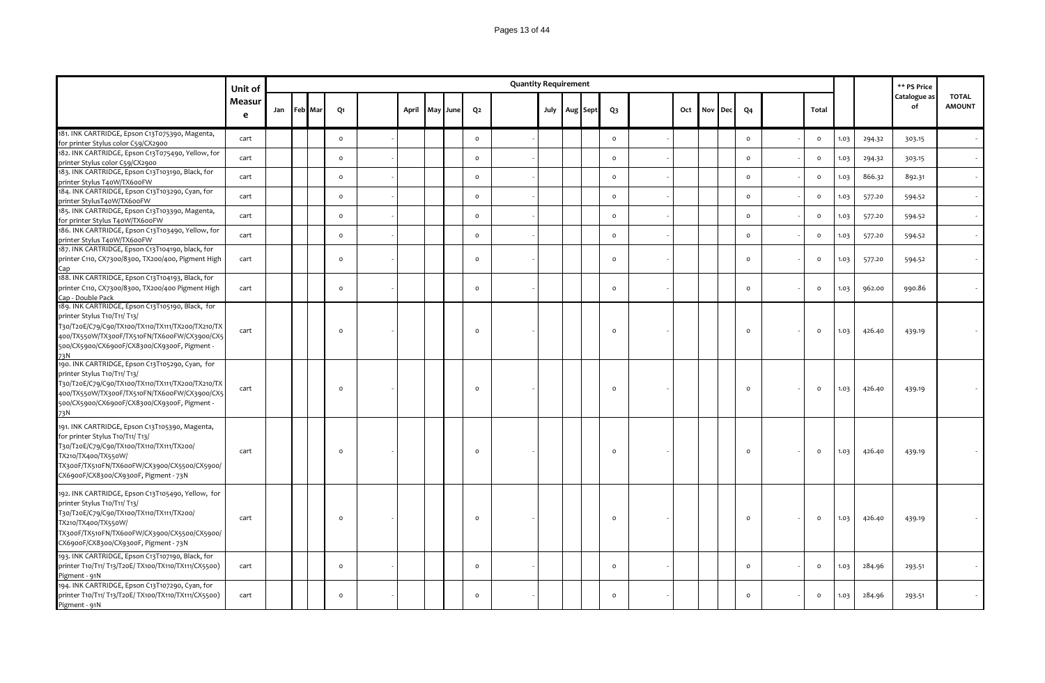| | Unit of Measure | Quantity Requirement | | | | | | | | | | | | | | | | | | | | | | | | | | ** PS Price Catalogue as of | TOTAL AMOUNT |
|---|---|---|---|---|---|---|---|---|---|---|---|---|---|---|---|---|---|---|---|---|---|---|---|---|---|---|---|---|---|
| | | Jan | Feb | Mar | Q1 | | April | May | June | Q2 | | July | Aug | Sept | Q3 | | Oct | Nov | Dec | Q4 | | Total | | | | |
| 181. INK CARTRIDGE, Epson C13T075390, Magenta, for printer Stylus color C59/CX2900 | cart | | | | 0 | - | | | | 0 | - | | | | 0 | - | | | | 0 | - | 0 | 1.03 | 294.32 | 303.15 | - |
| 182. INK CARTRIDGE, Epson C13T075490, Yellow, for printer Stylus color C59/CX2900 | cart | | | | 0 | - | | | | 0 | - | | | | 0 | - | | | | 0 | - | 0 | 1.03 | 294.32 | 303.15 | - |
| 183. INK CARTRIDGE, Epson C13T103190, Black, for printer Stylus T40W/TX600FW | cart | | | | 0 | - | | | | 0 | - | | | | 0 | - | | | | 0 | - | 0 | 1.03 | 866.32 | 892.31 | - |
| 184. INK CARTRIDGE, Epson C13T103290, Cyan, for printer StylusT40W/TX600FW | cart | | | | 0 | - | | | | 0 | - | | | | 0 | - | | | | 0 | - | 0 | 1.03 | 577.20 | 594.52 | - |
| 185. INK CARTRIDGE, Epson C13T103390, Magenta, for printer Stylus T40W/TX600FW | cart | | | | 0 | - | | | | 0 | - | | | | 0 | - | | | | 0 | - | 0 | 1.03 | 577.20 | 594.52 | - |
| 186. INK CARTRIDGE, Epson C13T103490, Yellow, for printer Stylus T40W/TX600FW | cart | | | | 0 | - | | | | 0 | - | | | | 0 | - | | | | 0 | - | 0 | 1.03 | 577.20 | 594.52 | - |
| 187. INK CARTRIDGE, Epson C13T104190, black, for printer C110, CX7300/8300, TX200/400, Pigment High Cap | cart | | | | 0 | - | | | | 0 | - | | | | 0 | - | | | | 0 | - | 0 | 1.03 | 577.20 | 594.52 | - |
| 188. INK CARTRIDGE, Epson C13T104193, Black, for printer C110, CX7300/8300, TX200/400 Pigment High Cap - Double Pack | cart | | | | 0 | - | | | | 0 | - | | | | 0 | - | | | | 0 | - | 0 | 1.03 | 962.00 | 990.86 | - |
| 189. INK CARTRIDGE, Epson C13T105190, Black, for printer Stylus T10/T11/ T13/ T30/T20E/C79/C90/TX100/TX110/TX111/TX200/TX210/TX400/TX550W/TX300F/TX510FN/TX600FW/CX3900/CX5500/CX5900/CX6900F/CX8300/CX9300F, Pigment - 73N | cart | | | | 0 | - | | | | 0 | - | | | | 0 | - | | | | 0 | - | 0 | 1.03 | 426.40 | 439.19 | - |
| 190. INK CARTRIDGE, Epson C13T105290, Cyan, for printer Stylus T10/T11/ T13/ T30/T20E/C79/C90/TX100/TX110/TX111/TX200/TX210/TX400/TX550W/TX300F/TX510FN/TX600FW/CX3900/CX5500/CX5900/CX6900F/CX8300/CX9300F, Pigment - 73N | cart | | | | 0 | - | | | | 0 | - | | | | 0 | - | | | | 0 | - | 0 | 1.03 | 426.40 | 439.19 | - |
| 191. INK CARTRIDGE, Epson C13T105390, Magenta, for printer Stylus T10/T11/ T13/ T30/T20E/C79/C90/TX100/TX110/TX111/TX200/ TX210/TX400/TX550W/ TX300F/TX510FN/TX600FW/CX3900/CX5500/CX5900/ CX6900F/CX8300/CX9300F, Pigment - 73N | cart | | | | 0 | - | | | | 0 | - | | | | 0 | - | | | | 0 | - | 0 | 1.03 | 426.40 | 439.19 | - |
| 192. INK CARTRIDGE, Epson C13T105490, Yellow, for printer Stylus T10/T11/ T13/ T30/T20E/C79/C90/TX100/TX110/TX111/TX200/ TX210/TX400/TX550W/ TX300F/TX510FN/TX600FW/CX3900/CX5500/CX5900/ CX6900F/CX8300/CX9300F, Pigment - 73N | cart | | | | 0 | - | | | | 0 | - | | | | 0 | - | | | | 0 | - | 0 | 1.03 | 426.40 | 439.19 | - |
| 193. INK CARTRIDGE, Epson C13T107190, Black, for printer T10/T11/ T13/T20E/ TX100/TX110/TX111/CX5500) Pigment - 91N | cart | | | | 0 | - | | | | 0 | - | | | | 0 | - | | | | 0 | - | 0 | 1.03 | 284.96 | 293.51 | - |
| 194. INK CARTRIDGE, Epson C13T107290, Cyan, for printer T10/T11/ T13/T20E/ TX100/TX110/TX111/CX5500) Pigment - 91N | cart | | | | 0 | - | | | | 0 | - | | | | 0 | - | | | | 0 | - | 0 | 1.03 | 284.96 | 293.51 | - |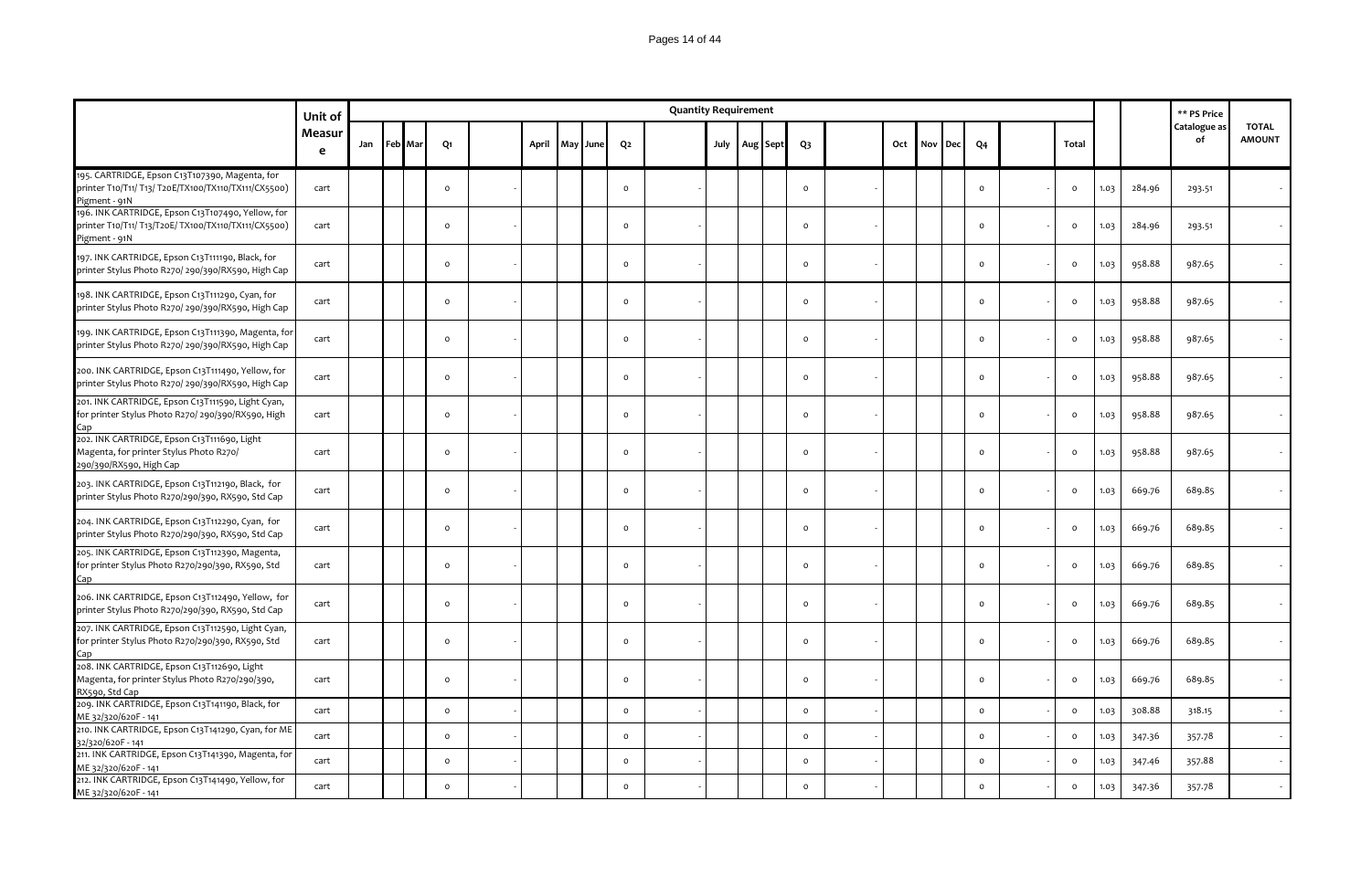| | Unit of Measure | Quantity Requirement | | | | | | | | | | | | | | | | | | | | | | | | | ** PS Price Catalogue as of | TOTAL AMOUNT |
|---|---|---|---|---|---|---|---|---|---|---|---|---|---|---|---|---|---|---|---|---|---|---|---|---|---|---|---|---|
| | | Jan | Feb | Mar | Q1 | | April | May | June | Q2 | | July | Aug | Sept | Q3 | | Oct | Nov | Dec | Q4 | | Total | | | | |
| 195. CARTRIDGE, Epson C13T107390, Magenta, for printer T10/T11/ T13/ T20E/TX100/TX110/TX111/CX5500) Pigment - 91N | cart | | | | 0 | - | | | | 0 | - | | | | 0 | - | | | | 0 | - | 0 | 1.03 | 284.96 | 293.51 | - |
| 196. INK CARTRIDGE, Epson C13T107490, Yellow, for printer T10/T11/ T13/T20E/ TX100/TX110/TX111/CX5500) Pigment - 91N | cart | | | | 0 | - | | | | 0 | - | | | | 0 | - | | | | 0 | - | 0 | 1.03 | 284.96 | 293.51 | - |
| 197. INK CARTRIDGE, Epson C13T111190, Black, for printer Stylus Photo R270/ 290/390/RX590, High Cap | cart | | | | 0 | - | | | | 0 | - | | | | 0 | - | | | | 0 | - | 0 | 1.03 | 958.88 | 987.65 | - |
| 198. INK CARTRIDGE, Epson C13T111290, Cyan, for printer Stylus Photo R270/ 290/390/RX590, High Cap | cart | | | | 0 | - | | | | 0 | - | | | | 0 | - | | | | 0 | - | 0 | 1.03 | 958.88 | 987.65 | - |
| 199. INK CARTRIDGE, Epson C13T111390, Magenta, for printer Stylus Photo R270/ 290/390/RX590, High Cap | cart | | | | 0 | - | | | | 0 | - | | | | 0 | - | | | | 0 | - | 0 | 1.03 | 958.88 | 987.65 | - |
| 200. INK CARTRIDGE, Epson C13T111490, Yellow, for printer Stylus Photo R270/ 290/390/RX590, High Cap | cart | | | | 0 | - | | | | 0 | - | | | | 0 | - | | | | 0 | - | 0 | 1.03 | 958.88 | 987.65 | - |
| 201. INK CARTRIDGE, Epson C13T111590, Light Cyan, for printer Stylus Photo R270/ 290/390/RX590, High Cap | cart | | | | 0 | - | | | | 0 | - | | | | 0 | - | | | | 0 | - | 0 | 1.03 | 958.88 | 987.65 | - |
| 202. INK CARTRIDGE, Epson C13T111690, Light Magenta, for printer Stylus Photo R270/ 290/390/RX590, High Cap | cart | | | | 0 | - | | | | 0 | - | | | | 0 | - | | | | 0 | - | 0 | 1.03 | 958.88 | 987.65 | - |
| 203. INK CARTRIDGE, Epson C13T112190, Black, for printer Stylus Photo R270/290/390, RX590, Std Cap | cart | | | | 0 | - | | | | 0 | - | | | | 0 | - | | | | 0 | - | 0 | 1.03 | 669.76 | 689.85 | - |
| 204. INK CARTRIDGE, Epson C13T112290, Cyan, for printer Stylus Photo R270/290/390, RX590, Std Cap | cart | | | | 0 | - | | | | 0 | - | | | | 0 | - | | | | 0 | - | 0 | 1.03 | 669.76 | 689.85 | - |
| 205. INK CARTRIDGE, Epson C13T112390, Magenta, for printer Stylus Photo R270/290/390, RX590, Std Cap | cart | | | | 0 | - | | | | 0 | - | | | | 0 | - | | | | 0 | - | 0 | 1.03 | 669.76 | 689.85 | - |
| 206. INK CARTRIDGE, Epson C13T112490, Yellow, for printer Stylus Photo R270/290/390, RX590, Std Cap | cart | | | | 0 | - | | | | 0 | - | | | | 0 | - | | | | 0 | - | 0 | 1.03 | 669.76 | 689.85 | - |
| 207. INK CARTRIDGE, Epson C13T112590, Light Cyan, for printer Stylus Photo R270/290/390, RX590, Std Cap | cart | | | | 0 | - | | | | 0 | - | | | | 0 | - | | | | 0 | - | 0 | 1.03 | 669.76 | 689.85 | - |
| 208. INK CARTRIDGE, Epson C13T112690, Light Magenta, for printer Stylus Photo R270/290/390, RX590, Std Cap | cart | | | | 0 | - | | | | 0 | - | | | | 0 | - | | | | 0 | - | 0 | 1.03 | 669.76 | 689.85 | - |
| 209. INK CARTRIDGE, Epson C13T141190, Black, for ME 32/320/620F - 141 | cart | | | | 0 | - | | | | 0 | - | | | | 0 | - | | | | 0 | - | 0 | 1.03 | 308.88 | 318.15 | - |
| 210. INK CARTRIDGE, Epson C13T141290, Cyan, for ME 32/320/620F - 141 | cart | | | | 0 | - | | | | 0 | - | | | | 0 | - | | | | 0 | - | 0 | 1.03 | 347.36 | 357.78 | - |
| 211. INK CARTRIDGE, Epson C13T141390, Magenta, for ME 32/320/620F - 141 | cart | | | | 0 | - | | | | 0 | - | | | | 0 | - | | | | 0 | - | 0 | 1.03 | 347.46 | 357.88 | - |
| 212. INK CARTRIDGE, Epson C13T141490, Yellow, for ME 32/320/620F - 141 | cart | | | | 0 | - | | | | 0 | - | | | | 0 | - | | | | 0 | - | 0 | 1.03 | 347.36 | 357.78 | - |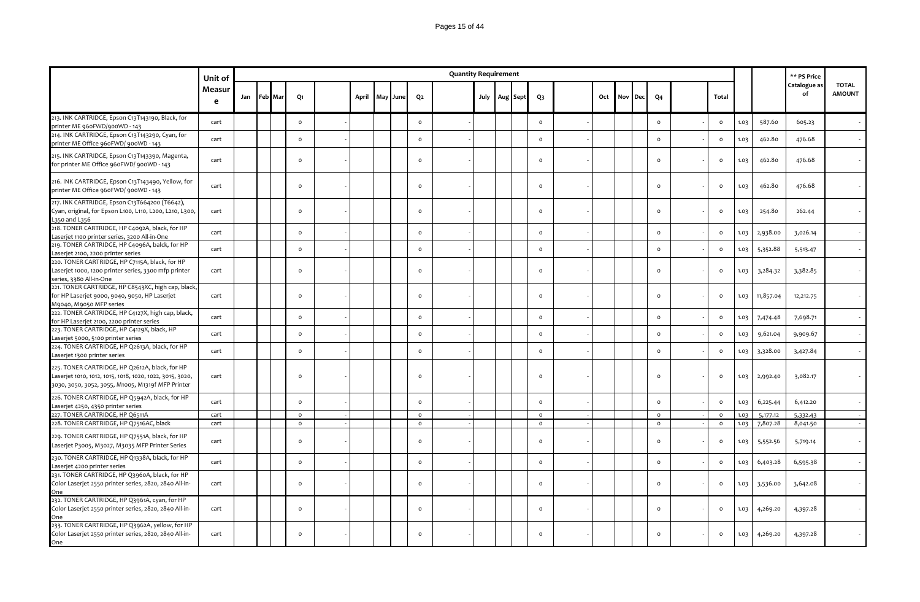| | Unit of Measure | Quantity Requirement | | | | | | | | | | | | | | | | | | | | | | | | ** PS Price Catalogue as of | TOTAL AMOUNT |
|---|---|---|---|---|---|---|---|---|---|---|---|---|---|---|---|---|---|---|---|---|---|---|---|---|---|---|---|
| | | Jan | Feb | Mar | Q1 | | April | May | June | Q2 | | July | Aug | Sept | Q3 | | Oct | Nov | Dec | Q4 | | Total | | | | | |
| 213. INK CARTRIDGE, Epson C13T143190, Black, for printer ME 960FWD/900WD - 143 | cart | | | | 0 | - | | | | 0 | - | | | | 0 | - | | | | 0 | - | 0 | 1.03 | 587.60 | | 605.23 | - |
| 214. INK CARTRIDGE, Epson C13T143290, Cyan, for printer ME Office 960FWD/ 900WD - 143 | cart | | | | 0 | - | | | | 0 | - | | | | 0 | - | | | | 0 | - | 0 | 1.03 | 462.80 | | 476.68 | - |
| 215. INK CARTRIDGE, Epson C13T143390, Magenta, for printer ME Office 960FWD/ 900WD - 143 | cart | | | | 0 | - | | | | 0 | - | | | | 0 | - | | | | 0 | - | 0 | 1.03 | 462.80 | | 476.68 | - |
| 216. INK CARTRIDGE, Epson C13T143490, Yellow, for printer ME Office 960FWD/ 900WD - 143 | cart | | | | 0 | - | | | | 0 | - | | | | 0 | - | | | | 0 | - | 0 | 1.03 | 462.80 | | 476.68 | - |
| 217. INK CARTRIDGE, Epson C13T664200 (T6642), Cyan, original, for Epson L100, L110, L200, L210, L300, L350 and L356 | cart | | | | 0 | - | | | | 0 | - | | | | 0 | - | | | | 0 | - | 0 | 1.03 | 254.80 | | 262.44 | - |
| 218. TONER CARTRIDGE, HP C4092A, black, for HP Laserjet 1100 printer series, 3200 All-in-One | cart | | | | 0 | - | | | | 0 | - | | | | 0 | - | | | | 0 | - | 0 | 1.03 | 2,938.00 | | 3,026.14 | - |
| 219. TONER CARTRIDGE, HP C4096A, balck, for HP Laserjet 2100, 2200 printer series | cart | | | | 0 | - | | | | 0 | - | | | | 0 | - | | | | 0 | - | 0 | 1.03 | 5,352.88 | | 5,513.47 | - |
| 220. TONER CARTRIDGE, HP C7115A, black, for HP Laserjet 1000, 1200 printer series, 3300 mfp printer series, 3380 All-in-One | cart | | | | 0 | - | | | | 0 | - | | | | 0 | - | | | | 0 | - | 0 | 1.03 | 3,284.32 | | 3,382.85 | - |
| 221. TONER CARTRIDGE, HP C8543XC, high cap, black, for HP Laserjet 9000, 9040, 9050, HP Laserjet M9040, M9050 MFP series | cart | | | | 0 | - | | | | 0 | - | | | | 0 | - | | | | 0 | - | 0 | 1.03 | 11,857.04 | | 12,212.75 | - |
| 222. TONER CARTRIDGE, HP C4127X, high cap, black, for HP Laserjet 2100, 2200 printer series | cart | | | | 0 | - | | | | 0 | - | | | | 0 | - | | | | 0 | - | 0 | 1.03 | 7,474.48 | | 7,698.71 | - |
| 223. TONER CARTRIDGE, HP C4129X, black, HP Laserjet 5000, 5100 printer series | cart | | | | 0 | - | | | | 0 | - | | | | 0 | - | | | | 0 | - | 0 | 1.03 | 9,621.04 | | 9,909.67 | - |
| 224. TONER CARTRIDGE, HP Q2613A, black, for HP Laserjet 1300 printer series | cart | | | | 0 | - | | | | 0 | - | | | | 0 | - | | | | 0 | - | 0 | 1.03 | 3,328.00 | | 3,427.84 | - |
| 225. TONER CARTRIDGE, HP Q2612A, black, for HP Laserjet 1010, 1012, 1015, 1018, 1020, 1022, 3015, 3020, 3030, 3050, 3052, 3055, M1005, M1319f MFP Printer | cart | | | | 0 | - | | | | 0 | - | | | | 0 | - | | | | 0 | - | 0 | 1.03 | 2,992.40 | | 3,082.17 | - |
| 226. TONER CARTRIDGE, HP Q5942A, black, for HP Laserjet 4250, 4350 printer series | cart | | | | 0 | - | | | | 0 | - | | | | 0 | - | | | | 0 | - | 0 | 1.03 | 6,225.44 | | 6,412.20 | - |
| 227. TONER CARTRIDGE, HP Q6511A | cart | | | | 0 | - | | | | 0 | - | | | | 0 | - | | | | 0 | - | 0 | 1.03 | 5,177.12 | | 5,332.43 | - |
| 228. TONER CARTRIDGE, HP Q7516AC, black | cart | | | | 0 | - | | | | 0 | - | | | | 0 | - | | | | 0 | - | 0 | 1.03 | 7,807.28 | | 8,041.50 | - |
| 229. TONER CARTRIDGE, HP Q7551A, black, for HP Laserjet P3005, M3027, M3035 MFP Printer Series | cart | | | | 0 | - | | | | 0 | - | | | | 0 | - | | | | 0 | - | 0 | 1.03 | 5,552.56 | | 5,719.14 | - |
| 230. TONER CARTRIDGE, HP Q1338A, black, for HP Laserjet 4200 printer series | cart | | | | 0 | - | | | | 0 | - | | | | 0 | - | | | | 0 | - | 0 | 1.03 | 6,403.28 | | 6,595.38 | - |
| 231. TONER CARTRIDGE, HP Q3960A, black, for HP Color Laserjet 2550 printer series, 2820, 2840 All-in-One | cart | | | | 0 | - | | | | 0 | - | | | | 0 | - | | | | 0 | - | 0 | 1.03 | 3,536.00 | | 3,642.08 | - |
| 232. TONER CARTRIDGE, HP Q3961A, cyan, for HP Color Laserjet 2550 printer series, 2820, 2840 All-in-One | cart | | | | 0 | - | | | | 0 | - | | | | 0 | - | | | | 0 | - | 0 | 1.03 | 4,269.20 | | 4,397.28 | - |
| 233. TONER CARTRIDGE, HP Q3962A, yellow, for HP Color Laserjet 2550 printer series, 2820, 2840 All-in-One | cart | | | | 0 | - | | | | 0 | - | | | | 0 | - | | | | 0 | - | 0 | 1.03 | 4,269.20 | | 4,397.28 | - |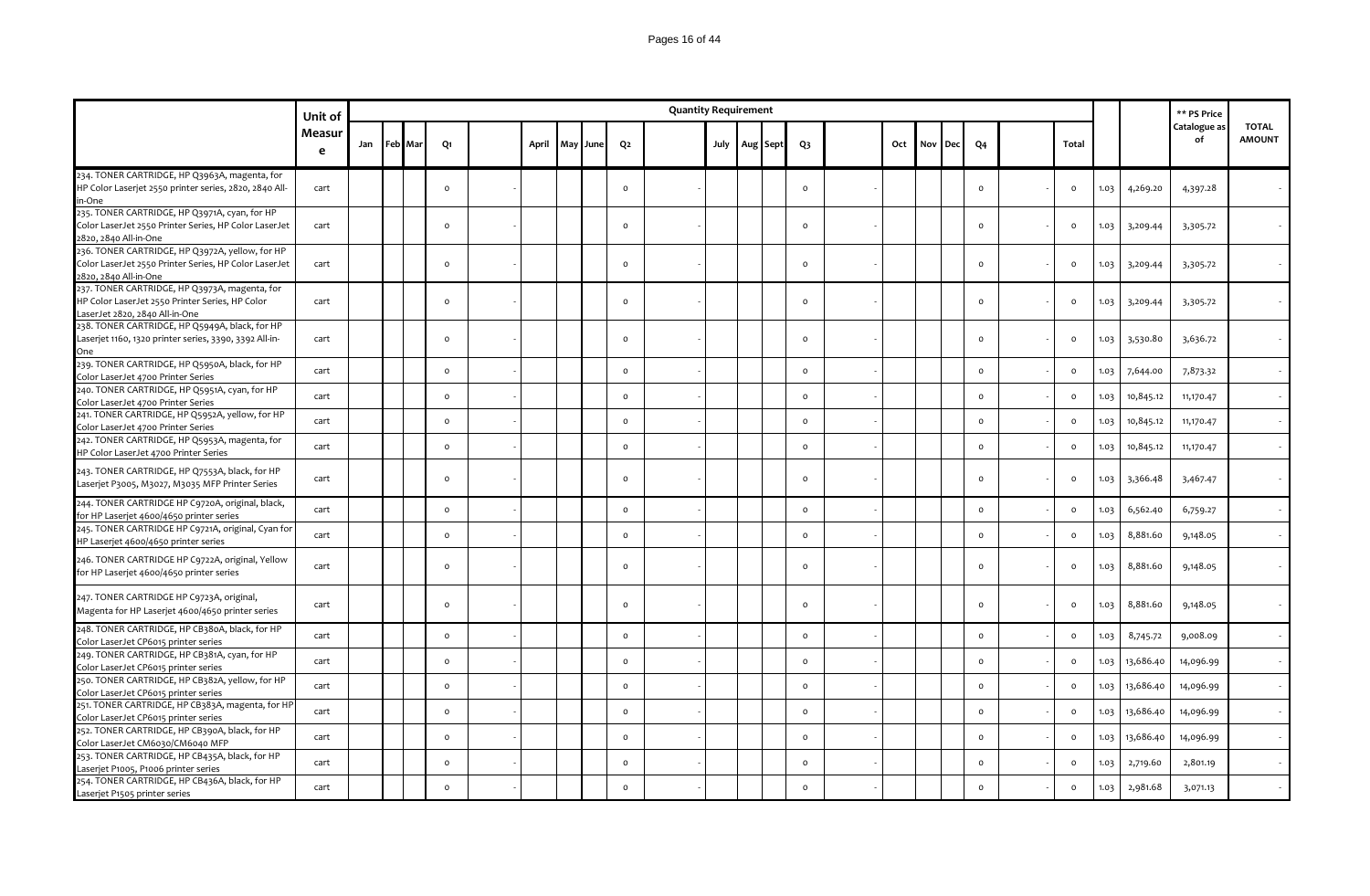| | Unit of Measure | Quantity Requirement | | | | | | | | | | | | | | | | | | | | | | | | | ** PS Price Catalogue as of | TOTAL AMOUNT |
|---|---|---|---|---|---|---|---|---|---|---|---|---|---|---|---|---|---|---|---|---|---|---|---|---|---|---|---|---|
| | | Jan | Feb | Mar | Q1 | | April | May | June | Q2 | | July | Aug | Sept | Q3 | | Oct | Nov | Dec | Q4 | | Total | | | | |
| 234. TONER CARTRIDGE, HP Q3963A, magenta, for HP Color Laserjet 2550 printer series, 2820, 2840 All-in-One | cart | | | | 0 | - | | | | 0 | - | | | | 0 | - | | | | 0 | - | 0 | 1.03 | 4,269.20 | 4,397.28 | - |
| 235. TONER CARTRIDGE, HP Q3971A, cyan, for HP Color LaserJet 2550 Printer Series, HP Color LaserJet 2820, 2840 All-in-One | cart | | | | 0 | - | | | | 0 | - | | | | 0 | - | | | | 0 | - | 0 | 1.03 | 3,209.44 | 3,305.72 | - |
| 236. TONER CARTRIDGE, HP Q3972A, yellow, for HP Color LaserJet 2550 Printer Series, HP Color LaserJet 2820, 2840 All-in-One | cart | | | | 0 | - | | | | 0 | - | | | | 0 | - | | | | 0 | - | 0 | 1.03 | 3,209.44 | 3,305.72 | - |
| 237. TONER CARTRIDGE, HP Q3973A, magenta, for HP Color LaserJet 2550 Printer Series, HP Color LaserJet 2820, 2840 All-in-One | cart | | | | 0 | - | | | | 0 | - | | | | 0 | - | | | | 0 | - | 0 | 1.03 | 3,209.44 | 3,305.72 | - |
| 238. TONER CARTRIDGE, HP Q5949A, black, for HP Laserjet 1160, 1320 printer series, 3390, 3392 All-in-One | cart | | | | 0 | - | | | | 0 | - | | | | 0 | - | | | | 0 | - | 0 | 1.03 | 3,530.80 | 3,636.72 | - |
| 239. TONER CARTRIDGE, HP Q5950A, black, for HP Color LaserJet 4700 Printer Series | cart | | | | 0 | - | | | | 0 | - | | | | 0 | - | | | | 0 | - | 0 | 1.03 | 7,644.00 | 7,873.32 | - |
| 240. TONER CARTRIDGE, HP Q5951A, cyan, for HP Color LaserJet 4700 Printer Series | cart | | | | 0 | - | | | | 0 | - | | | | 0 | - | | | | 0 | - | 0 | 1.03 | 10,845.12 | 11,170.47 | - |
| 241. TONER CARTRIDGE, HP Q5952A, yellow, for HP Color LaserJet 4700 Printer Series | cart | | | | 0 | - | | | | 0 | - | | | | 0 | - | | | | 0 | - | 0 | 1.03 | 10,845.12 | 11,170.47 | - |
| 242. TONER CARTRIDGE, HP Q5953A, magenta, for HP Color LaserJet 4700 Printer Series | cart | | | | 0 | - | | | | 0 | - | | | | 0 | - | | | | 0 | - | 0 | 1.03 | 10,845.12 | 11,170.47 | - |
| 243. TONER CARTRIDGE, HP Q7553A, black, for HP Laserjet P3005, M3027, M3035 MFP Printer Series | cart | | | | 0 | - | | | | 0 | - | | | | 0 | - | | | | 0 | - | 0 | 1.03 | 3,366.48 | 3,467.47 | - |
| 244. TONER CARTRIDGE HP C9720A, original, black, for HP Laserjet 4600/4650 printer series | cart | | | | 0 | - | | | | 0 | - | | | | 0 | - | | | | 0 | - | 0 | 1.03 | 6,562.40 | 6,759.27 | - |
| 245. TONER CARTRIDGE HP C9721A, original, Cyan for HP Laserjet 4600/4650 printer series | cart | | | | 0 | - | | | | 0 | - | | | | 0 | - | | | | 0 | - | 0 | 1.03 | 8,881.60 | 9,148.05 | - |
| 246. TONER CARTRIDGE HP C9722A, original, Yellow for HP Laserjet 4600/4650 printer series | cart | | | | 0 | - | | | | 0 | - | | | | 0 | - | | | | 0 | - | 0 | 1.03 | 8,881.60 | 9,148.05 | - |
| 247. TONER CARTRIDGE HP C9723A, original, Magenta for HP Laserjet 4600/4650 printer series | cart | | | | 0 | - | | | | 0 | - | | | | 0 | - | | | | 0 | - | 0 | 1.03 | 8,881.60 | 9,148.05 | - |
| 248. TONER CARTRIDGE, HP CB380A, black, for HP Color LaserJet CP6015 printer series | cart | | | | 0 | - | | | | 0 | - | | | | 0 | - | | | | 0 | - | 0 | 1.03 | 8,745.72 | 9,008.09 | - |
| 249. TONER CARTRIDGE, HP CB381A, cyan, for HP Color LaserJet CP6015 printer series | cart | | | | 0 | - | | | | 0 | - | | | | 0 | - | | | | 0 | - | 0 | 1.03 | 13,686.40 | 14,096.99 | - |
| 250. TONER CARTRIDGE, HP CB382A, yellow, for HP Color LaserJet CP6015 printer series | cart | | | | 0 | - | | | | 0 | - | | | | 0 | - | | | | 0 | - | 0 | 1.03 | 13,686.40 | 14,096.99 | - |
| 251. TONER CARTRIDGE, HP CB383A, magenta, for HP Color LaserJet CP6015 printer series | cart | | | | 0 | - | | | | 0 | - | | | | 0 | - | | | | 0 | - | 0 | 1.03 | 13,686.40 | 14,096.99 | - |
| 252. TONER CARTRIDGE, HP CB390A, black, for HP Color LaserJet CM6030/CM6040 MFP | cart | | | | 0 | - | | | | 0 | - | | | | 0 | - | | | | 0 | - | 0 | 1.03 | 13,686.40 | 14,096.99 | - |
| 253. TONER CARTRIDGE, HP CB435A, black, for HP Laserjet P1005, P1006 printer series | cart | | | | 0 | - | | | | 0 | - | | | | 0 | - | | | | 0 | - | 0 | 1.03 | 2,719.60 | 2,801.19 | - |
| 254. TONER CARTRIDGE, HP CB436A, black, for HP Laserjet P1505 printer series | cart | | | | 0 | - | | | | 0 | - | | | | 0 | - | | | | 0 | - | 0 | 1.03 | 2,981.68 | 3,071.13 | - |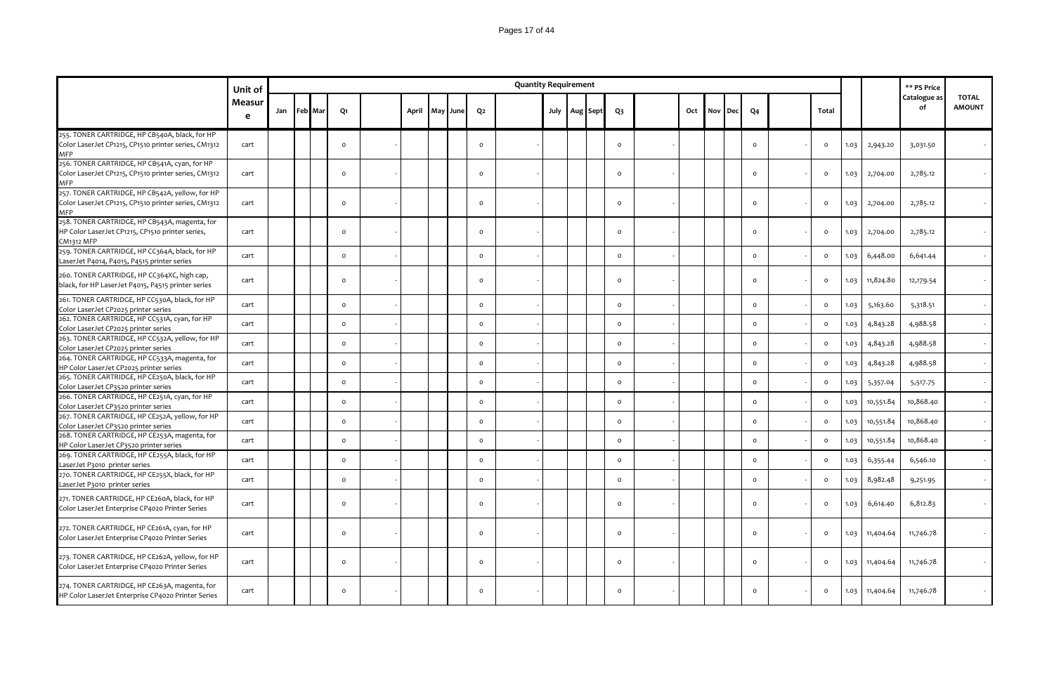| | Unit of Measure | Quantity Requirement | | | | | | | | | | | | | | | | | | | | | | | ** PS Price Catalogue as of | TOTAL AMOUNT |
|---|---|---|---|---|---|---|---|---|---|---|---|---|---|---|---|---|---|---|---|---|---|---|---|---|---|---|
| | | Jan | Feb | Mar | Q1 | | April | May | June | Q2 | | July | Aug | Sept | Q3 | | Oct | Nov | Dec | Q4 | | Total | | | | |
| 255. TONER CARTRIDGE, HP CB540A, black, for HP Color LaserJet CP1215, CP1510 printer series, CM1312 MFP | cart | | | | 0 | - | | | | 0 | - | | | | 0 | - | | | | 0 | - | 0 | 1.03 | 2,943.20 | 3,031.50 | - |
| 256. TONER CARTRIDGE, HP CB541A, cyan, for HP Color LaserJet CP1215, CP1510 printer series, CM1312 MFP | cart | | | | 0 | - | | | | 0 | - | | | | 0 | - | | | | 0 | - | 0 | 1.03 | 2,704.00 | 2,785.12 | - |
| 257. TONER CARTRIDGE, HP CB542A, yellow, for HP Color LaserJet CP1215, CP1510 printer series, CM1312 MFP | cart | | | | 0 | - | | | | 0 | - | | | | 0 | - | | | | 0 | - | 0 | 1.03 | 2,704.00 | 2,785.12 | - |
| 258. TONER CARTRIDGE, HP CB543A, magenta, for HP Color LaserJet CP1215, CP1510 printer series, CM1312 MFP | cart | | | | 0 | - | | | | 0 | - | | | | 0 | - | | | | 0 | - | 0 | 1.03 | 2,704.00 | 2,785.12 | - |
| 259. TONER CARTRIDGE, HP CC364A, black, for HP LaserJet P4014, P4015, P4515 printer series | cart | | | | 0 | - | | | | 0 | - | | | | 0 | - | | | | 0 | - | 0 | 1.03 | 6,448.00 | 6,641.44 | - |
| 260. TONER CARTRIDGE, HP CC364XC, high cap, black, for HP LaserJet P4015, P4515 printer series | cart | | | | 0 | - | | | | 0 | - | | | | 0 | - | | | | 0 | - | 0 | 1.03 | 11,824.80 | 12,179.54 | - |
| 261. TONER CARTRIDGE, HP CC530A, black, for HP Color LaserJet CP2025 printer series | cart | | | | 0 | - | | | | 0 | - | | | | 0 | - | | | | 0 | - | 0 | 1.03 | 5,163.60 | 5,318.51 | - |
| 262. TONER CARTRIDGE, HP CC531A, cyan, for HP Color LaserJet CP2025 printer series | cart | | | | 0 | - | | | | 0 | - | | | | 0 | - | | | | 0 | - | 0 | 1.03 | 4,843.28 | 4,988.58 | - |
| 263. TONER CARTRIDGE, HP CC532A, yellow, for HP Color LaserJet CP2025 printer series | cart | | | | 0 | - | | | | 0 | - | | | | 0 | - | | | | 0 | - | 0 | 1.03 | 4,843.28 | 4,988.58 | - |
| 264. TONER CARTRIDGE, HP CC533A, magenta, for HP Color LaserJet CP2025 printer series | cart | | | | 0 | - | | | | 0 | - | | | | 0 | - | | | | 0 | - | 0 | 1.03 | 4,843.28 | 4,988.58 | - |
| 265. TONER CARTRIDGE, HP CE250A, black, for HP Color LaserJet CP3520 printer series | cart | | | | 0 | - | | | | 0 | - | | | | 0 | - | | | | 0 | - | 0 | 1.03 | 5,357.04 | 5,517.75 | - |
| 266. TONER CARTRIDGE, HP CE251A, cyan, for HP Color LaserJet CP3520 printer series | cart | | | | 0 | - | | | | 0 | - | | | | 0 | - | | | | 0 | - | 0 | 1.03 | 10,551.84 | 10,868.40 | - |
| 267. TONER CARTRIDGE, HP CE252A, yellow, for HP Color LaserJet CP3520 printer series | cart | | | | 0 | - | | | | 0 | - | | | | 0 | - | | | | 0 | - | 0 | 1.03 | 10,551.84 | 10,868.40 | - |
| 268. TONER CARTRIDGE, HP CE253A, magenta, for HP Color LaserJet CP3520 printer series | cart | | | | 0 | - | | | | 0 | - | | | | 0 | - | | | | 0 | - | 0 | 1.03 | 10,551.84 | 10,868.40 | - |
| 269. TONER CARTRIDGE, HP CE255A, black, for HP LaserJet P3010 printer series | cart | | | | 0 | - | | | | 0 | - | | | | 0 | - | | | | 0 | - | 0 | 1.03 | 6,355.44 | 6,546.10 | - |
| 270. TONER CARTRIDGE, HP CE255X, black, for HP LaserJet P3010 printer series | cart | | | | 0 | - | | | | 0 | - | | | | 0 | - | | | | 0 | - | 0 | 1.03 | 8,982.48 | 9,251.95 | - |
| 271. TONER CARTRIDGE, HP CE260A, black, for HP Color LaserJet Enterprise CP4020 Printer Series | cart | | | | 0 | - | | | | 0 | - | | | | 0 | - | | | | 0 | - | 0 | 1.03 | 6,614.40 | 6,812.83 | - |
| 272. TONER CARTRIDGE, HP CE261A, cyan, for HP Color LaserJet Enterprise CP4020 Printer Series | cart | | | | 0 | - | | | | 0 | - | | | | 0 | - | | | | 0 | - | 0 | 1.03 | 11,404.64 | 11,746.78 | - |
| 273. TONER CARTRIDGE, HP CE262A, yellow, for HP Color LaserJet Enterprise CP4020 Printer Series | cart | | | | 0 | - | | | | 0 | - | | | | 0 | - | | | | 0 | - | 0 | 1.03 | 11,404.64 | 11,746.78 | - |
| 274. TONER CARTRIDGE, HP CE263A, magenta, for HP Color LaserJet Enterprise CP4020 Printer Series | cart | | | | 0 | - | | | | 0 | - | | | | 0 | - | | | | 0 | - | 0 | 1.03 | 11,404.64 | 11,746.78 | - |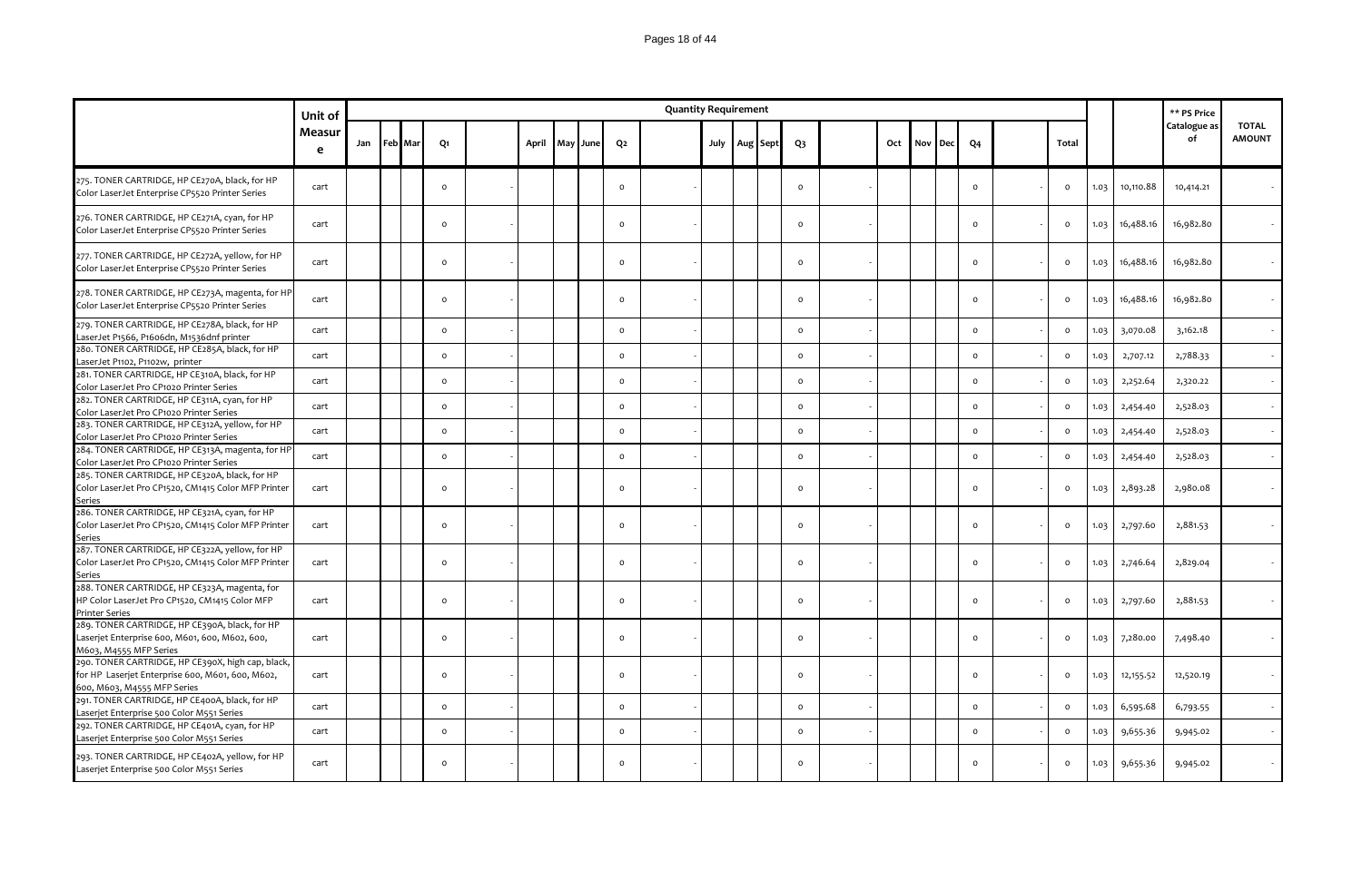| | Unit of Measure | Quantity Requirement | | | | | | | | | | | | | | | | | | | | | | | | | ** PS Price Catalogue as of | TOTAL AMOUNT |
|---|---|---|---|---|---|---|---|---|---|---|---|---|---|---|---|---|---|---|---|---|---|---|---|---|---|---|---|---|
| | | Jan | Feb | Mar | Q1 | | April | May | June | Q2 | | July | Aug | Sept | Q3 | | Oct | Nov | Dec | Q4 | | Total | | | | |
| 275. TONER CARTRIDGE, HP CE270A, black, for HP Color LaserJet Enterprise CP5520 Printer Series | cart | | | | 0 | - | | | | 0 | - | | | | 0 | - | | | | 0 | - | 0 | 1.03 | 10,110.88 | 10,414.21 | - |
| 276. TONER CARTRIDGE, HP CE271A, cyan, for HP Color LaserJet Enterprise CP5520 Printer Series | cart | | | | 0 | - | | | | 0 | - | | | | 0 | - | | | | 0 | - | 0 | 1.03 | 16,488.16 | 16,982.80 | - |
| 277. TONER CARTRIDGE, HP CE272A, yellow, for HP Color LaserJet Enterprise CP5520 Printer Series | cart | | | | 0 | - | | | | 0 | - | | | | 0 | - | | | | 0 | - | 0 | 1.03 | 16,488.16 | 16,982.80 | - |
| 278. TONER CARTRIDGE, HP CE273A, magenta, for HP Color LaserJet Enterprise CP5520 Printer Series | cart | | | | 0 | - | | | | 0 | - | | | | 0 | - | | | | 0 | - | 0 | 1.03 | 16,488.16 | 16,982.80 | - |
| 279. TONER CARTRIDGE, HP CE278A, black, for HP LaserJet P1566, P1606dn, M1536dnf printer | cart | | | | 0 | - | | | | 0 | - | | | | 0 | - | | | | 0 | - | 0 | 1.03 | 3,070.08 | 3,162.18 | - |
| 280. TONER CARTRIDGE, HP CE285A, black, for HP LaserJet P1102, P1102w, printer | cart | | | | 0 | - | | | | 0 | - | | | | 0 | - | | | | 0 | - | 0 | 1.03 | 2,707.12 | 2,788.33 | - |
| 281. TONER CARTRIDGE, HP CE310A, black, for HP Color LaserJet Pro CP1020 Printer Series | cart | | | | 0 | - | | | | 0 | - | | | | 0 | - | | | | 0 | - | 0 | 1.03 | 2,252.64 | 2,320.22 | - |
| 282. TONER CARTRIDGE, HP CE311A, cyan, for HP Color LaserJet Pro CP1020 Printer Series | cart | | | | 0 | - | | | | 0 | - | | | | 0 | - | | | | 0 | - | 0 | 1.03 | 2,454.40 | 2,528.03 | - |
| 283. TONER CARTRIDGE, HP CE312A, yellow, for HP Color LaserJet Pro CP1020 Printer Series | cart | | | | 0 | - | | | | 0 | - | | | | 0 | - | | | | 0 | - | 0 | 1.03 | 2,454.40 | 2,528.03 | - |
| 284. TONER CARTRIDGE, HP CE313A, magenta, for HP Color LaserJet Pro CP1020 Printer Series | cart | | | | 0 | - | | | | 0 | - | | | | 0 | - | | | | 0 | - | 0 | 1.03 | 2,454.40 | 2,528.03 | - |
| 285. TONER CARTRIDGE, HP CE320A, black, for HP Color LaserJet Pro CP1520, CM1415 Color MFP Printer Series | cart | | | | 0 | - | | | | 0 | - | | | | 0 | - | | | | 0 | - | 0 | 1.03 | 2,893.28 | 2,980.08 | - |
| 286. TONER CARTRIDGE, HP CE321A, cyan, for HP Color LaserJet Pro CP1520, CM1415 Color MFP Printer Series | cart | | | | 0 | - | | | | 0 | - | | | | 0 | - | | | | 0 | - | 0 | 1.03 | 2,797.60 | 2,881.53 | - |
| 287. TONER CARTRIDGE, HP CE322A, yellow, for HP Color LaserJet Pro CP1520, CM1415 Color MFP Printer Series | cart | | | | 0 | - | | | | 0 | - | | | | 0 | - | | | | 0 | - | 0 | 1.03 | 2,746.64 | 2,829.04 | - |
| 288. TONER CARTRIDGE, HP CE323A, magenta, for HP Color LaserJet Pro CP1520, CM1415 Color MFP Printer Series | cart | | | | 0 | - | | | | 0 | - | | | | 0 | - | | | | 0 | - | 0 | 1.03 | 2,797.60 | 2,881.53 | - |
| 289. TONER CARTRIDGE, HP CE390A, black, for HP Laserjet Enterprise 600, M601, 600, M602, 600, M603, M4555 MFP Series | cart | | | | 0 | - | | | | 0 | - | | | | 0 | - | | | | 0 | - | 0 | 1.03 | 7,280.00 | 7,498.40 | - |
| 290. TONER CARTRIDGE, HP CE390X, high cap, black, for HP Laserjet Enterprise 600, M601, 600, M602, 600, M603, M4555 MFP Series | cart | | | | 0 | - | | | | 0 | - | | | | 0 | - | | | | 0 | - | 0 | 1.03 | 12,155.52 | 12,520.19 | - |
| 291. TONER CARTRIDGE, HP CE400A, black, for HP Laserjet Enterprise 500 Color M551 Series | cart | | | | 0 | - | | | | 0 | - | | | | 0 | - | | | | 0 | - | 0 | 1.03 | 6,595.68 | 6,793.55 | - |
| 292. TONER CARTRIDGE, HP CE401A, cyan, for HP Laserjet Enterprise 500 Color M551 Series | cart | | | | 0 | - | | | | 0 | - | | | | 0 | - | | | | 0 | - | 0 | 1.03 | 9,655.36 | 9,945.02 | - |
| 293. TONER CARTRIDGE, HP CE402A, yellow, for HP Laserjet Enterprise 500 Color M551 Series | cart | | | | 0 | - | | | | 0 | - | | | | 0 | - | | | | 0 | - | 0 | 1.03 | 9,655.36 | 9,945.02 | - |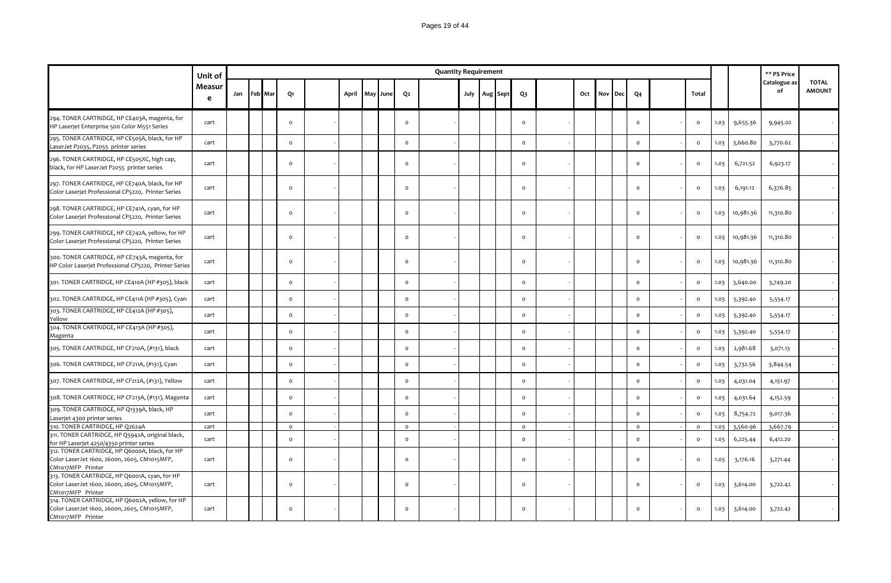| | Unit of Measure | Quantity Requirement | | | | | | | | | | | | | | | | | | | | | | | | ** PS Price Catalogue as of | TOTAL AMOUNT |
|---|---|---|---|---|---|---|---|---|---|---|---|---|---|---|---|---|---|---|---|---|---|---|---|---|---|---|---|
| | | Jan | Feb | Mar | Q1 | | April | May | June | Q2 | | July | Aug | Sept | Q3 | | Oct | Nov | Dec | Q4 | | Total | | | | | |
| 294. TONER CARTRIDGE, HP CE403A, magenta, for HP Laserjet Enterprise 500 Color M551 Series | cart | | | | 0 | - | | | | 0 | - | | | | 0 | - | | | | 0 | - | 0 | 1.03 | 9,655.36 | | 9,945.02 | - |
| 295. TONER CARTRIDGE, HP CE505A, black, for HP LaserJet P2035, P2055 printer series | cart | | | | 0 | - | | | | 0 | - | | | | 0 | - | | | | 0 | - | 0 | 1.03 | 3,660.80 | | 3,770.62 | - |
| 296. TONER CARTRIDGE, HP CE505XC, high cap, black, for HP LaserJet P2055 printer series | cart | | | | 0 | - | | | | 0 | - | | | | 0 | - | | | | 0 | - | 0 | 1.03 | 6,721.52 | | 6,923.17 | - |
| 297. TONER CARTRIDGE, HP CE740A, black, for HP Color Laserjet Professional CP5220, Printer Series | cart | | | | 0 | - | | | | 0 | - | | | | 0 | - | | | | 0 | - | 0 | 1.03 | 6,191.12 | | 6,376.85 | - |
| 298. TONER CARTRIDGE, HP CE741A, cyan, for HP Color Laserjet Professional CP5220, Printer Series | cart | | | | 0 | - | | | | 0 | - | | | | 0 | - | | | | 0 | - | 0 | 1.03 | 10,981.36 | | 11,310.80 | - |
| 299. TONER CARTRIDGE, HP CE742A, yellow, for HP Color Laserjet Professional CP5220, Printer Series | cart | | | | 0 | - | | | | 0 | - | | | | 0 | - | | | | 0 | - | 0 | 1.03 | 10,981.36 | | 11,310.80 | - |
| 300. TONER CARTRIDGE, HP CE743A, magenta, for HP Color Laserjet Professional CP5220, Printer Series | cart | | | | 0 | - | | | | 0 | - | | | | 0 | - | | | | 0 | - | 0 | 1.03 | 10,981.36 | | 11,310.80 | - |
| 301. TONER CARTRIDGE, HP CE410A (HP #305), black | cart | | | | 0 | - | | | | 0 | - | | | | 0 | - | | | | 0 | - | 0 | 1.03 | 3,640.00 | | 3,749.20 | - |
| 302. TONER CARTRIDGE, HP CE411A (HP #305), Cyan | cart | | | | 0 | - | | | | 0 | - | | | | 0 | - | | | | 0 | - | 0 | 1.03 | 5,392.40 | | 5,554.17 | - |
| 303. TONER CARTRIDGE, HP CE412A (HP #305), Yellow | cart | | | | 0 | - | | | | 0 | - | | | | 0 | - | | | | 0 | - | 0 | 1.03 | 5,392.40 | | 5,554.17 | - |
| 304. TONER CARTRIDGE, HP CE413A (HP #305), Magenta | cart | | | | 0 | - | | | | 0 | - | | | | 0 | - | | | | 0 | - | 0 | 1.03 | 5,392.40 | | 5,554.17 | - |
| 305. TONER CARTRIDGE, HP CF210A, (#131), black | cart | | | | 0 | - | | | | 0 | - | | | | 0 | - | | | | 0 | - | 0 | 1.03 | 2,981.68 | | 3,071.13 | - |
| 306. TONER CARTRIDGE, HP CF211A, (#131), Cyan | cart | | | | 0 | - | | | | 0 | - | | | | 0 | - | | | | 0 | - | 0 | 1.03 | 3,732.56 | | 3,844.54 | - |
| 307. TONER CARTRIDGE, HP CF212A, (#131), Yellow | cart | | | | 0 | - | | | | 0 | - | | | | 0 | - | | | | 0 | - | 0 | 1.03 | 4,031.04 | | 4,151.97 | - |
| 308. TONER CARTRIDGE, HP CF213A, (#131), Magenta | cart | | | | 0 | - | | | | 0 | - | | | | 0 | - | | | | 0 | - | 0 | 1.03 | 4,031.64 | | 4,152.59 | - |
| 309. TONER CARTRIDGE, HP Q1339A, black, HP Laserjet 4300 printer series | cart | | | | 0 | - | | | | 0 | - | | | | 0 | - | | | | 0 | - | 0 | 1.03 | 8,754.72 | | 9,017.36 | - |
| 310. TONER CARTRIDGE, HP Q2624A | cart | | | | 0 | - | | | | 0 | - | | | | 0 | - | | | | 0 | - | 0 | 1.03 | 3,560.96 | | 3,667.79 | - |
| 311. TONER CARTRIDGE, HP Q5942A, original black, for HP Laserjet 4250/4350 printer series | cart | | | | 0 | - | | | | 0 | - | | | | 0 | - | | | | 0 | - | 0 | 1.03 | 6,225.44 | | 6,412.20 | - |
| 312. TONER CARTRIDGE, HP Q6000A, black, for HP Color LaserJet 1600, 2600n, 2605, CM1015MFP, CM1017MFP Printer | cart | | | | 0 | - | | | | 0 | - | | | | 0 | - | | | | 0 | - | 0 | 1.03 | 3,176.16 | | 3,271.44 | - |
| 313. TONER CARTRIDGE, HP Q6001A, cyan, for HP Color LaserJet 1600, 2600n, 2605, CM1015MFP, CM1017MFP Printer | cart | | | | 0 | - | | | | 0 | - | | | | 0 | - | | | | 0 | - | 0 | 1.03 | 3,614.00 | | 3,722.42 | - |
| 314. TONER CARTRIDGE, HP Q6002A, yellow, for HP Color LaserJet 1600, 2600n, 2605, CM1015MFP, CM1017MFP Printer | cart | | | | 0 | - | | | | 0 | - | | | | 0 | - | | | | 0 | - | 0 | 1.03 | 3,614.00 | | 3,722.42 | - |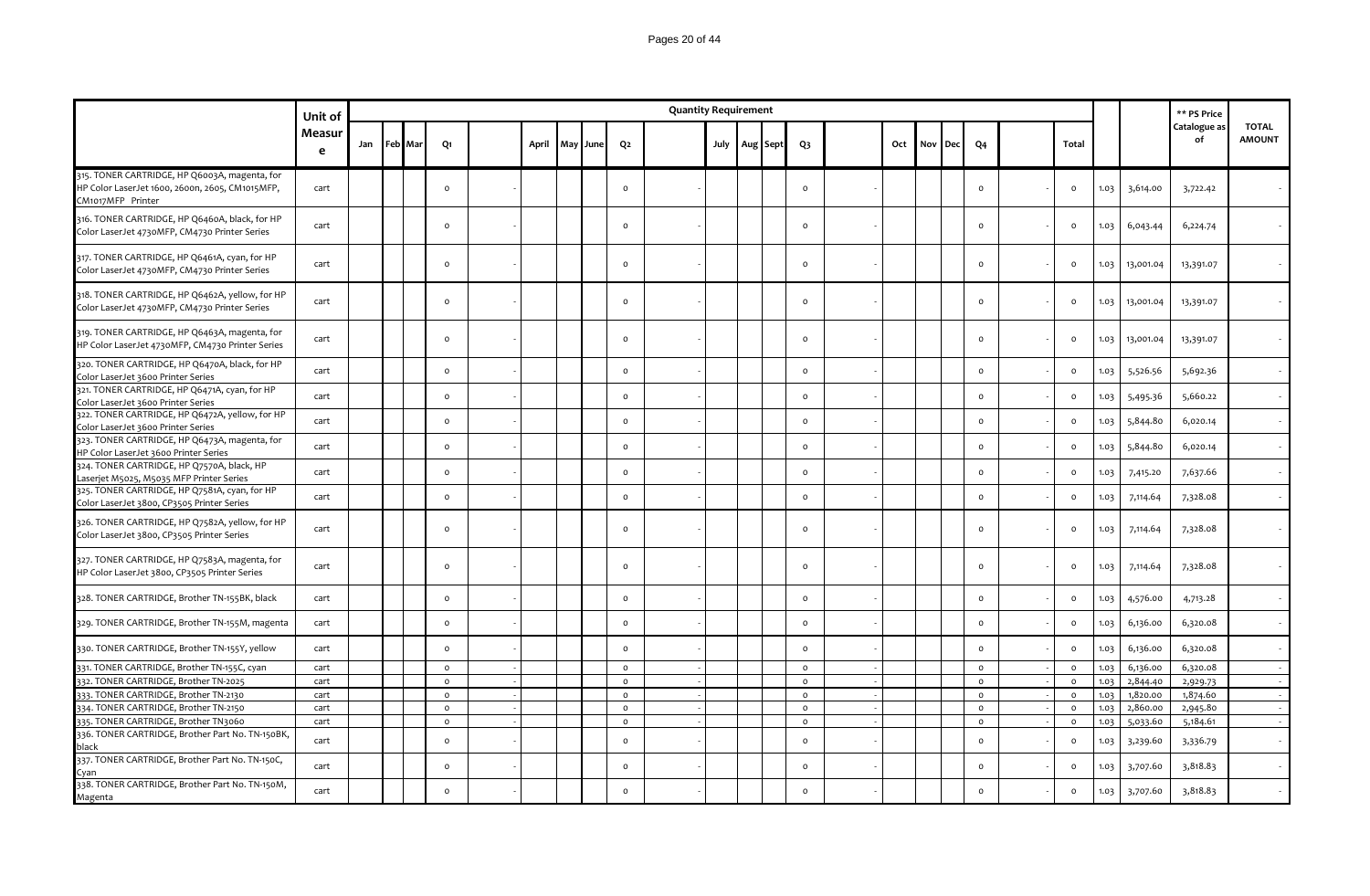| | Unit of Measure | Quantity Requirement | | | | | | | | | | | | | | | | | | | | | | | ** PS Price Catalogue as of | TOTAL AMOUNT |
|---|---|---|---|---|---|---|---|---|---|---|---|---|---|---|---|---|---|---|---|---|---|---|---|---|---|---|
| | | Jan | Feb | Mar | Q1 | | April | May | June | Q2 | | July | Aug | Sept | Q3 | | Oct | Nov | Dec | Q4 | | Total | | | | |
| 315. TONER CARTRIDGE, HP Q6003A, magenta, for HP Color LaserJet 1600, 2600n, 2605, CM1015MFP, CM1017MFP Printer | cart | | | | 0 | - | | | | 0 | - | | | | 0 | - | | | | 0 | - | 0 | 1.03 | 3,614.00 | 3,722.42 | - |
| 316. TONER CARTRIDGE, HP Q6460A, black, for HP Color LaserJet 4730MFP, CM4730 Printer Series | cart | | | | 0 | - | | | | 0 | - | | | | 0 | - | | | | 0 | - | 0 | 1.03 | 6,043.44 | 6,224.74 | - |
| 317. TONER CARTRIDGE, HP Q6461A, cyan, for HP Color LaserJet 4730MFP, CM4730 Printer Series | cart | | | | 0 | - | | | | 0 | - | | | | 0 | - | | | | 0 | - | 0 | 1.03 | 13,001.04 | 13,391.07 | - |
| 318. TONER CARTRIDGE, HP Q6462A, yellow, for HP Color LaserJet 4730MFP, CM4730 Printer Series | cart | | | | 0 | - | | | | 0 | - | | | | 0 | - | | | | 0 | - | 0 | 1.03 | 13,001.04 | 13,391.07 | - |
| 319. TONER CARTRIDGE, HP Q6463A, magenta, for HP Color LaserJet 4730MFP, CM4730 Printer Series | cart | | | | 0 | - | | | | 0 | - | | | | 0 | - | | | | 0 | - | 0 | 1.03 | 13,001.04 | 13,391.07 | - |
| 320. TONER CARTRIDGE, HP Q6470A, black, for HP Color LaserJet 3600 Printer Series | cart | | | | 0 | - | | | | 0 | - | | | | 0 | - | | | | 0 | - | 0 | 1.03 | 5,526.56 | 5,692.36 | - |
| 321. TONER CARTRIDGE, HP Q6471A, cyan, for HP Color LaserJet 3600 Printer Series | cart | | | | 0 | - | | | | 0 | - | | | | 0 | - | | | | 0 | - | 0 | 1.03 | 5,495.36 | 5,660.22 | - |
| 322. TONER CARTRIDGE, HP Q6472A, yellow, for HP Color LaserJet 3600 Printer Series | cart | | | | 0 | - | | | | 0 | - | | | | 0 | - | | | | 0 | - | 0 | 1.03 | 5,844.80 | 6,020.14 | - |
| 323. TONER CARTRIDGE, HP Q6473A, magenta, for HP Color LaserJet 3600 Printer Series | cart | | | | 0 | - | | | | 0 | - | | | | 0 | - | | | | 0 | - | 0 | 1.03 | 5,844.80 | 6,020.14 | - |
| 324. TONER CARTRIDGE, HP Q7570A, black, HP Laserjet M5025, M5035 MFP Printer Series | cart | | | | 0 | - | | | | 0 | - | | | | 0 | - | | | | 0 | - | 0 | 1.03 | 7,415.20 | 7,637.66 | - |
| 325. TONER CARTRIDGE, HP Q7581A, cyan, for HP Color LaserJet 3800, CP3505 Printer Series | cart | | | | 0 | - | | | | 0 | - | | | | 0 | - | | | | 0 | - | 0 | 1.03 | 7,114.64 | 7,328.08 | - |
| 326. TONER CARTRIDGE, HP Q7582A, yellow, for HP Color LaserJet 3800, CP3505 Printer Series | cart | | | | 0 | - | | | | 0 | - | | | | 0 | - | | | | 0 | - | 0 | 1.03 | 7,114.64 | 7,328.08 | - |
| 327. TONER CARTRIDGE, HP Q7583A, magenta, for HP Color LaserJet 3800, CP3505 Printer Series | cart | | | | 0 | - | | | | 0 | - | | | | 0 | - | | | | 0 | - | 0 | 1.03 | 7,114.64 | 7,328.08 | - |
| 328. TONER CARTRIDGE, Brother TN-155BK, black | cart | | | | 0 | - | | | | 0 | - | | | | 0 | - | | | | 0 | - | 0 | 1.03 | 4,576.00 | 4,713.28 | - |
| 329. TONER CARTRIDGE, Brother TN-155M, magenta | cart | | | | 0 | - | | | | 0 | - | | | | 0 | - | | | | 0 | - | 0 | 1.03 | 6,136.00 | 6,320.08 | - |
| 330. TONER CARTRIDGE, Brother TN-155Y, yellow | cart | | | | 0 | - | | | | 0 | - | | | | 0 | - | | | | 0 | - | 0 | 1.03 | 6,136.00 | 6,320.08 | - |
| 331. TONER CARTRIDGE, Brother TN-155C, cyan | cart | | | | 0 | - | | | | 0 | - | | | | 0 | - | | | | 0 | - | 0 | 1.03 | 6,136.00 | 6,320.08 | - |
| 332. TONER CARTRIDGE, Brother TN-2025 | cart | | | | 0 | - | | | | 0 | - | | | | 0 | - | | | | 0 | - | 0 | 1.03 | 2,844.40 | 2,929.73 | - |
| 333. TONER CARTRIDGE, Brother TN-2130 | cart | | | | 0 | - | | | | 0 | - | | | | 0 | - | | | | 0 | - | 0 | 1.03 | 1,820.00 | 1,874.60 | - |
| 334. TONER CARTRIDGE, Brother TN-2150 | cart | | | | 0 | - | | | | 0 | - | | | | 0 | - | | | | 0 | - | 0 | 1.03 | 2,860.00 | 2,945.80 | - |
| 335. TONER CARTRIDGE, Brother TN3060 | cart | | | | 0 | - | | | | 0 | - | | | | 0 | - | | | | 0 | - | 0 | 1.03 | 5,033.60 | 5,184.61 | - |
| 336. TONER CARTRIDGE, Brother Part No. TN-150BK, black | cart | | | | 0 | - | | | | 0 | - | | | | 0 | - | | | | 0 | - | 0 | 1.03 | 3,239.60 | 3,336.79 | - |
| 337. TONER CARTRIDGE, Brother Part No. TN-150C, Cyan | cart | | | | 0 | - | | | | 0 | - | | | | 0 | - | | | | 0 | - | 0 | 1.03 | 3,707.60 | 3,818.83 | - |
| 338. TONER CARTRIDGE, Brother Part No. TN-150M, Magenta | cart | | | | 0 | - | | | | 0 | - | | | | 0 | - | | | | 0 | - | 0 | 1.03 | 3,707.60 | 3,818.83 | - |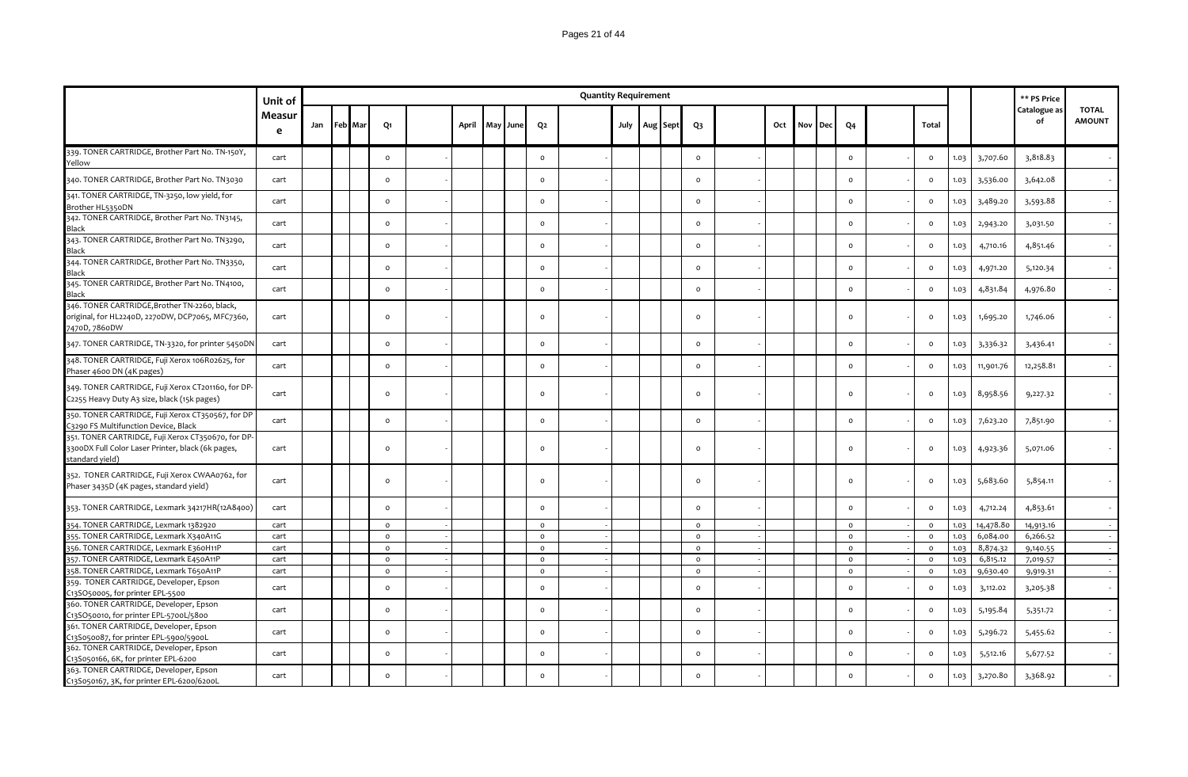| | Unit of Measure | Quantity Requirement | | | | | | | | | | | | | | | | | | | | | | | ** PS Price Catalogue as of | TOTAL AMOUNT |
|---|---|---|---|---|---|---|---|---|---|---|---|---|---|---|---|---|---|---|---|---|---|---|---|---|---|---|
| | | Jan | Feb | Mar | Q1 | | April | May | June | Q2 | | July | Aug | Sept | Q3 | | Oct | Nov | Dec | Q4 | | Total | | | | |
| 339. TONER CARTRIDGE, Brother Part No. TN-150Y, Yellow | cart | | | | 0 | - | | | | 0 | - | | | | 0 | - | | | | 0 | - | 0 | 1.03 | 3,707.60 | 3,818.83 | - |
| 340. TONER CARTRIDGE, Brother Part No. TN3030 | cart | | | | 0 | - | | | | 0 | - | | | | 0 | - | | | | 0 | - | 0 | 1.03 | 3,536.00 | 3,642.08 | - |
| 341. TONER CARTRIDGE, TN-3250, low yield, for Brother HL5350DN | cart | | | | 0 | - | | | | 0 | - | | | | 0 | - | | | | 0 | - | 0 | 1.03 | 3,489.20 | 3,593.88 | - |
| 342. TONER CARTRIDGE, Brother Part No. TN3145, Black | cart | | | | 0 | - | | | | 0 | - | | | | 0 | - | | | | 0 | - | 0 | 1.03 | 2,943.20 | 3,031.50 | - |
| 343. TONER CARTRIDGE, Brother Part No. TN3290, Black | cart | | | | 0 | - | | | | 0 | - | | | | 0 | - | | | | 0 | - | 0 | 1.03 | 4,710.16 | 4,851.46 | - |
| 344. TONER CARTRIDGE, Brother Part No. TN3350, Black | cart | | | | 0 | - | | | | 0 | - | | | | 0 | - | | | | 0 | - | 0 | 1.03 | 4,971.20 | 5,120.34 | - |
| 345. TONER CARTRIDGE, Brother Part No. TN4100, Black | cart | | | | 0 | - | | | | 0 | - | | | | 0 | - | | | | 0 | - | 0 | 1.03 | 4,831.84 | 4,976.80 | - |
| 346. TONER CARTRIDGE,Brother TN-2260, black, original, for HL2240D, 2270DW, DCP7065, MFC7360, 7470D, 7860DW | cart | | | | 0 | - | | | | 0 | - | | | | 0 | - | | | | 0 | - | 0 | 1.03 | 1,695.20 | 1,746.06 | - |
| 347. TONER CARTRIDGE, TN-3320, for printer 5450DN | cart | | | | 0 | - | | | | 0 | - | | | | 0 | - | | | | 0 | - | 0 | 1.03 | 3,336.32 | 3,436.41 | - |
| 348. TONER CARTRIDGE, Fuji Xerox 106R02625, for Phaser 4600 DN (4K pages) | cart | | | | 0 | - | | | | 0 | - | | | | 0 | - | | | | 0 | - | 0 | 1.03 | 11,901.76 | 12,258.81 | - |
| 349. TONER CARTRIDGE, Fuji Xerox CT201160, for DP-C2255 Heavy Duty A3 size, black (15k pages) | cart | | | | 0 | - | | | | 0 | - | | | | 0 | - | | | | 0 | - | 0 | 1.03 | 8,958.56 | 9,227.32 | - |
| 350. TONER CARTRIDGE, Fuji Xerox CT350567, for DP C3290 FS Multifunction Device, Black | cart | | | | 0 | - | | | | 0 | - | | | | 0 | - | | | | 0 | - | 0 | 1.03 | 7,623.20 | 7,851.90 | - |
| 351. TONER CARTRIDGE, Fuji Xerox CT350670, for DP-3300DX Full Color Laser Printer, black (6k pages, standard yield) | cart | | | | 0 | - | | | | 0 | - | | | | 0 | - | | | | 0 | - | 0 | 1.03 | 4,923.36 | 5,071.06 | - |
| 352. TONER CARTRIDGE, Fuji Xerox CWAA0762, for Phaser 3435D (4K pages, standard yield) | cart | | | | 0 | - | | | | 0 | - | | | | 0 | - | | | | 0 | - | 0 | 1.03 | 5,683.60 | 5,854.11 | - |
| 353. TONER CARTRIDGE, Lexmark 34217HR(12A8400) | cart | | | | 0 | - | | | | 0 | - | | | | 0 | - | | | | 0 | - | 0 | 1.03 | 4,712.24 | 4,853.61 | - |
| 354. TONER CARTRIDGE, Lexmark 1382920 | cart | | | | 0 | - | | | | 0 | - | | | | 0 | - | | | | 0 | - | 0 | 1.03 | 14,478.80 | 14,913.16 | - |
| 355. TONER CARTRIDGE, Lexmark X340A11G | cart | | | | 0 | - | | | | 0 | - | | | | 0 | - | | | | 0 | - | 0 | 1.03 | 6,084.00 | 6,266.52 | - |
| 356. TONER CARTRIDGE, Lexmark E360H11P | cart | | | | 0 | - | | | | 0 | - | | | | 0 | - | | | | 0 | - | 0 | 1.03 | 8,874.32 | 9,140.55 | - |
| 357. TONER CARTRIDGE, Lexmark E450A11P | cart | | | | 0 | - | | | | 0 | - | | | | 0 | - | | | | 0 | - | 0 | 1.03 | 6,815.12 | 7,019.57 | - |
| 358. TONER CARTRIDGE, Lexmark T650A11P | cart | | | | 0 | - | | | | 0 | - | | | | 0 | - | | | | 0 | - | 0 | 1.03 | 9,630.40 | 9,919.31 | - |
| 359. TONER CARTRIDGE, Developer, Epson C13SO50005, for printer EPL-5500 | cart | | | | 0 | - | | | | 0 | - | | | | 0 | - | | | | 0 | - | 0 | 1.03 | 3,112.02 | 3,205.38 | - |
| 360. TONER CARTRIDGE, Developer, Epson C13SO50010, for printer EPL-5700L/5800 | cart | | | | 0 | - | | | | 0 | - | | | | 0 | - | | | | 0 | - | 0 | 1.03 | 5,195.84 | 5,351.72 | - |
| 361. TONER CARTRIDGE, Developer, Epson C13S050087, for printer EPL-5900/5900L | cart | | | | 0 | - | | | | 0 | - | | | | 0 | - | | | | 0 | - | 0 | 1.03 | 5,296.72 | 5,455.62 | - |
| 362. TONER CARTRIDGE, Developer, Epson C13S050166, 6K, for printer EPL-6200 | cart | | | | 0 | - | | | | 0 | - | | | | 0 | - | | | | 0 | - | 0 | 1.03 | 5,512.16 | 5,677.52 | - |
| 363. TONER CARTRIDGE, Developer, Epson C13S050167, 3K, for printer EPL-6200/6200L | cart | | | | 0 | - | | | | 0 | - | | | | 0 | - | | | | 0 | - | 0 | 1.03 | 3,270.80 | 3,368.92 | - |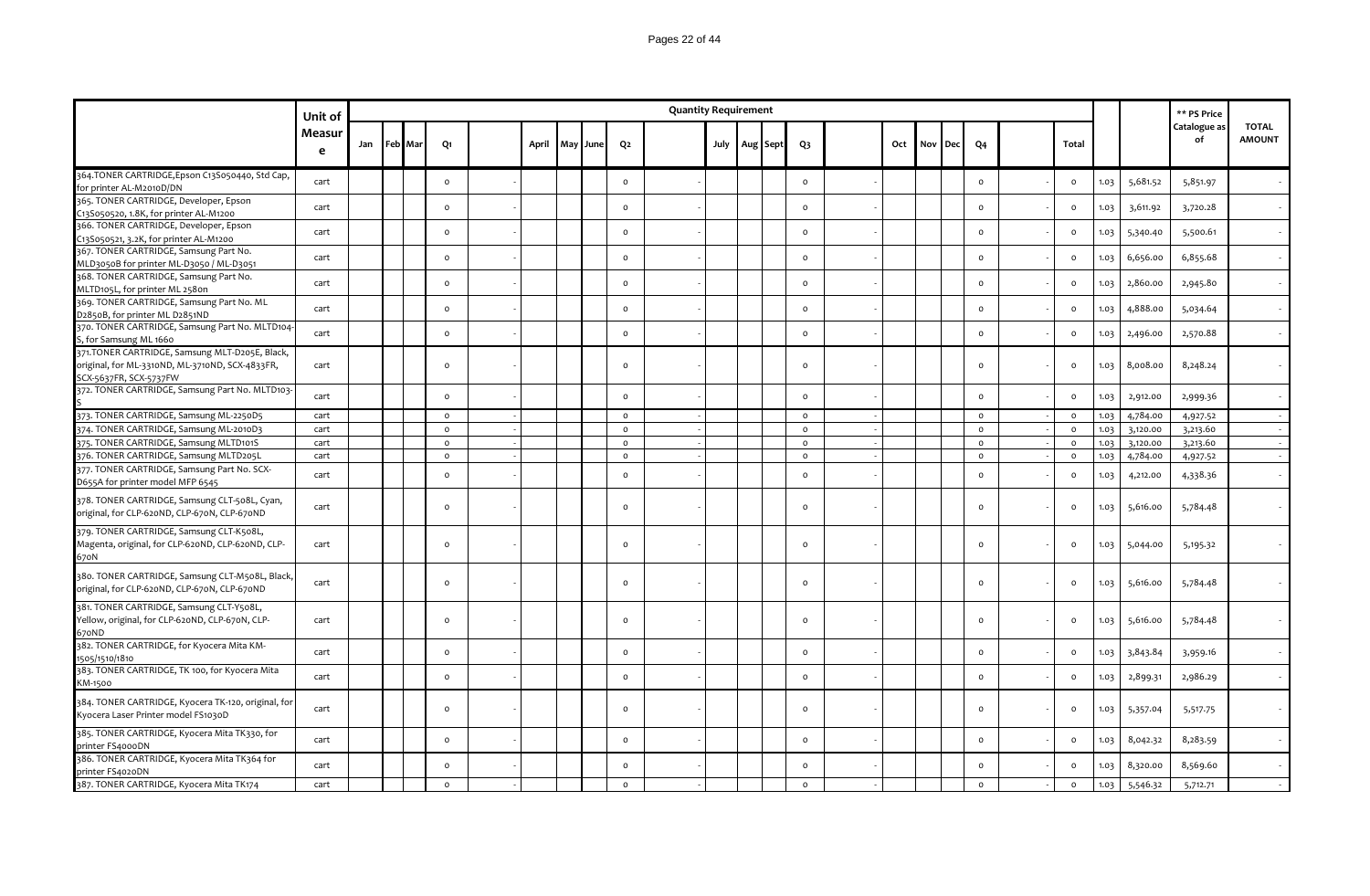| | Unit of Measure | Quantity Requirement | | | | | | | | | | | | | | | | | | | | | | | | ** PS Price Catalogue as of | TOTAL AMOUNT |
|---|---|---|---|---|---|---|---|---|---|---|---|---|---|---|---|---|---|---|---|---|---|---|---|---|---|---|---|
| | | Jan | Feb | Mar | Q1 | | April | May | June | Q2 | | July | Aug | Sept | Q3 | | Oct | Nov | Dec | Q4 | | Total | | | | | |
| 364.TONER CARTRIDGE,Epson C13S050440, Std Cap, for printer AL-M2010D/DN | cart | | | | 0 | - | | | | 0 | - | | | | 0 | - | | | | 0 | - | 0 | 1.03 | 5,681.52 | 5,851.97 | - | |
| 365. TONER CARTRIDGE, Developer, Epson C13S050520, 1.8K, for printer AL-M1200 | cart | | | | 0 | - | | | | 0 | - | | | | 0 | - | | | | 0 | - | 0 | 1.03 | 3,611.92 | 3,720.28 | - | |
| 366. TONER CARTRIDGE, Developer, Epson C13S050521, 3.2K, for printer AL-M1200 | cart | | | | 0 | - | | | | 0 | - | | | | 0 | - | | | | 0 | - | 0 | 1.03 | 5,340.40 | 5,500.61 | - | |
| 367. TONER CARTRIDGE, Samsung Part No. MLD3050B for printer ML-D3050 / ML-D3051 | cart | | | | 0 | - | | | | 0 | - | | | | 0 | - | | | | 0 | - | 0 | 1.03 | 6,656.00 | 6,855.68 | - | |
| 368. TONER CARTRIDGE, Samsung Part No. MLTD105L, for printer ML 2580n | cart | | | | 0 | - | | | | 0 | - | | | | 0 | - | | | | 0 | - | 0 | 1.03 | 2,860.00 | 2,945.80 | - | |
| 369. TONER CARTRIDGE, Samsung Part No. ML D2850B, for printer ML D2851ND | cart | | | | 0 | - | | | | 0 | - | | | | 0 | - | | | | 0 | - | 0 | 1.03 | 4,888.00 | 5,034.64 | - | |
| 370. TONER CARTRIDGE, Samsung Part No. MLTD104-S, for Samsung ML 1660 | cart | | | | 0 | - | | | | 0 | - | | | | 0 | - | | | | 0 | - | 0 | 1.03 | 2,496.00 | 2,570.88 | - | |
| 371.TONER CARTRIDGE, Samsung MLT-D205E, Black, original, for ML-3310ND, ML-3710ND, SCX-4833FR, SCX-5637FR, SCX-5737FW | cart | | | | 0 | - | | | | 0 | - | | | | 0 | - | | | | 0 | - | 0 | 1.03 | 8,008.00 | 8,248.24 | - | |
| 372. TONER CARTRIDGE, Samsung Part No. MLTD103-S | cart | | | | 0 | - | | | | 0 | - | | | | 0 | - | | | | 0 | - | 0 | 1.03 | 2,912.00 | 2,999.36 | - | |
| 373. TONER CARTRIDGE, Samsung ML-2250D5 | cart | | | | 0 | - | | | | 0 | - | | | | 0 | - | | | | 0 | - | 0 | 1.03 | 4,784.00 | 4,927.52 | - | |
| 374. TONER CARTRIDGE, Samsung ML-2010D3 | cart | | | | 0 | - | | | | 0 | - | | | | 0 | - | | | | 0 | - | 0 | 1.03 | 3,120.00 | 3,213.60 | - | |
| 375. TONER CARTRIDGE, Samsung MLTD101S | cart | | | | 0 | - | | | | 0 | - | | | | 0 | - | | | | 0 | - | 0 | 1.03 | 3,120.00 | 3,213.60 | - | |
| 376. TONER CARTRIDGE, Samsung MLTD205L | cart | | | | 0 | - | | | | 0 | - | | | | 0 | - | | | | 0 | - | 0 | 1.03 | 4,784.00 | 4,927.52 | - | |
| 377. TONER CARTRIDGE, Samsung Part No. SCX-D655A for printer model MFP 6545 | cart | | | | 0 | - | | | | 0 | - | | | | 0 | - | | | | 0 | - | 0 | 1.03 | 4,212.00 | 4,338.36 | - | |
| 378. TONER CARTRIDGE, Samsung CLT-508L, Cyan, original, for CLP-620ND, CLP-670N, CLP-670ND | cart | | | | 0 | - | | | | 0 | - | | | | 0 | - | | | | 0 | - | 0 | 1.03 | 5,616.00 | 5,784.48 | - | |
| 379. TONER CARTRIDGE, Samsung CLT-K508L, Magenta, original, for CLP-620ND, CLP-620ND, CLP-670N | cart | | | | 0 | - | | | | 0 | - | | | | 0 | - | | | | 0 | - | 0 | 1.03 | 5,044.00 | 5,195.32 | - | |
| 380. TONER CARTRIDGE, Samsung CLT-M508L, Black, original, for CLP-620ND, CLP-670N, CLP-670ND | cart | | | | 0 | - | | | | 0 | - | | | | 0 | - | | | | 0 | - | 0 | 1.03 | 5,616.00 | 5,784.48 | - | |
| 381. TONER CARTRIDGE, Samsung CLT-Y508L, Yellow, original, for CLP-620ND, CLP-670N, CLP-670ND | cart | | | | 0 | - | | | | 0 | - | | | | 0 | - | | | | 0 | - | 0 | 1.03 | 5,616.00 | 5,784.48 | - | |
| 382. TONER CARTRIDGE, for Kyocera Mita KM-1505/1510/1810 | cart | | | | 0 | - | | | | 0 | - | | | | 0 | - | | | | 0 | - | 0 | 1.03 | 3,843.84 | 3,959.16 | - | |
| 383. TONER CARTRIDGE, TK 100, for Kyocera Mita KM-1500 | cart | | | | 0 | - | | | | 0 | - | | | | 0 | - | | | | 0 | - | 0 | 1.03 | 2,899.31 | 2,986.29 | - | |
| 384. TONER CARTRIDGE, Kyocera Mita TK-120, original, for Kyocera Laser Printer model FS1030D | cart | | | | 0 | - | | | | 0 | - | | | | 0 | - | | | | 0 | - | 0 | 1.03 | 5,357.04 | 5,517.75 | - | |
| 385. TONER CARTRIDGE, Kyocera Mita TK330, for printer FS4000DN | cart | | | | 0 | - | | | | 0 | - | | | | 0 | - | | | | 0 | - | 0 | 1.03 | 8,042.32 | 8,283.59 | - | |
| 386. TONER CARTRIDGE, Kyocera Mita TK364 for printer FS4020DN | cart | | | | 0 | - | | | | 0 | - | | | | 0 | - | | | | 0 | - | 0 | 1.03 | 8,320.00 | 8,569.60 | - | |
| 387. TONER CARTRIDGE, Kyocera Mita TK174 | cart | | | | 0 | - | | | | 0 | - | | | | 0 | - | | | | 0 | - | 0 | 1.03 | 5,546.32 | 5,712.71 | - | |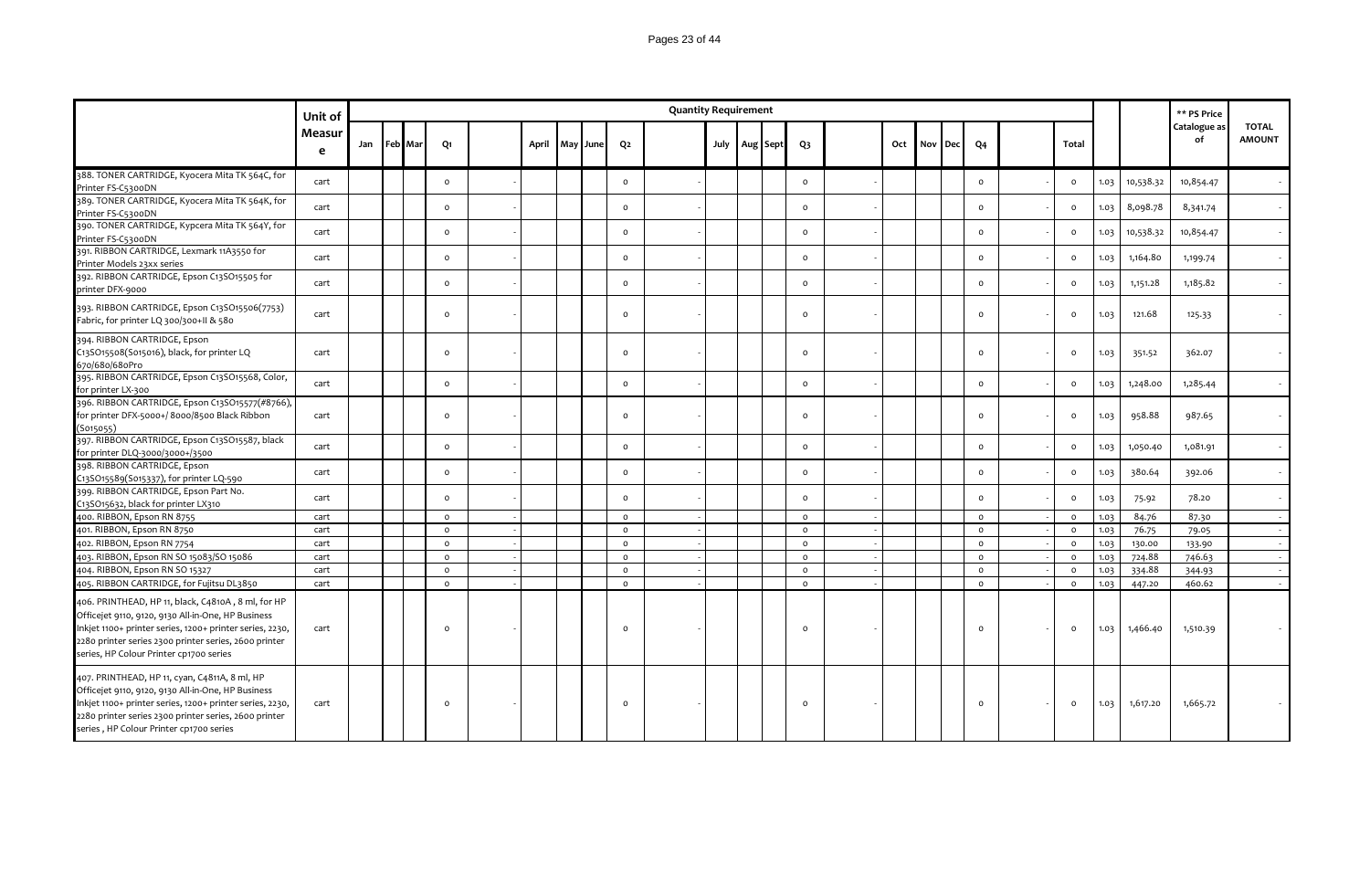| | Unit of Measure | Quantity Requirement | | | | | | | | | | | | | | | | | | | | | | | ** PS Price Catalogue as of | TOTAL AMOUNT |
|---|---|---|---|---|---|---|---|---|---|---|---|---|---|---|---|---|---|---|---|---|---|---|---|---|---|---|
| | | Jan | Feb | Mar | Q1 | | April | May | June | Q2 | | July | Aug | Sept | Q3 | | Oct | Nov | Dec | Q4 | | Total | | | | |
| 388. TONER CARTRIDGE, Kyocera Mita TK 564C, for Printer FS-C5300DN | cart | | | | 0 | - | | | | 0 | - | | | | 0 | - | | | | 0 | - | 0 | 1.03 | 10,538.32 | 10,854.47 | - |
| 389. TONER CARTRIDGE, Kyocera Mita TK 564K, for Printer FS-C5300DN | cart | | | | 0 | - | | | | 0 | - | | | | 0 | - | | | | 0 | - | 0 | 1.03 | 8,098.78 | 8,341.74 | - |
| 390. TONER CARTRIDGE, Kypcera Mita TK 564Y, for Printer FS-C5300DN | cart | | | | 0 | - | | | | 0 | - | | | | 0 | - | | | | 0 | - | 0 | 1.03 | 10,538.32 | 10,854.47 | - |
| 391. RIBBON CARTRIDGE, Lexmark 11A3550 for Printer Models 23xx series | cart | | | | 0 | - | | | | 0 | - | | | | 0 | - | | | | 0 | - | 0 | 1.03 | 1,164.80 | 1,199.74 | - |
| 392. RIBBON CARTRIDGE, Epson C13SO15505 for printer DFX-9000 | cart | | | | 0 | - | | | | 0 | - | | | | 0 | - | | | | 0 | - | 0 | 1.03 | 1,151.28 | 1,185.82 | - |
| 393. RIBBON CARTRIDGE, Epson C13SO15506(7753) Fabric, for printer LQ 300/300+II & 580 | cart | | | | 0 | - | | | | 0 | - | | | | 0 | - | | | | 0 | - | 0 | 1.03 | 121.68 | 125.33 | - |
| 394. RIBBON CARTRIDGE, Epson C13SO15508(S015016), black, for printer LQ 670/680/680Pro | cart | | | | 0 | - | | | | 0 | - | | | | 0 | - | | | | 0 | - | 0 | 1.03 | 351.52 | 362.07 | - |
| 395. RIBBON CARTRIDGE, Epson C13SO15568, Color, for printer LX-300 | cart | | | | 0 | - | | | | 0 | - | | | | 0 | - | | | | 0 | - | 0 | 1.03 | 1,248.00 | 1,285.44 | - |
| 396. RIBBON CARTRIDGE, Epson C13SO15577(#8766), for printer DFX-5000+/ 8000/8500 Black Ribbon (S015055) | cart | | | | 0 | - | | | | 0 | - | | | | 0 | - | | | | 0 | - | 0 | 1.03 | 958.88 | 987.65 | - |
| 397. RIBBON CARTRIDGE, Epson C13SO15587, black for printer DLQ-3000/3000+/3500 | cart | | | | 0 | - | | | | 0 | - | | | | 0 | - | | | | 0 | - | 0 | 1.03 | 1,050.40 | 1,081.91 | - |
| 398. RIBBON CARTRIDGE, Epson C13SO15589(S015337), for printer LQ-590 | cart | | | | 0 | - | | | | 0 | - | | | | 0 | - | | | | 0 | - | 0 | 1.03 | 380.64 | 392.06 | - |
| 399. RIBBON CARTRIDGE, Epson Part No. C13SO15632, black for printer LX310 | cart | | | | 0 | - | | | | 0 | - | | | | 0 | - | | | | 0 | - | 0 | 1.03 | 75.92 | 78.20 | - |
| 400. RIBBON, Epson RN 8755 | cart | | | | 0 | - | | | | 0 | - | | | | 0 | - | | | | 0 | - | 0 | 1.03 | 84.76 | 87.30 | - |
| 401. RIBBON, Epson RN 8750 | cart | | | | 0 | - | | | | 0 | - | | | | 0 | - | | | | 0 | - | 0 | 1.03 | 76.75 | 79.05 | - |
| 402. RIBBON, Epson RN 7754 | cart | | | | 0 | - | | | | 0 | - | | | | 0 | - | | | | 0 | - | 0 | 1.03 | 130.00 | 133.90 | - |
| 403. RIBBON, Epson RN SO 15083/SO 15086 | cart | | | | 0 | - | | | | 0 | - | | | | 0 | - | | | | 0 | - | 0 | 1.03 | 724.88 | 746.63 | - |
| 404. RIBBON, Epson RN SO 15327 | cart | | | | 0 | - | | | | 0 | - | | | | 0 | - | | | | 0 | - | 0 | 1.03 | 334.88 | 344.93 | - |
| 405. RIBBON CARTRIDGE, for Fujitsu DL3850 | cart | | | | 0 | - | | | | 0 | - | | | | 0 | - | | | | 0 | - | 0 | 1.03 | 447.20 | 460.62 | - |
| 406. PRINTHEAD, HP 11, black, C4810A , 8 ml, for HP Officejet 9110, 9120, 9130 All-in-One, HP Business Inkjet 1100+ printer series, 1200+ printer series, 2230, 2280 printer series 2300 printer series, 2600 printer series, HP Colour Printer cp1700 series | cart | | | | 0 | - | | | | 0 | - | | | | 0 | - | | | | 0 | - | 0 | 1.03 | 1,466.40 | 1,510.39 | - |
| 407. PRINTHEAD, HP 11, cyan, C4811A, 8 ml, HP Officejet 9110, 9120, 9130 All-in-One, HP Business Inkjet 1100+ printer series, 1200+ printer series, 2230, 2280 printer series 2300 printer series, 2600 printer series , HP Colour Printer cp1700 series | cart | | | | 0 | - | | | | 0 | - | | | | 0 | - | | | | 0 | - | 0 | 1.03 | 1,617.20 | 1,665.72 | - |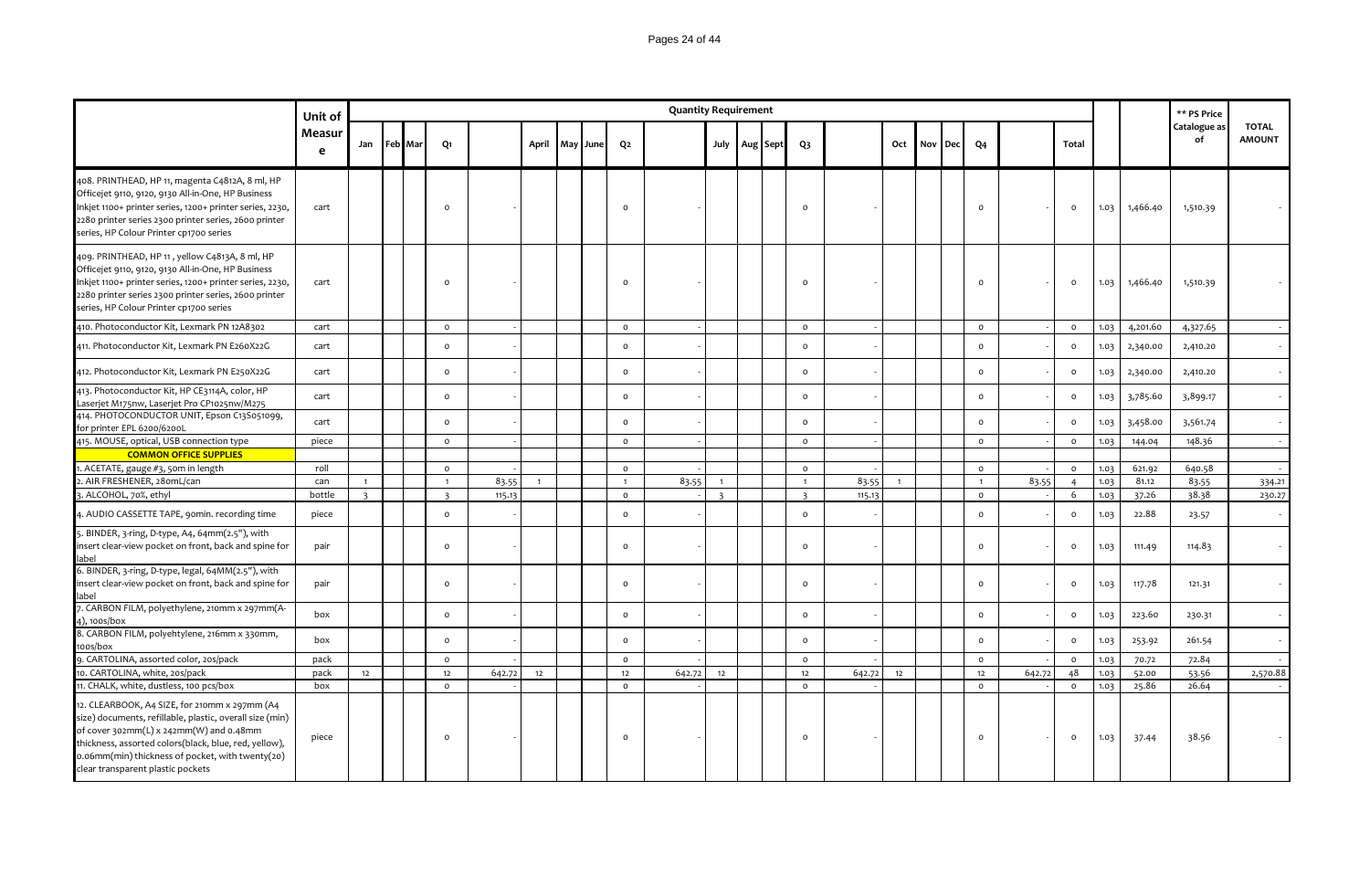| | Unit of Measure | Quantity Requirement | | | | | | | | | | | | | | | | | | | | | | | ** PS Price Catalogue as of | TOTAL AMOUNT |
|---|---|---|---|---|---|---|---|---|---|---|---|---|---|---|---|---|---|---|---|---|---|---|---|---|---|---|
| | | Jan | Feb | Mar | Q1 | | April | May | June | Q2 | | July | Aug | Sept | Q3 | | Oct | Nov | Dec | Q4 | | Total | | | | |
| 408. PRINTHEAD, HP 11, magenta C4812A, 8 ml, HP Officejet 9110, 9120, 9130 All-in-One, HP Business Inkjet 1100+ printer series, 1200+ printer series, 2230, 2280 printer series 2300 printer series, 2600 printer series, HP Colour Printer cp1700 series | cart | | | | 0 | - | | | | 0 | - | | | | 0 | - | | | | 0 | - | 0 | 1.03 | 1,466.40 | 1,510.39 | - |
| 409. PRINTHEAD, HP 11 , yellow C4813A, 8 ml, HP Officejet 9110, 9120, 9130 All-in-One, HP Business Inkjet 1100+ printer series, 1200+ printer series, 2230, 2280 printer series 2300 printer series, 2600 printer series, HP Colour Printer cp1700 series | cart | | | | 0 | - | | | | 0 | - | | | | 0 | - | | | | 0 | - | 0 | 1.03 | 1,466.40 | 1,510.39 | - |
| 410. Photoconductor Kit, Lexmark PN 12A8302 | cart | | | | 0 | - | | | | 0 | - | | | | 0 | - | | | | 0 | - | 0 | 1.03 | 4,201.60 | 4,327.65 | - |
| 411. Photoconductor Kit, Lexmark PN E260X22G | cart | | | | 0 | - | | | | 0 | - | | | | 0 | - | | | | 0 | - | 0 | 1.03 | 2,340.00 | 2,410.20 | - |
| 412. Photoconductor Kit, Lexmark PN E250X22G | cart | | | | 0 | - | | | | 0 | - | | | | 0 | - | | | | 0 | - | 0 | 1.03 | 2,340.00 | 2,410.20 | - |
| 413. Photoconductor Kit, HP CE3114A, color, HP Laserjet M175nw, Laserjet Pro CP1025nw/M275 | cart | | | | 0 | - | | | | 0 | - | | | | 0 | - | | | | 0 | - | 0 | 1.03 | 3,785.60 | 3,899.17 | - |
| 414. PHOTOCONDUCTOR UNIT, Epson C13S051099, for printer EPL 6200/6200L | cart | | | | 0 | - | | | | 0 | - | | | | 0 | - | | | | 0 | - | 0 | 1.03 | 3,458.00 | 3,561.74 | - |
| 415. MOUSE, optical, USB connection type | piece | | | | 0 | - | | | | 0 | - | | | | 0 | - | | | | 0 | - | 0 | 1.03 | 144.04 | 148.36 | - |
| **COMMON OFFICE SUPPLIES** | | | | | | | | | | | | | | | | | | | | | | | | | | |
| 1. ACETATE, gauge #3, 50m in length | roll | | | | 0 | - | | | | 0 | - | | | | 0 | - | | | | 0 | - | 0 | 1.03 | 621.92 | 640.58 | - |
| 2. AIR FRESHENER, 280mL/can | can | 1 | | | 1 | 83.55 | 1 | | | 1 | 83.55 | 1 | | | 1 | 83.55 | 1 | | | 1 | 83.55 | 4 | 1.03 | 81.12 | 83.55 | 334.21 |
| 3. ALCOHOL, 70%, ethyl | bottle | 3 | | | 3 | 115.13 | | | | 0 | - | 3 | | | 3 | 115.13 | | | | 0 | - | 6 | 1.03 | 37.26 | 38.38 | 230.27 |
| 4. AUDIO CASSETTE TAPE, 90min. recording time | piece | | | | 0 | - | | | | 0 | - | | | | 0 | - | | | | 0 | - | 0 | 1.03 | 22.88 | 23.57 | - |
| 5. BINDER, 3-ring, D-type, A4, 64mm(2.5"), with insert clear-view pocket on front, back and spine for label | pair | | | | 0 | - | | | | 0 | - | | | | 0 | - | | | | 0 | - | 0 | 1.03 | 111.49 | 114.83 | - |
| 6. BINDER, 3-ring, D-type, legal, 64MM(2.5"), with insert clear-view pocket on front, back and spine for label | pair | | | | 0 | - | | | | 0 | - | | | | 0 | - | | | | 0 | - | 0 | 1.03 | 117.78 | 121.31 | - |
| 7. CARBON FILM, polyethylene, 210mm x 297mm(A-4), 100s/box | box | | | | 0 | - | | | | 0 | - | | | | 0 | - | | | | 0 | - | 0 | 1.03 | 223.60 | 230.31 | - |
| 8. CARBON FILM, polyehtylene, 216mm x 330mm, 100s/box | box | | | | 0 | - | | | | 0 | - | | | | 0 | - | | | | 0 | - | 0 | 1.03 | 253.92 | 261.54 | - |
| 9. CARTOLINA, assorted color, 20s/pack | pack | | | | 0 | - | | | | 0 | - | | | | 0 | - | | | | 0 | - | 0 | 1.03 | 70.72 | 72.84 | - |
| 10. CARTOLINA, white, 20s/pack | pack | 12 | | | 12 | 642.72 | 12 | | | 12 | 642.72 | 12 | | | 12 | 642.72 | 12 | | | 12 | 642.72 | 48 | 1.03 | 52.00 | 53.56 | 2,570.88 |
| 11. CHALK, white, dustless, 100 pcs/box | box | | | | 0 | - | | | | 0 | - | | | | 0 | - | | | | 0 | - | 0 | 1.03 | 25.86 | 26.64 | - |
| 12. CLEARBOOK, A4 SIZE, for 210mm x 297mm (A4 size) documents, refillable, plastic, overall size (min) of cover 302mm(L) x 242mm(W) and 0.48mm thickness, assorted colors(black, blue, red, yellow), 0.06mm(min) thickness of pocket, with twenty(20) clear transparent plastic pockets | piece | | | | 0 | - | | | | 0 | - | | | | 0 | - | | | | 0 | - | 0 | 1.03 | 37.44 | 38.56 | - |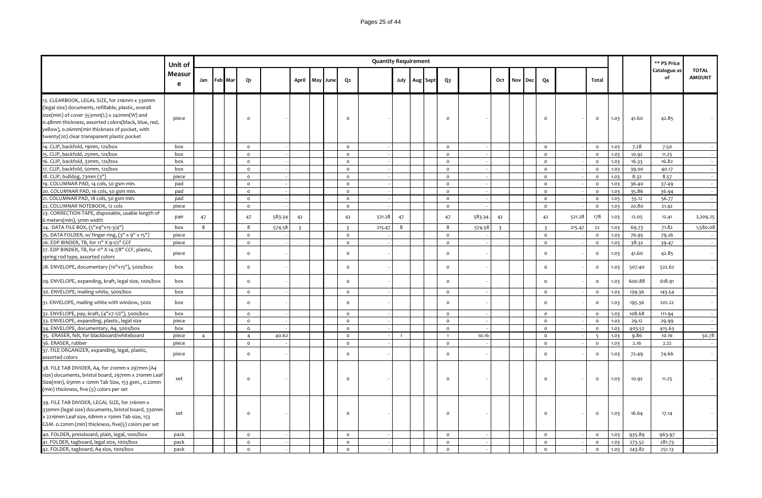| | Unit of Measure | Quantity Requirement | | | | | | | | | | | | | | | | | | | | | | | ** PS Price Catalogue as of | TOTAL AMOUNT |
|---|---|---|---|---|---|---|---|---|---|---|---|---|---|---|---|---|---|---|---|---|---|---|---|---|---|---|
| | | Jan | Feb | Mar | Q1 | | April | May | June | Q2 | | July | Aug | Sept | Q3 | | Oct | Nov | Dec | Q4 | | Total | | | | |
| 13. CLEARBOOK, LEGAL SIZE, for 216mm x 330mm (legal size) documents, refillable, plastic, overall size(min) of cover 353mm(L) x 242mm(W) and 0.48mm thickness, assorted colors(black, blue, red, yellow), 0.06mm(min thickness of pocket, with twenty(20) clear transparent plastic pocket | piece | | | | 0 | - | | | | 0 | - | | | | 0 | - | | | | 0 | - | 0 | 1.03 | 41.60 | 42.85 | - |
| 14. CLIP, backfold, 19mm, 12s/box | box | | | | 0 | - | | | | 0 | - | | | | 0 | - | | | | 0 | - | 0 | 1.03 | 7.28 | 7.50 | - |
| 15. CLIP, backfold, 25mm, 12s/box | box | | | | 0 | - | | | | 0 | - | | | | 0 | - | | | | 0 | - | 0 | 1.03 | 10.92 | 11.25 | - |
| 16. CLIP, backfold, 32mm, 12s/box | box | | | | 0 | - | | | | 0 | - | | | | 0 | - | | | | 0 | - | 0 | 1.03 | 16.33 | 16.82 | - |
| 17. CLIP, backfold, 50mm, 12s/box | box | | | | 0 | - | | | | 0 | - | | | | 0 | - | | | | 0 | - | 0 | 1.03 | 39.00 | 40.17 | - |
| 18. CLIP, bulldog, 73mm (3") | piece | | | | 0 | - | | | | 0 | - | | | | 0 | - | | | | 0 | - | 0 | 1.03 | 8.32 | 8.57 | - |
| 19. COLUMNAR PAD, 14 cols, 50 gsm min. | pad | | | | 0 | - | | | | 0 | - | | | | 0 | - | | | | 0 | - | 0 | 1.03 | 36.40 | 37.49 | - |
| 20. COLUMNAR PAD, 16 cols, 50 gsm min. | pad | | | | 0 | - | | | | 0 | - | | | | 0 | - | | | | 0 | - | 0 | 1.03 | 35.86 | 36.94 | - |
| 21. COLUMNAR PAD, 18 cols, 50 gsm min. | pad | | | | 0 | - | | | | 0 | - | | | | 0 | - | | | | 0 | - | 0 | 1.03 | 55.12 | 56.77 | - |
| 22. COLUMNAR NOTEBOOK, 12 cols | piece | | | | 0 | - | | | | 0 | - | | | | 0 | - | | | | 0 | - | 0 | 1.03 | 20.80 | 21.42 | - |
| 23. CORRECTION TAPE, disposable, usable length of 6 meters(min), 5mm width | pair | 47 | | | 47 | 583.34 | 42 | | | 42 | 521.28 | 47 | | | 47 | 583.34 | 42 | | | 42 | 521.28 | 178 | 1.03 | 12.05 | 12.41 | 2,209.25 |
| 24. DATA FILE BOX, (5"x9"x15-3/4") | box | 8 | | | 8 | 574.58 | 3 | | | 3 | 215.47 | 8 | | | 8 | 574.58 | 3 | | | 3 | 215.47 | 22 | 1.03 | 69.73 | 71.82 | 1,580.08 |
| 25. DATA FOLDER, w/ finger ring, (3" x 9" x 15") | piece | | | | 0 | - | | | | 0 | - | | | | 0 | - | | | | 0 | - | 0 | 1.03 | 76.95 | 79.26 | - |
| 26. EDP BINDER, TB, for 11" X 9-1/2" CCF | piece | | | | 0 | - | | | | 0 | - | | | | 0 | - | | | | 0 | - | 0 | 1.03 | 38.32 | 39.47 | - |
| 27. EDP BINDER, TB, for 11" X 14-7/8" CCF, plastic, spring rod type, assorted colors | piece | | | | 0 | - | | | | 0 | - | | | | 0 | - | | | | 0 | - | 0 | 1.03 | 41.60 | 42.85 | - |
| 28. ENVELOPE, documentary (10"x15"), 500s/box | box | | | | 0 | - | | | | 0 | - | | | | 0 | - | | | | 0 | - | 0 | 1.03 | 507.40 | 522.62 | - |
| 29. ENVELOPE, expanding, kraft, legal size, 100s/box | box | | | | 0 | - | | | | 0 | - | | | | 0 | - | | | | 0 | - | 0 | 1.03 | 600.88 | 618.91 | - |
| 30. ENVELOPE, mailing white, 500s/box | box | | | | 0 | - | | | | 0 | - | | | | 0 | - | | | | 0 | - | 0 | 1.03 | 139.36 | 143.54 | - |
| 31. ENVELOPE, mailing white with window, 500s | box | | | | 0 | - | | | | 0 | - | | | | 0 | - | | | | 0 | - | 0 | 1.03 | 195.36 | 201.22 | - |
| 32. ENVELOPE, pay, kraft, (4"x7-1/2"), 500s/box | box | | | | 0 | - | | | | 0 | - | | | | 0 | - | | | | 0 | - | 0 | 1.03 | 108.68 | 111.94 | - |
| 33. ENVELOPE, expanding, plastic, legal size | piece | | | | 0 | - | | | | 0 | - | | | | 0 | - | | | | 0 | - | 0 | 1.03 | 29.12 | 29.99 | - |
| 34. ENVELOPE, documentary, A4, 500s/box | box | | | | 0 | - | | | | 0 | - | | | | 0 | - | | | | 0 | - | 0 | 1.03 | 403.52 | 415.63 | - |
| 35. ERASER, felt, for blackboard/whiteboard | piece | 4 | | | 4 | 40.62 | | | | 0 | - | 1 | | | 1 | 10.16 | | | | 0 | - | 5 | 1.03 | 9.86 | 10.16 | 50.78 |
| 36. ERASER, rubber | piece | | | | 0 | - | | | | 0 | - | | | | 0 | - | | | | 0 | - | 0 | 1.03 | 2.16 | 2.22 | - |
| 37. FILE ORGANIZER, expanding, legal, plastic, assorted colors | piece | | | | 0 | - | | | | 0 | - | | | | 0 | - | | | | 0 | - | 0 | 1.03 | 72.49 | 74.66 | - |
| 38. FILE TAB DIVIDER, A4, for 210mm x 297mm (A4 size) documents, bristol board, 297mm x 210mm Leaf Size(min), 65mm x 12mm Tab Size, 153 gsm., 0.22mm (min) thickness, five (5) colors per set | set | | | | 0 | - | | | | 0 | - | | | | 0 | - | | | | 0 | - | 0 | 1.03 | 10.92 | 11.25 | - |
| 39. FILE TAB DIVIDER, LEGAL SIZE, for 216mm x 330mm (legal size) documents, bristol board, 330mm x 2216mm Leaf size, 68mm x 15mm Tab size, 153 GSM. 0.22mm (min) thickness, five(5) colors per set | set | | | | 0 | - | | | | 0 | - | | | | 0 | - | | | | 0 | - | 0 | 1.03 | 16.64 | 17.14 | - |
| 40. FOLDER, pressboard, plain, legal, 100s/box | pack | | | | 0 | - | | | | 0 | - | | | | 0 | - | | | | 0 | - | 0 | 1.03 | 935.89 | 963.97 | - |
| 41. FOLDER, tagboard, legal size, 100s/box | pack | | | | 0 | - | | | | 0 | - | | | | 0 | - | | | | 0 | - | 0 | 1.03 | 273.52 | 281.73 | - |
| 42. FOLDER, tagboard, A4 size, 100s/box | pack | | | | 0 | - | | | | 0 | - | | | | 0 | - | | | | 0 | - | 0 | 1.03 | 243.82 | 251.13 | - |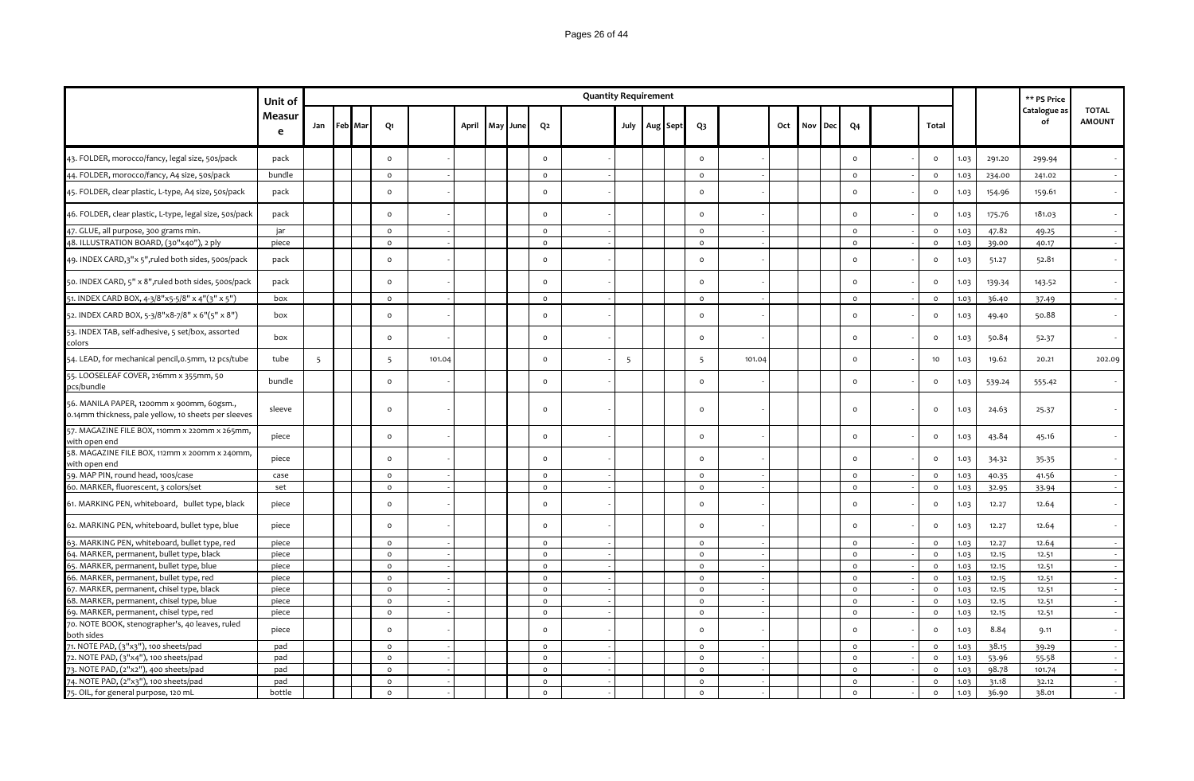| | Unit of Measure | Quantity Requirement | | | | | | | | | | | | | | | | | | | | | | | ** PS Price Catalogue as of | TOTAL AMOUNT |
|---|---|---|---|---|---|---|---|---|---|---|---|---|---|---|---|---|---|---|---|---|---|---|---|---|---|---|
| | | Jan | Feb | Mar | Q1 | | April | May | June | Q2 | | July | Aug | Sept | Q3 | | Oct | Nov | Dec | Q4 | | Total | | | | |
| 43. FOLDER, morocco/fancy, legal size, 50s/pack | pack | | | | 0 | - | | | | 0 | - | | | | 0 | - | | | | 0 | - | 0 | 1.03 | 291.20 | 299.94 | - |
| 44. FOLDER, morocco/fancy, A4 size, 50s/pack | bundle | | | | 0 | - | | | | 0 | - | | | | 0 | - | | | | 0 | - | 0 | 1.03 | 234.00 | 241.02 | - |
| 45. FOLDER, clear plastic, L-type, A4 size, 50s/pack | pack | | | | 0 | - | | | | 0 | - | | | | 0 | - | | | | 0 | - | 0 | 1.03 | 154.96 | 159.61 | - |
| 46. FOLDER, clear plastic, L-type, legal size, 50s/pack | pack | | | | 0 | - | | | | 0 | - | | | | 0 | - | | | | 0 | - | 0 | 1.03 | 175.76 | 181.03 | - |
| 47. GLUE, all purpose, 300 grams min. | jar | | | | 0 | - | | | | 0 | - | | | | 0 | - | | | | 0 | - | 0 | 1.03 | 47.82 | 49.25 | - |
| 48. ILLUSTRATION BOARD, (30"x40"), 2 ply | piece | | | | 0 | - | | | | 0 | - | | | | 0 | - | | | | 0 | - | 0 | 1.03 | 39.00 | 40.17 | - |
| 49. INDEX CARD,3"x 5",ruled both sides, 500s/pack | pack | | | | 0 | - | | | | 0 | - | | | | 0 | - | | | | 0 | - | 0 | 1.03 | 51.27 | 52.81 | - |
| 50. INDEX CARD, 5" x 8",ruled both sides, 500s/pack | pack | | | | 0 | - | | | | 0 | - | | | | 0 | - | | | | 0 | - | 0 | 1.03 | 139.34 | 143.52 | - |
| 51. INDEX CARD BOX, 4-3/8"x5-5/8" x 4"(3" x 5") | box | | | | 0 | - | | | | 0 | - | | | | 0 | - | | | | 0 | - | 0 | 1.03 | 36.40 | 37.49 | - |
| 52. INDEX CARD BOX, 5-3/8"x8-7/8" x 6"(5" x 8") | box | | | | 0 | - | | | | 0 | - | | | | 0 | - | | | | 0 | - | 0 | 1.03 | 49.40 | 50.88 | - |
| 53. INDEX TAB, self-adhesive, 5 set/box, assorted colors | box | | | | 0 | - | | | | 0 | - | | | | 0 | - | | | | 0 | - | 0 | 1.03 | 50.84 | 52.37 | - |
| 54. LEAD, for mechanical pencil,0.5mm, 12 pcs/tube | tube | 5 | | | 5 | 101.04 | | | | 0 | - | 5 | | | 5 | 101.04 | | | | 0 | - | 10 | 1.03 | 19.62 | 20.21 | 202.09 |
| 55. LOOSELEAF COVER, 216mm x 355mm, 50 pcs/bundle | bundle | | | | 0 | - | | | | 0 | - | | | | 0 | - | | | | 0 | - | 0 | 1.03 | 539.24 | 555.42 | - |
| 56. MANILA PAPER, 1200mm x 900mm, 60gsm., 0.14mm thickness, pale yellow, 10 sheets per sleeves | sleeve | | | | 0 | - | | | | 0 | - | | | | 0 | - | | | | 0 | - | 0 | 1.03 | 24.63 | 25.37 | - |
| 57. MAGAZINE FILE BOX, 110mm x 220mm x 265mm, with open end | piece | | | | 0 | - | | | | 0 | - | | | | 0 | - | | | | 0 | - | 0 | 1.03 | 43.84 | 45.16 | - |
| 58. MAGAZINE FILE BOX, 112mm x 200mm x 240mm, with open end | piece | | | | 0 | - | | | | 0 | - | | | | 0 | - | | | | 0 | - | 0 | 1.03 | 34.32 | 35.35 | - |
| 59. MAP PIN, round head, 100s/case | case | | | | 0 | - | | | | 0 | - | | | | 0 | - | | | | 0 | - | 0 | 1.03 | 40.35 | 41.56 | - |
| 60. MARKER, fluorescent, 3 colors/set | set | | | | 0 | - | | | | 0 | - | | | | 0 | - | | | | 0 | - | 0 | 1.03 | 32.95 | 33.94 | - |
| 61. MARKING PEN, whiteboard, bullet type, black | piece | | | | 0 | - | | | | 0 | - | | | | 0 | - | | | | 0 | - | 0 | 1.03 | 12.27 | 12.64 | - |
| 62. MARKING PEN, whiteboard, bullet type, blue | piece | | | | 0 | - | | | | 0 | - | | | | 0 | - | | | | 0 | - | 0 | 1.03 | 12.27 | 12.64 | - |
| 63. MARKING PEN, whiteboard, bullet type, red | piece | | | | 0 | - | | | | 0 | - | | | | 0 | - | | | | 0 | - | 0 | 1.03 | 12.27 | 12.64 | - |
| 64. MARKER, permanent, bullet type, black | piece | | | | 0 | - | | | | 0 | - | | | | 0 | - | | | | 0 | - | 0 | 1.03 | 12.15 | 12.51 | - |
| 65. MARKER, permanent, bullet type, blue | piece | | | | 0 | - | | | | 0 | - | | | | 0 | - | | | | 0 | - | 0 | 1.03 | 12.15 | 12.51 | - |
| 66. MARKER, permanent, bullet type, red | piece | | | | 0 | - | | | | 0 | - | | | | 0 | - | | | | 0 | - | 0 | 1.03 | 12.15 | 12.51 | - |
| 67. MARKER, permanent, chisel type, black | piece | | | | 0 | - | | | | 0 | - | | | | 0 | - | | | | 0 | - | 0 | 1.03 | 12.15 | 12.51 | - |
| 68. MARKER, permanent, chisel type, blue | piece | | | | 0 | - | | | | 0 | - | | | | 0 | - | | | | 0 | - | 0 | 1.03 | 12.15 | 12.51 | - |
| 69. MARKER, permanent, chisel type, red | piece | | | | 0 | - | | | | 0 | - | | | | 0 | - | | | | 0 | - | 0 | 1.03 | 12.15 | 12.51 | - |
| 70. NOTE BOOK, stenographer's, 40 leaves, ruled both sides | piece | | | | 0 | - | | | | 0 | - | | | | 0 | - | | | | 0 | - | 0 | 1.03 | 8.84 | 9.11 | - |
| 71. NOTE PAD, (3"x3"), 100 sheets/pad | pad | | | | 0 | - | | | | 0 | - | | | | 0 | - | | | | 0 | - | 0 | 1.03 | 38.15 | 39.29 | - |
| 72. NOTE PAD, (3"x4"), 100 sheets/pad | pad | | | | 0 | - | | | | 0 | - | | | | 0 | - | | | | 0 | - | 0 | 1.03 | 53.96 | 55.58 | - |
| 73. NOTE PAD, (2"x2"), 400 sheets/pad | pad | | | | 0 | - | | | | 0 | - | | | | 0 | - | | | | 0 | - | 0 | 1.03 | 98.78 | 101.74 | - |
| 74. NOTE PAD, (2"x3"), 100 sheets/pad | pad | | | | 0 | - | | | | 0 | - | | | | 0 | - | | | | 0 | - | 0 | 1.03 | 31.18 | 32.12 | - |
| 75. OIL, for general purpose, 120 mL | bottle | | | | 0 | - | | | | 0 | - | | | | 0 | - | | | | 0 | - | 0 | 1.03 | 36.90 | 38.01 | - |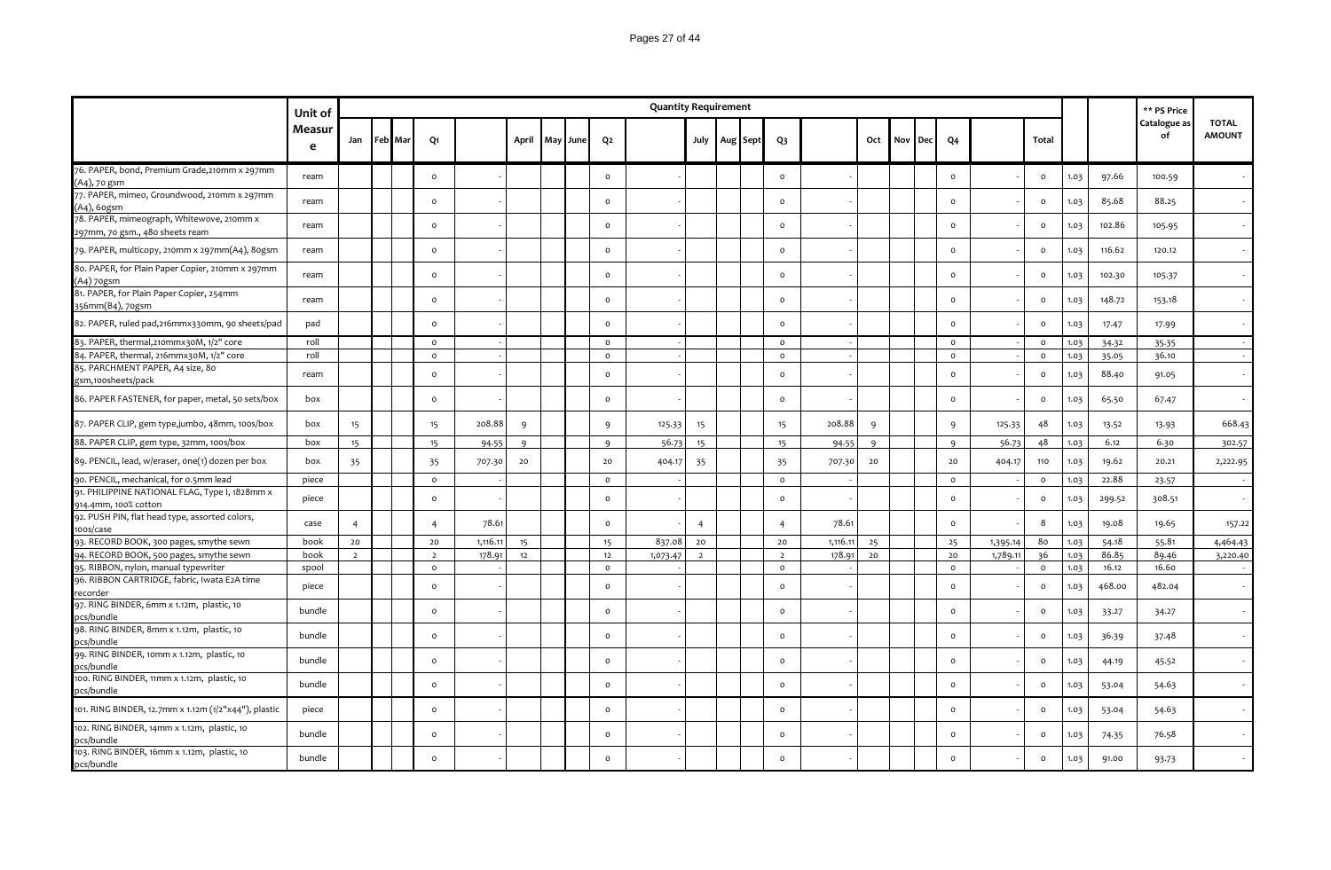| | Unit of Measure | Quantity Requirement | | | | | | | | | | | | | | | | | | | | | | | | ** PS Price Catalogue as of | TOTAL AMOUNT |
|---|---|---|---|---|---|---|---|---|---|---|---|---|---|---|---|---|---|---|---|---|---|---|---|---|---|---|---|
| | | Jan | Feb | Mar | Q1 | | April | May | June | Q2 | | July | Aug | Sept | Q3 | | Oct | Nov | Dec | Q4 | | Total | | | | | |
| 76. PAPER, bond, Premium Grade,210mm x 297mm (A4), 70 gsm | ream | | | | 0 | - | | | | 0 | - | | | | 0 | - | | | | 0 | - | 0 | 1.03 | 97.66 | | 100.59 | - |
| 77. PAPER, mimeo, Groundwood, 210mm x 297mm (A4), 60gsm | ream | | | | 0 | - | | | | 0 | - | | | | 0 | - | | | | 0 | - | 0 | 1.03 | 85.68 | | 88.25 | - |
| 78. PAPER, mimeograph, Whitewove, 210mm x 297mm, 70 gsm., 480 sheets ream | ream | | | | 0 | - | | | | 0 | - | | | | 0 | - | | | | 0 | - | 0 | 1.03 | 102.86 | | 105.95 | - |
| 79. PAPER, multicopy, 210mm x 297mm(A4), 80gsm | ream | | | | 0 | - | | | | 0 | - | | | | 0 | - | | | | 0 | - | 0 | 1.03 | 116.62 | | 120.12 | - |
| 80. PAPER, for Plain Paper Copier, 210mm x 297mm (A4) 70gsm | ream | | | | 0 | - | | | | 0 | - | | | | 0 | - | | | | 0 | - | 0 | 1.03 | 102.30 | | 105.37 | - |
| 81. PAPER, for Plain Paper Copier, 254mm 356mm(B4), 70gsm | ream | | | | 0 | - | | | | 0 | - | | | | 0 | - | | | | 0 | - | 0 | 1.03 | 148.72 | | 153.18 | - |
| 82. PAPER, ruled pad,216mmx330mm, 90 sheets/pad | pad | | | | 0 | - | | | | 0 | - | | | | 0 | - | | | | 0 | - | 0 | 1.03 | 17.47 | | 17.99 | - |
| 83. PAPER, thermal,210mmx30M, 1/2" core | roll | | | | 0 | - | | | | 0 | - | | | | 0 | - | | | | 0 | - | 0 | 1.03 | 34.32 | | 35.35 | - |
| 84. PAPER, thermal, 216mmx30M, 1/2" core | roll | | | | 0 | - | | | | 0 | - | | | | 0 | - | | | | 0 | - | 0 | 1.03 | 35.05 | | 36.10 | - |
| 85. PARCHMENT PAPER, A4 size, 80 gsm,100sheets/pack | ream | | | | 0 | - | | | | 0 | - | | | | 0 | - | | | | 0 | - | 0 | 1.03 | 88.40 | | 91.05 | - |
| 86. PAPER FASTENER, for paper, metal, 50 sets/box | box | | | | 0 | - | | | | 0 | - | | | | 0 | - | | | | 0 | - | 0 | 1.03 | 65.50 | | 67.47 | - |
| 87. PAPER CLIP, gem type,jumbo, 48mm, 100s/box | box | 15 | | | 15 | 208.88 | 9 | | | 9 | 125.33 | 15 | | | 15 | 208.88 | 9 | | | 9 | 125.33 | 48 | 1.03 | 13.52 | | 13.93 | 668.43 |
| 88. PAPER CLIP, gem type, 32mm, 100s/box | box | 15 | | | 15 | 94.55 | 9 | | | 9 | 56.73 | 15 | | | 15 | 94.55 | 9 | | | 9 | 56.73 | 48 | 1.03 | 6.12 | | 6.30 | 302.57 |
| 89. PENCIL, lead, w/eraser, one(1) dozen per box | box | 35 | | | 35 | 707.30 | 20 | | | 20 | 404.17 | 35 | | | 35 | 707.30 | 20 | | | 20 | 404.17 | 110 | 1.03 | 19.62 | | 20.21 | 2,222.95 |
| 90. PENCIL, mechanical, for 0.5mm lead | piece | | | | 0 | - | | | | 0 | - | | | | 0 | - | | | | 0 | - | 0 | 1.03 | 22.88 | | 23.57 | - |
| 91. PHILIPPINE NATIONAL FLAG, Type I, 1828mm x 914.4mm, 100% cotton | piece | | | | 0 | - | | | | 0 | - | | | | 0 | - | | | | 0 | - | 0 | 1.03 | 299.52 | | 308.51 | - |
| 92. PUSH PIN, flat head type, assorted colors, 100s/case | case | 4 | | | 4 | 78.61 | | | | 0 | - | 4 | | | 4 | 78.61 | | | | 0 | - | 8 | 1.03 | 19.08 | | 19.65 | 157.22 |
| 93. RECORD BOOK, 300 pages, smythe sewn | book | 20 | | | 20 | 1,116.11 | 15 | | | 15 | 837.08 | 20 | | | 20 | 1,116.11 | 25 | | | 25 | 1,395.14 | 80 | 1.03 | 54.18 | | 55.81 | 4,464.43 |
| 94. RECORD BOOK, 500 pages, smythe sewn | book | 2 | | | 2 | 178.91 | 12 | | | 12 | 1,073.47 | 2 | | | 2 | 178.91 | 20 | | | 20 | 1,789.11 | 36 | 1.03 | 86.85 | | 89.46 | 3,220.40 |
| 95. RIBBON, nylon, manual typewriter | spool | | | | 0 | - | | | | 0 | - | | | | 0 | - | | | | 0 | - | 0 | 1.03 | 16.12 | | 16.60 | - |
| 96. RIBBON CARTRIDGE, fabric, Iwata E2A time recorder | piece | | | | 0 | - | | | | 0 | - | | | | 0 | - | | | | 0 | - | 0 | 1.03 | 468.00 | | 482.04 | - |
| 97. RING BINDER, 6mm x 1.12m, plastic, 10 pcs/bundle | bundle | | | | 0 | - | | | | 0 | - | | | | 0 | - | | | | 0 | - | 0 | 1.03 | 33.27 | | 34.27 | - |
| 98. RING BINDER, 8mm x 1.12m, plastic, 10 pcs/bundle | bundle | | | | 0 | - | | | | 0 | - | | | | 0 | - | | | | 0 | - | 0 | 1.03 | 36.39 | | 37.48 | - |
| 99. RING BINDER, 10mm x 1.12m, plastic, 10 pcs/bundle | bundle | | | | 0 | - | | | | 0 | - | | | | 0 | - | | | | 0 | - | 0 | 1.03 | 44.19 | | 45.52 | - |
| 100. RING BINDER, 11mm x 1.12m, plastic, 10 pcs/bundle | bundle | | | | 0 | - | | | | 0 | - | | | | 0 | - | | | | 0 | - | 0 | 1.03 | 53.04 | | 54.63 | - |
| 101. RING BINDER, 12.7mm x 1.12m (1/2"x44"), plastic | piece | | | | 0 | - | | | | 0 | - | | | | 0 | - | | | | 0 | - | 0 | 1.03 | 53.04 | | 54.63 | - |
| 102. RING BINDER, 14mm x 1.12m, plastic, 10 pcs/bundle | bundle | | | | 0 | - | | | | 0 | - | | | | 0 | - | | | | 0 | - | 0 | 1.03 | 74.35 | | 76.58 | - |
| 103. RING BINDER, 16mm x 1.12m, plastic, 10 pcs/bundle | bundle | | | | 0 | - | | | | 0 | - | | | | 0 | - | | | | 0 | - | 0 | 1.03 | 91.00 | | 93.73 | - |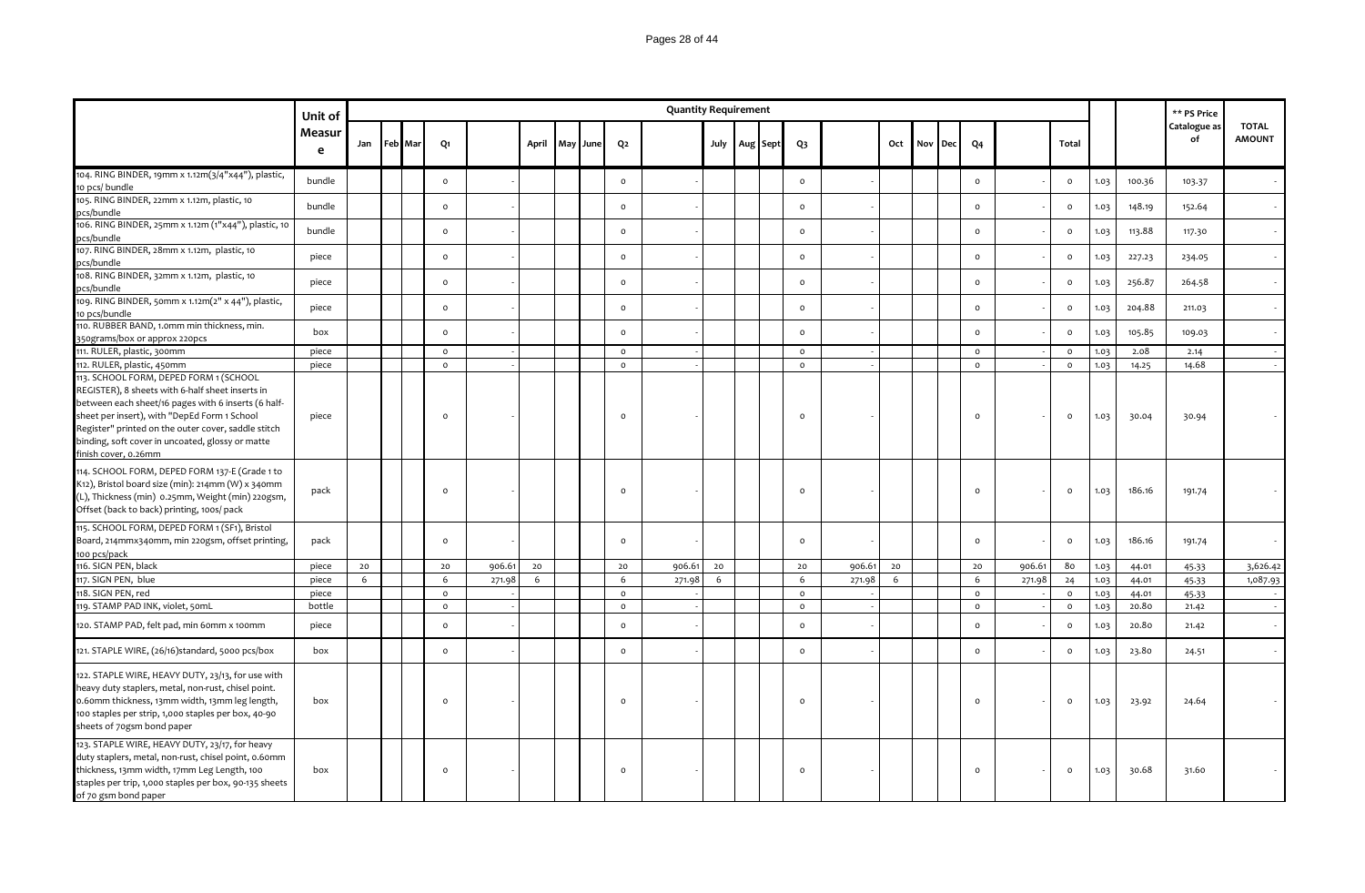| | Unit of Measure | Quantity Requirement | | | | | | | | | | | | | | | | | | | | | | | ** PS Price Catalogue as of | TOTAL AMOUNT |
|---|---|---|---|---|---|---|---|---|---|---|---|---|---|---|---|---|---|---|---|---|---|---|---|---|---|---|
| | | Jan | Feb | Mar | Q1 | | April | May | June | Q2 | | July | Aug | Sept | Q3 | | Oct | Nov | Dec | Q4 | | Total | | | | |
| 104. RING BINDER, 19mm x 1.12m(3/4"x44"), plastic, 10 pcs/ bundle | bundle | | | | 0 | - | | | | 0 | - | | | | 0 | - | | | | 0 | - | 0 | 1.03 | 100.36 | 103.37 | - |
| 105. RING BINDER, 22mm x 1.12m, plastic, 10 pcs/bundle | bundle | | | | 0 | - | | | | 0 | - | | | | 0 | - | | | | 0 | - | 0 | 1.03 | 148.19 | 152.64 | - |
| 106. RING BINDER, 25mm x 1.12m (1"x44"), plastic, 10 pcs/bundle | bundle | | | | 0 | - | | | | 0 | - | | | | 0 | - | | | | 0 | - | 0 | 1.03 | 113.88 | 117.30 | - |
| 107. RING BINDER, 28mm x 1.12m, plastic, 10 pcs/bundle | piece | | | | 0 | - | | | | 0 | - | | | | 0 | - | | | | 0 | - | 0 | 1.03 | 227.23 | 234.05 | - |
| 108. RING BINDER, 32mm x 1.12m, plastic, 10 pcs/bundle | piece | | | | 0 | - | | | | 0 | - | | | | 0 | - | | | | 0 | - | 0 | 1.03 | 256.87 | 264.58 | - |
| 109. RING BINDER, 50mm x 1.12m(2" x 44"), plastic, 10 pcs/bundle | piece | | | | 0 | - | | | | 0 | - | | | | 0 | - | | | | 0 | - | 0 | 1.03 | 204.88 | 211.03 | - |
| 110. RUBBER BAND, 1.0mm min thickness, min. 350grams/box or approx 220pcs | box | | | | 0 | - | | | | 0 | - | | | | 0 | - | | | | 0 | - | 0 | 1.03 | 105.85 | 109.03 | - |
| 111. RULER, plastic, 300mm | piece | | | | 0 | - | | | | 0 | - | | | | 0 | - | | | | 0 | - | 0 | 1.03 | 2.08 | 2.14 | - |
| 112. RULER, plastic, 450mm | piece | | | | 0 | - | | | | 0 | - | | | | 0 | - | | | | 0 | - | 0 | 1.03 | 14.25 | 14.68 | - |
| 113. SCHOOL FORM, DEPED FORM 1 (SCHOOL REGISTER), 8 sheets with 6-half sheet inserts in between each sheet/16 pages with 6 inserts (6 half-sheet per insert), with "DepEd Form 1 School Register" printed on the outer cover, saddle stitch binding, soft cover in uncoated, glossy or matte finish cover, 0.26mm | piece | | | | 0 | - | | | | 0 | - | | | | 0 | - | | | | 0 | - | 0 | 1.03 | 30.04 | 30.94 | - |
| 114. SCHOOL FORM, DEPED FORM 137-E (Grade 1 to K12), Bristol board size (min): 214mm (W) x 340mm (L), Thickness (min) 0.25mm, Weight (min) 220gsm, Offset (back to back) printing, 100s/ pack | pack | | | | 0 | - | | | | 0 | - | | | | 0 | - | | | | 0 | - | 0 | 1.03 | 186.16 | 191.74 | - |
| 115. SCHOOL FORM, DEPED FORM 1 (SF1), Bristol Board, 214mmx340mm, min 220gsm, offset printing, 100 pcs/pack | pack | | | | 0 | - | | | | 0 | - | | | | 0 | - | | | | 0 | - | 0 | 1.03 | 186.16 | 191.74 | - |
| 116. SIGN PEN, black | piece | 20 | | | 20 | 906.61 | 20 | | | 20 | 906.61 | 20 | | | 20 | 906.61 | 20 | | | 20 | 906.61 | 80 | 1.03 | 44.01 | 45.33 | 3,626.42 |
| 117. SIGN PEN, blue | piece | 6 | | | 6 | 271.98 | 6 | | | 6 | 271.98 | 6 | | | 6 | 271.98 | 6 | | | 6 | 271.98 | 24 | 1.03 | 44.01 | 45.33 | 1,087.93 |
| 118. SIGN PEN, red | piece | | | | 0 | - | | | | 0 | - | | | | 0 | - | | | | 0 | - | 0 | 1.03 | 44.01 | 45.33 | - |
| 119. STAMP PAD INK, violet, 50mL | bottle | | | | 0 | - | | | | 0 | - | | | | 0 | - | | | | 0 | - | 0 | 1.03 | 20.80 | 21.42 | - |
| 120. STAMP PAD, felt pad, min 60mm x 100mm | piece | | | | 0 | - | | | | 0 | - | | | | 0 | - | | | | 0 | - | 0 | 1.03 | 20.80 | 21.42 | - |
| 121. STAPLE WIRE, (26/16)standard, 5000 pcs/box | box | | | | 0 | - | | | | 0 | - | | | | 0 | - | | | | 0 | - | 0 | 1.03 | 23.80 | 24.51 | - |
| 122. STAPLE WIRE, HEAVY DUTY, 23/13, for use with heavy duty staplers, metal, non-rust, chisel point. 0.60mm thickness, 13mm width, 13mm leg length, 100 staples per strip, 1,000 staples per box, 40-90 sheets of 70gsm bond paper | box | | | | 0 | - | | | | 0 | - | | | | 0 | - | | | | 0 | - | 0 | 1.03 | 23.92 | 24.64 | - |
| 123. STAPLE WIRE, HEAVY DUTY, 23/17, for heavy duty staplers, metal, non-rust, chisel point, 0.60mm thickness, 13mm width, 17mm Leg Length, 100 staples per trip, 1,000 staples per box, 90-135 sheets of 70 gsm bond paper | box | | | | 0 | - | | | | 0 | - | | | | 0 | - | | | | 0 | - | 0 | 1.03 | 30.68 | 31.60 | - |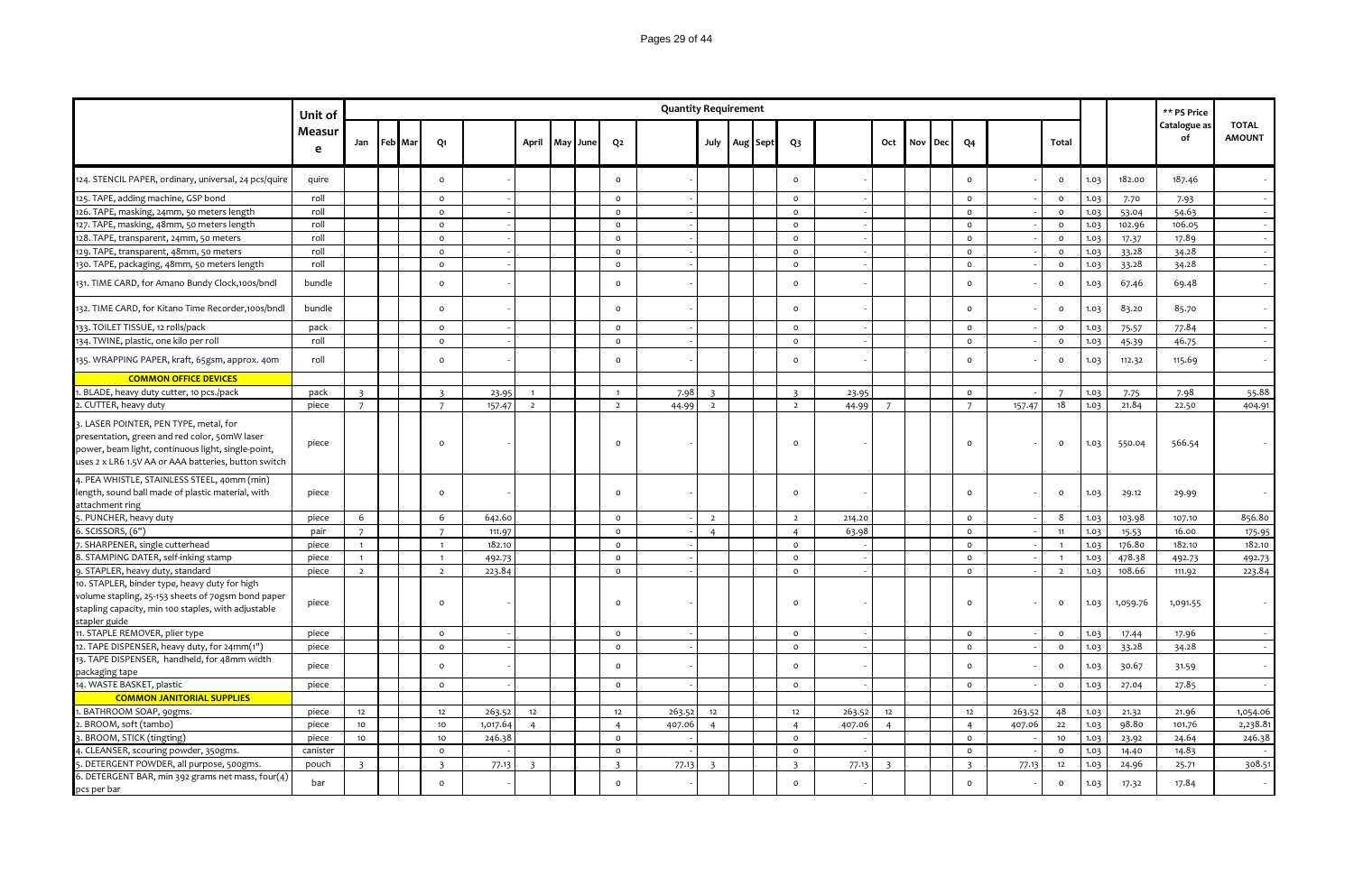| | Unit of Measure | Quantity Requirement | | | | | | | | | | | | | | | | | | | | | | | ** PS Price Catalogue as of | TOTAL AMOUNT |
|---|---|---|---|---|---|---|---|---|---|---|---|---|---|---|---|---|---|---|---|---|---|---|---|---|---|---|
| | | Jan | Feb | Mar | Q1 | | April | May | June | Q2 | | July | Aug | Sept | Q3 | | Oct | Nov | Dec | Q4 | | Total | | | | |
| 124. STENCIL PAPER, ordinary, universal, 24 pcs/quire | quire | | | | 0 | - | | | | 0 | - | | | | 0 | - | | | | 0 | - | 0 | 1.03 | 182.00 | 187.46 | - |
| 125. TAPE, adding machine, GSP bond | roll | | | | 0 | - | | | | 0 | - | | | | 0 | - | | | | 0 | - | 0 | 1.03 | 7.70 | 7.93 | - |
| 126. TAPE, masking, 24mm, 50 meters length | roll | | | | 0 | - | | | | 0 | - | | | | 0 | - | | | | 0 | - | 0 | 1.03 | 53.04 | 54.63 | - |
| 127. TAPE, masking, 48mm, 50 meters length | roll | | | | 0 | - | | | | 0 | - | | | | 0 | - | | | | 0 | - | 0 | 1.03 | 102.96 | 106.05 | - |
| 128. TAPE, transparent, 24mm, 50 meters | roll | | | | 0 | - | | | | 0 | - | | | | 0 | - | | | | 0 | - | 0 | 1.03 | 17.37 | 17.89 | - |
| 129. TAPE, transparent, 48mm, 50 meters | roll | | | | 0 | - | | | | 0 | - | | | | 0 | - | | | | 0 | - | 0 | 1.03 | 33.28 | 34.28 | - |
| 130. TAPE, packaging, 48mm, 50 meters length | roll | | | | 0 | - | | | | 0 | - | | | | 0 | - | | | | 0 | - | 0 | 1.03 | 33.28 | 34.28 | - |
| 131. TIME CARD, for Amano Bundy Clock,100s/bndl | bundle | | | | 0 | - | | | | 0 | - | | | | 0 | - | | | | 0 | - | 0 | 1.03 | 67.46 | 69.48 | - |
| 132. TIME CARD, for Kitano Time Recorder,100s/bndl | bundle | | | | 0 | - | | | | 0 | - | | | | 0 | - | | | | 0 | - | 0 | 1.03 | 83.20 | 85.70 | - |
| 133. TOILET TISSUE, 12 rolls/pack | pack | | | | 0 | - | | | | 0 | - | | | | 0 | - | | | | 0 | - | 0 | 1.03 | 75.57 | 77.84 | - |
| 134. TWINE, plastic, one kilo per roll | roll | | | | 0 | - | | | | 0 | - | | | | 0 | - | | | | 0 | - | 0 | 1.03 | 45.39 | 46.75 | - |
| 135. WRAPPING PAPER, kraft, 65gsm, approx. 40m | roll | | | | 0 | - | | | | 0 | - | | | | 0 | - | | | | 0 | - | 0 | 1.03 | 112.32 | 115.69 | - |
| **COMMON OFFICE DEVICES** | | | | | | | | | | | | | | | | | | | | | | | | | | |
| 1. BLADE, heavy duty cutter, 10 pcs./pack | pack | 3 | | | 3 | 23.95 | 1 | | | 1 | 7.98 | 3 | | | 3 | 23.95 | | | | 0 | - | 7 | 1.03 | 7.75 | 7.98 | 55.88 |
| 2. CUTTER, heavy duty | piece | 7 | | | 7 | 157.47 | 2 | | | 2 | 44.99 | 2 | | | 2 | 44.99 | 7 | | | 7 | 157.47 | 18 | 1.03 | 21.84 | 22.50 | 404.91 |
| 3. LASER POINTER, PEN TYPE, metal, for presentation, green and red color, 50mW laser power, beam light, continuous light, single-point, uses 2 x LR6 1.5V AA or AAA batteries, button switch | piece | | | | 0 | - | | | | 0 | - | | | | 0 | - | | | | 0 | - | 0 | 1.03 | 550.04 | 566.54 | - |
| 4. PEA WHISTLE, STAINLESS STEEL, 40mm (min) length, sound ball made of plastic material, with attachment ring | piece | | | | 0 | - | | | | 0 | - | | | | 0 | - | | | | 0 | - | 0 | 1.03 | 29.12 | 29.99 | - |
| 5. PUNCHER, heavy duty | piece | 6 | | | 6 | 642.60 | | | | 0 | - | 2 | | | 2 | 214.20 | | | | 0 | - | 8 | 1.03 | 103.98 | 107.10 | 856.80 |
| 6. SCISSORS, (6") | pair | 7 | | | 7 | 111.97 | | | | 0 | - | 4 | | | 4 | 63.98 | | | | 0 | - | 11 | 1.03 | 15.53 | 16.00 | 175.95 |
| 7. SHARPENER, single cutterhead | piece | 1 | | | 1 | 182.10 | | | | 0 | - | | | | 0 | - | | | | 0 | - | 1 | 1.03 | 176.80 | 182.10 | 182.10 |
| 8. STAMPING DATER, self-inking stamp | piece | 1 | | | 1 | 492.73 | | | | 0 | - | | | | 0 | - | | | | 0 | - | 1 | 1.03 | 478.38 | 492.73 | 492.73 |
| 9. STAPLER, heavy duty, standard | piece | 2 | | | 2 | 223.84 | | | | 0 | - | | | | 0 | - | | | | 0 | - | 2 | 1.03 | 108.66 | 111.92 | 223.84 |
| 10. STAPLER, binder type, heavy duty for high volume stapling, 25-153 sheets of 70gsm bond paper stapling capacity, min 100 staples, with adjustable stapler guide | piece | | | | 0 | - | | | | 0 | - | | | | 0 | - | | | | 0 | - | 0 | 1.03 | 1,059.76 | 1,091.55 | - |
| 11. STAPLE REMOVER, plier type | piece | | | | 0 | - | | | | 0 | - | | | | 0 | - | | | | 0 | - | 0 | 1.03 | 17.44 | 17.96 | - |
| 12. TAPE DISPENSER, heavy duty, for 24mm(1") | piece | | | | 0 | - | | | | 0 | - | | | | 0 | - | | | | 0 | - | 0 | 1.03 | 33.28 | 34.28 | - |
| 13. TAPE DISPENSER, handheld, for 48mm width packaging tape | piece | | | | 0 | - | | | | 0 | - | | | | 0 | - | | | | 0 | - | 0 | 1.03 | 30.67 | 31.59 | - |
| 14. WASTE BASKET, plastic | piece | | | | 0 | - | | | | 0 | - | | | | 0 | - | | | | 0 | - | 0 | 1.03 | 27.04 | 27.85 | - |
| **COMMON JANITORIAL SUPPLIES** | | | | | | | | | | | | | | | | | | | | | | | | | | |
| 1. BATHROOM SOAP, 90gms. | piece | 12 | | | 12 | 263.52 | 12 | | | 12 | 263.52 | 12 | | | 12 | 263.52 | 12 | | | 12 | 263.52 | 48 | 1.03 | 21.32 | 21.96 | 1,054.06 |
| 2. BROOM, soft (tambo) | piece | 10 | | | 10 | 1,017.64 | 4 | | | 4 | 407.06 | 4 | | | 4 | 407.06 | 4 | | | 4 | 407.06 | 22 | 1.03 | 98.80 | 101.76 | 2,238.81 |
| 3. BROOM, STICK (tingting) | piece | 10 | | | 10 | 246.38 | | | | 0 | - | | | | 0 | - | | | | 0 | - | 10 | 1.03 | 23.92 | 24.64 | 246.38 |
| 4. CLEANSER, scouring powder, 350gms. | canister | | | | 0 | - | | | | 0 | - | | | | 0 | - | | | | 0 | - | 0 | 1.03 | 14.40 | 14.83 | - |
| 5. DETERGENT POWDER, all purpose, 500gms. | pouch | 3 | | | 3 | 77.13 | 3 | | | 3 | 77.13 | 3 | | | 3 | 77.13 | 3 | | | 3 | 77.13 | 12 | 1.03 | 24.96 | 25.71 | 308.51 |
| 6. DETERGENT BAR, min 392 grams net mass, four(4) pcs per bar | bar | | | | 0 | - | | | | 0 | - | | | | 0 | - | | | | 0 | - | 0 | 1.03 | 17.32 | 17.84 | - |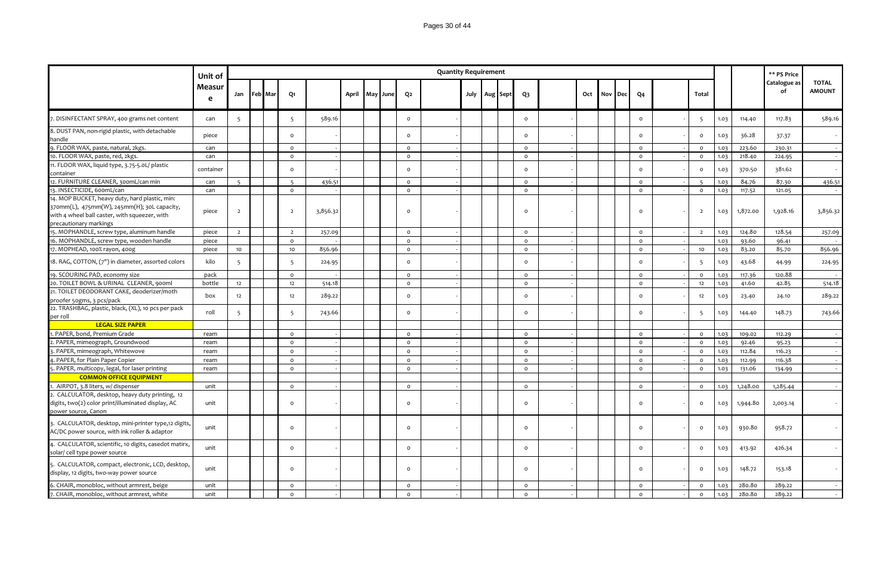| | Unit of Measure | Quantity Requirement | | | | | | | | | | | | | | | | | | | | | | | | ** PS Price Catalogue as of | TOTAL AMOUNT |
|---|---|---|---|---|---|---|---|---|---|---|---|---|---|---|---|---|---|---|---|---|---|---|---|---|---|---|---|
| | | Jan | Feb | Mar | Q1 | | April | May | June | Q2 | | July | Aug | Sept | Q3 | | Oct | Nov | Dec | Q4 | | Total | | | | | |
| 7. DISINFECTANT SPRAY, 400 grams net content | can | 5 | | | 5 | 589.16 | | | | 0 | - | | | | 0 | - | | | | 0 | - | 5 | 1.03 | 114.40 | 117.83 | 589.16 |
| 8. DUST PAN, non-rigid plastic, with detachable handle | piece | | | | 0 | - | | | | 0 | - | | | | 0 | - | | | | 0 | - | 0 | 1.03 | 36.28 | 37.37 | - |
| 9. FLOOR WAX, paste, natural, 2kgs. | can | | | | 0 | - | | | | 0 | - | | | | 0 | - | | | | 0 | - | 0 | 1.03 | 223.60 | 230.31 | - |
| 10. FLOOR WAX, paste, red, 2kgs. | can | | | | 0 | - | | | | 0 | - | | | | 0 | - | | | | 0 | - | 0 | 1.03 | 218.40 | 224.95 | - |
| 11. FLOOR WAX, liquid type, 3.75-5.0L/ plastic container | container | | | | 0 | - | | | | 0 | - | | | | 0 | - | | | | 0 | - | 0 | 1.03 | 370.50 | 381.62 | - |
| 12. FURNITURE CLEANER, 300mL/can min | can | 5 | | | 5 | 436.51 | | | | 0 | - | | | | 0 | - | | | | 0 | - | 5 | 1.03 | 84.76 | 87.30 | 436.51 |
| 13. INSECTICIDE, 600mL/can | can | | | | 0 | - | | | | 0 | - | | | | 0 | - | | | | 0 | - | 0 | 1.03 | 117.52 | 121.05 | - |
| 14. MOP BUCKET, heavy duty, hard plastic, min: 370mm(L), 475mm(W), 245mm(H); 30L capacity, with 4 wheel ball caster, with squeezer, with precautionary markings | piece | 2 | | | 2 | 3,856.32 | | | | 0 | - | | | | 0 | - | | | | 0 | - | 2 | 1.03 | 1,872.00 | 1,928.16 | 3,856.32 |
| 15. MOPHANDLE, screw type, aluminum handle | piece | 2 | | | 2 | 257.09 | | | | 0 | - | | | | 0 | - | | | | 0 | - | 2 | 1.03 | 124.80 | 128.54 | 257.09 |
| 16. MOPHANDLE, screw type, wooden handle | piece | | | | 0 | - | | | | 0 | - | | | | 0 | - | | | | 0 | - | | 1.03 | 93.60 | 96.41 | - |
| 17. MOPHEAD, 100% rayon, 400g | piece | 10 | | | 10 | 856.96 | | | | 0 | - | | | | 0 | - | | | | 0 | - | 10 | 1.03 | 83.20 | 85.70 | 856.96 |
| 18. RAG, COTTON, (7") in diameter, assorted colors | kilo | 5 | | | 5 | 224.95 | | | | 0 | - | | | | 0 | - | | | | 0 | - | 5 | 1.03 | 43.68 | 44.99 | 224.95 |
| 19. SCOURING PAD, economy size | pack | | | | 0 | - | | | | 0 | - | | | | 0 | - | | | | 0 | - | 0 | 1.03 | 117.36 | 120.88 | - |
| 20. TOILET BOWL & URINAL CLEANER, 900ml | bottle | 12 | | | 12 | 514.18 | | | | 0 | - | | | | 0 | - | | | | 0 | - | 12 | 1.03 | 41.60 | 42.85 | 514.18 |
| 21. TOILET DEODORANT CAKE, deoderizer/moth proofer 50gms, 3 pcs/pack | box | 12 | | | 12 | 289.22 | | | | 0 | - | | | | 0 | - | | | | 0 | - | 12 | 1.03 | 23.40 | 24.10 | 289.22 |
| 22. TRASHBAG, plastic, black, (XL), 10 pcs per pack per roll | roll | 5 | | | 5 | 743.66 | | | | 0 | - | | | | 0 | - | | | | 0 | - | 5 | 1.03 | 144.40 | 148.73 | 743.66 |
| **LEGAL SIZE PAPER** | | | | | | | | | | | | | | | | | | | | | | | | | | |
| 1. PAPER, bond, Premium Grade | ream | | | | 0 | - | | | | 0 | - | | | | 0 | - | | | | 0 | - | 0 | 1.03 | 109.02 | 112.29 | - |
| 2. PAPER, mimeograph, Groundwood | ream | | | | 0 | - | | | | 0 | - | | | | 0 | - | | | | 0 | - | 0 | 1.03 | 92.46 | 95.23 | - |
| 3. PAPER, mimeograph, Whitewove | ream | | | | 0 | - | | | | 0 | - | | | | 0 | - | | | | 0 | - | 0 | 1.03 | 112.84 | 116.23 | - |
| 4. PAPER, for Plain Paper Copier | ream | | | | 0 | - | | | | 0 | - | | | | 0 | - | | | | 0 | - | 0 | 1.03 | 112.99 | 116.38 | - |
| 5. PAPER, multicopy, legal, for laser printing | ream | | | | 0 | - | | | | 0 | - | | | | 0 | - | | | | 0 | - | 0 | 1.03 | 131.06 | 134.99 | - |
| **COMMON OFFICE EQUIPMENT** | | | | | | | | | | | | | | | | | | | | | | | | | | |
| 1. AIRPOT, 3.8 liters, w/ dispenser | unit | | | | 0 | - | | | | 0 | - | | | | 0 | - | | | | 0 | - | 0 | 1.03 | 1,248.00 | 1,285.44 | - |
| 2. CALCULATOR, desktop, heavy duty printing, 12 digits, two(2) color print/illuminated display, AC power source, Canon | unit | | | | 0 | - | | | | 0 | - | | | | 0 | - | | | | 0 | - | 0 | 1.03 | 1,944.80 | 2,003.14 | - |
| 3. CALCULATOR, desktop, mini-printer type,12 digits, AC/DC power source, with ink roller & adaptor | unit | | | | 0 | - | | | | 0 | - | | | | 0 | - | | | | 0 | - | 0 | 1.03 | 930.80 | 958.72 | - |
| 4. CALCULATOR, scientific, 10 digits, casedot matirx, solar/ cell type power source | unit | | | | 0 | - | | | | 0 | - | | | | 0 | - | | | | 0 | - | 0 | 1.03 | 413.92 | 426.34 | - |
| 5. CALCULATOR, compact, electronic, LCD, desktop, display, 12 digits, two-way power source | unit | | | | 0 | - | | | | 0 | - | | | | 0 | - | | | | 0 | - | 0 | 1.03 | 148.72 | 153.18 | - |
| 6. CHAIR, monobloc, without armrest, beige | unit | | | | 0 | - | | | | 0 | - | | | | 0 | - | | | | 0 | - | 0 | 1.03 | 280.80 | 289.22 | - |
| 7. CHAIR, monobloc, without armrest, white | unit | | | | 0 | - | | | | 0 | - | | | | 0 | - | | | | 0 | - | 0 | 1.03 | 280.80 | 289.22 | - |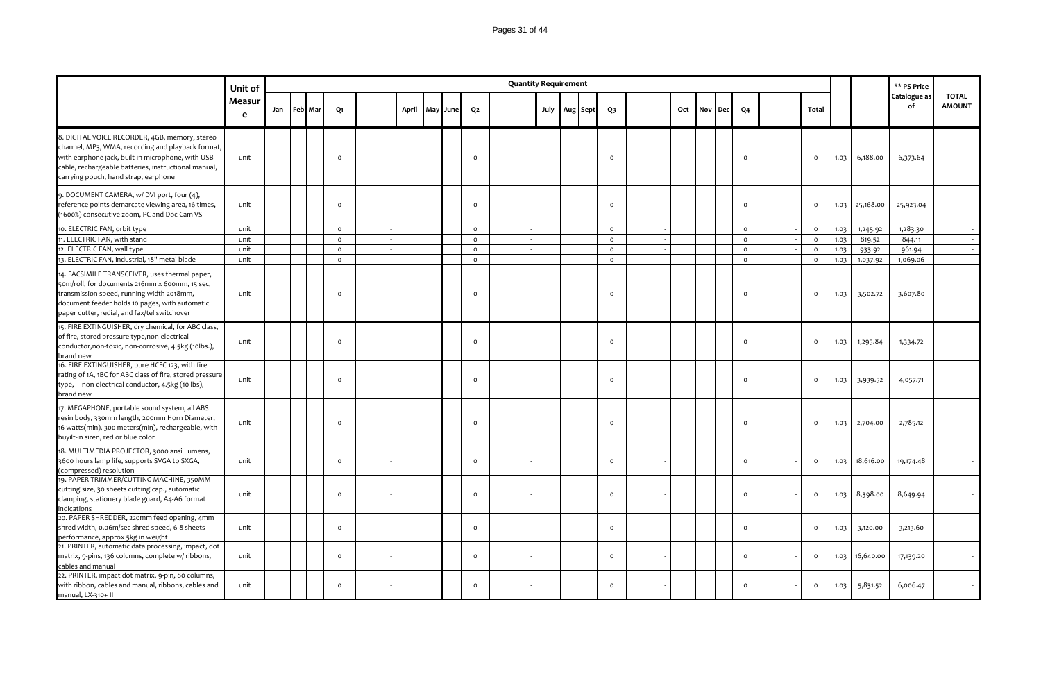| | Unit of Measure | Quantity Requirement | | | | | | | | | | | | | | | | | | | | | | | ** PS Price Catalogue as of | TOTAL AMOUNT |
|---|---|---|---|---|---|---|---|---|---|---|---|---|---|---|---|---|---|---|---|---|---|---|---|---|---|---|
| | | Jan | Feb | Mar | Q1 | | April | May | June | Q2 | | July | Aug | Sept | Q3 | | Oct | Nov | Dec | Q4 | | Total | | | | |
| 8. DIGITAL VOICE RECORDER, 4GB, memory, stereo channel, MP3, WMA, recording and playback format, with earphone jack, built-in microphone, with USB cable, rechargeable batteries, instructional manual, carrying pouch, hand strap, earphone | unit | | | | 0 | - | | | | 0 | - | | | | 0 | - | | | | 0 | - | 0 | 1.03 | 6,188.00 | 6,373.64 | - |
| 9. DOCUMENT CAMERA, w/ DVI port, four (4), reference points demarcate viewing area, 16 times, (1600%) consecutive zoom, PC and Doc Cam VS | unit | | | | 0 | - | | | | 0 | - | | | | 0 | - | | | | 0 | - | 0 | 1.03 | 25,168.00 | 25,923.04 | - |
| 10. ELECTRIC FAN, orbit type | unit | | | | 0 | - | | | | 0 | - | | | | 0 | - | | | | 0 | - | 0 | 1.03 | 1,245.92 | 1,283.30 | - |
| 11. ELECTRIC FAN, with stand | unit | | | | 0 | - | | | | 0 | - | | | | 0 | - | | | | 0 | - | 0 | 1.03 | 819.52 | 844.11 | - |
| 12. ELECTRIC FAN, wall type | unit | | | | 0 | - | | | | 0 | - | | | | 0 | - | | | | 0 | - | 0 | 1.03 | 933.92 | 961.94 | - |
| 13. ELECTRIC FAN, industrial, 18" metal blade | unit | | | | 0 | - | | | | 0 | - | | | | 0 | - | | | | 0 | - | 0 | 1.03 | 1,037.92 | 1,069.06 | - |
| 14. FACSIMILE TRANSCEIVER, uses thermal paper, 50m/roll, for documents 216mm x 600mm, 15 sec, transmission speed, running width 2018mm, document feeder holds 10 pages, with automatic paper cutter, redial, and fax/tel switchover | unit | | | | 0 | - | | | | 0 | - | | | | 0 | - | | | | 0 | - | 0 | 1.03 | 3,502.72 | 3,607.80 | - |
| 15. FIRE EXTINGUISHER, dry chemical, for ABC class, of fire, stored pressure type,non-electrical conductor,non-toxic, non-corrosive, 4.5kg (10lbs.), brand new | unit | | | | 0 | - | | | | 0 | - | | | | 0 | - | | | | 0 | - | 0 | 1.03 | 1,295.84 | 1,334.72 | - |
| 16. FIRE EXTINGUISHER, pure HCFC 123, with fire rating of 1A, 1BC for ABC class of fire, stored pressure type, non-electrical conductor, 4.5kg (10 lbs), brand new | unit | | | | 0 | - | | | | 0 | - | | | | 0 | - | | | | 0 | - | 0 | 1.03 | 3,939.52 | 4,057.71 | - |
| 17. MEGAPHONE, portable sound system, all ABS resin body, 330mm length, 200mm Horn Diameter, 16 watts(min), 300 meters(min), rechargeable, with buyilt-in siren, red or blue color | unit | | | | 0 | - | | | | 0 | - | | | | 0 | - | | | | 0 | - | 0 | 1.03 | 2,704.00 | 2,785.12 | - |
| 18. MULTIMEDIA PROJECTOR, 3000 ansi Lumens, 3600 hours lamp life, supports SVGA to SXGA, (compressed) resolution | unit | | | | 0 | - | | | | 0 | - | | | | 0 | - | | | | 0 | - | 0 | 1.03 | 18,616.00 | 19,174.48 | - |
| 19. PAPER TRIMMER/CUTTING MACHINE, 350MM cutting size, 30 sheets cutting cap., automatic clamping, stationery blade guard, A4-A6 format indications | unit | | | | 0 | - | | | | 0 | - | | | | 0 | - | | | | 0 | - | 0 | 1.03 | 8,398.00 | 8,649.94 | - |
| 20. PAPER SHREDDER, 220mm feed opening, 4mm shred width, 0.06m/sec shred speed, 6-8 sheets performance, approx 5kg in weight | unit | | | | 0 | - | | | | 0 | - | | | | 0 | - | | | | 0 | - | 0 | 1.03 | 3,120.00 | 3,213.60 | - |
| 21. PRINTER, automatic data processing, impact, dot matrix, 9-pins, 136 columns, complete w/ ribbons, cables and manual | unit | | | | 0 | - | | | | 0 | - | | | | 0 | - | | | | 0 | - | 0 | 1.03 | 16,640.00 | 17,139.20 | - |
| 22. PRINTER, impact dot matrix, 9-pin, 80 columns, with ribbon, cables and manual, ribbons, cables and manual, LX-310+ II | unit | | | | 0 | - | | | | 0 | - | | | | 0 | - | | | | 0 | - | 0 | 1.03 | 5,831.52 | 6,006.47 | - |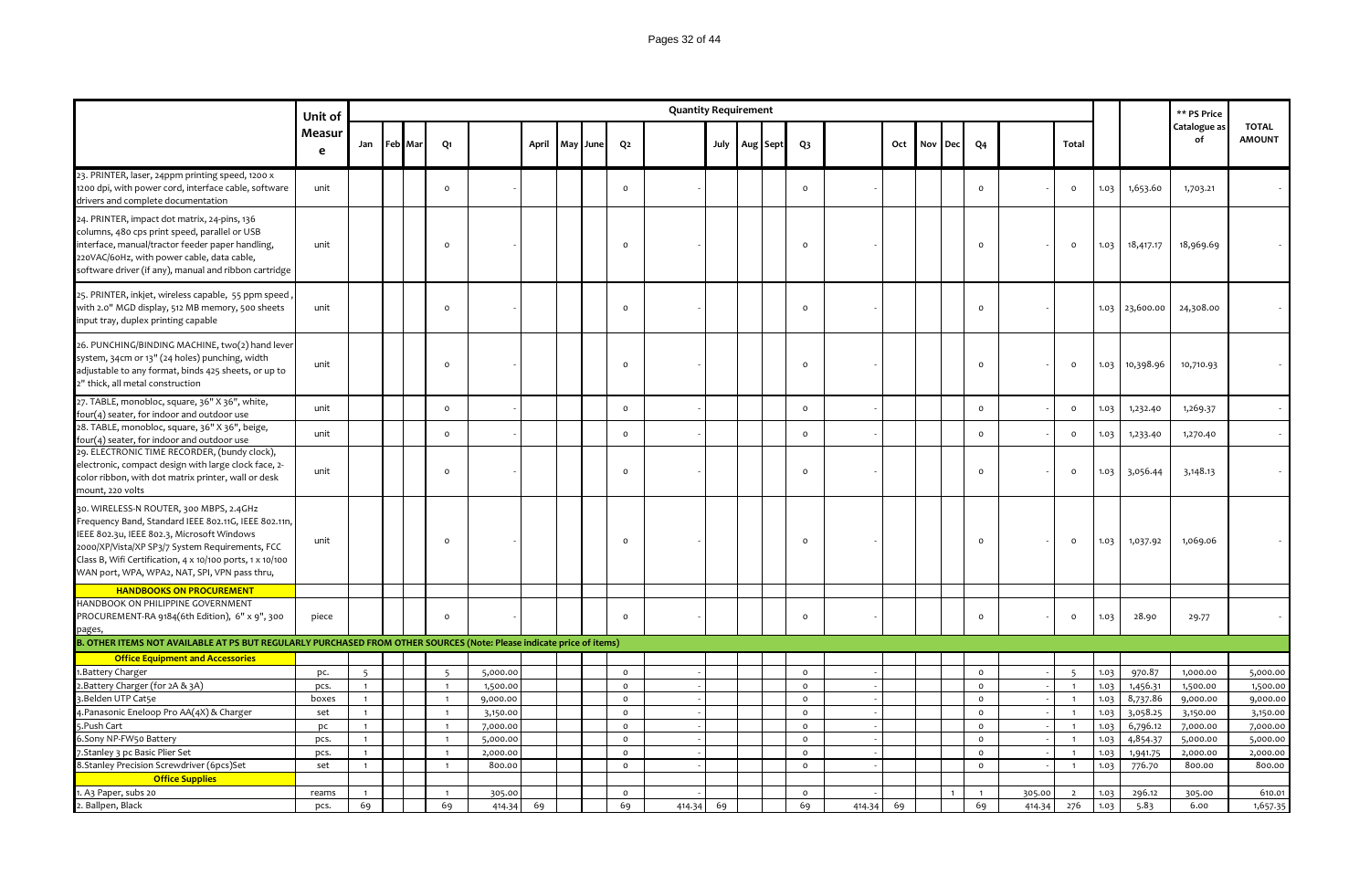| | Unit of Measure | Quantity Requirement | | | | | | | | | | | | | | | | | | | | | | | ** PS Price Catalogue as of | TOTAL AMOUNT |
|---|---|---|---|---|---|---|---|---|---|---|---|---|---|---|---|---|---|---|---|---|---|---|---|---|---|---|
| | | Jan | Feb | Mar | Q1 | | April | May | June | Q2 | | July | Aug | Sept | Q3 | | Oct | Nov | Dec | Q4 | | Total | | | | |
| 23. PRINTER, laser, 24ppm printing speed, 1200 x 1200 dpi, with power cord, interface cable, software drivers and complete documentation | unit | | | | 0 | - | | | | 0 | - | | | | 0 | - | | | | 0 | - | 0 | 1.03 | 1,653.60 | 1,703.21 | - |
| 24. PRINTER, impact dot matrix, 24-pins, 136 columns, 480 cps print speed, parallel or USB interface, manual/tractor feeder paper handling, 220VAC/60Hz, with power cable, data cable, software driver (if any), manual and ribbon cartridge | unit | | | | 0 | - | | | | 0 | - | | | | 0 | - | | | | 0 | - | 0 | 1.03 | 18,417.17 | 18,969.69 | - |
| 25. PRINTER, inkjet, wireless capable, 55 ppm speed , with 2.0" MGD display, 512 MB memory, 500 sheets input tray, duplex printing capable | unit | | | | 0 | - | | | | 0 | - | | | | 0 | - | | | | 0 | - | | 1.03 | 23,600.00 | 24,308.00 | - |
| 26. PUNCHING/BINDING MACHINE, two(2) hand lever system, 34cm or 13" (24 holes) punching, width adjustable to any format, binds 425 sheets, or up to 2" thick, all metal construction | unit | | | | 0 | - | | | | 0 | - | | | | 0 | - | | | | 0 | - | 0 | 1.03 | 10,398.96 | 10,710.93 | - |
| 27. TABLE, monobloc, square, 36" X 36", white, four(4) seater, for indoor and outdoor use | unit | | | | 0 | - | | | | 0 | - | | | | 0 | - | | | | 0 | - | 0 | 1.03 | 1,232.40 | 1,269.37 | - |
| 28. TABLE, monobloc, square, 36" X 36", beige, four(4) seater, for indoor and outdoor use | unit | | | | 0 | - | | | | 0 | - | | | | 0 | - | | | | 0 | - | 0 | 1.03 | 1,233.40 | 1,270.40 | - |
| 29. ELECTRONIC TIME RECORDER, (bundy clock), electronic, compact design with large clock face, 2-color ribbon, with dot matrix printer, wall or desk mount, 220 volts | unit | | | | 0 | - | | | | 0 | - | | | | 0 | - | | | | 0 | - | 0 | 1.03 | 3,056.44 | 3,148.13 | - |
| 30. WIRELESS-N ROUTER, 300 MBPS, 2.4GHz Frequency Band, Standard IEEE 802.11G, IEEE 802.11n, IEEE 802.3u, IEEE 802.3, Microsoft Windows 2000/XP/Vista/XP SP3/7 System Requirements, FCC Class B, Wifi Certification, 4 x 10/100 ports, 1 x 10/100 WAN port, WPA, WPA2, NAT, SPI, VPN pass thru, | unit | | | | 0 | - | | | | 0 | - | | | | 0 | - | | | | 0 | - | 0 | 1.03 | 1,037.92 | 1,069.06 | - |
| **HANDBOOKS ON PROCUREMENT** | | | | | | | | | | | | | | | | | | | | | | | | | | |
| HANDBOOK ON PHILIPPINE GOVERNMENT PROCUREMENT-RA 9184(6th Edition), 6" x 9", 300 pages, | piece | | | | 0 | - | | | | 0 | - | | | | 0 | - | | | | 0 | - | 0 | 1.03 | 28.90 | 29.77 | - |
| **B. OTHER ITEMS NOT AVAILABLE AT PS BUT REGULARLY PURCHASED FROM OTHER SOURCES (Note: Please indicate price of items)** | | | | | | | | | | | | | | | | | | | | | | | | | | |
| **Office Equipment and Accessories** | | | | | | | | | | | | | | | | | | | | | | | | | | |
| 1.Battery Charger | pc. | 5 | | | 5 | 5,000.00 | | | | 0 | - | | | | 0 | - | | | | 0 | - | 5 | 1.03 | 970.87 | 1,000.00 | 5,000.00 |
| 2.Battery Charger (for 2A & 3A) | pcs. | 1 | | | 1 | 1,500.00 | | | | 0 | - | | | | 0 | - | | | | 0 | - | 1 | 1.03 | 1,456.31 | 1,500.00 | 1,500.00 |
| 3.Belden UTP Cat5e | boxes | 1 | | | 1 | 9,000.00 | | | | 0 | - | | | | 0 | - | | | | 0 | - | 1 | 1.03 | 8,737.86 | 9,000.00 | 9,000.00 |
| 4.Panasonic Eneloop Pro AA(4X) & Charger | set | 1 | | | 1 | 3,150.00 | | | | 0 | - | | | | 0 | - | | | | 0 | - | 1 | 1.03 | 3,058.25 | 3,150.00 | 3,150.00 |
| 5.Push Cart | pc | 1 | | | 1 | 7,000.00 | | | | 0 | - | | | | 0 | - | | | | 0 | - | 1 | 1.03 | 6,796.12 | 7,000.00 | 7,000.00 |
| 6.Sony NP-FW50 Battery | pcs. | 1 | | | 1 | 5,000.00 | | | | 0 | - | | | | 0 | - | | | | 0 | - | 1 | 1.03 | 4,854.37 | 5,000.00 | 5,000.00 |
| 7.Stanley 3 pc Basic Plier Set | pcs. | 1 | | | 1 | 2,000.00 | | | | 0 | - | | | | 0 | - | | | | 0 | - | 1 | 1.03 | 1,941.75 | 2,000.00 | 2,000.00 |
| 8.Stanley Precision Screwdriver (6pcs)Set | set | 1 | | | 1 | 800.00 | | | | 0 | - | | | | 0 | - | | | | 0 | - | 1 | 1.03 | 776.70 | 800.00 | 800.00 |
| **Office Supplies** | | | | | | | | | | | | | | | | | | | | | | | | | | |
| 1. A3 Paper, subs 20 | reams | 1 | | | 1 | 305.00 | | | | 0 | - | | | | 0 | - | | | 1 | 1 | 305.00 | 2 | 1.03 | 296.12 | 305.00 | 610.01 |
| 2. Ballpen, Black | pcs. | 69 | | | 69 | 414.34 | 69 | | | 69 | 414.34 | 69 | | | 69 | 414.34 | 69 | | | 69 | 414.34 | 276 | 1.03 | 5.83 | 6.00 | 1,657.35 |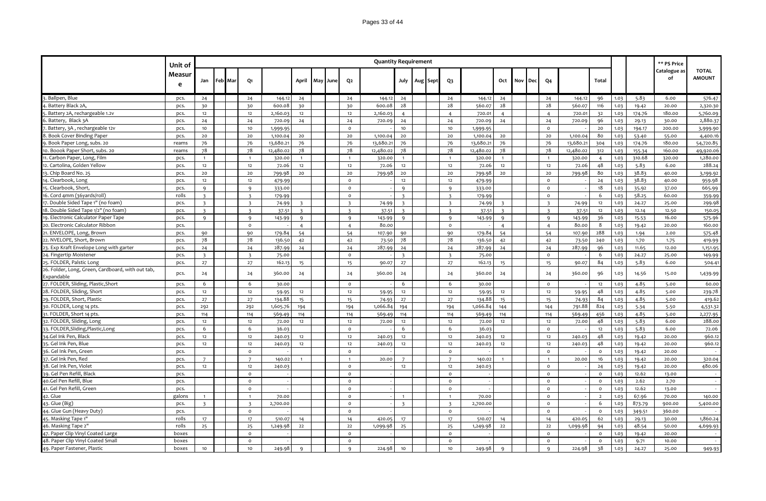| | Unit of Measure | Quantity Requirement | | | | | | | | | | | | | | | | | | | | | | | | ** PS Price Catalogue as of | TOTAL AMOUNT |
|---|---|---|---|---|---|---|---|---|---|---|---|---|---|---|---|---|---|---|---|---|---|---|---|---|---|---|---|
| | | Jan | Feb | Mar | Q1 | | April | May | June | Q2 | | July | Aug | Sept | Q3 | | Oct | Nov | Dec | Q4 | | Total | | | | | |
| 3. Ballpen, Blue | pcs. | 24 | | | 24 | 144.12 | 24 | | | 24 | 144.12 | 24 | | | 24 | 144.12 | 24 | | | 24 | 144.12 | 96 | 1.03 | 5.83 | 6.00 | 576.47 |
| 4. Battery Black 2A, | pcs. | 30 | | | 30 | 600.08 | 30 | | | 30 | 600.08 | 28 | | | 28 | 560.07 | 28 | | | 28 | 560.07 | 116 | 1.03 | 19.42 | 20.00 | 2,320.30 |
| 5. Battery 2A, rechargeable 1.2v | pcs. | 12 | | | 12 | 2,160.03 | 12 | | | 12 | 2,160.03 | 4 | | | 4 | 720.01 | 4 | | | 4 | 720.01 | 32 | 1.03 | 174.76 | 180.00 | 5,760.09 |
| 6. Battery, Black 3A | pcs. | 24 | | | 24 | 720.09 | 24 | | | 24 | 720.09 | 24 | | | 24 | 720.09 | 24 | | | 24 | 720.09 | 96 | 1.03 | 29.13 | 30.00 | 2,880.37 |
| 7. Battery, 3A , rechargeable 12v | pcs. | 10 | | | 10 | 1,999.95 | | | | 0 | - | 10 | | | 10 | 1,999.95 | | | | 0 | - | 20 | 1.03 | 194.17 | 200.00 | 3,999.90 |
| 8. Book Cover Binding Paper | pcs. | 20 | | | 20 | 1,100.04 | 20 | | | 20 | 1,100.04 | 20 | | | 20 | 1,100.04 | 20 | | | 20 | 1,100.04 | 80 | 1.03 | 53.40 | 55.00 | 4,400.16 |
| 9. Book Paper Long, subs. 20 | reams | 76 | | | 76 | 13,680.21 | 76 | | | 76 | 13,680.21 | 76 | | | 76 | 13,680.21 | 76 | | | 76 | 13,680.21 | 304 | 1.03 | 174.76 | 180.00 | 54,720.85 |
| 10. Boook Paper Short, subs. 20 | reams | 78 | | | 78 | 12,480.02 | 78 | | | 78 | 12,480.02 | 78 | | | 78 | 12,480.02 | 78 | | | 78 | 12,480.02 | 312 | 1.03 | 155.34 | 160.00 | 49,920.06 |
| 11. Carbon Paper, Long, Film | pcs. | 1 | | | 1 | 320.00 | 1 | | | 1 | 320.00 | 1 | | | 1 | 320.00 | 1 | | | 1 | 320.00 | 4 | 1.03 | 310.68 | 320.00 | 1,280.00 |
| 12. Cartolina, Golden Yellow | pcs. | 12 | | | 12 | 72.06 | 12 | | | 12 | 72.06 | 12 | | | 12 | 72.06 | 12 | | | 12 | 72.06 | 48 | 1.03 | 5.83 | 6.00 | 288.24 |
| 13. Chip Board No. 25 | pcs. | 20 | | | 20 | 799.98 | 20 | | | 20 | 799.98 | 20 | | | 20 | 799.98 | 20 | | | 20 | 799.98 | 80 | 1.03 | 38.83 | 40.00 | 3,199.92 |
| 14. Clearbook, Long | pcs. | 12 | | | 12 | 479.99 | | | | 0 | - | 12 | | | 12 | 479.99 | | | | 0 | - | 24 | 1.03 | 38.83 | 40.00 | 959.98 |
| 15. Clearbook, Short, | pcs. | 9 | | | 9 | 333.00 | | | | 0 | - | 9 | | | 9 | 333.00 | | | | 0 | - | 18 | 1.03 | 35.92 | 37.00 | 665.99 |
| 16. Cord 4mm (36yards/roll) | rolls | 3 | | | 3 | 179.99 | | | | 0 | - | 3 | | | 3 | 179.99 | | | | 0 | - | 6 | 1.03 | 58.25 | 60.00 | 359.99 |
| 17. Double Sided Tape 1" (no foam) | pcs. | 3 | | | 3 | 74.99 | 3 | | | 3 | 74.99 | 3 | | | 3 | 74.99 | 3 | | | 3 | 74.99 | 12 | 1.03 | 24.27 | 25.00 | 299.98 |
| 18. Double Sided Tape 1/2" (no foam) | pcs. | 3 | | | 3 | 37.51 | 3 | | | 3 | 37.51 | 3 | | | 3 | 37.51 | 3 | | | 3 | 37.51 | 12 | 1.03 | 12.14 | 12.50 | 150.05 |
| 19. Electronic Calculator Paper Tape | pcs. | 9 | | | 9 | 143.99 | 9 | | | 9 | 143.99 | 9 | | | 9 | 143.99 | 9 | | | 9 | 143.99 | 36 | 1.03 | 15.53 | 16.00 | 575.96 |
| 20. Electronic Calculator Ribbon | pcs. | | | | 0 | - | 4 | | | 4 | 80.00 | | | | 0 | - | 4 | | | 4 | 80.00 | 8 | 1.03 | 19.42 | 20.00 | 160.00 |
| 21. ENVELOPE, Long, Brown | pcs. | 90 | | | 90 | 179.84 | 54 | | | 54 | 107.90 | 90 | | | 90 | 179.84 | 54 | | | 54 | 107.90 | 288 | 1.03 | 1.94 | 2.00 | 575.48 |
| 22. NVELOPE, Short, Brown | pcs. | 78 | | | 78 | 136.50 | 42 | | | 42 | 73.50 | 78 | | | 78 | 136.50 | 42 | | | 42 | 73.50 | 240 | 1.03 | 1.70 | 1.75 | 419.99 |
| 23. Exp Kraft Envelope Long with garter | pcs. | 24 | | | 24 | 287.99 | 24 | | | 24 | 287.99 | 24 | | | 24 | 287.99 | 24 | | | 24 | 287.99 | 96 | 1.03 | 11.65 | 12.00 | 1,151.95 |
| 24. Fingertip Moistener | pcs. | 3 | | | 3 | 75.00 | | | | 0 | - | 3 | | | 3 | 75.00 | | | | 0 | - | 6 | 1.03 | 24.27 | 25.00 | 149.99 |
| 25. FOLDER, Palstic Long | pcs. | 27 | | | 27 | 162.13 | 15 | | | 15 | 90.07 | 27 | | | 27 | 162.13 | 15 | | | 15 | 90.07 | 84 | 1.03 | 5.83 | 6.00 | 504.41 |
| 26. Folder, Long, Green, Cardboard, with out tab, Expandable | pcs. | 24 | | | 24 | 360.00 | 24 | | | 24 | 360.00 | 24 | | | 24 | 360.00 | 24 | | | 24 | 360.00 | 96 | 1.03 | 14.56 | 15.00 | 1,439.99 |
| 27. FOLDER, Sliding, Plastic,Short | pcs. | 6 | | | 6 | 30.00 | | | | 0 | - | 6 | | | 6 | 30.00 | | | | 0 | - | 12 | 1.03 | 4.85 | 5.00 | 60.00 |
| 28. FOLDER, Sliding, Short | pcs. | 12 | | | 12 | 59.95 | 12 | | | 12 | 59.95 | 12 | | | 12 | 59.95 | 12 | | | 12 | 59.95 | 48 | 1.03 | 4.85 | 5.00 | 239.78 |
| 29. FOLDER, Short, Plastic | pcs. | 27 | | | 27 | 134.88 | 15 | | | 15 | 74.93 | 27 | | | 27 | 134.88 | 15 | | | 15 | 74.93 | 84 | 1.03 | 4.85 | 5.00 | 419.62 |
| 30. FOLDER, Long 14 pts. | pcs. | 292 | | | 292 | 1,605.76 | 194 | | | 194 | 1,066.84 | 194 | | | 194 | 1,066.84 | 144 | | | 144 | 791.88 | 824 | 1.03 | 5.34 | 5.50 | 4,531.32 |
| 31. FOLDER, Short 14 pts. | pcs. | 114 | | | 114 | 569.49 | 114 | | | 114 | 569.49 | 114 | | | 114 | 569.49 | 114 | | | 114 | 569.49 | 456 | 1.03 | 4.85 | 5.00 | 2,277.95 |
| 32. FOLDER, Sliding, Long | pcs. | 12 | | | 12 | 72.00 | 12 | | | 12 | 72.00 | 12 | | | 12 | 72.00 | 12 | | | 12 | 72.00 | 48 | 1.03 | 5.83 | 6.00 | 288.00 |
| 33. FOLDER,Sliding,Plastic,Long | pcs. | 6 | | | 6 | 36.03 | | | | 0 | - | 6 | | | 6 | 36.03 | | | | 0 | - | 12 | 1.03 | 5.83 | 6.00 | 72.06 |
| 34.Gel Ink Pen, Black | pcs. | 12 | | | 12 | 240.03 | 12 | | | 12 | 240.03 | 12 | | | 12 | 240.03 | 12 | | | 12 | 240.03 | 48 | 1.03 | 19.42 | 20.00 | 960.12 |
| 35. Gel Ink Pen, Blue | pcs. | 12 | | | 12 | 240.03 | 12 | | | 12 | 240.03 | 12 | | | 12 | 240.03 | 12 | | | 12 | 240.03 | 48 | 1.03 | 19.42 | 20.00 | 960.12 |
| 36. Gel Ink Pen, Green | pcs. | | | | 0 | - | | | | 0 | - | | | | 0 | - | | | | 0 | - | 0 | 1.03 | 19.42 | 20.00 | - |
| 37. Gel Ink Pen, Red | pcs. | 7 | | | 7 | 140.02 | 1 | | | 1 | 20.00 | 7 | | | 7 | 140.02 | 1 | | | 1 | 20.00 | 16 | 1.03 | 19.42 | 20.00 | 320.04 |
| 38. Gel Ink Pen, Violet | pcs. | 12 | | | 12 | 240.03 | | | | 0 | - | 12 | | | 12 | 240.03 | | | | 0 | - | 24 | 1.03 | 19.42 | 20.00 | 480.06 |
| 39. Gel Pen Refill, Black | pcs. | | | | 0 | - | | | | 0 | - | | | | 0 | - | | | | 0 | - | 0 | 1.03 | 12.62 | 13.00 | - |
| 40.Gel Pen Refill, Blue | pcs. | | | | 0 | - | | | | 0 | - | | | | 0 | - | | | | 0 | - | 0 | 1.03 | 2.62 | 2.70 | - |
| 41. Gel Pen Refill, Green | pcs. | | | | 0 | - | | | | 0 | - | | | | 0 | - | | | | 0 | - | 0 | 1.03 | 12.62 | 13.00 | - |
| 42. Glue | galons | 1 | | | 1 | 70.00 | | | | 0 | - | 1 | | | 1 | 70.00 | | | | 0 | - | 2 | 1.03 | 67.96 | 70.00 | 140.00 |
| 43. Glue (Big) | pcs. | 3 | | | 3 | 2,700.00 | | | | 0 | - | 3 | | | 3 | 2,700.00 | | | | 0 | - | 6 | 1.03 | 873.79 | 900.00 | 5,400.00 |
| 44. Glue Gun (Heavy Duty) | pcs. | | | | 0 | - | | | | 0 | - | | | | 0 | - | | | | 0 | - | 0 | 1.03 | 349.51 | 360.00 | - |
| 45. Masking Tape 1" | rolls | 17 | | | 17 | 510.07 | 14 | | | 14 | 420.05 | 17 | | | 17 | 510.07 | 14 | | | 14 | 420.05 | 62 | 1.03 | 29.13 | 30.00 | 1,860.24 |
| 46. Masking Tape 2" | rolls | 25 | | | 25 | 1,249.98 | 22 | | | 22 | 1,099.98 | 25 | | | 25 | 1,249.98 | 22 | | | 22 | 1,099.98 | 94 | 1.03 | 48.54 | 50.00 | 4,699.93 |
| 47. Paper Clip Vinyl Coated Large | boxes | | | | 0 | - | | | | 0 | - | | | | 0 | - | | | | 0 | - | 0 | 1.03 | 19.42 | 20.00 | - |
| 48. Paper Clip Vinyl Coated Small | boxes | | | | 0 | - | | | | 0 | - | | | | 0 | - | | | | 0 | - | 0 | 1.03 | 9.71 | 10.00 | - |
| 49. Paper Fastener, Plastic | boxes | 10 | | | 10 | 249.98 | 9 | | | 9 | 224.98 | 10 | | | 10 | 249.98 | 9 | | | 9 | 224.98 | 38 | 1.03 | 24.27 | 25.00 | 949.93 |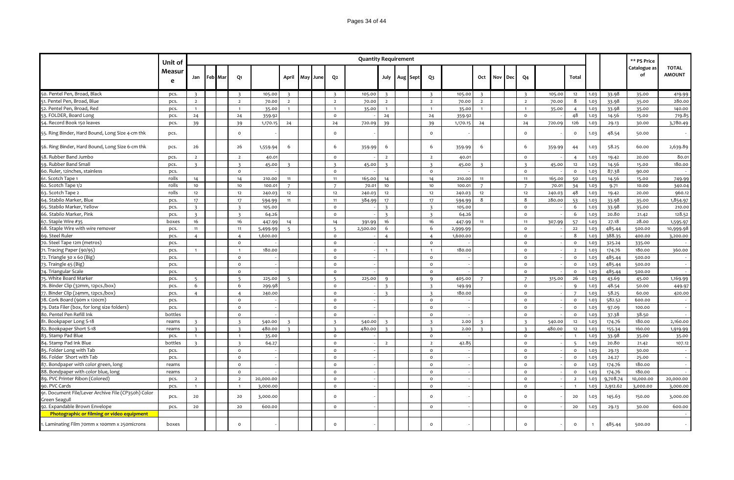| | Unit of Measure | Quantity Requirement | | | | | | | | | | | | | | | | | | | | | | ** PS Price Catalogue as of | TOTAL AMOUNT |
|---|---|---|---|---|---|---|---|---|---|---|---|---|---|---|---|---|---|---|---|---|---|---|---|---|---|
| | | Jan | Feb | Mar | Q1 | | April | May | June | Q2 | | July | Aug | Sept | Q3 | | Oct | Nov | Dec | Q4 | | Total | | | | |
| 50. Pentel Pen, Broad, Black | pcs. | 3 | | | 3 | 105.00 | 3 | | | 3 | 105.00 | 3 | | | 3 | 105.00 | 3 | | | 3 | 105.00 | 12 | 1.03 | 33.98 | 35.00 | 419.99 |
| 51. Pentel Pen, Broad, Blue | pcs. | 2 | | | 2 | 70.00 | 2 | | | 2 | 70.00 | 2 | | | 2 | 70.00 | 2 | | | 2 | 70.00 | 8 | 1.03 | 33.98 | 35.00 | 280.00 |
| 52. Pentel Pen, Broad, Red | pcs. | 1 | | | 1 | 35.00 | 1 | | | 1 | 35.00 | 1 | | | 1 | 35.00 | 1 | | | 1 | 35.00 | 4 | 1.03 | 33.98 | 35.00 | 140.00 |
| 53. FOLDER, Board Long | pcs. | 24 | | | 24 | 359.92 | | | | 0 | | 24 | | | 24 | 359.92 | | | | 0 | - | 48 | 1.03 | 14.56 | 15.00 | 719.85 |
| 54. Record Book 150 leaves | pcs. | 39 | | | 39 | 1,170.15 | 24 | | | 24 | 720.09 | 39 | | | 39 | 1,170.15 | 24 | | | 24 | 720.09 | 126 | 1.03 | 29.13 | 30.00 | 3,780.49 |
| 55. Ring Binder, Hard Bound, Long Size 4-cm thk | pcs. | | | | 0 | - | | | | 0 | - | | | | 0 | - | | | | 0 | - | 0 | 1.03 | 48.54 | 50.00 | - |
| 56. Ring Binder, Hard Bound, Long Size 6-cm thk | pcs. | 26 | | | 26 | 1,559.94 | 6 | | | 6 | 359.99 | 6 | | | 6 | 359.99 | 6 | | | 6 | 359.99 | 44 | 1.03 | 58.25 | 60.00 | 2,639.89 |
| 58. Rubber Band Jumbo | pcs. | 2 | | | 2 | 40.01 | | | | 0 | - | 2 | | | 2 | 40.01 | | | | 0 | - | 4 | 1.03 | 19.42 | 20.00 | 80.01 |
| 59. Rubber Band Small | pcs. | 3 | | | 3 | 45.00 | 3 | | | 3 | 45.00 | 3 | | | 3 | 45.00 | 3 | | | 3 | 45.00 | 12 | 1.03 | 14.56 | 15.00 | 180.00 |
| 60. Ruler, 12inches, stainless | pcs. | | | | 0 | - | | | | 0 | - | | | | 0 | - | | | | 0 | - | 0 | 1.03 | 87.38 | 90.00 | - |
| 61. Scotch Tape 1 | rolls | 14 | | | 14 | 210.00 | 11 | | | 11 | 165.00 | 14 | | | 14 | 210.00 | 11 | | | 11 | 165.00 | 50 | 1.03 | 14.56 | 15.00 | 749.99 |
| 62. Scotch Tape 1/2 | rolls | 10 | | | 10 | 100.01 | 7 | | | 7 | 70.01 | 10 | | | 10 | 100.01 | 7 | | | 7 | 70.01 | 34 | 1.03 | 9.71 | 10.00 | 340.04 |
| 63. Scotch Tape 2 | rolls | 12 | | | 12 | 240.03 | 12 | | | 12 | 240.03 | 12 | | | 12 | 240.03 | 12 | | | 12 | 240.03 | 48 | 1.03 | 19.42 | 20.00 | 960.12 |
| 64. Stabilo Marker, Blue | pcs. | 17 | | | 17 | 594.99 | 11 | | | 11 | 384.99 | 17 | | | 17 | 594.99 | 8 | | | 8 | 280.00 | 53 | 1.03 | 33.98 | 35.00 | 1,854.97 |
| 65. Stabilo Marker, Yellow | pcs. | 3 | | | 3 | 105.00 | | | | 0 | - | 3 | | | 3 | 105.00 | | | | 0 | - | 6 | 1.03 | 33.98 | 35.00 | 210.00 |
| 66. Stabilo Marker, Pink | pcs. | 3 | | | 3 | 64.26 | | | | 0 | - | 3 | | | 3 | 64.26 | | | | 0 | - | 6 | 1.03 | 20.80 | 21.42 | 128.52 |
| 67. Staple Wire #35 | boxes | 16 | | | 16 | 447.99 | 14 | | | 14 | 391.99 | 16 | | | 16 | 447.99 | 11 | | | 11 | 307.99 | 57 | 1.03 | 27.18 | 28.00 | 1,595.97 |
| 68. Staple Wire with wire remover | pcs. | 11 | | | 11 | 5,499.99 | 5 | | | 5 | 2,500.00 | 6 | | | 6 | 2,999.99 | | | | 0 | - | 22 | 1.03 | 485.44 | 500.00 | 10,999.98 |
| 69. Steel Ruler | pcs. | 4 | | | 4 | 1,600.00 | | | | 0 | - | 4 | | | 4 | 1,600.00 | | | | 0 | - | 8 | 1.03 | 388.35 | 400.00 | 3,200.00 |
| 70. Steel Tape 12m (metros) | pcs. | | | | 0 | - | | | | 0 | - | | | | 0 | - | | | | 0 | - | 0 | 1.03 | 325.24 | 335.00 | - |
| 71. Tracing Paper (90/95) | pcs. | 1 | | | 1 | 180.00 | | | | 0 | - | 1 | | | 1 | 180.00 | | | | 0 | - | 2 | 1.03 | 174.76 | 180.00 | 360.00 |
| 72. Triangle 30 x 60 (Big) | pcs. | | | | 0 | - | | | | 0 | - | | | | 0 | - | | | | 0 | - | 0 | 1.03 | 485.44 | 500.00 | - |
| 73. Traingle 45 (Big) | pcs. | | | | 0 | - | | | | 0 | - | | | | 0 | - | | | | 0 | - | 0 | 1.03 | 485.44 | 500.00 | - |
| 74. Triangular Scale | pcs. | | | | 0 | - | | | | 0 | - | | | | 0 | - | | | | 0 | - | 0 | 1.03 | 485.44 | 500.00 | - |
| 75. White Board Marker | pcs. | 5 | | | 5 | 225.00 | 5 | | | 5 | 225.00 | 9 | | | 9 | 405.00 | 7 | | | 7 | 315.00 | 26 | 1.03 | 43.69 | 45.00 | 1,169.99 |
| 76. Binder Clip (32mm, 12pcs./box) | pcs. | 6 | | | 6 | 299.98 | | | | 0 | - | 3 | | | 3 | 149.99 | | | | 0 | - | 9 | 1.03 | 48.54 | 50.00 | 449.97 |
| 77. Binder Clip (24mm, 12pcs./box) | pcs. | 4 | | | 4 | 240.00 | | | | 0 | - | 3 | | | 3 | 180.00 | | | | 0 | - | 7 | 1.03 | 58.25 | 60.00 | 420.00 |
| 78. Cork Board (90m x 120cm) | pcs. | | | | 0 | - | | | | 0 | - | | | | 0 | - | | | | 0 | - | 0 | 1.03 | 582.52 | 600.00 | - |
| 79. Data Filer (box, for long size folders) | pcs. | | | | 0 | - | | | | 0 | - | | | | 0 | - | | | | 0 | - | 0 | 1.03 | 97.09 | 100.00 | - |
| 80. Pentel Pen Refill Ink | bottles | | | | 0 | - | | | | 0 | - | | | | 0 | - | | | | 0 | - | 0 | 1.03 | 37.38 | 38.50 | - |
| 81. Bookpaper Long S-18 | reams | 3 | | | 3 | 540.00 | 3 | | | 3 | 540.00 | 3 | | | 3 | 2.00 | 3 | | | 3 | 540.00 | 12 | 1.03 | 174.76 | 180.00 | 2,160.00 |
| 82. Bookpaper Short S-18 | reams | 3 | | | 3 | 480.00 | 3 | | | 3 | 480.00 | 3 | | | 3 | 2.00 | 3 | | | 3 | 480.00 | 12 | 1.03 | 155.34 | 160.00 | 1,919.99 |
| 83. Stamp Pad Blue | pcs. | 1 | | | 1 | 35.00 | | | | 0 | - | | | | 0 | - | | | | 0 | - | 1 | 1.03 | 33.98 | 35.00 | 35.00 |
| 84. Stamp Pad Ink Blue | bottles | 3 | | | 3 | 64.27 | | | | 0 | - | 2 | | | 2 | 42.85 | | | | 0 | - | 5 | 1.03 | 20.80 | 21.42 | 107.12 |
| 85. Folder Long with Tab | pcs. | | | | 0 | - | | | | 0 | - | | | | 0 | - | | | | 0 | - | 0 | 1.03 | 29.13 | 30.00 | - |
| 86. Folder Short with Tab | pcs. | | | | 0 | - | | | | 0 | - | | | | 0 | - | | | | 0 | - | 0 | 1.03 | 24.27 | 25.00 | - |
| 87. Bondpaper with color green, long | reams | | | | 0 | - | | | | 0 | - | | | | 0 | - | | | | 0 | - | 0 | 1.03 | 174.76 | 180.00 | - |
| 88. Bondpaper with color blue, long | reams | | | | 0 | - | | | | 0 | - | | | | 0 | - | | | | 0 | - | 0 | 1.03 | 174.76 | 180.00 | - |
| 89. PVC Printer Ribon (Colored) | pcs. | 2 | | | 2 | 20,000.00 | | | | 0 | - | | | | 0 | - | | | | 0 | - | 2 | 1.03 | 9,708.74 | 10,000.00 | 20,000.00 |
| 90. PVC Cards | pcs. | 1 | | | 1 | 3,000.00 | | | | 0 | - | | | | 0 | - | | | | 0 | - | 1 | 1.03 | 2,912.62 | 3,000.00 | 3,000.00 |
| 91. Document File/Lever Archive File (CP350h) Color Green Seagull | pcs. | 20 | | | 20 | 3,000.00 | | | | 0 | - | | | | 0 | - | | | | 0 | - | 20 | 1.03 | 145.63 | 150.00 | 3,000.00 |
| 92. Expandable Brown Envelope | pcs. | 20 | | | 20 | 600.00 | | | | 0 | - | | | | 0 | - | | | | 0 | - | 20 | 1.03 | 29.13 | 30.00 | 600.00 |
| **Photographic or filming or video equipment** | | | | | | | | | | | | | | | | | | | | | | | | | | - |
| 1. Laminating Film 70mm x 100mm x 250microns | boxes | | | | 0 | - | | | | 0 | - | | | | 0 | - | | | | 0 | - | 0 | 1 | 485.44 | 500.00 | - |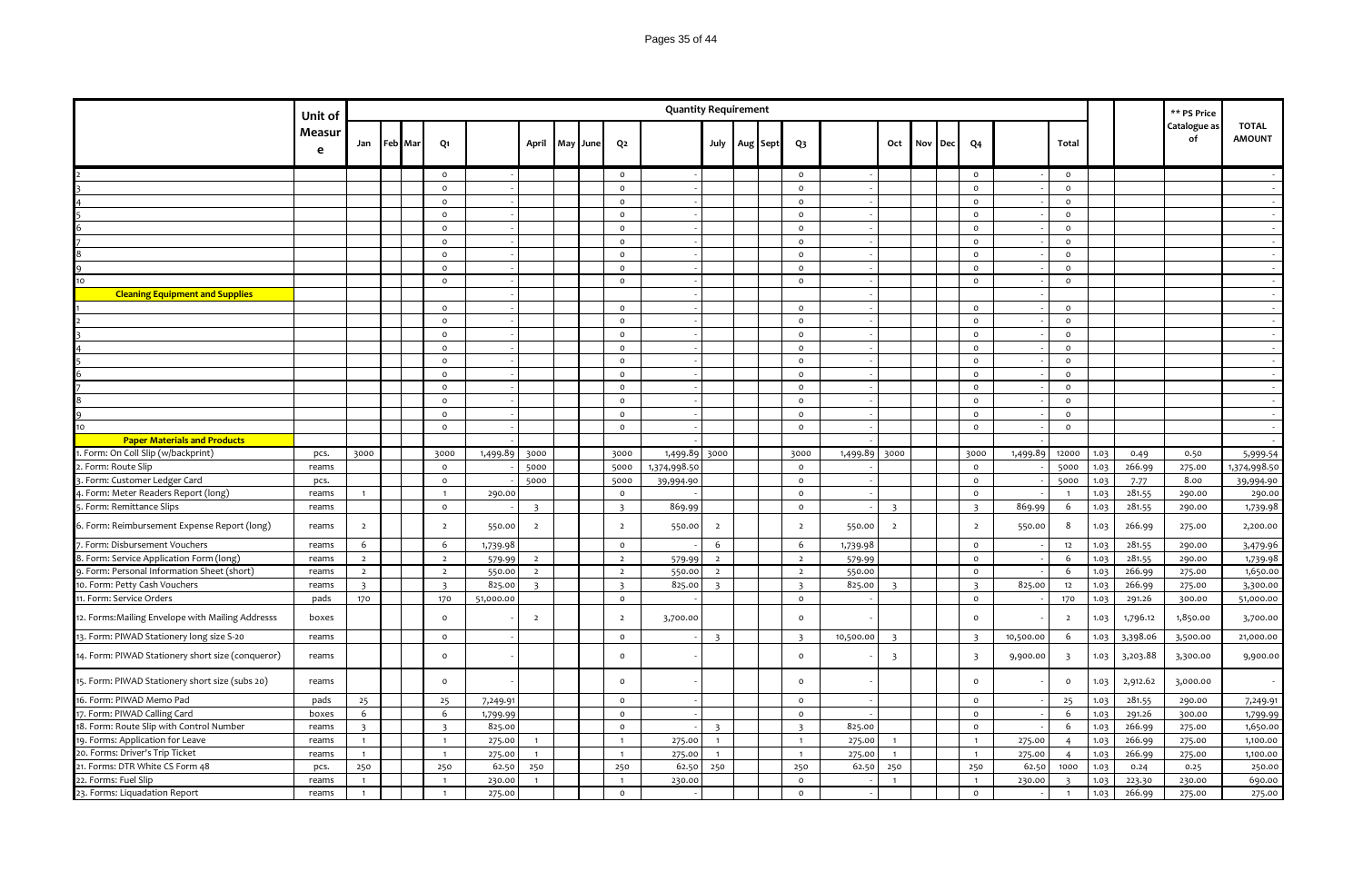| | Unit of Measure | Quantity Requirement | | | | | | | | | | | | | | | | | | | | | | | ** PS Price Catalogue as of | TOTAL AMOUNT |
|---|---|---|---|---|---|---|---|---|---|---|---|---|---|---|---|---|---|---|---|---|---|---|---|---|---|---|
| | | Jan | Feb | Mar | Q1 | | April | May | June | Q2 | | July | Aug | Sept | Q3 | | Oct | Nov | Dec | Q4 | | Total | | | | |
| 2 | | | | | 0 | - | | | | 0 | - | | | | 0 | - | | | | 0 | - | 0 | | | | - |
| 3 | | | | | 0 | - | | | | 0 | - | | | | 0 | - | | | | 0 | - | 0 | | | | - |
| 4 | | | | | 0 | - | | | | 0 | - | | | | 0 | - | | | | 0 | - | 0 | | | | - |
| 5 | | | | | 0 | - | | | | 0 | - | | | | 0 | - | | | | 0 | - | 0 | | | | - |
| 6 | | | | | 0 | - | | | | 0 | - | | | | 0 | - | | | | 0 | - | 0 | | | | - |
| 7 | | | | | 0 | - | | | | 0 | - | | | | 0 | - | | | | 0 | - | 0 | | | | - |
| 8 | | | | | 0 | - | | | | 0 | - | | | | 0 | - | | | | 0 | - | 0 | | | | - |
| 9 | | | | | 0 | - | | | | 0 | - | | | | 0 | - | | | | 0 | - | 0 | | | | - |
| 10 | | | | | 0 | - | | | | 0 | - | | | | 0 | - | | | | 0 | - | 0 | | | | - |
| **Cleaning Equipment and Supplies** | | | | | | - | | | | | - | | | | | - | | | | | - | | | | | - |
| 1 | | | | | 0 | - | | | | 0 | - | | | | 0 | - | | | | 0 | - | 0 | | | | - |
| 2 | | | | | 0 | - | | | | 0 | - | | | | 0 | - | | | | 0 | - | 0 | | | | - |
| 3 | | | | | 0 | - | | | | 0 | - | | | | 0 | - | | | | 0 | - | 0 | | | | - |
| 4 | | | | | 0 | - | | | | 0 | - | | | | 0 | - | | | | 0 | - | 0 | | | | - |
| 5 | | | | | 0 | - | | | | 0 | - | | | | 0 | - | | | | 0 | - | 0 | | | | - |
| 6 | | | | | 0 | - | | | | 0 | - | | | | 0 | - | | | | 0 | - | 0 | | | | - |
| 7 | | | | | 0 | - | | | | 0 | - | | | | 0 | - | | | | 0 | - | 0 | | | | - |
| 8 | | | | | 0 | - | | | | 0 | - | | | | 0 | - | | | | 0 | - | 0 | | | | - |
| 9 | | | | | 0 | - | | | | 0 | - | | | | 0 | - | | | | 0 | - | 0 | | | | - |
| 10 | | | | | 0 | - | | | | 0 | - | | | | 0 | - | | | | 0 | - | 0 | | | | - |
| **Paper Materials and Products** | | | | | | - | | | | | - | | | | | - | | | | | - | | | | | - |
| 1. Form: On Coll Slip (w/backprint) | pcs. | 3000 | | | 3000 | 1,499.89 | 3000 | | | 3000 | 1,499.89 | 3000 | | | 3000 | 1,499.89 | 3000 | | | 3000 | 1,499.89 | 12000 | 1.03 | 0.49 | 0.50 | 5,999.54 |
| 2. Form: Route Slip | reams | | | | 0 | - | 5000 | | | 5000 | 1,374,998.50 | | | | 0 | - | | | | 0 | - | 5000 | 1.03 | 266.99 | 275.00 | 1,374,998.50 |
| 3. Form: Customer Ledger Card | pcs. | | | | 0 | - | 5000 | | | 5000 | 39,994.90 | | | | 0 | - | | | | 0 | - | 5000 | 1.03 | 7.77 | 8.00 | 39,994.90 |
| 4. Form: Meter Readers Report (long) | reams | 1 | | | 1 | 290.00 | | | | 0 | - | | | | 0 | - | | | | 0 | - | 1 | 1.03 | 281.55 | 290.00 | 290.00 |
| 5. Form: Remittance Slips | reams | | | | 0 | - | 3 | | | 3 | 869.99 | | | | 0 | - | 3 | | | 3 | 869.99 | 6 | 1.03 | 281.55 | 290.00 | 1,739.98 |
| 6. Form: Reimbursement Expense Report (long) | reams | 2 | | | 2 | 550.00 | 2 | | | 2 | 550.00 | 2 | | | 2 | 550.00 | 2 | | | 2 | 550.00 | 8 | 1.03 | 266.99 | 275.00 | 2,200.00 |
| 7. Form: Disbursement Vouchers | reams | 6 | | | 6 | 1,739.98 | | | | 0 | - | 6 | | | 6 | 1,739.98 | | | | 0 | - | 12 | 1.03 | 281.55 | 290.00 | 3,479.96 |
| 8. Form: Service Application Form (long) | reams | 2 | | | 2 | 579.99 | 2 | | | 2 | 579.99 | 2 | | | 2 | 579.99 | | | | 0 | - | 6 | 1.03 | 281.55 | 290.00 | 1,739.98 |
| 9. Form: Personal Information Sheet (short) | reams | 2 | | | 2 | 550.00 | 2 | | | 2 | 550.00 | 2 | | | 2 | 550.00 | | | | 0 | - | 6 | 1.03 | 266.99 | 275.00 | 1,650.00 |
| 10. Form: Petty Cash Vouchers | reams | 3 | | | 3 | 825.00 | 3 | | | 3 | 825.00 | 3 | | | 3 | 825.00 | 3 | | | 3 | 825.00 | 12 | 1.03 | 266.99 | 275.00 | 3,300.00 |
| 11. Form: Service Orders | pads | 170 | | | 170 | 51,000.00 | | | | 0 | - | | | | 0 | - | | | | 0 | - | 170 | 1.03 | 291.26 | 300.00 | 51,000.00 |
| 12. Forms:Mailing Envelope with Mailing Addresss | boxes | | | | 0 | - | 2 | | | 2 | 3,700.00 | | | | 0 | - | | | | 0 | - | 2 | 1.03 | 1,796.12 | 1,850.00 | 3,700.00 |
| 13. Form: PIWAD Stationery long size S-20 | reams | | | | 0 | - | | | | 0 | - | 3 | | | 3 | 10,500.00 | 3 | | | 3 | 10,500.00 | 6 | 1.03 | 3,398.06 | 3,500.00 | 21,000.00 |
| 14. Form: PIWAD Stationery short size (conqueror) | reams | | | | 0 | - | | | | 0 | - | | | | 0 | - | 3 | | | 3 | 9,900.00 | 3 | 1.03 | 3,203.88 | 3,300.00 | 9,900.00 |
| 15. Form: PIWAD Stationery short size (subs 20) | reams | | | | 0 | - | | | | 0 | - | | | | 0 | - | | | | 0 | - | 0 | 1.03 | 2,912.62 | 3,000.00 | - |
| 16. Form: PIWAD Memo Pad | pads | 25 | | | 25 | 7,249.91 | | | | 0 | - | | | | 0 | - | | | | 0 | - | 25 | 1.03 | 281.55 | 290.00 | 7,249.91 |
| 17. Form: PIWAD Calling Card | boxes | 6 | | | 6 | 1,799.99 | | | | 0 | - | | | | 0 | - | | | | 0 | - | 6 | 1.03 | 291.26 | 300.00 | 1,799.99 |
| 18. Form: Route Slip with Control Number | reams | 3 | | | 3 | 825.00 | | | | 0 | - | 3 | | | 3 | 825.00 | | | | 0 | - | 6 | 1.03 | 266.99 | 275.00 | 1,650.00 |
| 19. Forms: Application for Leave | reams | 1 | | | 1 | 275.00 | 1 | | | 1 | 275.00 | 1 | | | 1 | 275.00 | 1 | | | 1 | 275.00 | 4 | 1.03 | 266.99 | 275.00 | 1,100.00 |
| 20. Forms: Driver's Trip Ticket | reams | 1 | | | 1 | 275.00 | 1 | | | 1 | 275.00 | 1 | | | 1 | 275.00 | 1 | | | 1 | 275.00 | 4 | 1.03 | 266.99 | 275.00 | 1,100.00 |
| 21. Forms: DTR White CS Form 48 | pcs. | 250 | | | 250 | 62.50 | 250 | | | 250 | 62.50 | 250 | | | 250 | 62.50 | 250 | | | 250 | 62.50 | 1000 | 1.03 | 0.24 | 0.25 | 250.00 |
| 22. Forms: Fuel Slip | reams | 1 | | | 1 | 230.00 | 1 | | | 1 | 230.00 | | | | 0 | - | 1 | | | 1 | 230.00 | 3 | 1.03 | 223.30 | 230.00 | 690.00 |
| 23. Forms: Liquadation Report | reams | 1 | | | 1 | 275.00 | | | | 0 | - | | | | 0 | - | | | | 0 | - | 1 | 1.03 | 266.99 | 275.00 | 275.00 |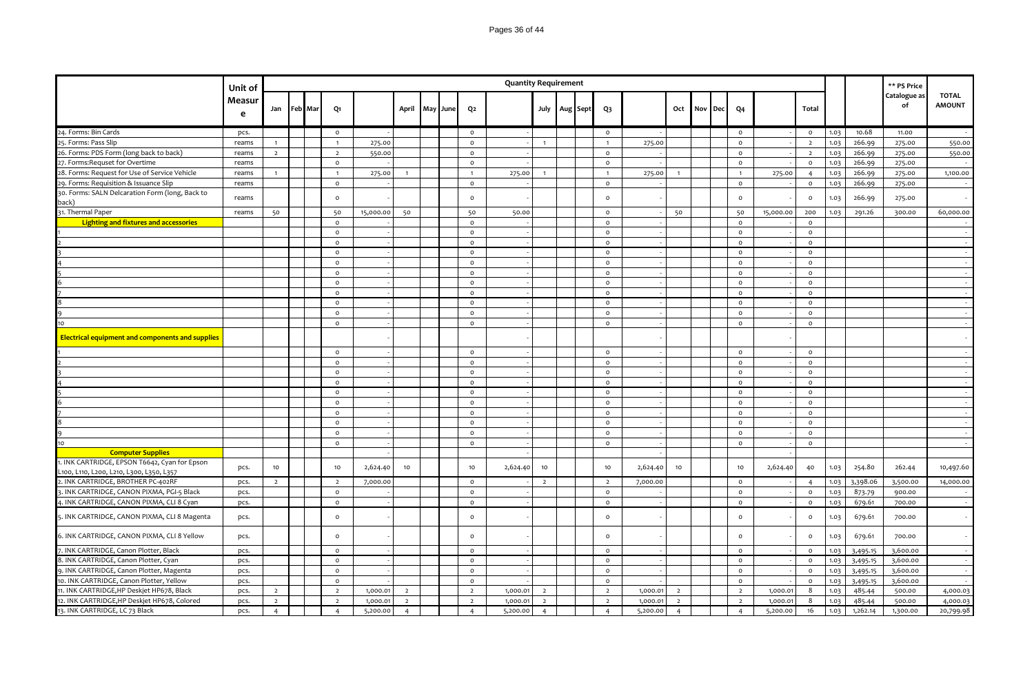| | Unit of Measure | Quantity Requirement | | | | | | | | | | | | | | | | | | | | | | | ** PS Price Catalogue as of | TOTAL AMOUNT |
|---|---|---|---|---|---|---|---|---|---|---|---|---|---|---|---|---|---|---|---|---|---|---|---|---|---|---|
| | | Jan | Feb | Mar | Q1 | | April | May | June | Q2 | | July | Aug | Sept | Q3 | | Oct | Nov | Dec | Q4 | | Total | | | | |
| 24. Forms: Bin Cards | pcs. | | | | 0 | - | | | | 0 | - | | | | 0 | - | | | | 0 | - | 0 | 1.03 | 10.68 | 11.00 | - |
| 25. Forms: Pass Slip | reams | 1 | | | 1 | 275.00 | | | | 0 | - | 1 | | | 1 | 275.00 | | | | 0 | - | 2 | 1.03 | 266.99 | 275.00 | 550.00 |
| 26. Forms: PDS Form (long back to back) | reams | 2 | | | 2 | 550.00 | | | | 0 | - | | | | 0 | - | | | | 0 | - | 2 | 1.03 | 266.99 | 275.00 | 550.00 |
| 27. Forms:Requset for Overtime | reams | | | | 0 | - | | | | 0 | - | | | | 0 | - | | | | 0 | - | 0 | 1.03 | 266.99 | 275.00 | - |
| 28. Forms: Request for Use of Service Vehicle | reams | 1 | | | 1 | 275.00 | 1 | | | 1 | 275.00 | 1 | | | 1 | 275.00 | 1 | | | 1 | 275.00 | 4 | 1.03 | 266.99 | 275.00 | 1,100.00 |
| 29. Forms: Requisition & Issuance Slip | reams | | | | 0 | - | | | | 0 | - | | | | 0 | - | | | | 0 | - | 0 | 1.03 | 266.99 | 275.00 | - |
| 30. Forms: SALN Delcaration Form (long, Back to back) | reams | | | | 0 | - | | | | 0 | - | | | | 0 | - | | | | 0 | - | 0 | 1.03 | 266.99 | 275.00 | - |
| 31. Thermal Paper | reams | 50 | | | 50 | 15,000.00 | 50 | | | 50 | 50.00 | | | | 0 | - | 50 | | | 50 | 15,000.00 | 200 | 1.03 | 291.26 | 300.00 | 60,000.00 |
| **Lighting and fixtures and accessories** | | | | | 0 | - | | | | 0 | - | | | | 0 | - | | | | 0 | - | 0 | | | | - |
| 1 | | | | | 0 | - | | | | 0 | - | | | | 0 | - | | | | 0 | - | 0 | | | | - |
| 2 | | | | | 0 | - | | | | 0 | - | | | | 0 | - | | | | 0 | - | 0 | | | | - |
| 3 | | | | | 0 | - | | | | 0 | - | | | | 0 | - | | | | 0 | - | 0 | | | | - |
| 4 | | | | | 0 | - | | | | 0 | - | | | | 0 | - | | | | 0 | - | 0 | | | | - |
| 5 | | | | | 0 | - | | | | 0 | - | | | | 0 | - | | | | 0 | - | 0 | | | | - |
| 6 | | | | | 0 | - | | | | 0 | - | | | | 0 | - | | | | 0 | - | 0 | | | | - |
| 7 | | | | | 0 | - | | | | 0 | - | | | | 0 | - | | | | 0 | - | 0 | | | | - |
| 8 | | | | | 0 | - | | | | 0 | - | | | | 0 | - | | | | 0 | - | 0 | | | | - |
| 9 | | | | | 0 | - | | | | 0 | - | | | | 0 | - | | | | 0 | - | 0 | | | | - |
| 10 | | | | | 0 | - | | | | 0 | - | | | | 0 | - | | | | 0 | - | 0 | | | | - |
| **Electrical equipment and components and supplies** | | | | | | - | | | | | - | | | | | - | | | | | - | | | | | - |
| 1 | | | | | 0 | - | | | | 0 | - | | | | 0 | - | | | | 0 | - | 0 | | | | - |
| 2 | | | | | 0 | - | | | | 0 | - | | | | 0 | - | | | | 0 | - | 0 | | | | - |
| 3 | | | | | 0 | - | | | | 0 | - | | | | 0 | - | | | | 0 | - | 0 | | | | - |
| 4 | | | | | 0 | - | | | | 0 | - | | | | 0 | - | | | | 0 | - | 0 | | | | - |
| 5 | | | | | 0 | - | | | | 0 | - | | | | 0 | - | | | | 0 | - | 0 | | | | - |
| 6 | | | | | 0 | - | | | | 0 | - | | | | 0 | - | | | | 0 | - | 0 | | | | - |
| 7 | | | | | 0 | - | | | | 0 | - | | | | 0 | - | | | | 0 | - | 0 | | | | - |
| 8 | | | | | 0 | - | | | | 0 | - | | | | 0 | - | | | | 0 | - | 0 | | | | - |
| 9 | | | | | 0 | - | | | | 0 | - | | | | 0 | - | | | | 0 | - | 0 | | | | - |
| 10 | | | | | 0 | - | | | | 0 | - | | | | 0 | - | | | | 0 | - | 0 | | | | - |
| **Computer Supplies** | | | | | | - | | | | | - | | | | | - | | | | | - | | | | | |
| 1. INK CARTRIDGE, EPSON T6642, Cyan for Epson L100, L110, L200, L210, L300, L350, L357 | pcs. | 10 | | | 10 | 2,624.40 | 10 | | | 10 | 2,624.40 | 10 | | | 10 | 2,624.40 | 10 | | | 10 | 2,624.40 | 40 | 1.03 | 254.80 | 262.44 | 10,497.60 |
| 2. INK CARTRIDGE, BROTHER PC-402RF | pcs. | 2 | | | 2 | 7,000.00 | | | | 0 | - | 2 | | | 2 | 7,000.00 | | | | 0 | - | 4 | 1.03 | 3,398.06 | 3,500.00 | 14,000.00 |
| 3. INK CARTRIDGE, CANON PIXMA, PGI-5 Black | pcs. | | | | 0 | - | | | | 0 | - | | | | 0 | - | | | | 0 | - | 0 | 1.03 | 873.79 | 900.00 | - |
| 4. INK CARTRIDGE, CANON PIXMA, CLI 8 Cyan | pcs. | | | | 0 | - | | | | 0 | - | | | | 0 | - | | | | 0 | - | 0 | 1.03 | 679.61 | 700.00 | - |
| 5. INK CARTRIDGE, CANON PIXMA, CLI 8 Magenta | pcs. | | | | 0 | - | | | | 0 | - | | | | 0 | - | | | | 0 | - | 0 | 1.03 | 679.61 | 700.00 | - |
| 6. INK CARTRIDGE, CANON PIXMA, CLI 8 Yellow | pcs. | | | | 0 | - | | | | 0 | - | | | | 0 | - | | | | 0 | - | 0 | 1.03 | 679.61 | 700.00 | - |
| 7. INK CARTRIDGE, Canon Plotter, Black | pcs. | | | | 0 | - | | | | 0 | - | | | | 0 | - | | | | 0 | - | 0 | 1.03 | 3,495.15 | 3,600.00 | - |
| 8. INK CARTRIDGE, Canon Plotter, Cyan | pcs. | | | | 0 | - | | | | 0 | - | | | | 0 | - | | | | 0 | - | 0 | 1.03 | 3,495.15 | 3,600.00 | - |
| 9. INK CARTRIDGE, Canon Plotter, Magenta | pcs. | | | | 0 | - | | | | 0 | - | | | | 0 | - | | | | 0 | - | 0 | 1.03 | 3,495.15 | 3,600.00 | - |
| 10. INK CARTRIDGE, Canon Plotter, Yellow | pcs. | | | | 0 | - | | | | 0 | - | | | | 0 | - | | | | 0 | - | 0 | 1.03 | 3,495.15 | 3,600.00 | - |
| 11. INK CARTRIDGE,HP Deskjet HP678, Black | pcs. | 2 | | | 2 | 1,000.01 | 2 | | | 2 | 1,000.01 | 2 | | | 2 | 1,000.01 | 2 | | | 2 | 1,000.01 | 8 | 1.03 | 485.44 | 500.00 | 4,000.03 |
| 12. INK CARTRIDGE,HP Deskjet HP678, Colored | pcs. | 2 | | | 2 | 1,000.01 | 2 | | | 2 | 1,000.01 | 2 | | | 2 | 1,000.01 | 2 | | | 2 | 1,000.01 | 8 | 1.03 | 485.44 | 500.00 | 4,000.03 |
| 13. INK CARTRIDGE, LC 73 Black | pcs. | 4 | | | 4 | 5,200.00 | 4 | | | 4 | 5,200.00 | 4 | | | 4 | 5,200.00 | 4 | | | 4 | 5,200.00 | 16 | 1.03 | 1,262.14 | 1,300.00 | 20,799.98 |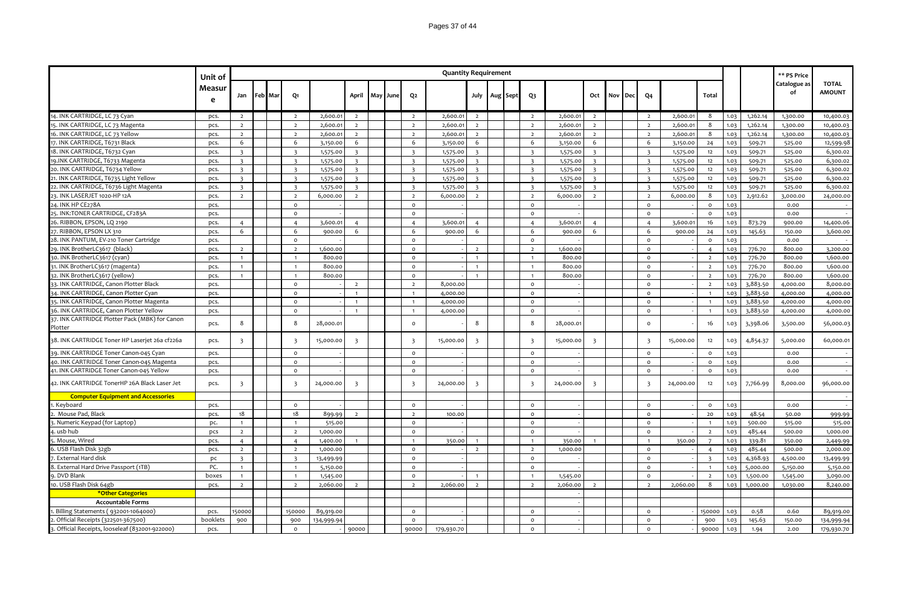| | Unit of Measure | Quantity Requirement | | | | | | | | | | | | | | | | | | | | | | | ** PS Price Catalogue as of | TOTAL AMOUNT |
|---|---|---|---|---|---|---|---|---|---|---|---|---|---|---|---|---|---|---|---|---|---|---|---|---|---|---|
| | | Jan | Feb | Mar | Q1 | | April | May | June | Q2 | | July | Aug | Sept | Q3 | | Oct | Nov | Dec | Q4 | | Total | | | | |
| 14. INK CARTRIDGE, LC 73 Cyan | pcs. | 2 | | | 2 | 2,600.01 | 2 | | | 2 | 2,600.01 | 2 | | | 2 | 2,600.01 | 2 | | | 2 | 2,600.01 | 8 | 1.03 | 1,262.14 | 1,300.00 | 10,400.03 |
| 15. INK CARTRIDGE, LC 73 Magenta | pcs. | 2 | | | 2 | 2,600.01 | 2 | | | 2 | 2,600.01 | 2 | | | 2 | 2,600.01 | 2 | | | 2 | 2,600.01 | 8 | 1.03 | 1,262.14 | 1,300.00 | 10,400.03 |
| 16. INK CARTRIDGE, LC 73 Yellow | pcs. | 2 | | | 2 | 2,600.01 | 2 | | | 2 | 2,600.01 | 2 | | | 2 | 2,600.01 | 2 | | | 2 | 2,600.01 | 8 | 1.03 | 1,262.14 | 1,300.00 | 10,400.03 |
| 17. INK CARTRIDGE, T6731 Black | pcs. | 6 | | | 6 | 3,150.00 | 6 | | | 6 | 3,150.00 | 6 | | | 6 | 3,150.00 | 6 | | | 6 | 3,150.00 | 24 | 1.03 | 509.71 | 525.00 | 12,599.98 |
| 18. INK CARTRIDGE, T6732 Cyan | pcs. | 3 | | | 3 | 1,575.00 | 3 | | | 3 | 1,575.00 | 3 | | | 3 | 1,575.00 | 3 | | | 3 | 1,575.00 | 12 | 1.03 | 509.71 | 525.00 | 6,300.02 |
| 19.INK CARTRIDGE, T6733 Magenta | pcs. | 3 | | | 3 | 1,575.00 | 3 | | | 3 | 1,575.00 | 3 | | | 3 | 1,575.00 | 3 | | | 3 | 1,575.00 | 12 | 1.03 | 509.71 | 525.00 | 6,300.02 |
| 20. INK CARTRIDGE, T6734 Yellow | pcs. | 3 | | | 3 | 1,575.00 | 3 | | | 3 | 1,575.00 | 3 | | | 3 | 1,575.00 | 3 | | | 3 | 1,575.00 | 12 | 1.03 | 509.71 | 525.00 | 6,300.02 |
| 21. INK CARTRIDGE, T6735 Light Yellow | pcs. | 3 | | | 3 | 1,575.00 | 3 | | | 3 | 1,575.00 | 3 | | | 3 | 1,575.00 | 3 | | | 3 | 1,575.00 | 12 | 1.03 | 509.71 | 525.00 | 6,300.02 |
| 22. INK CARTRIDGE, T6736 Light Magenta | pcs. | 3 | | | 3 | 1,575.00 | 3 | | | 3 | 1,575.00 | 3 | | | 3 | 1,575.00 | 3 | | | 3 | 1,575.00 | 12 | 1.03 | 509.71 | 525.00 | 6,300.02 |
| 23. INK LASERJET 1020-HP 12A | pcs. | 2 | | | 2 | 6,000.00 | 2 | | | 2 | 6,000.00 | 2 | | | 2 | 6,000.00 | 2 | | | 2 | 6,000.00 | 8 | 1.03 | 2,912.62 | 3,000.00 | 24,000.00 |
| 24. INK HP CE278A | pcs. | | | | 0 | - | | | | 0 | - | | | | 0 | - | | | | 0 | - | 0 | 1.03 | | 0.00 | - |
| 25. INK:TONER CARTRIDGE, CF283A | pcs. | | | | 0 | - | | | | 0 | - | | | | 0 | - | | | | 0 | - | 0 | 1.03 | | 0.00 | - |
| 26. RIBBON, EPSON, LQ 2190 | pcs. | 4 | | | 4 | 3,600.01 | 4 | | | 4 | 3,600.01 | 4 | | | 4 | 3,600.01 | 4 | | | 4 | 3,600.01 | 16 | 1.03 | 873.79 | 900.00 | 14,400.06 |
| 27. RIBBON, EPSON LX 310 | pcs. | 6 | | | 6 | 900.00 | 6 | | | 6 | 900.00 | 6 | | | 6 | 900.00 | 6 | | | 6 | 900.00 | 24 | 1.03 | 145.63 | 150.00 | 3,600.00 |
| 28. INK PANTUM, EV-210 Toner Cartridge | pcs. | | | | 0 | - | | | | 0 | - | | | | 0 | - | | | | 0 | - | 0 | 1.03 | | 0.00 | - |
| 29. INK BrotherLC3617 (black) | pcs. | 2 | | | 2 | 1,600.00 | | | | 0 | - | 2 | | | 2 | 1,600.00 | | | | 0 | - | 4 | 1.03 | 776.70 | 800.00 | 3,200.00 |
| 30. INK BrotherLC3617 (cyan) | pcs. | 1 | | | 1 | 800.00 | | | | 0 | - | 1 | | | 1 | 800.00 | | | | 0 | - | 2 | 1.03 | 776.70 | 800.00 | 1,600.00 |
| 31. INK BrotherLC3617 (magenta) | pcs. | 1 | | | 1 | 800.00 | | | | 0 | - | 1 | | | 1 | 800.00 | | | | 0 | - | 2 | 1.03 | 776.70 | 800.00 | 1,600.00 |
| 32. INK BrotherLC3617 (yellow) | pcs. | 1 | | | 1 | 800.00 | | | | 0 | - | 1 | | | 1 | 800.00 | | | | 0 | - | 2 | 1.03 | 776.70 | 800.00 | 1,600.00 |
| 33. INK CARTRIDGE, Canon Plotter Black | pcs. | | | | 0 | - | 2 | | | 2 | 8,000.00 | | | | 0 | - | | | | 0 | - | 2 | 1.03 | 3,883.50 | 4,000.00 | 8,000.00 |
| 34. INK CARTRIDGE, Canon Plotter Cyan | pcs. | | | | 0 | - | 1 | | | 1 | 4,000.00 | | | | 0 | - | | | | 0 | - | 1 | 1.03 | 3,883.50 | 4,000.00 | 4,000.00 |
| 35. INK CARTRIDGE, Canon Plotter Magenta | pcs. | | | | 0 | - | 1 | | | 1 | 4,000.00 | | | | 0 | - | | | | 0 | - | 1 | 1.03 | 3,883.50 | 4,000.00 | 4,000.00 |
| 36. INK CARTRIDGE, Canon Plotter Yellow | pcs. | | | | 0 | - | 1 | | | 1 | 4,000.00 | | | | 0 | - | | | | 0 | - | 1 | 1.03 | 3,883.50 | 4,000.00 | 4,000.00 |
| 37. INK CARTRIDGE Plotter Pack (MBK) for Canon Plotter | pcs. | 8 | | | 8 | 28,000.01 | | | | 0 | - | 8 | | | 8 | 28,000.01 | | | | 0 | - | 16 | 1.03 | 3,398.06 | 3,500.00 | 56,000.03 |
| 38. INK CARTRIDGE Toner HP Laserjet 26a cf226a | pcs. | 3 | | | 3 | 15,000.00 | 3 | | | 3 | 15,000.00 | 3 | | | 3 | 15,000.00 | 3 | | | 3 | 15,000.00 | 12 | 1.03 | 4,854.37 | 5,000.00 | 60,000.01 |
| 39. INK CARTRIDGE Toner Canon-045 Cyan | pcs. | | | | 0 | - | | | | 0 | - | | | | 0 | - | | | | 0 | - | 0 | 1.03 | | 0.00 | - |
| 40. INK CARTRIDGE Toner Canon-045 Magenta | pcs. | | | | 0 | - | | | | 0 | - | | | | 0 | - | | | | 0 | - | 0 | 1.03 | | 0.00 | - |
| 41. INK CARTRIDGE Toner Canon-045 Yellow | pcs. | | | | 0 | - | | | | 0 | - | | | | 0 | - | | | | 0 | - | 0 | 1.03 | | 0.00 | - |
| 42. INK CARTRIDGE TonerHP 26A Black Laser Jet | pcs. | 3 | | | 3 | 24,000.00 | 3 | | | 3 | 24,000.00 | 3 | | | 3 | 24,000.00 | 3 | | | 3 | 24,000.00 | 12 | 1.03 | 7,766.99 | 8,000.00 | 96,000.00 |
| **Computer Equipment and Accessories** | | | | | | | | | | | | | | | | | | | | | | | | | | - |
| 1. Keyboard | pcs. | | | | 0 | - | | | | 0 | - | | | | 0 | - | | | | 0 | - | 0 | 1.03 | | 0.00 | - |
| 2. Mouse Pad, Black | pcs. | 18 | | | 18 | 899.99 | 2 | | | 2 | 100.00 | | | | 0 | - | | | | 0 | - | 20 | 1.03 | 48.54 | 50.00 | 999.99 |
| 3. Numeric Keypad (for Laptop) | pc. | 1 | | | 1 | 515.00 | | | | 0 | - | | | | 0 | - | | | | 0 | - | 1 | 1.03 | 500.00 | 515.00 | 515.00 |
| 4. usb hub | pcs | 2 | | | 2 | 1,000.00 | | | | 0 | - | | | | 0 | - | | | | 0 | - | 2 | 1.03 | 485.44 | 500.00 | 1,000.00 |
| 5. Mouse, Wired | pcs. | 4 | | | 4 | 1,400.00 | 1 | | | 1 | 350.00 | 1 | | | 1 | 350.00 | 1 | | | 1 | 350.00 | 7 | 1.03 | 339.81 | 350.00 | 2,449.99 |
| 6. USB Flash Disk 32gb | pcs. | 2 | | | 2 | 1,000.00 | | | | 0 | - | 2 | | | 2 | 1,000.00 | | | | 0 | - | 4 | 1.03 | 485.44 | 500.00 | 2,000.00 |
| 7. External Hard disk | pc | 3 | | | 3 | 13,499.99 | | | | 0 | - | | | | 0 | - | | | | 0 | - | 3 | 1.03 | 4,368.93 | 4,500.00 | 13,499.99 |
| 8. External Hard Drive Passport (1TB) | PC. | 1 | | | 1 | 5,150.00 | | | | 0 | - | | | | 0 | - | | | | 0 | - | 1 | 1.03 | 5,000.00 | 5,150.00 | 5,150.00 |
| 9. DVD Blank | boxes | 1 | | | 1 | 1,545.00 | | | | 0 | - | 1 | | | 1 | 1,545.00 | | | | 0 | - | 2 | 1.03 | 1,500.00 | 1,545.00 | 3,090.00 |
| 10. USB Flash Disk 64gb | pcs. | 2 | | | 2 | 2,060.00 | 2 | | | 2 | 2,060.00 | 2 | | | 2 | 2,060.00 | 2 | | | 2 | 2,060.00 | 8 | 1.03 | 1,000.00 | 1,030.00 | 8,240.00 |
| ***Other Categories** | | | | | | | | | | | | | | | | - | | | | | | | | | | |
| **Accountable Forms** | | | | | | | | | | | | | | | | - | | | | | | | | | | |
| 1. Billing Statements ( 932001-1064000) | pcs. | 150000 | | | 150000 | 89,919.00 | | | | 0 | - | | | | 0 | - | | | | 0 | - | 150000 | 1.03 | 0.58 | 0.60 | 89,919.00 |
| 2. Official Receipts (322501-367500) | booklets | 900 | | | 900 | 134,999.94 | | | | 0 | - | | | | 0 | - | | | | 0 | - | 900 | 1.03 | 145.63 | 150.00 | 134,999.94 |
| 3. Official Receipts, looseleaf (832001-922000) | pcs. | | | | 0 | - | 90000 | | | 90000 | 179,930.70 | | | | 0 | - | | | | 0 | - | 90000 | 1.03 | 1.94 | 2.00 | 179,930.70 |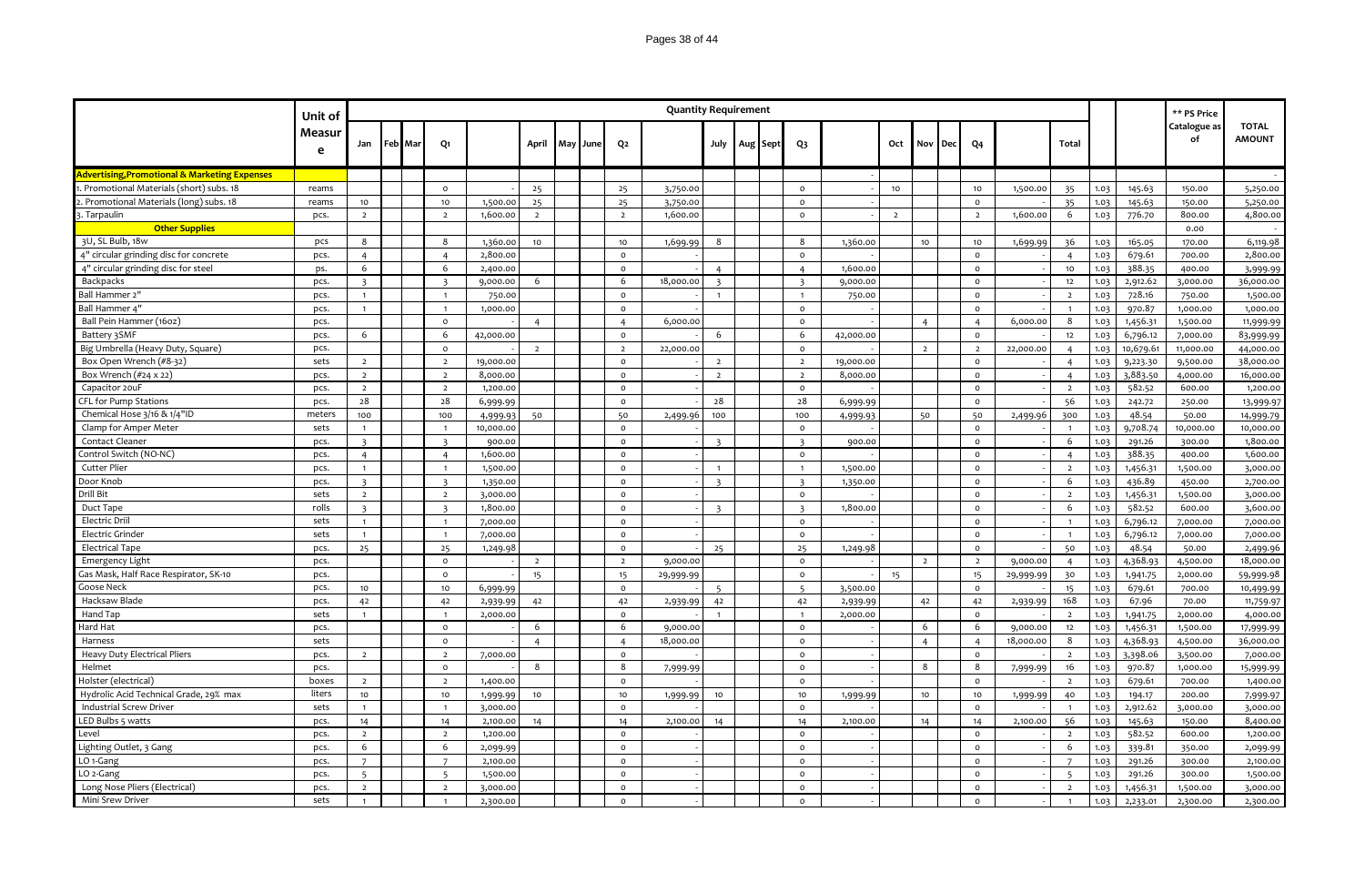| | Unit of Measure | Quantity Requirement | | | | | | | | | | | | | | | | | | | | | | | ** PS Price Catalogue as of | TOTAL AMOUNT |
|---|---|---|---|---|---|---|---|---|---|---|---|---|---|---|---|---|---|---|---|---|---|---|---|---|---|---|
| | | Jan | Feb | Mar | Q1 | | April | May | June | Q2 | | July | Aug | Sept | Q3 | | Oct | Nov | Dec | Q4 | | Total | | | | |
| **Advertising,Promotional & Marketing Expenses** | | | | | | | | | | | | | | | | - | | | | | | | | | | - |
| 1. Promotional Materials (short) subs. 18 | reams | | | | 0 | - | 25 | | | 25 | 3,750.00 | | | | 0 | - | 10 | | | 10 | 1,500.00 | 35 | 1.03 | 145.63 | 150.00 | 5,250.00 |
| 2. Promotional Materials (long) subs. 18 | reams | 10 | | | 10 | 1,500.00 | 25 | | | 25 | 3,750.00 | | | | 0 | - | | | | 0 | - | 35 | 1.03 | 145.63 | 150.00 | 5,250.00 |
| 3. Tarpaulin | pcs. | 2 | | | 2 | 1,600.00 | 2 | | | 2 | 1,600.00 | | | | 0 | - | 2 | | | 2 | 1,600.00 | 6 | 1.03 | 776.70 | 800.00 | 4,800.00 |
| **Other Supplies** | | | | | | | | | | | | | | | | | | | | | | | | | 0.00 | - |
| 3U, SL Bulb, 18w | pcs | 8 | | | 8 | 1,360.00 | 10 | | | 10 | 1,699.99 | 8 | | | 8 | 1,360.00 | | 10 | | 10 | 1,699.99 | 36 | 1.03 | 165.05 | 170.00 | 6,119.98 |
| 4" circular grinding disc for concrete | pcs. | 4 | | | 4 | 2,800.00 | | | | 0 | | | | | 0 | | | | | 0 | | 4 | 1.03 | 679.61 | 700.00 | 2,800.00 |
| 4" circular grinding disc for steel | ps. | 6 | | | 6 | 2,400.00 | | | | 0 | - | 4 | | | 4 | 1,600.00 | | | | 0 | - | 10 | 1.03 | 388.35 | 400.00 | 3,999.99 |
| Backpacks | pcs. | 3 | | | 3 | 9,000.00 | 6 | | | 6 | 18,000.00 | 3 | | | 3 | 9,000.00 | | | | 0 | - | 12 | 1.03 | 2,912.62 | 3,000.00 | 36,000.00 |
| Ball Hammer 2" | pcs. | 1 | | | 1 | 750.00 | | | | 0 | - | 1 | | | 1 | 750.00 | | | | 0 | - | 2 | 1.03 | 728.16 | 750.00 | 1,500.00 |
| Ball Hammer 4" | pcs. | 1 | | | 1 | 1,000.00 | | | | 0 | - | | | | 0 | - | | | | 0 | - | 1 | 1.03 | 970.87 | 1,000.00 | 1,000.00 |
| Ball Pein Hammer (16oz) | pcs. | | | | 0 | - | 4 | | | 4 | 6,000.00 | | | | 0 | - | | 4 | | 4 | 6,000.00 | 8 | 1.03 | 1,456.31 | 1,500.00 | 11,999.99 |
| Battery 3SMF | pcs. | 6 | | | 6 | 42,000.00 | | | | 0 | - | 6 | | | 6 | 42,000.00 | | | | 0 | - | 12 | 1.03 | 6,796.12 | 7,000.00 | 83,999.99 |
| Big Umbrella (Heavy Duty, Square) | pcs. | | | | 0 | - | 2 | | | 2 | 22,000.00 | | | | 0 | - | | 2 | | 2 | 22,000.00 | 4 | 1.03 | 10,679.61 | 11,000.00 | 44,000.00 |
| Box Open Wrench (#8-32) | sets | 2 | | | 2 | 19,000.00 | | | | 0 | - | 2 | | | 2 | 19,000.00 | | | | 0 | - | 4 | 1.03 | 9,223.30 | 9,500.00 | 38,000.00 |
| Box Wrench (#24 x 22) | pcs. | 2 | | | 2 | 8,000.00 | | | | 0 | - | 2 | | | 2 | 8,000.00 | | | | 0 | - | 4 | 1.03 | 3,883.50 | 4,000.00 | 16,000.00 |
| Capacitor 20uF | pcs. | 2 | | | 2 | 1,200.00 | | | | 0 | - | | | | 0 | - | | | | 0 | - | 2 | 1.03 | 582.52 | 600.00 | 1,200.00 |
| CFL for Pump Stations | pcs. | 28 | | | 28 | 6,999.99 | | | | 0 | - | 28 | | | 28 | 6,999.99 | | | | 0 | - | 56 | 1.03 | 242.72 | 250.00 | 13,999.97 |
| Chemical Hose 3/16 & 1/4"ID | meters | 100 | | | 100 | 4,999.93 | 50 | | | 50 | 2,499.96 | 100 | | | 100 | 4,999.93 | | 50 | | 50 | 2,499.96 | 300 | 1.03 | 48.54 | 50.00 | 14,999.79 |
| Clamp for Amper Meter | sets | 1 | | | 1 | 10,000.00 | | | | 0 | - | | | | 0 | - | | | | 0 | - | 1 | 1.03 | 9,708.74 | 10,000.00 | 10,000.00 |
| Contact Cleaner | pcs. | 3 | | | 3 | 900.00 | | | | 0 | - | 3 | | | 3 | 900.00 | | | | 0 | - | 6 | 1.03 | 291.26 | 300.00 | 1,800.00 |
| Control Switch (NO-NC) | pcs. | 4 | | | 4 | 1,600.00 | | | | 0 | - | | | | 0 | - | | | | 0 | - | 4 | 1.03 | 388.35 | 400.00 | 1,600.00 |
| Cutter Plier | pcs. | 1 | | | 1 | 1,500.00 | | | | 0 | - | 1 | | | 1 | 1,500.00 | | | | 0 | - | 2 | 1.03 | 1,456.31 | 1,500.00 | 3,000.00 |
| Door Knob | pcs. | 3 | | | 3 | 1,350.00 | | | | 0 | - | 3 | | | 3 | 1,350.00 | | | | 0 | - | 6 | 1.03 | 436.89 | 450.00 | 2,700.00 |
| Drill Bit | sets | 2 | | | 2 | 3,000.00 | | | | 0 | - | | | | 0 | - | | | | 0 | - | 2 | 1.03 | 1,456.31 | 1,500.00 | 3,000.00 |
| Duct Tape | rolls | 3 | | | 3 | 1,800.00 | | | | 0 | - | 3 | | | 3 | 1,800.00 | | | | 0 | - | 6 | 1.03 | 582.52 | 600.00 | 3,600.00 |
| Electric Drill | sets | 1 | | | 1 | 7,000.00 | | | | 0 | - | | | | 0 | - | | | | 0 | - | 1 | 1.03 | 6,796.12 | 7,000.00 | 7,000.00 |
| Electric Grinder | sets | 1 | | | 1 | 7,000.00 | | | | 0 | - | | | | 0 | - | | | | 0 | - | 1 | 1.03 | 6,796.12 | 7,000.00 | 7,000.00 |
| Electrical Tape | pcs. | 25 | | | 25 | 1,249.98 | | | | 0 | - | 25 | | | 25 | 1,249.98 | | | | 0 | - | 50 | 1.03 | 48.54 | 50.00 | 2,499.96 |
| Emergency Light | pcs. | | | | 0 | - | 2 | | | 2 | 9,000.00 | | | | 0 | - | | 2 | | 2 | 9,000.00 | 4 | 1.03 | 4,368.93 | 4,500.00 | 18,000.00 |
| Gas Mask, Half Race Respirator, SK-10 | pcs. | | | | 0 | - | 15 | | | 15 | 29,999.99 | | | | 0 | - | 15 | | | 15 | 29,999.99 | 30 | 1.03 | 1,941.75 | 2,000.00 | 59,999.98 |
| Goose Neck | pcs. | 10 | | | 10 | 6,999.99 | | | | 0 | - | 5 | | | 5 | 3,500.00 | | | | 0 | - | 15 | 1.03 | 679.61 | 700.00 | 10,499.99 |
| Hacksaw Blade | pcs. | 42 | | | 42 | 2,939.99 | 42 | | | 42 | 2,939.99 | 42 | | | 42 | 2,939.99 | | 42 | | 42 | 2,939.99 | 168 | 1.03 | 67.96 | 70.00 | 11,759.97 |
| Hand Tap | sets | 1 | | | 1 | 2,000.00 | | | | 0 | - | 1 | | | 1 | 2,000.00 | | | | 0 | - | 2 | 1.03 | 1,941.75 | 2,000.00 | 4,000.00 |
| Hard Hat | pcs. | | | | 0 | - | 6 | | | 6 | 9,000.00 | | | | 0 | - | | 6 | | 6 | 9,000.00 | 12 | 1.03 | 1,456.31 | 1,500.00 | 17,999.99 |
| Harness | sets | | | | 0 | - | 4 | | | 4 | 18,000.00 | | | | 0 | - | | 4 | | 4 | 18,000.00 | 8 | 1.03 | 4,368.93 | 4,500.00 | 36,000.00 |
| Heavy Duty Electrical Pliers | pcs. | 2 | | | 2 | 7,000.00 | | | | 0 | - | | | | 0 | - | | | | 0 | - | 2 | 1.03 | 3,398.06 | 3,500.00 | 7,000.00 |
| Helmet | pcs. | | | | 0 | - | 8 | | | 8 | 7,999.99 | | | | 0 | - | | 8 | | 8 | 7,999.99 | 16 | 1.03 | 970.87 | 1,000.00 | 15,999.99 |
| Holster (electrical) | boxes | 2 | | | 2 | 1,400.00 | | | | 0 | - | | | | 0 | - | | | | 0 | - | 2 | 1.03 | 679.61 | 700.00 | 1,400.00 |
| Hydrolic Acid Technical Grade, 29% max | liters | 10 | | | 10 | 1,999.99 | 10 | | | 10 | 1,999.99 | 10 | | | 10 | 1,999.99 | | 10 | | 10 | 1,999.99 | 40 | 1.03 | 194.17 | 200.00 | 7,999.97 |
| Industrial Screw Driver | sets | 1 | | | 1 | 3,000.00 | | | | 0 | - | | | | 0 | - | | | | 0 | - | 1 | 1.03 | 2,912.62 | 3,000.00 | 3,000.00 |
| LED Bulbs 5 watts | pcs. | 14 | | | 14 | 2,100.00 | 14 | | | 14 | 2,100.00 | 14 | | | 14 | 2,100.00 | | 14 | | 14 | 2,100.00 | 56 | 1.03 | 145.63 | 150.00 | 8,400.00 |
| Level | pcs. | 2 | | | 2 | 1,200.00 | | | | 0 | - | | | | 0 | - | | | | 0 | - | 2 | 1.03 | 582.52 | 600.00 | 1,200.00 |
| Lighting Outlet, 3 Gang | pcs. | 6 | | | 6 | 2,099.99 | | | | 0 | - | | | | 0 | - | | | | 0 | - | 6 | 1.03 | 339.81 | 350.00 | 2,099.99 |
| LO 1-Gang | pcs. | 7 | | | 7 | 2,100.00 | | | | 0 | - | | | | 0 | - | | | | 0 | - | 7 | 1.03 | 291.26 | 300.00 | 2,100.00 |
| LO 2-Gang | pcs. | 5 | | | 5 | 1,500.00 | | | | 0 | - | | | | 0 | - | | | | 0 | - | 5 | 1.03 | 291.26 | 300.00 | 1,500.00 |
| Long Nose Pliers (Electrical) | pcs. | 2 | | | 2 | 3,000.00 | | | | 0 | - | | | | 0 | - | | | | 0 | - | 2 | 1.03 | 1,456.31 | 1,500.00 | 3,000.00 |
| Mini Srew Driver | sets | 1 | | | 1 | 2,300.00 | | | | 0 | - | | | | 0 | - | | | | 0 | - | 1 | 1.03 | 2,233.01 | 2,300.00 | 2,300.00 |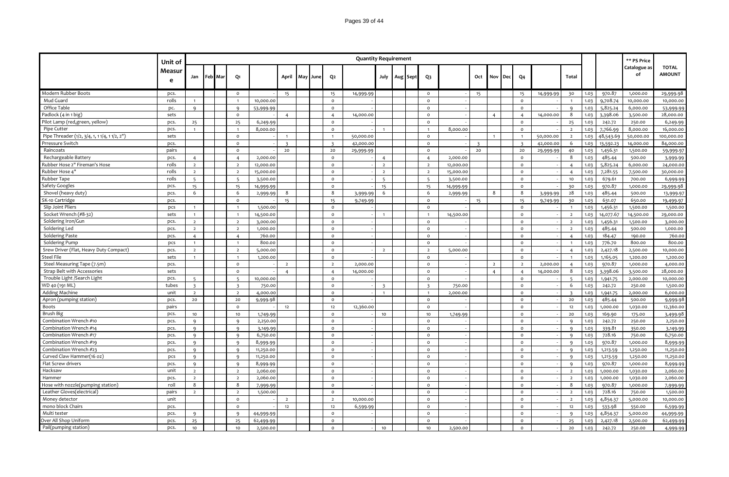| | Unit of Measure | Quantity Requirement | | | | | | | | | | | | | | | | | | | | | | | ** PS Price Catalogue as of | TOTAL AMOUNT |
|---|---|---|---|---|---|---|---|---|---|---|---|---|---|---|---|---|---|---|---|---|---|---|---|---|---|---|
| | | Jan | Feb | Mar | Q1 | | April | May | June | Q2 | | July | Aug | Sept | Q3 | | Oct | Nov | Dec | Q4 | | Total | | | | |
| Modern Rubber Boots | pcs. | | | | 0 | - | 15 | | | 15 | 14,999.99 | | | | 0 | - | 15 | | | 15 | 14,999.99 | 30 | 1.03 | 970.87 | 1,000.00 | 29,999.98 |
| Mud Guard | rolls | 1 | | | 1 | 10,000.00 | | | | 0 | - | | | | 0 | - | | | | 0 | - | 1 | 1.03 | 9,708.74 | 10,000.00 | 10,000.00 |
| Office Table | pc. | 9 | | | 9 | 53,999.99 | | | | 0 | - | | | | 0 | - | | | | 0 | - | 9 | 1.03 | 5,825.24 | 6,000.00 | 53,999.99 |
| Padlock (4 in 1 big) | sets | | | | 0 | - | 4 | | | 4 | 14,000.00 | | | | 0 | - | | 4 | | 4 | 14,000.00 | 8 | 1.03 | 3,398.06 | 3,500.00 | 28,000.00 |
| Pilot Lamp (red,green, yellow) | pcs. | 25 | | | 25 | 6,249.99 | | | | 0 | - | | | | 0 | - | | | | 0 | - | 25 | 1.03 | 242.72 | 250.00 | 6,249.99 |
| Pipe Cutter | pcs. | 1 | | | 1 | 8,000.00 | | | | 0 | - | 1 | | | 1 | 8,000.00 | | | | 0 | - | 2 | 1.03 | 7,766.99 | 8,000.00 | 16,000.00 |
| Pipe Threader (1/2, 3/4, 1, 1 1/4, 1 1/2, 2") | sets | | | | 0 | - | 1 | | | 1 | 50,000.00 | | | | 0 | - | | 1 | | 1 | 50,000.00 | 2 | 1.03 | 48,543.69 | 50,000.00 | 100,000.00 |
| Prressure Switch | pcs. | | | | 0 | - | 3 | | | 3 | 42,000.00 | | | | 0 | - | 3 | | | 3 | 42,000.00 | 6 | 1.03 | 13,592.23 | 14,000.00 | 84,000.00 |
| Raincoats | pairs | | | | 0 | - | 20 | | | 20 | 29,999.99 | | | | 0 | - | 20 | | | 20 | 29,999.99 | 40 | 1.03 | 1,456.31 | 1,500.00 | 59,999.97 |
| Rechargeable Battery | pcs. | 4 | | | 4 | 2,000.00 | | | | 0 | - | 4 | | | 4 | 2,000.00 | | | | 0 | - | 8 | 1.03 | 485.44 | 500.00 | 3,999.99 |
| Rubber Hose 2" Fireman's Hose | rolls | 2 | | | 2 | 12,000.00 | | | | 0 | - | 2 | | | 2 | 12,000.00 | | | | 0 | - | 4 | 1.03 | 5,825.24 | 6,000.00 | 24,000.00 |
| Rubber Hose 4" | rolls | 2 | | | 2 | 15,000.00 | | | | 0 | - | 2 | | | 2 | 15,000.00 | | | | 0 | - | 4 | 1.03 | 7,281.55 | 7,500.00 | 30,000.00 |
| Rubber Tape | rolls | 5 | | | 5 | 3,500.00 | | | | 0 | - | 5 | | | 5 | 3,500.00 | | | | 0 | - | 10 | 1.03 | 679.61 | 700.00 | 6,999.99 |
| Safety Googles | pcs. | 15 | | | 15 | 14,999.99 | | | | 0 | - | 15 | | | 15 | 14,999.99 | | | | 0 | - | 30 | 1.03 | 970.87 | 1,000.00 | 29,999.98 |
| Shovel (heavy duty) | pcs. | 6 | | | 6 | 2,999.99 | 8 | | | 8 | 3,999.99 | 6 | | | 6 | 2,999.99 | | 8 | | 8 | 3,999.99 | 28 | 1.03 | 485.44 | 500.00 | 13,999.97 |
| SK-10 Cartridge | pcs. | | | | 0 | - | 15 | | | 15 | 9,749.99 | | | | 0 | - | 15 | | | 15 | 9,749.99 | 30 | 1.03 | 631.07 | 650.00 | 19,499.97 |
| Slip Joint Pliers | pcs | 1 | | | 1 | 1,500.00 | | | | 0 | - | | | | 0 | - | | | | 0 | - | 1 | 1.03 | 1,456.31 | 1,500.00 | 1,500.00 |
| Socket Wrench (#8-32) | sets | 1 | | | 1 | 14,500.00 | | | | 0 | - | 1 | | | 1 | 14,500.00 | | | | 0 | - | 2 | 1.03 | 14,077.67 | 14,500.00 | 29,000.00 |
| Soldering Iron/Gun | pcs. | 2 | | | 2 | 3,000.00 | | | | 0 | - | | | | 0 | - | | | | 0 | - | 2 | 1.03 | 1,456.31 | 1,500.00 | 3,000.00 |
| Soldering Led | pcs. | 2 | | | 2 | 1,000.00 | | | | 0 | - | | | | 0 | - | | | | 0 | - | 2 | 1.03 | 485.44 | 500.00 | 1,000.00 |
| Soldering Paste | pcs. | 4 | | | 4 | 760.00 | | | | 0 | - | | | | 0 | - | | | | 0 | - | 4 | 1.03 | 184.47 | 190.00 | 760.00 |
| Soldering Pump | pcs | 1 | | | 1 | 800.00 | | | | 0 | - | | | | 0 | - | | | | 0 | - | 1 | 1.03 | 776.70 | 800.00 | 800.00 |
| Srew Driver (Flat, Heavy Duty Compact) | pcs. | 2 | | | 2 | 5,000.00 | | | | 0 | - | 2 | | | 2 | 5,000.00 | | | | 0 | - | 4 | 1.03 | 2,427.18 | 2,500.00 | 10,000.00 |
| Steel File | sets | 1 | | | 1 | 1,200.00 | | | | 0 | - | | | | 0 | - | | | | 0 | - | 1 | 1.03 | 1,165.05 | 1,200.00 | 1,200.00 |
| Steel Measuring Tape (7.5m) | pcs. | | | | 0 | - | 2 | | | 2 | 2,000.00 | | | | 0 | - | | 2 | | 2 | 2,000.00 | 4 | 1.03 | 970.87 | 1,000.00 | 4,000.00 |
| Strap Belt with Accessories | sets | | | | 0 | - | 4 | | | 4 | 14,000.00 | | | | 0 | - | | 4 | | 4 | 14,000.00 | 8 | 1.03 | 3,398.06 | 3,500.00 | 28,000.00 |
| Trouble Light /Search Light | pcs. | 5 | | | 5 | 10,000.00 | | | | 0 | - | | | | 0 | - | | | | 0 | - | 5 | 1.03 | 1,941.75 | 2,000.00 | 10,000.00 |
| WD 40 (191 ML) | tubes | 3 | | | 3 | 750.00 | | | | 0 | - | 3 | | | 3 | 750.00 | | | | 0 | - | 6 | 1.03 | 242.72 | 250.00 | 1,500.00 |
| Adding Machine | unit | 2 | | | 2 | 4,000.00 | | | | 0 | - | 1 | | | 1 | 2,000.00 | | | | 0 | - | 3 | 1.03 | 1,941.75 | 2,000.00 | 6,000.00 |
| Apron (pumping station) | pcs. | 20 | | | 20 | 9,999.98 | | | | 0 | - | | | | 0 | - | | | | 0 | - | 20 | 1.03 | 485.44 | 500.00 | 9,999.98 |
| Boots | pairs | | | | 0 | - | 12 | | | 12 | 12,360.00 | | | | 0 | - | | | | 0 | - | 12 | 1.03 | 1,000.00 | 1,030.00 | 12,360.00 |
| Brush Big | pcs. | 10 | | | 10 | 1,749.99 | | | | 0 | - | 10 | | | 10 | 1,749.99 | | | | 0 | - | 20 | 1.03 | 169.90 | 175.00 | 3,499.98 |
| Combination Wrench #10 | pcs. | 9 | | | 9 | 2,250.00 | | | | 0 | - | | | | 0 | - | | | | 0 | - | 9 | 1.03 | 242.72 | 250.00 | 2,250.00 |
| Combination Wrench #14 | pcs. | 9 | | | 9 | 3,149.99 | | | | 0 | - | | | | 0 | - | | | | 0 | - | 9 | 1.03 | 339.81 | 350.00 | 3,149.99 |
| Combination Wrench #17 | pcs. | 9 | | | 9 | 6,750.00 | | | | 0 | - | | | | 0 | - | | | | 0 | - | 9 | 1.03 | 728.16 | 750.00 | 6,750.00 |
| Combination Wrench #19 | pcs. | 9 | | | 9 | 8,999.99 | | | | 0 | - | | | | 0 | - | | | | 0 | - | 9 | 1.03 | 970.87 | 1,000.00 | 8,999.99 |
| Combination Wrench #23 | pcs. | 9 | | | 9 | 11,250.00 | | | | 0 | - | | | | 0 | - | | | | 0 | - | 9 | 1.03 | 1,213.59 | 1,250.00 | 11,250.00 |
| Curved Claw Hammer(16 oz) | pcs | 9 | | | 9 | 11,250.00 | | | | 0 | - | | | | 0 | - | | | | 0 | - | 9 | 1.03 | 1,213.59 | 1,250.00 | 11,250.00 |
| Flat Screw drivers | pcs. | 9 | | | 9 | 8,999.99 | | | | 0 | - | | | | 0 | - | | | | 0 | - | 9 | 1.03 | 970.87 | 1,000.00 | 8,999.99 |
| Hacksaw | unit | 2 | | | 2 | 2,060.00 | | | | 0 | - | | | | 0 | - | | | | 0 | - | 2 | 1.03 | 1,000.00 | 1,030.00 | 2,060.00 |
| Hammer | pcs. | 2 | | | 2 | 2,060.00 | | | | 0 | - | | | | 0 | - | | | | 0 | - | 2 | 1.03 | 1,000.00 | 1,030.00 | 2,060.00 |
| Hose with nozzle(pumping station) | roll | 8 | | | 8 | 7,999.99 | | | | 0 | - | | | | 0 | - | | | | 0 | - | 8 | 1.03 | 970.87 | 1,000.00 | 7,999.99 |
| Leather Gloves(electrical) | pairs | 2 | | | 2 | 1,500.00 | | | | 0 | - | | | | 0 | - | | | | 0 | - | 2 | 1.03 | 728.16 | 750.00 | 1,500.00 |
| Money detector | unit | | | | 0 | - | 2 | | | 2 | 10,000.00 | | | | 0 | - | | | | 0 | - | 2 | 1.03 | 4,854.37 | 5,000.00 | 10,000.00 |
| mono block Chairs | pcs. | | | | 0 | - | 12 | | | 12 | 6,599.99 | | | | 0 | - | | | | 0 | - | 12 | 1.03 | 533.98 | 550.00 | 6,599.99 |
| Multi tester | pcs. | 9 | | | 9 | 44,999.99 | | | | 0 | - | | | | 0 | - | | | | 0 | - | 9 | 1.03 | 4,854.37 | 5,000.00 | 44,999.99 |
| Over All Shop Uniform | pcs. | 25 | | | 25 | 62,499.99 | | | | 0 | - | | | | 0 | - | | | | 0 | - | 25 | 1.03 | 2,427.18 | 2,500.00 | 62,499.99 |
| Pail(pumping station) | pcs. | 10 | | | 10 | 2,500.00 | | | | 0 | - | 10 | | | 10 | 2,500.00 | | | | 0 | - | 20 | 1.03 | 242.72 | 250.00 | 4,999.99 |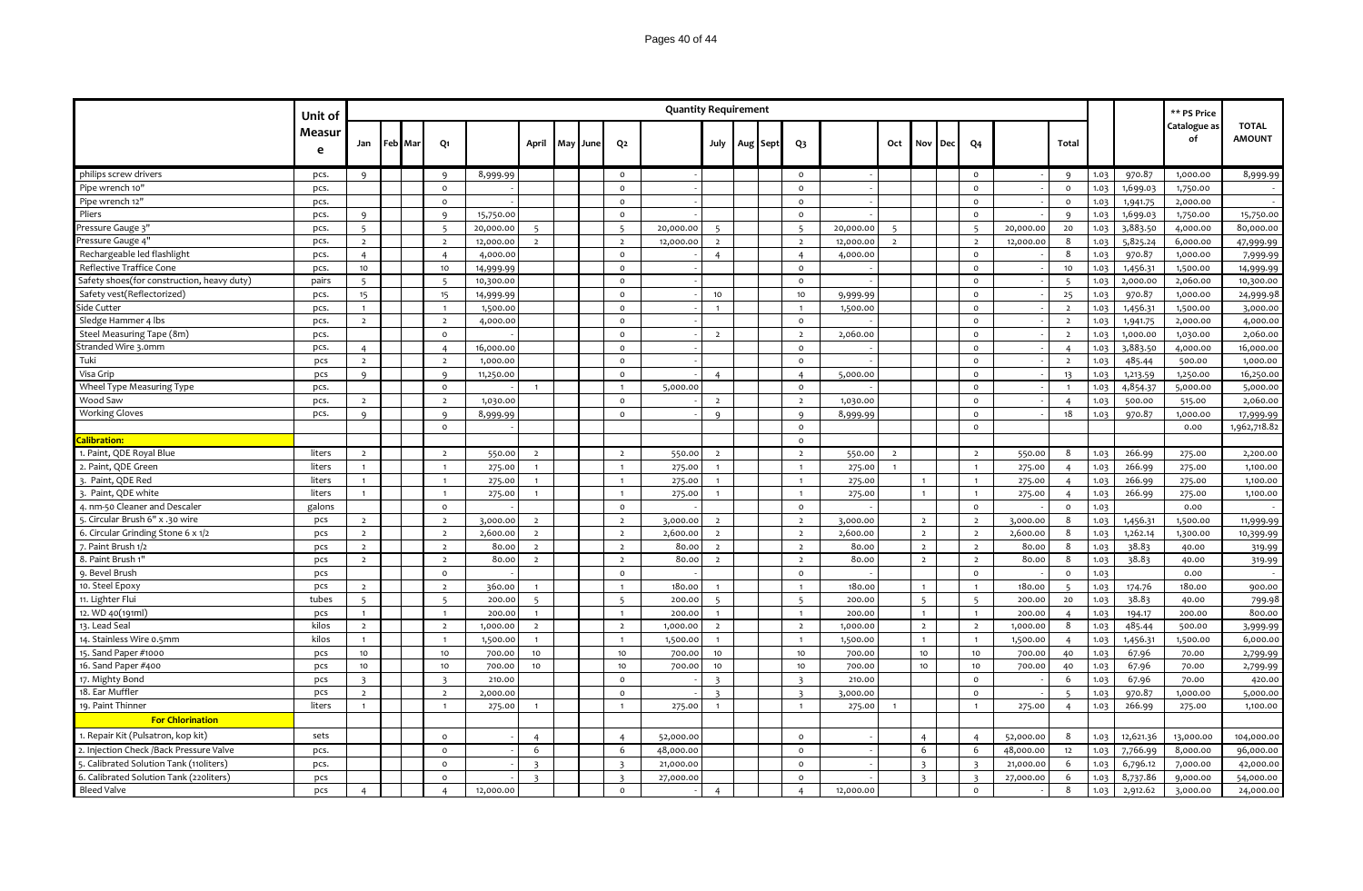| | Unit of Measure | Quantity Requirement | | | | | | | | | | | | | | | | | | | | | | | ** PS Price Catalogue as of | TOTAL AMOUNT |
|---|---|---|---|---|---|---|---|---|---|---|---|---|---|---|---|---|---|---|---|---|---|---|---|---|---|---|
| | | Jan | Feb | Mar | Q1 | | April | May | June | Q2 | | July | Aug | Sept | Q3 | | Oct | Nov | Dec | Q4 | | Total | | | | |
| philips screw drivers | pcs. | 9 | | | 9 | 8,999.99 | | | | 0 | - | | | | 0 | - | | | | 0 | - | 9 | 1.03 | 970.87 | 1,000.00 | 8,999.99 |
| Pipe wrench 10" | pcs. | | | | 0 | - | | | | 0 | - | | | | 0 | - | | | | 0 | - | 0 | 1.03 | 1,699.03 | 1,750.00 | - |
| Pipe wrench 12" | pcs. | | | | 0 | - | | | | 0 | - | | | | 0 | - | | | | 0 | - | 0 | 1.03 | 1,941.75 | 2,000.00 | - |
| Pliers | pcs. | 9 | | | 9 | 15,750.00 | | | | 0 | - | | | | 0 | - | | | | 0 | - | 9 | 1.03 | 1,699.03 | 1,750.00 | 15,750.00 |
| Pressure Gauge 3" | pcs. | 5 | | | 5 | 20,000.00 | 5 | | | 5 | 20,000.00 | 5 | | | 5 | 20,000.00 | 5 | | | 5 | 20,000.00 | 20 | 1.03 | 3,883.50 | 4,000.00 | 80,000.00 |
| Pressure Gauge 4" | pcs. | 2 | | | 2 | 12,000.00 | 2 | | | 2 | 12,000.00 | 2 | | | 2 | 12,000.00 | 2 | | | 2 | 12,000.00 | 8 | 1.03 | 5,825.24 | 6,000.00 | 47,999.99 |
| Rechargeable led flashlight | pcs. | 4 | | | 4 | 4,000.00 | | | | 0 | - | 4 | | | 4 | 4,000.00 | | | | 0 | - | 8 | 1.03 | 970.87 | 1,000.00 | 7,999.99 |
| Reflective Traffice Cone | pcs. | 10 | | | 10 | 14,999.99 | | | | 0 | - | | | | 0 | - | | | | 0 | - | 10 | 1.03 | 1,456.31 | 1,500.00 | 14,999.99 |
| Safety shoes(for construction, heavy duty) | pairs | 5 | | | 5 | 10,300.00 | | | | 0 | - | | | | 0 | - | | | | 0 | - | 5 | 1.03 | 2,000.00 | 2,060.00 | 10,300.00 |
| Safety vest(Reflectorized) | pcs. | 15 | | | 15 | 14,999.99 | | | | 0 | - | 10 | | | 10 | 9,999.99 | | | | 0 | - | 25 | 1.03 | 970.87 | 1,000.00 | 24,999.98 |
| Side Cutter | pcs. | 1 | | | 1 | 1,500.00 | | | | 0 | - | 1 | | | 1 | 1,500.00 | | | | 0 | - | 2 | 1.03 | 1,456.31 | 1,500.00 | 3,000.00 |
| Sledge Hammer 4 lbs | pcs. | 2 | | | 2 | 4,000.00 | | | | 0 | - | | | | 0 | - | | | | 0 | - | 2 | 1.03 | 1,941.75 | 2,000.00 | 4,000.00 |
| Steel Measuring Tape (8m) | pcs. | | | | 0 | - | | | | 0 | - | 2 | | | 2 | 2,060.00 | | | | 0 | - | 2 | 1.03 | 1,000.00 | 1,030.00 | 2,060.00 |
| Stranded Wire 3.0mm | pcs. | 4 | | | 4 | 16,000.00 | | | | 0 | - | | | | 0 | - | | | | 0 | - | 4 | 1.03 | 3,883.50 | 4,000.00 | 16,000.00 |
| Tuki | pcs | 2 | | | 2 | 1,000.00 | | | | 0 | - | | | | 0 | - | | | | 0 | - | 2 | 1.03 | 485.44 | 500.00 | 1,000.00 |
| Visa Grip | pcs | 9 | | | 9 | 11,250.00 | | | | 0 | - | 4 | | | 4 | 5,000.00 | | | | 0 | - | 13 | 1.03 | 1,213.59 | 1,250.00 | 16,250.00 |
| Wheel Type Measuring Type | pcs. | | | | 0 | - | 1 | | | 1 | 5,000.00 | | | | 0 | - | | | | 0 | - | 1 | 1.03 | 4,854.37 | 5,000.00 | 5,000.00 |
| Wood Saw | pcs. | 2 | | | 2 | 1,030.00 | | | | 0 | - | 2 | | | 2 | 1,030.00 | | | | 0 | - | 4 | 1.03 | 500.00 | 515.00 | 2,060.00 |
| Working Gloves | pcs. | 9 | | | 9 | 8,999.99 | | | | 0 | - | 9 | | | 9 | 8,999.99 | | | | 0 | - | 18 | 1.03 | 970.87 | 1,000.00 | 17,999.99 |
| | | | | | 0 | - | | | | | | | | | 0 | | | | | 0 | | | | | 0.00 | 1,962,718.82 |
| **Calibration:** | | | | | | | | | | | | | | | 0 | | | | | | | | | | | |
| 1. Paint, QDE Royal Blue | liters | 2 | | | 2 | 550.00 | 2 | | | 2 | 550.00 | 2 | | | 2 | 550.00 | 2 | | | 2 | 550.00 | 8 | 1.03 | 266.99 | 275.00 | 2,200.00 |
| 2. Paint, QDE Green | liters | 1 | | | 1 | 275.00 | 1 | | | 1 | 275.00 | 1 | | | 1 | 275.00 | 1 | | | 1 | 275.00 | 4 | 1.03 | 266.99 | 275.00 | 1,100.00 |
| 3. Paint, QDE Red | liters | 1 | | | 1 | 275.00 | 1 | | | 1 | 275.00 | 1 | | | 1 | 275.00 | | 1 | | 1 | 275.00 | 4 | 1.03 | 266.99 | 275.00 | 1,100.00 |
| 3. Paint, QDE white | liters | 1 | | | 1 | 275.00 | 1 | | | 1 | 275.00 | 1 | | | 1 | 275.00 | | 1 | | 1 | 275.00 | 4 | 1.03 | 266.99 | 275.00 | 1,100.00 |
| 4. nm-50 Cleaner and Descaler | galons | | | | 0 | - | | | | 0 | - | | | | 0 | - | | | | 0 | - | 0 | 1.03 | | 0.00 | - |
| 5. Circular Brush 6" x .30 wire | pcs | 2 | | | 2 | 3,000.00 | 2 | | | 2 | 3,000.00 | 2 | | | 2 | 3,000.00 | | 2 | | 2 | 3,000.00 | 8 | 1.03 | 1,456.31 | 1,500.00 | 11,999.99 |
| 6. Circular Grinding Stone 6 x 1/2 | pcs | 2 | | | 2 | 2,600.00 | 2 | | | 2 | 2,600.00 | 2 | | | 2 | 2,600.00 | | 2 | | 2 | 2,600.00 | 8 | 1.03 | 1,262.14 | 1,300.00 | 10,399.99 |
| 7. Paint Brush 1/2 | pcs | 2 | | | 2 | 80.00 | 2 | | | 2 | 80.00 | 2 | | | 2 | 80.00 | | 2 | | 2 | 80.00 | 8 | 1.03 | 38.83 | 40.00 | 319.99 |
| 8. Paint Brush 1" | pcs | 2 | | | 2 | 80.00 | 2 | | | 2 | 80.00 | 2 | | | 2 | 80.00 | | 2 | | 2 | 80.00 | 8 | 1.03 | 38.83 | 40.00 | 319.99 |
| 9. Bevel Brush | pcs | | | | 0 | - | | | | 0 | - | | | | 0 | - | | | | 0 | - | 0 | 1.03 | | 0.00 | - |
| 10. Steel Epoxy | pcs | 2 | | | 2 | 360.00 | 1 | | | 1 | 180.00 | 1 | | | 1 | 180.00 | | 1 | | 1 | 180.00 | 5 | 1.03 | 174.76 | 180.00 | 900.00 |
| 11. Lighter Flui | tubes | 5 | | | 5 | 200.00 | 5 | | | 5 | 200.00 | 5 | | | 5 | 200.00 | | 5 | | 5 | 200.00 | 20 | 1.03 | 38.83 | 40.00 | 799.98 |
| 12. WD 40(191ml) | pcs | 1 | | | 1 | 200.00 | 1 | | | 1 | 200.00 | 1 | | | 1 | 200.00 | | 1 | | 1 | 200.00 | 4 | 1.03 | 194.17 | 200.00 | 800.00 |
| 13. Lead Seal | kilos | 2 | | | 2 | 1,000.00 | 2 | | | 2 | 1,000.00 | 2 | | | 2 | 1,000.00 | | 2 | | 2 | 1,000.00 | 8 | 1.03 | 485.44 | 500.00 | 3,999.99 |
| 14. Stainless Wire 0.5mm | kilos | 1 | | | 1 | 1,500.00 | 1 | | | 1 | 1,500.00 | 1 | | | 1 | 1,500.00 | | 1 | | 1 | 1,500.00 | 4 | 1.03 | 1,456.31 | 1,500.00 | 6,000.00 |
| 15. Sand Paper #1000 | pcs | 10 | | | 10 | 700.00 | 10 | | | 10 | 700.00 | 10 | | | 10 | 700.00 | | 10 | | 10 | 700.00 | 40 | 1.03 | 67.96 | 70.00 | 2,799.99 |
| 16. Sand Paper #400 | pcs | 10 | | | 10 | 700.00 | 10 | | | 10 | 700.00 | 10 | | | 10 | 700.00 | | 10 | | 10 | 700.00 | 40 | 1.03 | 67.96 | 70.00 | 2,799.99 |
| 17. Mighty Bond | pcs | 3 | | | 3 | 210.00 | | | | 0 | - | 3 | | | 3 | 210.00 | | | | 0 | - | 6 | 1.03 | 67.96 | 70.00 | 420.00 |
| 18. Ear Muffler | pcs | 2 | | | 2 | 2,000.00 | | | | 0 | - | 3 | | | 3 | 3,000.00 | | | | 0 | - | 5 | 1.03 | 970.87 | 1,000.00 | 5,000.00 |
| 19. Paint Thinner | liters | 1 | | | 1 | 275.00 | 1 | | | 1 | 275.00 | 1 | | | 1 | 275.00 | 1 | | | 1 | 275.00 | 4 | 1.03 | 266.99 | 275.00 | 1,100.00 |
| **For Chlorination** | | | | | | | | | | | | | | | | | | | | | | | | | | |
| 1. Repair Kit (Pulsatron, kop kit) | sets | | | | 0 | - | 4 | | | 4 | 52,000.00 | | | | 0 | - | | 4 | | 4 | 52,000.00 | 8 | 1.03 | 12,621.36 | 13,000.00 | 104,000.00 |
| 2. Injection Check /Back Pressure Valve | pcs. | | | | 0 | - | 6 | | | 6 | 48,000.00 | | | | 0 | - | | 6 | | 6 | 48,000.00 | 12 | 1.03 | 7,766.99 | 8,000.00 | 96,000.00 |
| 5. Calibrated Solution Tank (110liters) | pcs. | | | | 0 | - | 3 | | | 3 | 21,000.00 | | | | 0 | - | | 3 | | 3 | 21,000.00 | 6 | 1.03 | 6,796.12 | 7,000.00 | 42,000.00 |
| 6. Calibrated Solution Tank (220liters) | pcs | | | | 0 | - | 3 | | | 3 | 27,000.00 | | | | 0 | - | | 3 | | 3 | 27,000.00 | 6 | 1.03 | 8,737.86 | 9,000.00 | 54,000.00 |
| Bleed Valve | pcs | 4 | | | 4 | 12,000.00 | | | | 0 | - | 4 | | | 4 | 12,000.00 | | | | 0 | - | 8 | 1.03 | 2,912.62 | 3,000.00 | 24,000.00 |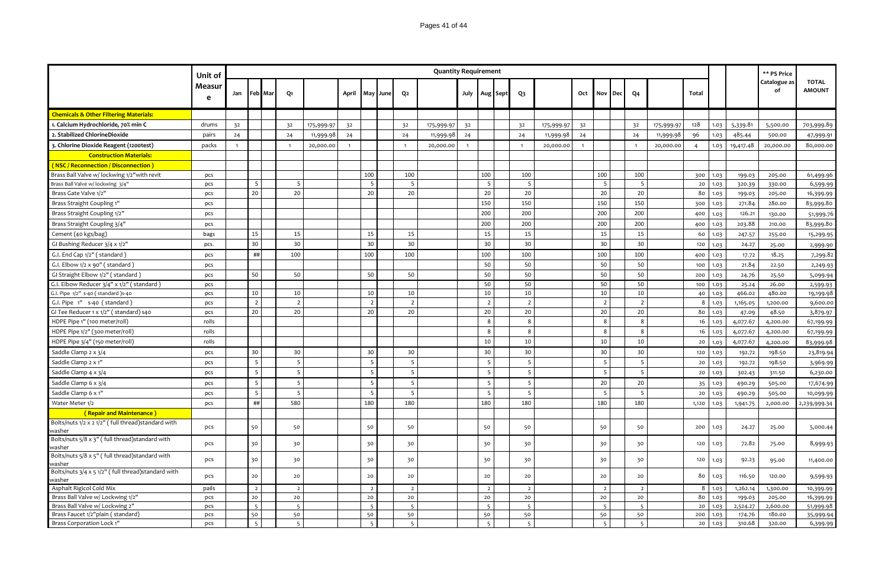| | Unit of Measure | Quantity Requirement | | | | | | | | | | | | | | | | | | | | | | | | ** PS Price Catalogue as of | TOTAL AMOUNT |
|---|---|---|---|---|---|---|---|---|---|---|---|---|---|---|---|---|---|---|---|---|---|---|---|---|---|---|---|
| | | Jan | Feb | Mar | Q1 | | April | May | June | Q2 | | July | Aug | Sept | Q3 | | Oct | Nov | Dec | Q4 | | Total | | | | | |
| **Chemicals & Other Filtering Materials:** | | | | | | | | | | | | | | | | | | | | | | | | | | | |
| 1. Calcium Hydrochloride, 70% min C | drums | 32 | | | 32 | 175,999.97 | 32 | | | 32 | 175,999.97 | 32 | | | 32 | 175,999.97 | 32 | | | 32 | 175,999.97 | 128 | 1.03 | 5,339.81 | 5,500.00 | | 703,999.89 |
| 2. Stabilized ChlorineDioxide | pairs | 24 | | | 24 | 11,999.98 | 24 | | | 24 | 11,999.98 | 24 | | | 24 | 11,999.98 | 24 | | | 24 | 11,999.98 | 96 | 1.03 | 485.44 | 500.00 | | 47,999.91 |
| 3. Chlorine Dioxide Reagent (1200test) | packs | 1 | | | 1 | 20,000.00 | 1 | | | 1 | 20,000.00 | 1 | | | 1 | 20,000.00 | 1 | | | 1 | 20,000.00 | 4 | 1.03 | 19,417.48 | 20,000.00 | | 80,000.00 |
| **Construction Materials:** | | | | | | | | | | | | | | | | | | | | | | | | | | | |
| **( NSC / Reconnection / Disconnection )** | | | | | | | | | | | | | | | | | | | | | | | | | | | |
| Brass Ball Valve w/ lockwing 1/2"with revit | pcs | | | | | | | 100 | | 100 | | | 100 | | 100 | | | 100 | | 100 | | 300 | 1.03 | 199.03 | 205.00 | | 61,499.96 |
| Brass Ball Valve w/ lockwing 3/4" | pcs | | 5 | | 5 | | | 5 | | 5 | | | 5 | | 5 | | | 5 | | 5 | | 20 | 1.03 | 320.39 | 330.00 | | 6,599.99 |
| Brass Gate Valve 1/2" | pcs | | 20 | | 20 | | | 20 | | 20 | | | 20 | | 20 | | | 20 | | 20 | | 80 | 1.03 | 199.03 | 205.00 | | 16,399.99 |
| Brass Straight Coupling 1" | pcs | | | | | | | | | | | | 150 | | 150 | | | 150 | | 150 | | 300 | 1.03 | 271.84 | 280.00 | | 83,999.80 |
| Brass Straight Coupling 1/2" | pcs | | | | | | | | | | | | 200 | | 200 | | | 200 | | 200 | | 400 | 1.03 | 126.21 | 130.00 | | 51,999.76 |
| Brass Straight Coupling 3/4" | pcs | | | | | | | | | | | | 200 | | 200 | | | 200 | | 200 | | 400 | 1.03 | 203.88 | 210.00 | | 83,999.80 |
| Cement (40 kgs/bag) | bags | | 15 | | 15 | | | 15 | | 15 | | | 15 | | 15 | | | 15 | | 15 | | 60 | 1.03 | 247.57 | 255.00 | | 15,299.95 |
| GI Bushing Reducer 3/4 x 1/2" | pcs. | | 30 | | 30 | | | 30 | | 30 | | | 30 | | 30 | | | 30 | | 30 | | 120 | 1.03 | 24.27 | 25.00 | | 2,999.90 |
| G.I. End Cap 1/2" ( standard ) | pcs | | ## | | 100 | | | 100 | | 100 | | | 100 | | 100 | | | 100 | | 100 | | 400 | 1.03 | 17.72 | 18.25 | | 7,299.82 |
| G.I. Elbow 1/2 x 90" ( standard ) | pcs | | | | | | | | | | | | 50 | | 50 | | | 50 | | 50 | | 100 | 1.03 | 21.84 | 22.50 | | 2,249.93 |
| GI Straight Elbow 1/2" ( standard ) | pcs | | 50 | | 50 | | | 50 | | 50 | | | 50 | | 50 | | | 50 | | 50 | | 200 | 1.03 | 24.76 | 25.50 | | 5,099.94 |
| G.I. Elbow Reducer 3/4" x 1/2" ( standard ) | pcs | | | | | | | | | | | | 50 | | 50 | | | 50 | | 50 | | 100 | 1.03 | 25.24 | 26.00 | | 2,599.93 |
| G.I. Pipe 1/2" s-40 ( standard )s-40 | pcs | | 10 | | 10 | | | 10 | | 10 | | | 10 | | 10 | | | 10 | | 10 | | 40 | 1.03 | 466.02 | 480.00 | | 19,199.98 |
| G.I. Pipe 1" s-40 ( standard ) | pcs | | 2 | | 2 | | | 2 | | 2 | | | 2 | | 2 | | | 2 | | 2 | | 8 | 1.03 | 1,165.05 | 1,200.00 | | 9,600.00 |
| GI Tee Reducer 1 x 1/2" ( standard) s40 | pcs | | 20 | | 20 | | | 20 | | 20 | | | 20 | | 20 | | | 20 | | 20 | | 80 | 1.03 | 47.09 | 48.50 | | 3,879.97 |
| HDPE Pipe 1" (100 meter/roll) | rolls | | | | | | | | | | | | 8 | | 8 | | | 8 | | 8 | | 16 | 1.03 | 4,077.67 | 4,200.00 | | 67,199.99 |
| HDPE Pipe 1/2" (300 meter/roll) | rolls | | | | | | | | | | | | 8 | | 8 | | | 8 | | 8 | | 16 | 1.03 | 4,077.67 | 4,200.00 | | 67,199.99 |
| HDPE Pipe 3/4" (150 meter/roll) | rolls | | | | | | | | | | | | 10 | | 10 | | | 10 | | 10 | | 20 | 1.03 | 4,077.67 | 4,200.00 | | 83,999.98 |
| Saddle Clamp 2 x 3/4 | pcs | | 30 | | 30 | | | 30 | | 30 | | | 30 | | 30 | | | 30 | | 30 | | 120 | 1.03 | 192.72 | 198.50 | | 23,819.94 |
| Saddle Clamp 2 x 1" | pcs | | 5 | | 5 | | | 5 | | 5 | | | 5 | | 5 | | | 5 | | 5 | | 20 | 1.03 | 192.72 | 198.50 | | 3,969.99 |
| Saddle Clamp 4 x 3/4 | pcs | | 5 | | 5 | | | 5 | | 5 | | | 5 | | 5 | | | 5 | | 5 | | 20 | 1.03 | 302.43 | 311.50 | | 6,230.00 |
| Saddle Clamp 6 x 3/4 | pcs | | 5 | | 5 | | | 5 | | 5 | | | 5 | | 5 | | | 20 | | 20 | | 35 | 1.03 | 490.29 | 505.00 | | 17,674.99 |
| Saddle Clamp 6 x 1" | pcs | | 5 | | 5 | | | 5 | | 5 | | | 5 | | 5 | | | 5 | | 5 | | 20 | 1.03 | 490.29 | 505.00 | | 10,099.99 |
| Water Meter 1/2 | pcs | | ## | | 580 | | | 180 | | 180 | | | 180 | | 180 | | | 180 | | 180 | | 1,120 | 1.03 | 1,941.75 | 2,000.00 | | 2,239,999.34 |
| **( Repair and Maintenance )** | | | | | | | | | | | | | | | | | | | | | | | | | | | |
| Bolts/nuts 1/2 x 2 1/2" ( full thread)standard with washer | pcs | | 50 | | 50 | | | 50 | | 50 | | | 50 | | 50 | | | 50 | | 50 | | 200 | 1.03 | 24.27 | 25.00 | | 5,000.44 |
| Bolts/nuts 5/8 x 3" ( full thread)standard with washer | pcs | | 30 | | 30 | | | 30 | | 30 | | | 30 | | 30 | | | 30 | | 30 | | 120 | 1.03 | 72.82 | 75.00 | | 8,999.93 |
| Bolts/nuts 5/8 x 5" ( full thread)standard with washer | pcs | | 30 | | 30 | | | 30 | | 30 | | | 30 | | 30 | | | 30 | | 30 | | 120 | 1.03 | 92.23 | 95.00 | | 11,400.00 |
| Bolts/nuts 3/4 x 5 1/2" ( full thread)standard with washer | pcs | | 20 | | 20 | | | 20 | | 20 | | | 20 | | 20 | | | 20 | | 20 | | 80 | 1.03 | 116.50 | 120.00 | | 9,599.93 |
| Asphalt Rigicol Cold Mix | pails | | 2 | | 2 | | | 2 | | 2 | | | 2 | | 2 | | | 2 | | 2 | | 8 | 1.03 | 1,262.14 | 1,300.00 | | 10,399.99 |
| Brass Ball Valve w/ Lockwing 1/2" | pcs | | 20 | | 20 | | | 20 | | 20 | | | 20 | | 20 | | | 20 | | 20 | | 80 | 1.03 | 199.03 | 205.00 | | 16,399.99 |
| Brass Ball Valve w/ Lockwing 2" | pcs | | 5 | | 5 | | | 5 | | 5 | | | 5 | | 5 | | | 5 | | 5 | | 20 | 1.03 | 2,524.27 | 2,600.00 | | 51,999.98 |
| Brass Faucet 1/2"plain ( standard) | pcs | | 50 | | 50 | | | 50 | | 50 | | | 50 | | 50 | | | 50 | | 50 | | 200 | 1.03 | 174.76 | 180.00 | | 35,999.94 |
| Brass Corporation Lock 1" | pcs | | 5 | | 5 | | | 5 | | 5 | | | 5 | | 5 | | | 5 | | 5 | | 20 | 1.03 | 310.68 | 320.00 | | 6,399.99 |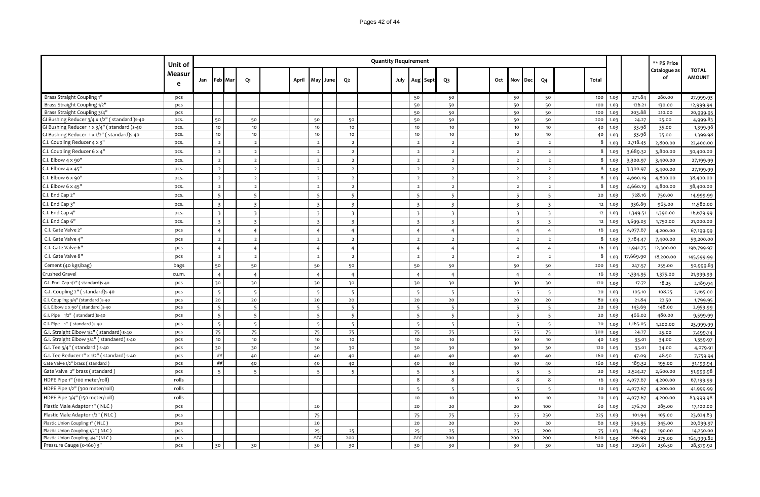| | Unit of Measure | Quantity Requirement | | | | | | | | | | | | | | | | | | | | | | | | | ** PS Price Catalogue as of | TOTAL AMOUNT |
|---|---|---|---|---|---|---|---|---|---|---|---|---|---|---|---|---|---|---|---|---|---|---|---|---|---|---|---|---|
| | | Jan | Feb | Mar | Q1 | | April | May | June | Q2 | | July | Aug | Sept | Q3 | | Oct | Nov | Dec | Q4 | | Total | | | | | | |
| Brass Straight Coupling 1" | pcs | | | | | | | | | | | | 50 | | 50 | | | 50 | | 50 | | 100 | 1.03 | 271.84 | | | 280.00 | 27,999.93 |
| Brass Straight Coupling 1/2" | pcs | | | | | | | | | | | | 50 | | 50 | | | 50 | | 50 | | 100 | 1.03 | 126.21 | | | 130.00 | 12,999.94 |
| Brass Straight Coupling 3/4" | pcs | | | | | | | | | | | | 50 | | 50 | | | 50 | | 50 | | 100 | 1.03 | 203.88 | | | 210.00 | 20,999.95 |
| GI Bushing Reducer 3/4 x 1/2" ( standard )s-40 | pcs. | | 50 | | 50 | | | 50 | | 50 | | | 50 | | 50 | | | 50 | | 50 | | 200 | 1.03 | 24.27 | | | 25.00 | 4,999.83 |
| GI Bushing Reducer 1 x 3/4" ( standard )s-40 | pcs. | | 10 | | 10 | | | 10 | | 10 | | | 10 | | 10 | | | 10 | | 10 | | 40 | 1.03 | 33.98 | | | 35.00 | 1,399.98 |
| GI Bushing Reducer 1 x 1/2" ( standard)s-40 | pcs. | | 10 | | 10 | | | 10 | | 10 | | | 10 | | 10 | | | 10 | | 10 | | 40 | 1.03 | 33.98 | | | 35.00 | 1,399.98 |
| C.I. Coupling Reducer 4 x 3" | pcs. | | 2 | | 2 | | | 2 | | 2 | | | 2 | | 2 | | | 2 | | 2 | | 8 | 1.03 | 2,718.45 | | | 2,800.00 | 22,400.00 |
| C.I. Coupling Reducer 6 x 4" | pcs. | | 2 | | 2 | | | 2 | | 2 | | | 2 | | 2 | | | 2 | | 2 | | 8 | 1.03 | 3,689.32 | | | 3,800.00 | 30,400.00 |
| C.I. Elbow 4 x 90" | pcs. | | 2 | | 2 | | | 2 | | 2 | | | 2 | | 2 | | | 2 | | 2 | | 8 | 1.03 | 3,300.97 | | | 3,400.00 | 27,199.99 |
| C.I. Elbow 4 x 45" | pcs. | | 2 | | 2 | | | 2 | | 2 | | | 2 | | 2 | | | 2 | | 2 | | 8 | 1.03 | 3,300.97 | | | 3,400.00 | 27,199.99 |
| C.I. Elbow 6 x 90" | pcs. | | 2 | | 2 | | | 2 | | 2 | | | 2 | | 2 | | | 2 | | 2 | | 8 | 1.03 | 4,660.19 | | | 4,800.00 | 38,400.00 |
| C.I. Elbow 6 x 45" | pcs. | | 2 | | 2 | | | 2 | | 2 | | | 2 | | 2 | | | 2 | | 2 | | 8 | 1.03 | 4,660.19 | | | 4,800.00 | 38,400.00 |
| C.I. End Cap 2" | pcs. | | 5 | | 5 | | | 5 | | 5 | | | 5 | | 5 | | | 5 | | 5 | | 20 | 1.03 | 728.16 | | | 750.00 | 14,999.99 |
| C.I. End Cap 3" | pcs. | | 3 | | 3 | | | 3 | | 3 | | | 3 | | 3 | | | 3 | | 3 | | 12 | 1.03 | 936.89 | | | 965.00 | 11,580.00 |
| C.I. End Cap 4" | pcs. | | 3 | | 3 | | | 3 | | 3 | | | 3 | | 3 | | | 3 | | 3 | | 12 | 1.03 | 1,349.51 | | | 1,390.00 | 16,679.99 |
| C.I. End Cap 6" | pcs. | | 3 | | 3 | | | 3 | | 3 | | | 3 | | 3 | | | 3 | | 3 | | 12 | 1.03 | 1,699.03 | | | 1,750.00 | 21,000.00 |
| C.I. Gate Valve 2" | pcs | | 4 | | 4 | | | 4 | | 4 | | | 4 | | 4 | | | 4 | | 4 | | 16 | 1.03 | 4,077.67 | | | 4,200.00 | 67,199.99 |
| C.I. Gate Valve 4" | pcs | | 2 | | 2 | | | 2 | | 2 | | | 2 | | 2 | | | 2 | | 2 | | 8 | 1.03 | 7,184.47 | | | 7,400.00 | 59,200.00 |
| C.I. Gate Valve 6" | pcs | | 4 | | 4 | | | 4 | | 4 | | | 4 | | 4 | | | 4 | | 4 | | 16 | 1.03 | 11,941.75 | | | 12,300.00 | 196,799.97 |
| C.I. Gate Valve 8" | pcs | | 2 | | 2 | | | 2 | | 2 | | | 2 | | 2 | | | 2 | | 2 | | 8 | 1.03 | 17,669.90 | | | 18,200.00 | 145,599.99 |
| Cement (40 kgs/bag) | bags | | 50 | | 50 | | | 50 | | 50 | | | 50 | | 50 | | | 50 | | 50 | | 200 | 1.03 | 247.57 | | | 255.00 | 50,999.83 |
| Crushed Gravel | cu.m. | | 4 | | 4 | | | 4 | | 4 | | | 4 | | 4 | | | 4 | | 4 | | 16 | 1.03 | 1,334.95 | | | 1,375.00 | 21,999.99 |
| G.I. End Cap 1/2" ( standard)s-40 | pcs | | 30 | | 30 | | | 30 | | 30 | | | 30 | | 30 | | | 30 | | 30 | | 120 | 1.03 | 17.72 | | | 18.25 | 2,189.94 |
| G.I. Coupling 2" ( standard)s-40 | pcs | | 5 | | 5 | | | 5 | | 5 | | | 5 | | 5 | | | 5 | | 5 | | 20 | 1.03 | 105.10 | | | 108.25 | 2,165.00 |
| G.I. Coupling 3/4" (standard )s-40 | pcs | | 20 | | 20 | | | 20 | | 20 | | | 20 | | 20 | | | 20 | | 20 | | 80 | 1.03 | 21.84 | | | 22.50 | 1,799.95 |
| G.I. Elbow 2 x 90' ( standard )s-40 | pcs | | 5 | | 5 | | | 5 | | 5 | | | 5 | | 5 | | | 5 | | 5 | | 20 | 1.03 | 143.69 | | | 148.00 | 2,959.99 |
| G.I. Pipe 1/2" ( standard )s-40 | pcs | | 5 | | 5 | | | 5 | | 5 | | | 5 | | 5 | | | 5 | | 5 | | 20 | 1.03 | 466.02 | | | 480.00 | 9,599.99 |
| G.I. Pipe 1" ( standard )s-40 | pcs | | 5 | | 5 | | | 5 | | 5 | | | 5 | | 5 | | | 5 | | 5 | | 20 | 1.03 | 1,165.05 | | | 1,200.00 | 23,999.99 |
| G.I. Straight Elbow 1/2" ( standard) s-40 | pcs | | 75 | | 75 | | | 75 | | 75 | | | 75 | | 75 | | | 75 | | 75 | | 300 | 1.03 | 24.27 | | | 25.00 | 7,499.74 |
| G.I. Straight Elbow 3/4" ( standaerd) s-40 | pcs | | 10 | | 10 | | | 10 | | 10 | | | 10 | | 10 | | | 10 | | 10 | | 40 | 1.03 | 33.01 | | | 34.00 | 1,359.97 |
| G.I. Tee 3/4" ( standard ) s-40 | pcs | | 30 | | 30 | | | 30 | | 30 | | | 30 | | 30 | | | 30 | | 30 | | 120 | 1.03 | 33.01 | | | 34.00 | 4,079.91 |
| G.I. Tee Reducer 1" x 1/2" ( standard) s-40 | pcs | | ## | | 40 | | | 40 | | 40 | | | 40 | | 40 | | | 40 | | 40 | | 160 | 1.03 | 47.09 | | | 48.50 | 7,759.94 |
| Gate Valve 1/2" brass ( standard ) | pcs | | ## | | 40 | | | 40 | | 40 | | | 40 | | 40 | | | 40 | | 40 | | 160 | 1.03 | 189.32 | | | 195.00 | 31,199.94 |
| Gate Valve 2" brass ( standard ) | pcs | | 5 | | 5 | | | 5 | | 5 | | | 5 | | 5 | | | 5 | | 5 | | 20 | 1.03 | 2,524.27 | | | 2,600.00 | 51,999.98 |
| HDPE Pipe 1" (100 meter/roll) | rolls | | | | | | | | | | | | 8 | | 8 | | | 8 | | 8 | | 16 | 1.03 | 4,077.67 | | | 4,200.00 | 67,199.99 |
| HDPE Pipe 1/2" (300 meter/roll) | rolls | | | | | | | | | | | | 5 | | 5 | | | 5 | | 5 | | 10 | 1.03 | 4,077.67 | | | 4,200.00 | 41,999.99 |
| HDPE Pipe 3/4" (150 meter/roll) | rolls | | | | | | | | | | | | 10 | | 10 | | | 10 | | 10 | | 20 | 1.03 | 4,077.67 | | | 4,200.00 | 83,999.98 |
| Plastic Male Adaptor 1" ( NLC ) | pcs | | | | | | | 20 | | | | | 20 | | 20 | | | 20 | | 100 | | 60 | 1.03 | 276.70 | | | 285.00 | 17,100.00 |
| Plastic Male Adaptor 1/2" ( NLC ) | pcs | | | | | | | 75 | | | | | 75 | | 75 | | | 75 | | 250 | | 225 | 1.03 | 101.94 | | | 105.00 | 23,624.83 |
| Plastic Union Coupling 1" ( NLC ) | pcs | | | | | | | 20 | | | | | 20 | | 20 | | | 20 | | 20 | | 60 | 1.03 | 334.95 | | | 345.00 | 20,699.97 |
| Plastic Union Coupling 1/2" ( NLC ) | pcs | | | | | | | 25 | | 25 | | | 25 | | 25 | | | 25 | | 200 | | 75 | 1.03 | 184.47 | | | 190.00 | 14,250.00 |
| Plastic Union Coupling 3/4" (NLC ) | pcs | | | | | | | ### | | 200 | | | ### | | 200 | | | 200 | | 200 | | 600 | 1.03 | 266.99 | | | 275.00 | 164,999.82 |
| Pressure Gauge (0-160) 3" | pcs | | 30 | | 30 | | | 30 | | 30 | | | 30 | | 30 | | | 30 | | 30 | | 120 | 1.03 | 229.61 | | | 236.50 | 28,379.92 |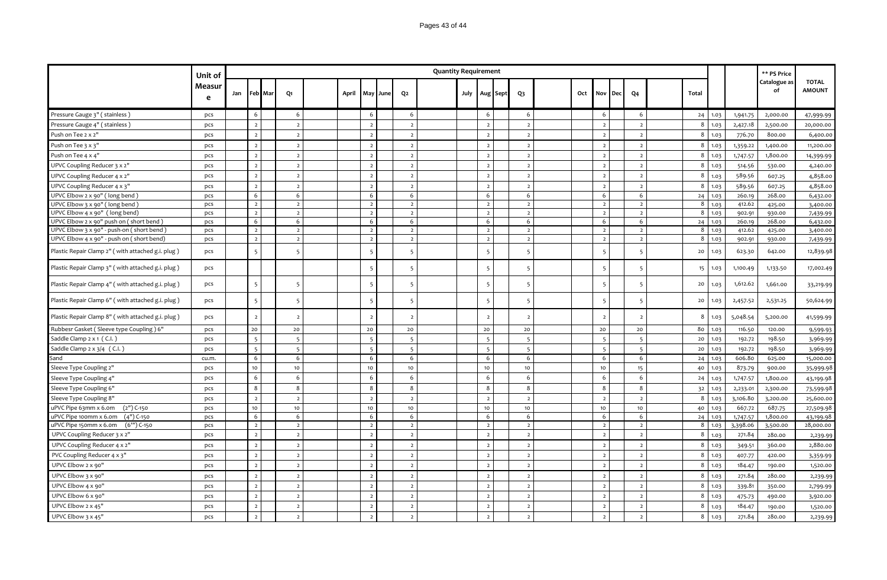| | Unit of Measure | Quantity Requirement | | | | | | | | | | | | | | | | | | | | | | | | | ** PS Price Catalogue as of | TOTAL AMOUNT |
|---|---|---|---|---|---|---|---|---|---|---|---|---|---|---|---|---|---|---|---|---|---|---|---|---|---|---|---|---|
| | | Jan | Feb | Mar | Q1 | | April | May | June | Q2 | | July | Aug | Sept | Q3 | | Oct | Nov | Dec | Q4 | | Total | | | | | | |
| Pressure Gauge 3" ( stainless ) | pcs | | 6 | | 6 | | | 6 | | 6 | | | 6 | | 6 | | | 6 | | 6 | | 24 | 1.03 | 1,941.75 | 2,000.00 | 47,999.99 | | |
| Pressure Gauge 4" ( stainless ) | pcs | | 2 | | 2 | | | 2 | | 2 | | | 2 | | 2 | | | 2 | | 2 | | 8 | 1.03 | 2,427.18 | 2,500.00 | 20,000.00 | | |
| Push on Tee 2 x 2" | pcs | | 2 | | 2 | | | 2 | | 2 | | | 2 | | 2 | | | 2 | | 2 | | 8 | 1.03 | 776.70 | 800.00 | 6,400.00 | | |
| Push on Tee 3 x 3" | pcs | | 2 | | 2 | | | 2 | | 2 | | | 2 | | 2 | | | 2 | | 2 | | 8 | 1.03 | 1,359.22 | 1,400.00 | 11,200.00 | | |
| Push on Tee 4 x 4" | pcs | | 2 | | 2 | | | 2 | | 2 | | | 2 | | 2 | | | 2 | | 2 | | 8 | 1.03 | 1,747.57 | 1,800.00 | 14,399.99 | | |
| UPVC Coupling Reducer 3 x 2" | pcs | | 2 | | 2 | | | 2 | | 2 | | | 2 | | 2 | | | 2 | | 2 | | 8 | 1.03 | 514.56 | 530.00 | 4,240.00 | | |
| UPVC Coupling Reducer 4 x 2" | pcs | | 2 | | 2 | | | 2 | | 2 | | | 2 | | 2 | | | 2 | | 2 | | 8 | 1.03 | 589.56 | 607.25 | 4,858.00 | | |
| UPVC Coupling Reducer 4 x 3" | pcs | | 2 | | 2 | | | 2 | | 2 | | | 2 | | 2 | | | 2 | | 2 | | 8 | 1.03 | 589.56 | 607.25 | 4,858.00 | | |
| UPVC Elbow 2 x 90" ( long bend ) | pcs | | 6 | | 6 | | | 6 | | 6 | | | 6 | | 6 | | | 6 | | 6 | | 24 | 1.03 | 260.19 | 268.00 | 6,432.00 | | |
| UPVC Elbow 3 x 90" ( long bend ) | pcs | | 2 | | 2 | | | 2 | | 2 | | | 2 | | 2 | | | 2 | | 2 | | 8 | 1.03 | 412.62 | 425.00 | 3,400.00 | | |
| UPVC Elbow 4 x 90" ( long bend) | pcs | | 2 | | 2 | | | 2 | | 2 | | | 2 | | 2 | | | 2 | | 2 | | 8 | 1.03 | 902.91 | 930.00 | 7,439.99 | | |
| UPVC Elbow 2 x 90" push on ( short bend ) | pcs | | 6 | | 6 | | | 6 | | 6 | | | 6 | | 6 | | | 6 | | 6 | | 24 | 1.03 | 260.19 | 268.00 | 6,432.00 | | |
| UPVC Elbow 3 x 90" - push-on ( short bend ) | pcs | | 2 | | 2 | | | 2 | | 2 | | | 2 | | 2 | | | 2 | | 2 | | 8 | 1.03 | 412.62 | 425.00 | 3,400.00 | | |
| UPVC Elbow 4 x 90" - push on ( short bend) | pcs | | 2 | | 2 | | | 2 | | 2 | | | 2 | | 2 | | | 2 | | 2 | | 8 | 1.03 | 902.91 | 930.00 | 7,439.99 | | |
| Plastic Repair Clamp 2" ( with attached g.i. plug ) | pcs | | 5 | | 5 | | | 5 | | 5 | | | 5 | | 5 | | | 5 | | 5 | | 20 | 1.03 | 623.30 | 642.00 | 12,839.98 | | |
| Plastic Repair Clamp 3" ( with attached g.i. plug ) | pcs | | | | | | | 5 | | 5 | | | 5 | | 5 | | | 5 | | 5 | | 15 | 1.03 | 1,100.49 | 1,133.50 | 17,002.49 | | |
| Plastic Repair Clamp 4" ( with attached g.i. plug ) | pcs | | 5 | | 5 | | | 5 | | 5 | | | 5 | | 5 | | | 5 | | 5 | | 20 | 1.03 | 1,612.62 | 1,661.00 | 33,219.99 | | |
| Plastic Repair Clamp 6" ( with attached g.i. plug ) | pcs | | 5 | | 5 | | | 5 | | 5 | | | 5 | | 5 | | | 5 | | 5 | | 20 | 1.03 | 2,457.52 | 2,531.25 | 50,624.99 | | |
| Plastic Repair Clamp 8" ( with attached g.i. plug ) | pcs | | 2 | | 2 | | | 2 | | 2 | | | 2 | | 2 | | | 2 | | 2 | | 8 | 1.03 | 5,048.54 | 5,200.00 | 41,599.99 | | |
| Rubbesr Gasket ( Sleeve type Coupling ) 6" | pcs | | 20 | | 20 | | | 20 | | 20 | | | 20 | | 20 | | | 20 | | 20 | | 80 | 1.03 | 116.50 | 120.00 | 9,599.93 | | |
| Saddle Clamp 2 x 1 ( C.I. ) | pcs | | 5 | | 5 | | | 5 | | 5 | | | 5 | | 5 | | | 5 | | 5 | | 20 | 1.03 | 192.72 | 198.50 | 3,969.99 | | |
| Saddle Clamp 2 x 3/4 ( C.I. ) | pcs | | 5 | | 5 | | | 5 | | 5 | | | 5 | | 5 | | | 5 | | 5 | | 20 | 1.03 | 192.72 | 198.50 | 3,969.99 | | |
| Sand | cu.m. | | 6 | | 6 | | | 6 | | 6 | | | 6 | | 6 | | | 6 | | 6 | | 24 | 1.03 | 606.80 | 625.00 | 15,000.00 | | |
| Sleeve Type Coupling 2" | pcs | | 10 | | 10 | | | 10 | | 10 | | | 10 | | 10 | | | 10 | | 15 | | 40 | 1.03 | 873.79 | 900.00 | 35,999.98 | | |
| Sleeve Type Coupling 4" | pcs | | 6 | | 6 | | | 6 | | 6 | | | 6 | | 6 | | | 6 | | 6 | | 24 | 1.03 | 1,747.57 | 1,800.00 | 43,199.98 | | |
| Sleeve Type Coupling 6" | pcs | | 8 | | 8 | | | 8 | | 8 | | | 8 | | 8 | | | 8 | | 8 | | 32 | 1.03 | 2,233.01 | 2,300.00 | 73,599.98 | | |
| Sleeve Type Coupling 8" | pcs | | 2 | | 2 | | | 2 | | 2 | | | 2 | | 2 | | | 2 | | 2 | | 8 | 1.03 | 3,106.80 | 3,200.00 | 25,600.00 | | |
| uPVC Pipe 63mm x 6.0m (2") C-150 | pcs | | 10 | | 10 | | | 10 | | 10 | | | 10 | | 10 | | | 10 | | 10 | | 40 | 1.03 | 667.72 | 687.75 | 27,509.98 | | |
| uPVC Pipe 100mm x 6.0m (4") C-150 | pcs | | 6 | | 6 | | | 6 | | 6 | | | 6 | | 6 | | | 6 | | 6 | | 24 | 1.03 | 1,747.57 | 1,800.00 | 43,199.98 | | |
| uPVC Pipe 150mm x 6.0m (6'") C-150 | pcs | | 2 | | 2 | | | 2 | | 2 | | | 2 | | 2 | | | 2 | | 2 | | 8 | 1.03 | 3,398.06 | 3,500.00 | 28,000.00 | | |
| UPVC Coupling Reducer 3 x 2" | pcs | | 2 | | 2 | | | 2 | | 2 | | | 2 | | 2 | | | 2 | | 2 | | 8 | 1.03 | 271.84 | 280.00 | 2,239.99 | | |
| UPVC Coupling Reducer 4 x 2" | pcs | | 2 | | 2 | | | 2 | | 2 | | | 2 | | 2 | | | 2 | | 2 | | 8 | 1.03 | 349.51 | 360.00 | 2,880.00 | | |
| PVC Coupling Reducer 4 x 3" | pcs | | 2 | | 2 | | | 2 | | 2 | | | 2 | | 2 | | | 2 | | 2 | | 8 | 1.03 | 407.77 | 420.00 | 3,359.99 | | |
| UPVC Elbow 2 x 90" | pcs | | 2 | | 2 | | | 2 | | 2 | | | 2 | | 2 | | | 2 | | 2 | | 8 | 1.03 | 184.47 | 190.00 | 1,520.00 | | |
| UPVC Elbow 3 x 90" | pcs | | 2 | | 2 | | | 2 | | 2 | | | 2 | | 2 | | | 2 | | 2 | | 8 | 1.03 | 271.84 | 280.00 | 2,239.99 | | |
| UPVC Elbow 4 x 90" | pcs | | 2 | | 2 | | | 2 | | 2 | | | 2 | | 2 | | | 2 | | 2 | | 8 | 1.03 | 339.81 | 350.00 | 2,799.99 | | |
| UPVC Elbow 6 x 90" | pcs | | 2 | | 2 | | | 2 | | 2 | | | 2 | | 2 | | | 2 | | 2 | | 8 | 1.03 | 475.73 | 490.00 | 3,920.00 | | |
| UPVC Elbow 2 x 45" | pcs | | 2 | | 2 | | | 2 | | 2 | | | 2 | | 2 | | | 2 | | 2 | | 8 | 1.03 | 184.47 | 190.00 | 1,520.00 | | |
| UPVC Elbow 3 x 45" | pcs | | 2 | | 2 | | | 2 | | 2 | | | 2 | | 2 | | | 2 | | 2 | | 8 | 1.03 | 271.84 | 280.00 | 2,239.99 | | |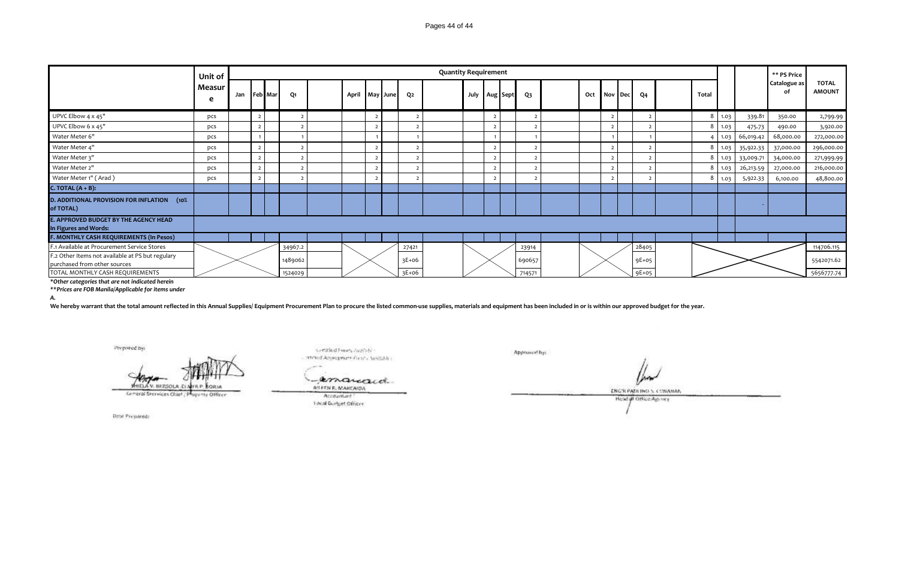| | Unit of Measure | Quantity Requirement | | | | | | | | | | | | | | | | | | | | | | | ** PS Price Catalogue as of | TOTAL AMOUNT |
|---|---|---|---|---|---|---|---|---|---|---|---|---|---|---|---|---|---|---|---|---|---|---|---|---|---|---|
| | | Jan | Feb | Mar | Q1 | | April | May | June | Q2 | | July | Aug | Sept | Q3 | | Oct | Nov | Dec | Q4 | | Total | | | | |
| UPVC Elbow 4 x 45" | pcs | | 2 | | 2 | | | 2 | | 2 | | | 2 | | 2 | | | 2 | | 2 | | 8 | 1.03 | 339.81 | 350.00 | 2,799.99 |
| UPVC Elbow 6 x 45" | pcs | | 2 | | 2 | | | 2 | | 2 | | | 2 | | 2 | | | 2 | | 2 | | 8 | 1.03 | 475.73 | 490.00 | 3,920.00 |
| Water Meter 6" | pcs | | 1 | | 1 | | | 1 | | 1 | | | 1 | | 1 | | | 1 | | 1 | | 4 | 1.03 | 66,019.42 | 68,000.00 | 272,000.00 |
| Water Meter 4" | pcs | | 2 | | 2 | | | 2 | | 2 | | | 2 | | 2 | | | 2 | | 2 | | 8 | 1.03 | 35,922.33 | 37,000.00 | 296,000.00 |
| Water Meter 3" | pcs | | 2 | | 2 | | | 2 | | 2 | | | 2 | | 2 | | | 2 | | 2 | | 8 | 1.03 | 33,009.71 | 34,000.00 | 271,999.99 |
| Water Meter 2" | pcs | | 2 | | 2 | | | 2 | | 2 | | | 2 | | 2 | | | 2 | | 2 | | 8 | 1.03 | 26,213.59 | 27,000.00 | 216,000.00 |
| Water Meter 1" ( Arad ) | pcs | | 2 | | 2 | | | 2 | | 2 | | | 2 | | 2 | | | 2 | | 2 | | 8 | 1.03 | 5,922.33 | 6,100.00 | 48,800.00 |
| **C. TOTAL (A + B):** | | | | | | | | | | | | | | | | | | | | | | | | | | |
| **D. ADDITIONAL PROVISION FOR INFLATION (10% of TOTAL)** | | | | | | | | | | | | | | | | | | | | | | | | - | | |
| **E. APPROVED BUDGET BY THE AGENCY HEAD In Figures and Words:** | | | | | | | | | | | | | | | | | | | | | | | | | | |
| **F. MONTHLY CASH REQUIREMENTS (In Pesos)** | | | | | | | | | | | | | | | | | | | | | | | | | | |
| F.1 Available at Procurement Service Stores | | | | | 34967.2 | | | | | 27421 | | | | | 23914 | | | | | 28405 | | | | | | 114706.115 |
| F.2 Other Items not available at PS but regulary purchased from other sources | | | | | 1489062 | | | | | 3E+06 | | | | | 690657 | | | | | 9E+05 | | | | | | 5542071.62 |
| TOTAL MONTHLY CASH REQUIREMENTS | | | | | 1524029 | | | | | 3E+06 | | | | | 714571 | | | | | 9E+05 | | | | | | 5656777.74 |

*\*Other categories that are not indicated herein*

*\*\*Prices are FOB Manila/Applicable for items under*

*A.*

**We hereby warrant that the total amount reflected in this Annual Supplies/ Equipment Procurement Plan to procure the listed common-use supplies, materials and equipment has been included in or is within our approved budget for the year.**

Prepared by:

SHIELA V. BERSOLA ELMER P. BORIA
General Services Chief / Property Officer

Certified Funds Available / Certified Appropriation Funds Available:

AILEEN R. MARCAIDA
Accountant / Local Budget Officer

Approved by:

ENG'R PAULINO S. CUNANAN
Head of Office/Agency

Date Prepared: